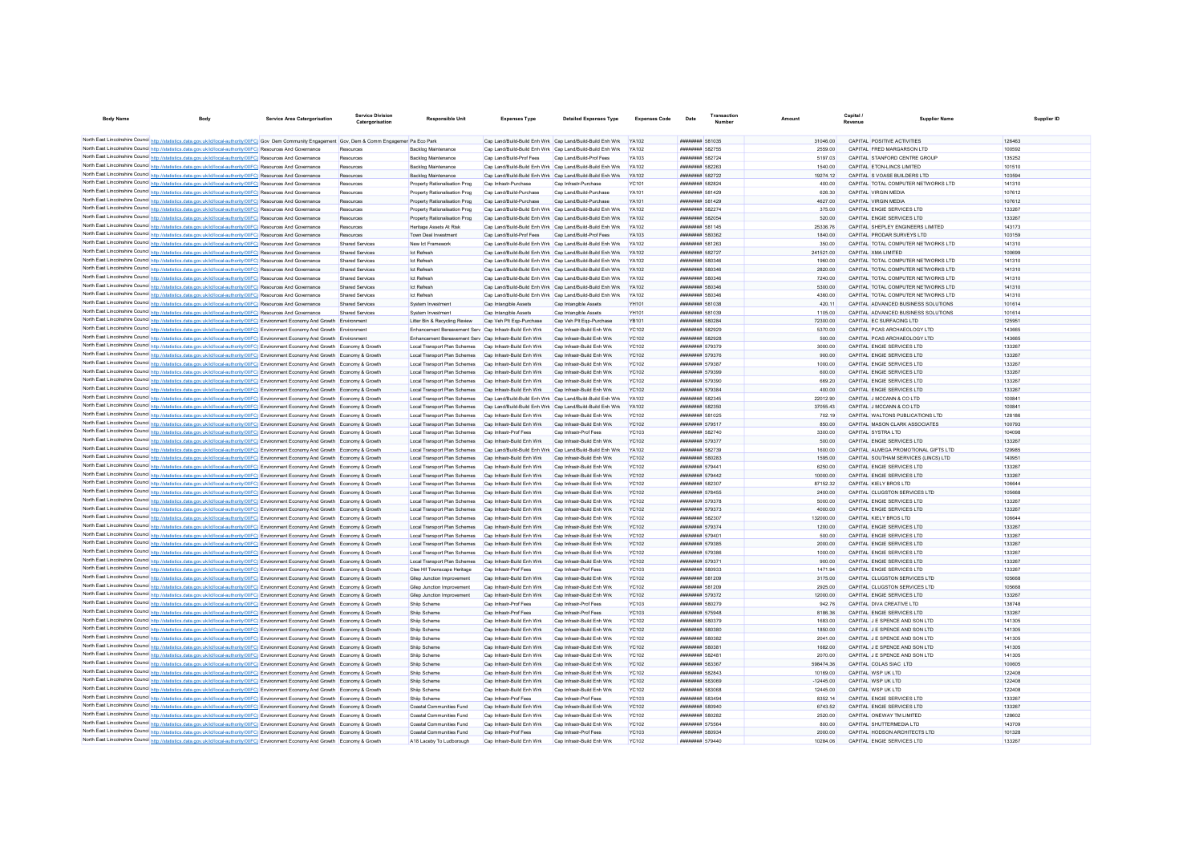| Body Name | Body | Service Area Catergorisation | Service Division Catergorisation | Responsible Unit | Expenses Type | Detailed Expenses Type | Expenses Code | Date | Transaction Number | Amount | Capital / Revenue | Supplier Name | Supplier ID |
|---|---|---|---|---|---|---|---|---|---|---|---|---|---|
| North East Lincolnshire Council | http://statistics.data.gov.uk/id/local-authority/00FC | Gov Dem Community Engagement | Gov, Dem & Comm Engagement | Pa Eco Park | Cap Land/Build-Build Enh Wrk | Cap Land/Build-Build Enh Wrk | YA102 | ######## | 581035 | 31046.00 | CAPITAL | POSITIVE ACTIVITIES | 126463 |
| North East Lincolnshire Council | http://statistics.data.gov.uk/id/local-authority/00FC | Resources And Governance | Resources | Backlog Maintenance | Cap Land/Build-Build Enh Wrk | Cap Land/Build-Build Enh Wrk | YA102 | ######## | 582755 | 2559.00 | CAPITAL | FRED MARGARSON LTD | 100592 |
| North East Lincolnshire Council | http://statistics.data.gov.uk/id/local-authority/00FC | Resources And Governance | Resources | Backlog Maintenance | Cap Land/Build-Prof Fees | Cap Land/Build-Prof Fees | YA103 | ######## | 582724 | 5197.03 | CAPITAL | STANFORD CENTRE GROUP | 135252 |
| North East Lincolnshire Council | http://statistics.data.gov.uk/id/local-authority/00FC | Resources And Governance | Resources | Backlog Maintenance | Cap Land/Build-Build Enh Wrk | Cap Land/Build-Build Enh Wrk | YA102 | ######## | 582263 | 1540.00 | CAPITAL | ETON-LINCS LIMITED | 101510 |
| North East Lincolnshire Council | http://statistics.data.gov.uk/id/local-authority/00FC | Resources And Governance | Resources | Backlog Maintenance | Cap Land/Build-Build Enh Wrk | Cap Land/Build-Build Enh Wrk | YA102 | ######## | 582722 | 19274.12 | CAPITAL | S VOASE BUILDERS LTD | 103594 |
| North East Lincolnshire Council | http://statistics.data.gov.uk/id/local-authority/00FC | Resources And Governance | Resources | Property Rationalisation Prog | Cap Infrastr-Purchase | Cap Infrastr-Purchase | YC101 | ######## | 582824 | 400.00 | CAPITAL | TOTAL COMPUTER NETWORKS LTD | 141310 |
| North East Lincolnshire Council | http://statistics.data.gov.uk/id/local-authority/00FC | Resources And Governance | Resources | Property Rationalisation Prog | Cap Land/Build-Purchase | Cap Land/Build-Purchase | YA101 | ######## | 581429 | 626.30 | CAPITAL | VIRGIN MEDIA | 107612 |
| North East Lincolnshire Council | http://statistics.data.gov.uk/id/local-authority/00FC | Resources And Governance | Resources | Property Rationalisation Prog | Cap Land/Build-Purchase | Cap Land/Build-Purchase | YA101 | ######## | 581429 | 4627.00 | CAPITAL | VIRGIN MEDIA | 107612 |
| North East Lincolnshire Council | http://statistics.data.gov.uk/id/local-authority/00FC | Resources And Governance | Resources | Property Rationalisation Prog | Cap Land/Build-Build Enh Wrk | Cap Land/Build-Build Enh Wrk | YA102 | ######## | 582274 | 375.00 | CAPITAL | ENGIE SERVICES LTD | 133267 |
| North East Lincolnshire Council | http://statistics.data.gov.uk/id/local-authority/00FC | Resources And Governance | Resources | Property Rationalisation Prog | Cap Land/Build-Build Enh Wrk | Cap Land/Build-Build Enh Wrk | YA102 | ######## | 582054 | 520.00 | CAPITAL | ENGIE SERVICES LTD | 133267 |
| North East Lincolnshire Council | http://statistics.data.gov.uk/id/local-authority/00FC | Resources And Governance | Resources | Heritage Assets At Risk | Cap Land/Build-Build Enh Wrk | Cap Land/Build-Build Enh Wrk | YA102 | ######## | 581145 | 25336.76 | CAPITAL | SHEPLEY ENGINEERS LIMITED | 143173 |
| North East Lincolnshire Council | http://statistics.data.gov.uk/id/local-authority/00FC | Resources And Governance | Resources | Town Deal Investment | Cap Land/Build-Prof Fees | Cap Land/Build-Prof Fees | YA103 | ######## | 580362 | 1840.00 | CAPITAL | PRODAR SURVEYS LTD | 103159 |
| North East Lincolnshire Council | http://statistics.data.gov.uk/id/local-authority/00FC | Resources And Governance | Shared Services | New Ict Framework | Cap Land/Build-Build Enh Wrk | Cap Land/Build-Build Enh Wrk | YA102 | ######## | 581263 | 350.00 | CAPITAL | TOTAL COMPUTER NETWORKS LTD | 141310 |
| North East Lincolnshire Council | http://statistics.data.gov.uk/id/local-authority/00FC | Resources And Governance | Shared Services | Ict Refresh | Cap Land/Build-Build Enh Wrk | Cap Land/Build-Build Enh Wrk | YA102 | ######## | 582727 | 241521.00 | CAPITAL | XMA LIMITED | 100699 |
| North East Lincolnshire Council | http://statistics.data.gov.uk/id/local-authority/00FC | Resources And Governance | Shared Services | Ict Refresh | Cap Land/Build-Build Enh Wrk | Cap Land/Build-Build Enh Wrk | YA102 | ######## | 580346 | 1960.00 | CAPITAL | TOTAL COMPUTER NETWORKS LTD | 141310 |
| North East Lincolnshire Council | http://statistics.data.gov.uk/id/local-authority/00FC | Resources And Governance | Shared Services | Ict Refresh | Cap Land/Build-Build Enh Wrk | Cap Land/Build-Build Enh Wrk | YA102 | ######## | 580346 | 2820.00 | CAPITAL | TOTAL COMPUTER NETWORKS LTD | 141310 |
| North East Lincolnshire Council | http://statistics.data.gov.uk/id/local-authority/00FC | Resources And Governance | Shared Services | Ict Refresh | Cap Land/Build-Build Enh Wrk | Cap Land/Build-Build Enh Wrk | YA102 | ######## | 580346 | 7240.00 | CAPITAL | TOTAL COMPUTER NETWORKS LTD | 141310 |
| North East Lincolnshire Council | http://statistics.data.gov.uk/id/local-authority/00FC | Resources And Governance | Shared Services | Ict Refresh | Cap Land/Build-Build Enh Wrk | Cap Land/Build-Build Enh Wrk | YA102 | ######## | 580346 | 5300.00 | CAPITAL | TOTAL COMPUTER NETWORKS LTD | 141310 |
| North East Lincolnshire Council | http://statistics.data.gov.uk/id/local-authority/00FC | Resources And Governance | Shared Services | Ict Refresh | Cap Land/Build-Build Enh Wrk | Cap Land/Build-Build Enh Wrk | YA102 | ######## | 580346 | 4360.00 | CAPITAL | TOTAL COMPUTER NETWORKS LTD | 141310 |
| North East Lincolnshire Council | http://statistics.data.gov.uk/id/local-authority/00FC | Resources And Governance | Shared Services | System Investment | Cap Intangible Assets | Cap Intangible Assets | YH101 | ######## | 581038 | 420.11 | CAPITAL | ADVANCED BUSINESS SOLUTIONS | 101614 |
| North East Lincolnshire Council | http://statistics.data.gov.uk/id/local-authority/00FC | Resources And Governance | Shared Services | System Investment | Cap Intangible Assets | Cap Intangible Assets | YH101 | ######## | 581039 | 1105.00 | CAPITAL | ADVANCED BUSINESS SOLUTIONS | 101614 |
| North East Lincolnshire Council | http://statistics.data.gov.uk/id/local-authority/00FC | Environment Economy And Growth | Environment | Litter Bin & Recycling Review | Cap Veh Plt Eqp-Purchase | Cap Veh Plt Eqp-Purchase | YB101 | ######## | 580284 | 72300.00 | CAPITAL | EC SURFACING LTD | 125951 |
| North East Lincolnshire Council | http://statistics.data.gov.uk/id/local-authority/00FC | Environment Economy And Growth | Environment | Enhancement Bereavement Serv | Cap Infrastr-Build Enh Wrk | Cap Infrastr-Build Enh Wrk | YC102 | ######## | 582929 | 5370.00 | CAPITAL | PCAS ARCHAEOLOGY LTD | 143665 |
| North East Lincolnshire Council | http://statistics.data.gov.uk/id/local-authority/00FC | Environment Economy And Growth | Environment | Enhancement Bereavement Serv | Cap Infrastr-Build Enh Wrk | Cap Infrastr-Build Enh Wrk | YC102 | ######## | 582928 | 500.00 | CAPITAL | PCAS ARCHAEOLOGY LTD | 143665 |
| North East Lincolnshire Council | http://statistics.data.gov.uk/id/local-authority/00FC | Environment Economy And Growth | Economy & Growth | Local Transport Plan Schemes | Cap Infrastr-Build Enh Wrk | Cap Infrastr-Build Enh Wrk | YC102 | ######## | 579379 | 3000.00 | CAPITAL | ENGIE SERVICES LTD | 133267 |
| North East Lincolnshire Council | http://statistics.data.gov.uk/id/local-authority/00FC | Environment Economy And Growth | Economy & Growth | Local Transport Plan Schemes | Cap Infrastr-Build Enh Wrk | Cap Infrastr-Build Enh Wrk | YC102 | ######## | 579376 | 900.00 | CAPITAL | ENGIE SERVICES LTD | 133267 |
| North East Lincolnshire Council | http://statistics.data.gov.uk/id/local-authority/00FC | Environment Economy And Growth | Economy & Growth | Local Transport Plan Schemes | Cap Infrastr-Build Enh Wrk | Cap Infrastr-Build Enh Wrk | YC102 | ######## | 579387 | 1000.00 | CAPITAL | ENGIE SERVICES LTD | 133267 |
| North East Lincolnshire Council | http://statistics.data.gov.uk/id/local-authority/00FC | Environment Economy And Growth | Economy & Growth | Local Transport Plan Schemes | Cap Infrastr-Build Enh Wrk | Cap Infrastr-Build Enh Wrk | YC102 | ######## | 579399 | 600.00 | CAPITAL | ENGIE SERVICES LTD | 133267 |
| North East Lincolnshire Council | http://statistics.data.gov.uk/id/local-authority/00FC | Environment Economy And Growth | Economy & Growth | Local Transport Plan Schemes | Cap Infrastr-Build Enh Wrk | Cap Infrastr-Build Enh Wrk | YC102 | ######## | 579390 | 669.20 | CAPITAL | ENGIE SERVICES LTD | 133267 |
| North East Lincolnshire Council | http://statistics.data.gov.uk/id/local-authority/00FC | Environment Economy And Growth | Economy & Growth | Local Transport Plan Schemes | Cap Infrastr-Build Enh Wrk | Cap Infrastr-Build Enh Wrk | YC102 | ######## | 579384 | 400.00 | CAPITAL | ENGIE SERVICES LTD | 133267 |
| North East Lincolnshire Council | http://statistics.data.gov.uk/id/local-authority/00FC | Environment Economy And Growth | Economy & Growth | Local Transport Plan Schemes | Cap Land/Build-Build Enh Wrk | Cap Land/Build-Build Enh Wrk | YA102 | ######## | 582345 | 22012.90 | CAPITAL | J MCCANN & CO LTD | 100841 |
| North East Lincolnshire Council | http://statistics.data.gov.uk/id/local-authority/00FC | Environment Economy And Growth | Economy & Growth | Local Transport Plan Schemes | Cap Land/Build-Build Enh Wrk | Cap Land/Build-Build Enh Wrk | YA102 | ######## | 582350 | 37055.43 | CAPITAL | J MCCANN & CO LTD | 100841 |
| North East Lincolnshire Council | http://statistics.data.gov.uk/id/local-authority/00FC | Environment Economy And Growth | Economy & Growth | Local Transport Plan Schemes | Cap Infrastr-Build Enh Wrk | Cap Infrastr-Build Enh Wrk | YC102 | ######## | 581025 | 702.19 | CAPITAL | WALTONS PUBLICATIONS LTD | 128186 |
| North East Lincolnshire Council | http://statistics.data.gov.uk/id/local-authority/00FC | Environment Economy And Growth | Economy & Growth | Local Transport Plan Schemes | Cap Infrastr-Build Enh Wrk | Cap Infrastr-Build Enh Wrk | YC102 | ######## | 579517 | 850.00 | CAPITAL | MASON CLARK ASSOCIATES | 100793 |
| North East Lincolnshire Council | http://statistics.data.gov.uk/id/local-authority/00FC | Environment Economy And Growth | Economy & Growth | Local Transport Plan Schemes | Cap Infrastr-Prof Fees | Cap Infrastr-Prof Fees | YC103 | ######## | 582740 | 3300.00 | CAPITAL | SYSTRA LTD | 104098 |
| North East Lincolnshire Council | http://statistics.data.gov.uk/id/local-authority/00FC | Environment Economy And Growth | Economy & Growth | Local Transport Plan Schemes | Cap Infrastr-Build Enh Wrk | Cap Infrastr-Build Enh Wrk | YC102 | ######## | 579377 | 500.00 | CAPITAL | ENGIE SERVICES LTD | 133267 |
| North East Lincolnshire Council | http://statistics.data.gov.uk/id/local-authority/00FC | Environment Economy And Growth | Economy & Growth | Local Transport Plan Schemes | Cap Land/Build-Build Enh Wrk | Cap Land/Build-Build Enh Wrk | YA102 | ######## | 582739 | 1600.00 | CAPITAL | ALMEGA PROMOTIONAL GIFTS LTD | 129985 |
| North East Lincolnshire Council | http://statistics.data.gov.uk/id/local-authority/00FC | Environment Economy And Growth | Economy & Growth | Local Transport Plan Schemes | Cap Infrastr-Build Enh Wrk | Cap Infrastr-Build Enh Wrk | YC102 | ######## | 580283 | 1595.00 | CAPITAL | SOUTHAM SERVICES (LINCS) LTD | 140951 |
| North East Lincolnshire Council | http://statistics.data.gov.uk/id/local-authority/00FC | Environment Economy And Growth | Economy & Growth | Local Transport Plan Schemes | Cap Infrastr-Build Enh Wrk | Cap Infrastr-Build Enh Wrk | YC102 | ######## | 579441 | 6250.00 | CAPITAL | ENGIE SERVICES LTD | 133267 |
| North East Lincolnshire Council | http://statistics.data.gov.uk/id/local-authority/00FC | Environment Economy And Growth | Economy & Growth | Local Transport Plan Schemes | Cap Infrastr-Build Enh Wrk | Cap Infrastr-Build Enh Wrk | YC102 | ######## | 579442 | 10000.00 | CAPITAL | ENGIE SERVICES LTD | 133267 |
| North East Lincolnshire Council | http://statistics.data.gov.uk/id/local-authority/00FC | Environment Economy And Growth | Economy & Growth | Local Transport Plan Schemes | Cap Infrastr-Build Enh Wrk | Cap Infrastr-Build Enh Wrk | YC102 | ######## | 582307 | 87152.32 | CAPITAL | KIELY BROS LTD | 106644 |
| North East Lincolnshire Council | http://statistics.data.gov.uk/id/local-authority/00FC | Environment Economy And Growth | Economy & Growth | Local Transport Plan Schemes | Cap Infrastr-Build Enh Wrk | Cap Infrastr-Build Enh Wrk | YC102 | ######## | 578455 | 2400.00 | CAPITAL | CLUGSTON SERVICES LTD | 105668 |
| North East Lincolnshire Council | http://statistics.data.gov.uk/id/local-authority/00FC | Environment Economy And Growth | Economy & Growth | Local Transport Plan Schemes | Cap Infrastr-Build Enh Wrk | Cap Infrastr-Build Enh Wrk | YC102 | ######## | 579378 | 5000.00 | CAPITAL | ENGIE SERVICES LTD | 133267 |
| North East Lincolnshire Council | http://statistics.data.gov.uk/id/local-authority/00FC | Environment Economy And Growth | Economy & Growth | Local Transport Plan Schemes | Cap Infrastr-Build Enh Wrk | Cap Infrastr-Build Enh Wrk | YC102 | ######## | 579373 | 4000.00 | CAPITAL | ENGIE SERVICES LTD | 133267 |
| North East Lincolnshire Council | http://statistics.data.gov.uk/id/local-authority/00FC | Environment Economy And Growth | Economy & Growth | Local Transport Plan Schemes | Cap Infrastr-Build Enh Wrk | Cap Infrastr-Build Enh Wrk | YC102 | ######## | 582307 | 132000.00 | CAPITAL | KIELY BROS LTD | 106644 |
| North East Lincolnshire Council | http://statistics.data.gov.uk/id/local-authority/00FC | Environment Economy And Growth | Economy & Growth | Local Transport Plan Schemes | Cap Infrastr-Build Enh Wrk | Cap Infrastr-Build Enh Wrk | YC102 | ######## | 579374 | 1200.00 | CAPITAL | ENGIE SERVICES LTD | 133267 |
| North East Lincolnshire Council | http://statistics.data.gov.uk/id/local-authority/00FC | Environment Economy And Growth | Economy & Growth | Local Transport Plan Schemes | Cap Infrastr-Build Enh Wrk | Cap Infrastr-Build Enh Wrk | YC102 | ######## | 579401 | 500.00 | CAPITAL | ENGIE SERVICES LTD | 133267 |
| North East Lincolnshire Council | http://statistics.data.gov.uk/id/local-authority/00FC | Environment Economy And Growth | Economy & Growth | Local Transport Plan Schemes | Cap Infrastr-Build Enh Wrk | Cap Infrastr-Build Enh Wrk | YC102 | ######## | 579385 | 2000.00 | CAPITAL | ENGIE SERVICES LTD | 133267 |
| North East Lincolnshire Council | http://statistics.data.gov.uk/id/local-authority/00FC | Environment Economy And Growth | Economy & Growth | Local Transport Plan Schemes | Cap Infrastr-Build Enh Wrk | Cap Infrastr-Build Enh Wrk | YC102 | ######## | 579386 | 1000.00 | CAPITAL | ENGIE SERVICES LTD | 133267 |
| North East Lincolnshire Council | http://statistics.data.gov.uk/id/local-authority/00FC | Environment Economy And Growth | Economy & Growth | Local Transport Plan Schemes | Cap Infrastr-Build Enh Wrk | Cap Infrastr-Build Enh Wrk | YC102 | ######## | 579371 | 900.00 | CAPITAL | ENGIE SERVICES LTD | 133267 |
| North East Lincolnshire Council | http://statistics.data.gov.uk/id/local-authority/00FC | Environment Economy And Growth | Economy & Growth | Clee Hif Townscape Heritage | Cap Infrastr-Prof Fees | Cap Infrastr-Prof Fees | YC103 | ######## | 580933 | 1471.94 | CAPITAL | ENGIE SERVICES LTD | 133267 |
| North East Lincolnshire Council | http://statistics.data.gov.uk/id/local-authority/00FC | Environment Economy And Growth | Economy & Growth | Gllep Junction Improvement | Cap Infrastr-Build Enh Wrk | Cap Infrastr-Build Enh Wrk | YC102 | ######## | 581209 | 3175.00 | CAPITAL | CLUGSTON SERVICES LTD | 105668 |
| North East Lincolnshire Council | http://statistics.data.gov.uk/id/local-authority/00FC | Environment Economy And Growth | Economy & Growth | Gllep Junction Improvement | Cap Infrastr-Build Enh Wrk | Cap Infrastr-Build Enh Wrk | YC102 | ######## | 581209 | 2925.00 | CAPITAL | CLUGSTON SERVICES LTD | 105668 |
| North East Lincolnshire Council | http://statistics.data.gov.uk/id/local-authority/00FC | Environment Economy And Growth | Economy & Growth | Gllep Junction Improvement | Cap Infrastr-Build Enh Wrk | Cap Infrastr-Build Enh Wrk | YC102 | ######## | 579372 | 12000.00 | CAPITAL | ENGIE SERVICES LTD | 133267 |
| North East Lincolnshire Council | http://statistics.data.gov.uk/id/local-authority/00FC | Environment Economy And Growth | Economy & Growth | Shiip Scheme | Cap Infrastr-Prof Fees | Cap Infrastr-Prof Fees | YC103 | ######## | 580279 | 942.76 | CAPITAL | DIVA CREATIVE LTD | 136748 |
| North East Lincolnshire Council | http://statistics.data.gov.uk/id/local-authority/00FC | Environment Economy And Growth | Economy & Growth | Shiip Scheme | Cap Infrastr-Prof Fees | Cap Infrastr-Prof Fees | YC103 | ######## | 575948 | 8186.36 | CAPITAL | ENGIE SERVICES LTD | 133267 |
| North East Lincolnshire Council | http://statistics.data.gov.uk/id/local-authority/00FC | Environment Economy And Growth | Economy & Growth | Shiip Scheme | Cap Infrastr-Build Enh Wrk | Cap Infrastr-Build Enh Wrk | YC102 | ######## | 580379 | 1683.00 | CAPITAL | J E SPENCE AND SON LTD | 141305 |
| North East Lincolnshire Council | http://statistics.data.gov.uk/id/local-authority/00FC | Environment Economy And Growth | Economy & Growth | Shiip Scheme | Cap Infrastr-Build Enh Wrk | Cap Infrastr-Build Enh Wrk | YC102 | ######## | 580380 | 1850.00 | CAPITAL | J E SPENCE AND SON LTD | 141305 |
| North East Lincolnshire Council | http://statistics.data.gov.uk/id/local-authority/00FC | Environment Economy And Growth | Economy & Growth | Shiip Scheme | Cap Infrastr-Build Enh Wrk | Cap Infrastr-Build Enh Wrk | YC102 | ######## | 580382 | 2041.00 | CAPITAL | J E SPENCE AND SON LTD | 141305 |
| North East Lincolnshire Council | http://statistics.data.gov.uk/id/local-authority/00FC | Environment Economy And Growth | Economy & Growth | Shiip Scheme | Cap Infrastr-Build Enh Wrk | Cap Infrastr-Build Enh Wrk | YC102 | ######## | 580381 | 1682.00 | CAPITAL | J E SPENCE AND SON LTD | 141305 |
| North East Lincolnshire Council | http://statistics.data.gov.uk/id/local-authority/00FC | Environment Economy And Growth | Economy & Growth | Shiip Scheme | Cap Infrastr-Build Enh Wrk | Cap Infrastr-Build Enh Wrk | YC102 | ######## | 582481 | 2070.00 | CAPITAL | J E SPENCE AND SON LTD | 141305 |
| North East Lincolnshire Council | http://statistics.data.gov.uk/id/local-authority/00FC | Environment Economy And Growth | Economy & Growth | Shiip Scheme | Cap Infrastr-Build Enh Wrk | Cap Infrastr-Build Enh Wrk | YC102 | ######## | 583367 | 598474.36 | CAPITAL | COLAS SIAC LTD | 100605 |
| North East Lincolnshire Council | http://statistics.data.gov.uk/id/local-authority/00FC | Environment Economy And Growth | Economy & Growth | Shiip Scheme | Cap Infrastr-Build Enh Wrk | Cap Infrastr-Build Enh Wrk | YC102 | ######## | 582843 | 10169.00 | CAPITAL | WSP UK LTD | 122408 |
| North East Lincolnshire Council | http://statistics.data.gov.uk/id/local-authority/00FC | Environment Economy And Growth | Economy & Growth | Shiip Scheme | Cap Infrastr-Build Enh Wrk | Cap Infrastr-Build Enh Wrk | YC102 | ######## | 583069 | -12445.00 | CAPITAL | WSP UK LTD | 122408 |
| North East Lincolnshire Council | http://statistics.data.gov.uk/id/local-authority/00FC | Environment Economy And Growth | Economy & Growth | Shiip Scheme | Cap Infrastr-Build Enh Wrk | Cap Infrastr-Build Enh Wrk | YC102 | ######## | 583068 | 12445.00 | CAPITAL | WSP UK LTD | 122408 |
| North East Lincolnshire Council | http://statistics.data.gov.uk/id/local-authority/00FC | Environment Economy And Growth | Economy & Growth | Shiip Scheme | Cap Infrastr-Prof Fees | Cap Infrastr-Prof Fees | YC103 | ######## | 583494 | 8352.14 | CAPITAL | ENGIE SERVICES LTD | 133267 |
| North East Lincolnshire Council | http://statistics.data.gov.uk/id/local-authority/00FC | Environment Economy And Growth | Economy & Growth | Coastal Communities Fund | Cap Infrastr-Build Enh Wrk | Cap Infrastr-Build Enh Wrk | YC102 | ######## | 580940 | 6743.52 | CAPITAL | ENGIE SERVICES LTD | 133267 |
| North East Lincolnshire Council | http://statistics.data.gov.uk/id/local-authority/00FC | Environment Economy And Growth | Economy & Growth | Coastal Communities Fund | Cap Infrastr-Build Enh Wrk | Cap Infrastr-Build Enh Wrk | YC102 | ######## | 580282 | 2520.00 | CAPITAL | ONEWAY TM LIMITED | 128602 |
| North East Lincolnshire Council | http://statistics.data.gov.uk/id/local-authority/00FC | Environment Economy And Growth | Economy & Growth | Coastal Communities Fund | Cap Infrastr-Build Enh Wrk | Cap Infrastr-Build Enh Wrk | YC102 | ######## | 575564 | 800.00 | CAPITAL | SHUTTERMEDIA LTD | 143709 |
| North East Lincolnshire Council | http://statistics.data.gov.uk/id/local-authority/00FC | Environment Economy And Growth | Economy & Growth | Coastal Communities Fund | Cap Infrastr-Prof Fees | Cap Infrastr-Prof Fees | YC103 | ######## | 580934 | 2000.00 | CAPITAL | HODSON ARCHITECTS LTD | 101328 |
| North East Lincolnshire Council | http://statistics.data.gov.uk/id/local-authority/00FC | Environment Economy And Growth | Economy & Growth | A18 Laceby To Ludborough | Cap Infrastr-Build Enh Wrk | Cap Infrastr-Build Enh Wrk | YC102 | ######## | 579440 | 10284.06 | CAPITAL | ENGIE SERVICES LTD | 133267 |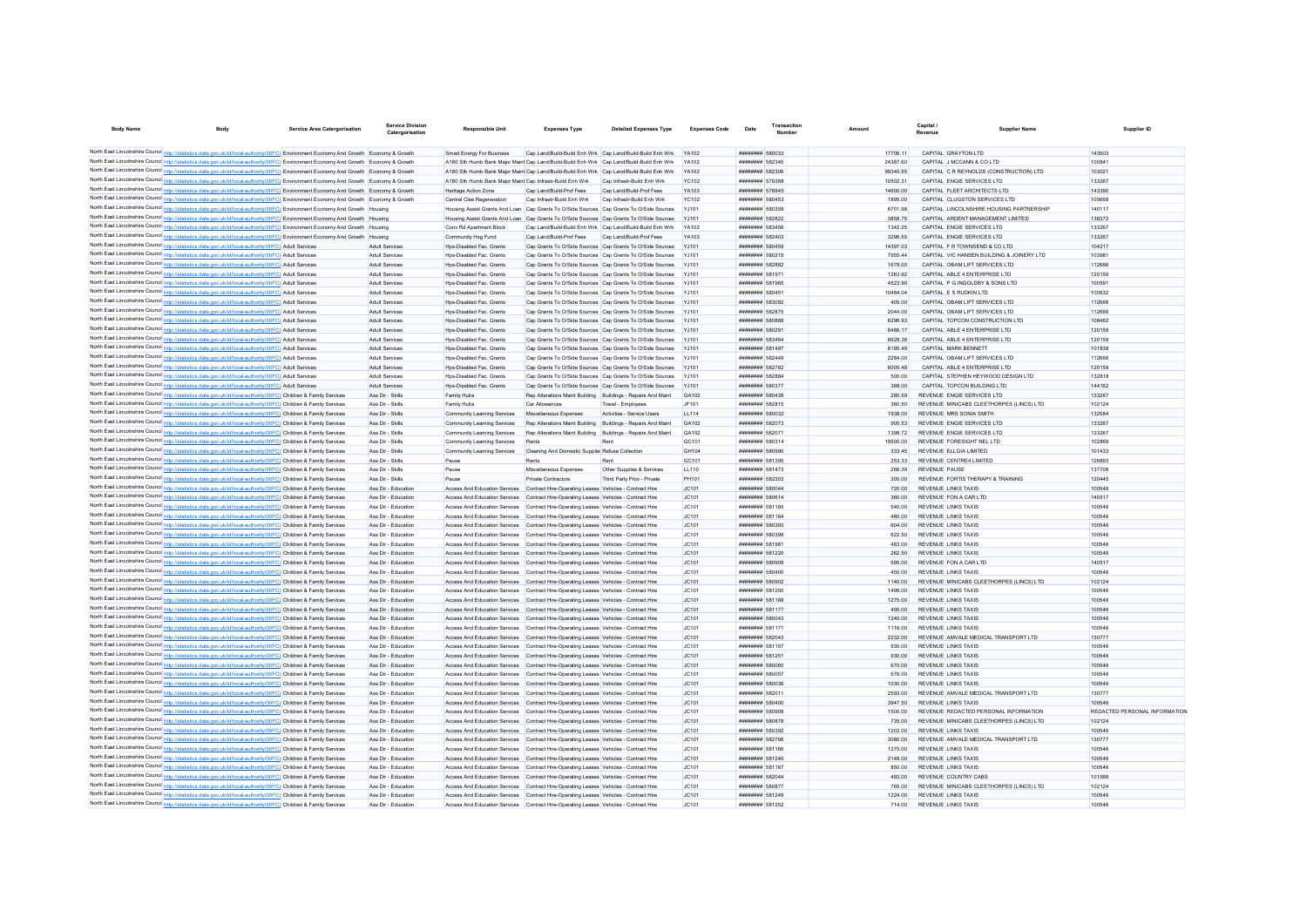| Body Name | Body | Service Area Catergorisation | Service Division Catergorisation | Responsible Unit | Expenses Type | Detailed Expenses Type | Expenses Code | Date | Transaction Number | Amount | Capital / Revenue | Supplier Name | Supplier ID |
|---|---|---|---|---|---|---|---|---|---|---|---|---|---|
| North East Lincolnshire Council | http://statistics.data.gov.uk/id/local-authority/00FC | Environment Economy And Growth | Economy & Growth | Smart Energy For Business | Cap Land/Build-Build Enh Wrk | Cap Land/Build-Build Enh Wrk | YA102 | ######## | 580033 | 17706.11 | CAPITAL | GRAYTON LTD | 143503 |
| North East Lincolnshire Council | http://statistics.data.gov.uk/id/local-authority/00FC | Environment Economy And Growth | Economy & Growth | A180 Sth Humb Bank Major Maint | Cap Land/Build-Build Enh Wrk | Cap Land/Build-Build Enh Wrk | YA102 | ######## | 582345 | 24387.60 | CAPITAL | J MCCANN & CO LTD | 100841 |
| North East Lincolnshire Council | http://statistics.data.gov.uk/id/local-authority/00FC | Environment Economy And Growth | Economy & Growth | A180 Sth Humb Bank Major Maint | Cap Land/Build-Build Enh Wrk | Cap Land/Build-Build Enh Wrk | YA102 | ######## | 582306 | 99340.55 | CAPITAL | C R REYNOLDS (CONSTRUCTION) LTD | 103021 |
| North East Lincolnshire Council | http://statistics.data.gov.uk/id/local-authority/00FC | Environment Economy And Growth | Economy & Growth | A180 Sth Humb Bank Major Maint | Cap Infrastr-Build Enh Wrk | Cap Infrastr-Build Enh Wrk | YC102 | ######## | 579388 | 10502.31 | CAPITAL | ENGIE SERVICES LTD | 133267 |
| North East Lincolnshire Council | http://statistics.data.gov.uk/id/local-authority/00FC | Environment Economy And Growth | Economy & Growth | Heritage Action Zone | Cap Land/Build-Prof Fees | Cap Land/Build-Prof Fees | YA103 | ######## | 578945 | 14600.00 | CAPITAL | FLEET ARCHITECTS LTD | 143390 |
| North East Lincolnshire Council | http://statistics.data.gov.uk/id/local-authority/00FC | Environment Economy And Growth | Economy & Growth | Central Clee Regeneration | Cap Infrastr-Build Enh Wrk | Cap Infrastr-Build Enh Wrk | YC102 | ######## | 580453 | 1895.00 | CAPITAL | CLUGSTON SERVICES LTD | 105668 |
| North East Lincolnshire Council | http://statistics.data.gov.uk/id/local-authority/00FC | Environment Economy And Growth | Housing | Housing Assist Grants And Loan | Cap Grants To O/Side Sources | Cap Grants To O/Side Sources | YJ101 | ######## | 580359 | 6701.98 | CAPITAL | LINCOLNSHIRE HOUSING PARTNERSHIP | 140117 |
| North East Lincolnshire Council | http://statistics.data.gov.uk/id/local-authority/00FC | Environment Economy And Growth | Housing | Housing Assist Grants And Loan | Cap Grants To O/Side Sources | Cap Grants To O/Side Sources | YJ101 | ######## | 582822 | 3858.75 | CAPITAL | ARDENT MANAGEMENT LIMITED | 138372 |
| North East Lincolnshire Council | http://statistics.data.gov.uk/id/local-authority/00FC | Environment Economy And Growth | Housing | Conv Rd Apartment Block | Cap Land/Build-Build Enh Wrk | Cap Land/Build-Build Enh Wrk | YA102 | ######## | 583456 | 1342.25 | CAPITAL | ENGIE SERVICES LTD | 133267 |
| North East Lincolnshire Council | http://statistics.data.gov.uk/id/local-authority/00FC | Environment Economy And Growth | Housing | Community Hsg Fund | Cap Land/Build-Prof Fees | Cap Land/Build-Prof Fees | YA103 | ######## | 582403 | 3296.55 | CAPITAL | ENGIE SERVICES LTD | 133267 |
| North East Lincolnshire Council | http://statistics.data.gov.uk/id/local-authority/00FC | Adult Services | Adult Services | Hps-Disabled Fac. Grants | Cap Grants To O/Side Sources | Cap Grants To O/Side Sources | YJ101 | ######## | 580459 | 14397.03 | CAPITAL | F R TOWNSEND & CO LTD | 104217 |
| North East Lincolnshire Council | http://statistics.data.gov.uk/id/local-authority/00FC | Adult Services | Adult Services | Hps-Disabled Fac. Grants | Cap Grants To O/Side Sources | Cap Grants To O/Side Sources | YJ101 | ######## | 580219 | 7955.44 | CAPITAL | VIC HANSEN BUILDING & JOINERY LTD | 103981 |
| North East Lincolnshire Council | http://statistics.data.gov.uk/id/local-authority/00FC | Adult Services | Adult Services | Hps-Disabled Fac. Grants | Cap Grants To O/Side Sources | Cap Grants To O/Side Sources | YJ101 | ######## | 582882 | 1679.00 | CAPITAL | OBAM LIFT SERVICES LTD | 112666 |
| North East Lincolnshire Council | http://statistics.data.gov.uk/id/local-authority/00FC | Adult Services | Adult Services | Hps-Disabled Fac. Grants | Cap Grants To O/Side Sources | Cap Grants To O/Side Sources | YJ101 | ######## | 581971 | 1263.92 | CAPITAL | ABLE 4 ENTERPRISE LTD | 120159 |
| North East Lincolnshire Council | http://statistics.data.gov.uk/id/local-authority/00FC | Adult Services | Adult Services | Hps-Disabled Fac. Grants | Cap Grants To O/Side Sources | Cap Grants To O/Side Sources | YJ101 | ######## | 581965 | 4523.90 | CAPITAL | P G INGOLDBY & SONS LTD | 100591 |
| North East Lincolnshire Council | http://statistics.data.gov.uk/id/local-authority/00FC | Adult Services | Adult Services | Hps-Disabled Fac. Grants | Cap Grants To O/Side Sources | Cap Grants To O/Side Sources | YJ101 | ######## | 580451 | 10484.04 | CAPITAL | E S RUDKIN LTD | 100632 |
| North East Lincolnshire Council | http://statistics.data.gov.uk/id/local-authority/00FC | Adult Services | Adult Services | Hps-Disabled Fac. Grants | Cap Grants To O/Side Sources | Cap Grants To O/Side Sources | YJ101 | ######## | 583092 | 405.00 | CAPITAL | OBAM LIFT SERVICES LTD | 112666 |
| North East Lincolnshire Council | http://statistics.data.gov.uk/id/local-authority/00FC | Adult Services | Adult Services | Hps-Disabled Fac. Grants | Cap Grants To O/Side Sources | Cap Grants To O/Side Sources | YJ101 | ######## | 582875 | 2044.00 | CAPITAL | OBAM LIFT SERVICES LTD | 112666 |
| North East Lincolnshire Council | http://statistics.data.gov.uk/id/local-authority/00FC | Adult Services | Adult Services | Hps-Disabled Fac. Grants | Cap Grants To O/Side Sources | Cap Grants To O/Side Sources | YJ101 | ######## | 580888 | 6296.93 | CAPITAL | TOPCON CONSTRUCTION LTD | 108462 |
| North East Lincolnshire Council | http://statistics.data.gov.uk/id/local-authority/00FC | Adult Services | Adult Services | Hps-Disabled Fac. Grants | Cap Grants To O/Side Sources | Cap Grants To O/Side Sources | YJ101 | ######## | 580291 | 8486.17 | CAPITAL | ABLE 4 ENTERPRISE LTD | 120159 |
| North East Lincolnshire Council | http://statistics.data.gov.uk/id/local-authority/00FC | Adult Services | Adult Services | Hps-Disabled Fac. Grants | Cap Grants To O/Side Sources | Cap Grants To O/Side Sources | YJ101 | ######## | 583484 | 6628.38 | CAPITAL | ABLE 4 ENTERPRISE LTD | 120159 |
| North East Lincolnshire Council | http://statistics.data.gov.uk/id/local-authority/00FC | Adult Services | Adult Services | Hps-Disabled Fac. Grants | Cap Grants To O/Side Sources | Cap Grants To O/Side Sources | YJ101 | ######## | 581497 | 8195.49 | CAPITAL | MARK BENNETT | 101838 |
| North East Lincolnshire Council | http://statistics.data.gov.uk/id/local-authority/00FC | Adult Services | Adult Services | Hps-Disabled Fac. Grants | Cap Grants To O/Side Sources | Cap Grants To O/Side Sources | YJ101 | ######## | 582449 | 2284.00 | CAPITAL | OBAM LIFT SERVICES LTD | 112666 |
| North East Lincolnshire Council | http://statistics.data.gov.uk/id/local-authority/00FC | Adult Services | Adult Services | Hps-Disabled Fac. Grants | Cap Grants To O/Side Sources | Cap Grants To O/Side Sources | YJ101 | ######## | 582762 | 6005.48 | CAPITAL | ABLE 4 ENTERPRISE LTD | 120159 |
| North East Lincolnshire Council | http://statistics.data.gov.uk/id/local-authority/00FC | Adult Services | Adult Services | Hps-Disabled Fac. Grants | Cap Grants To O/Side Sources | Cap Grants To O/Side Sources | YJ101 | ######## | 582884 | 500.00 | CAPITAL | STEPHEN HEYWOOD DESIGN LTD | 132818 |
| North East Lincolnshire Council | http://statistics.data.gov.uk/id/local-authority/00FC | Adult Services | Adult Services | Hps-Disabled Fac. Grants | Cap Grants To O/Side Sources | Cap Grants To O/Side Sources | YJ101 | ######## | 580377 | 368.00 | CAPITAL | TOPCON BUILDING LTD | 144162 |
| North East Lincolnshire Council | http://statistics.data.gov.uk/id/local-authority/00FC | Children & Family Services | Ass Dir - Skills | Family Hubs | Rep Alterations Maint Building | Buildings - Repairs And Maint | GA102 | ######## | 580439 | 280.59 | REVENUE | ENGIE SERVICES LTD | 133267 |
| North East Lincolnshire Council | http://statistics.data.gov.uk/id/local-authority/00FC | Children & Family Services | Ass Dir - Skills | Family Hubs | Car Allowances | Travel - Employees | JF101 | ######## | 582815 | 360.50 | REVENUE | MINICABS CLEETHORPES (LINCS) LTD | 102124 |
| North East Lincolnshire Council | http://statistics.data.gov.uk/id/local-authority/00FC | Children & Family Services | Ass Dir - Skills | Community Learning Services | Miscellaneous Expenses | Activities - Service Users | LL114 | ######## | 580032 | 1938.00 | REVENUE | MRS SONIA SMITH | 132584 |
| North East Lincolnshire Council | http://statistics.data.gov.uk/id/local-authority/00FC | Children & Family Services | Ass Dir - Skills | Community Learning Services | Rep Alterations Maint Building | Buildings - Repairs And Maint | GA102 | ######## | 582073 | 905.53 | REVENUE | ENGIE SERVICES LTD | 133267 |
| North East Lincolnshire Council | http://statistics.data.gov.uk/id/local-authority/00FC | Children & Family Services | Ass Dir - Skills | Community Learning Services | Rep Alterations Maint Building | Buildings - Repairs And Maint | GA102 | ######## | 582071 | 1398.72 | REVENUE | ENGIE SERVICES LTD | 133267 |
| North East Lincolnshire Council | http://statistics.data.gov.uk/id/local-authority/00FC | Children & Family Services | Ass Dir - Skills | Community Learning Services | Rents | Rent | GC101 | ######## | 580314 | 19500.00 | REVENUE | FORESIGHT NEL LTD | 102869 |
| North East Lincolnshire Council | http://statistics.data.gov.uk/id/local-authority/00FC | Children & Family Services | Ass Dir - Skills | Community Learning Services | Cleaning And Domestic Supplies | Refuse Collection | GH104 | ######## | 580990 | 333.45 | REVENUE | ELLGIA LIMITED | 101433 |
| North East Lincolnshire Council | http://statistics.data.gov.uk/id/local-authority/00FC | Children & Family Services | Ass Dir - Skills | Pause | Rents | Rent | GC101 | ######## | 581395 | 253.33 | REVENUE | CENTRE4 LIMITED | 126893 |
| North East Lincolnshire Council | http://statistics.data.gov.uk/id/local-authority/00FC | Children & Family Services | Ass Dir - Skills | Pause | Miscellaneous Expenses | Other Supplies & Services | LL110 | ######## | 581473 | 266.39 | REVENUE | PAUSE | 137708 |
| North East Lincolnshire Council | http://statistics.data.gov.uk/id/local-authority/00FC | Children & Family Services | Ass Dir - Skills | Pause | Private Contractors | Third Party Prov - Private | PH101 | ######## | 582303 | 300.00 | REVENUE | FORTIS THERAPY & TRAINING | 120445 |
| North East Lincolnshire Council | http://statistics.data.gov.uk/id/local-authority/00FC | Children & Family Services | Ass Dir - Education | Access And Education Services | Contract Hire-Operating Leases | Vehicles - Contract Hire | JC101 | ######## | 580044 | 720.00 | REVENUE | LINKS TAXIS | 100546 |
| North East Lincolnshire Council | http://statistics.data.gov.uk/id/local-authority/00FC | Children & Family Services | Ass Dir - Education | Access And Education Services | Contract Hire-Operating Leases | Vehicles - Contract Hire | JC101 | ######## | 580614 | 360.00 | REVENUE | FON A CAR LTD | 140517 |
| North East Lincolnshire Council | http://statistics.data.gov.uk/id/local-authority/00FC | Children & Family Services | Ass Dir - Education | Access And Education Services | Contract Hire-Operating Leases | Vehicles - Contract Hire | JC101 | ######## | 581165 | 540.00 | REVENUE | LINKS TAXIS | 100546 |
| North East Lincolnshire Council | http://statistics.data.gov.uk/id/local-authority/00FC | Children & Family Services | Ass Dir - Education | Access And Education Services | Contract Hire-Operating Leases | Vehicles - Contract Hire | JC101 | ######## | 581164 | 480.00 | REVENUE | LINKS TAXIS | 100546 |
| North East Lincolnshire Council | http://statistics.data.gov.uk/id/local-authority/00FC | Children & Family Services | Ass Dir - Education | Access And Education Services | Contract Hire-Operating Leases | Vehicles - Contract Hire | JC101 | ######## | 580393 | 604.00 | REVENUE | LINKS TAXIS | 100546 |
| North East Lincolnshire Council | http://statistics.data.gov.uk/id/local-authority/00FC | Children & Family Services | Ass Dir - Education | Access And Education Services | Contract Hire-Operating Leases | Vehicles - Contract Hire | JC101 | ######## | 580399 | 622.50 | REVENUE | LINKS TAXIS | 100546 |
| North East Lincolnshire Council | http://statistics.data.gov.uk/id/local-authority/00FC | Children & Family Services | Ass Dir - Education | Access And Education Services | Contract Hire-Operating Leases | Vehicles - Contract Hire | JC101 | ######## | 581981 | 483.00 | REVENUE | LINKS TAXIS | 100546 |
| North East Lincolnshire Council | http://statistics.data.gov.uk/id/local-authority/00FC | Children & Family Services | Ass Dir - Education | Access And Education Services | Contract Hire-Operating Leases | Vehicles - Contract Hire | JC101 | ######## | 581220 | 262.50 | REVENUE | LINKS TAXIS | 100546 |
| North East Lincolnshire Council | http://statistics.data.gov.uk/id/local-authority/00FC | Children & Family Services | Ass Dir - Education | Access And Education Services | Contract Hire-Operating Leases | Vehicles - Contract Hire | JC101 | ######## | 580909 | 595.00 | REVENUE | FON A CAR LTD | 140517 |
| North East Lincolnshire Council | http://statistics.data.gov.uk/id/local-authority/00FC | Children & Family Services | Ass Dir - Education | Access And Education Services | Contract Hire-Operating Leases | Vehicles - Contract Hire | JC101 | ######## | 580400 | 450.00 | REVENUE | LINKS TAXIS | 100546 |
| North East Lincolnshire Council | http://statistics.data.gov.uk/id/local-authority/00FC | Children & Family Services | Ass Dir - Education | Access And Education Services | Contract Hire-Operating Leases | Vehicles - Contract Hire | JC101 | ######## | 580902 | 1140.00 | REVENUE | MINICABS CLEETHORPES (LINCS) LTD | 102124 |
| North East Lincolnshire Council | http://statistics.data.gov.uk/id/local-authority/00FC | Children & Family Services | Ass Dir - Education | Access And Education Services | Contract Hire-Operating Leases | Vehicles - Contract Hire | JC101 | ######## | 581250 | 1498.00 | REVENUE | LINKS TAXIS | 100546 |
| North East Lincolnshire Council | http://statistics.data.gov.uk/id/local-authority/00FC | Children & Family Services | Ass Dir - Education | Access And Education Services | Contract Hire-Operating Leases | Vehicles - Contract Hire | JC101 | ######## | 581168 | 1275.00 | REVENUE | LINKS TAXIS | 100546 |
| North East Lincolnshire Council | http://statistics.data.gov.uk/id/local-authority/00FC | Children & Family Services | Ass Dir - Education | Access And Education Services | Contract Hire-Operating Leases | Vehicles - Contract Hire | JC101 | ######## | 581177 | 495.00 | REVENUE | LINKS TAXIS | 100546 |
| North East Lincolnshire Council | http://statistics.data.gov.uk/id/local-authority/00FC | Children & Family Services | Ass Dir - Education | Access And Education Services | Contract Hire-Operating Leases | Vehicles - Contract Hire | JC101 | ######## | 580043 | 1240.00 | REVENUE | LINKS TAXIS | 100546 |
| North East Lincolnshire Council | http://statistics.data.gov.uk/id/local-authority/00FC | Children & Family Services | Ass Dir - Education | Access And Education Services | Contract Hire-Operating Leases | Vehicles - Contract Hire | JC101 | ######## | 581171 | 1116.00 | REVENUE | LINKS TAXIS | 100546 |
| North East Lincolnshire Council | http://statistics.data.gov.uk/id/local-authority/00FC | Children & Family Services | Ass Dir - Education | Access And Education Services | Contract Hire-Operating Leases | Vehicles - Contract Hire | JC101 | ######## | 582043 | 2232.00 | REVENUE | AMVALE MEDICAL TRANSPORT LTD | 130777 |
| North East Lincolnshire Council | http://statistics.data.gov.uk/id/local-authority/00FC | Children & Family Services | Ass Dir - Education | Access And Education Services | Contract Hire-Operating Leases | Vehicles - Contract Hire | JC101 | ######## | 581157 | 930.00 | REVENUE | LINKS TAXIS | 100546 |
| North East Lincolnshire Council | http://statistics.data.gov.uk/id/local-authority/00FC | Children & Family Services | Ass Dir - Education | Access And Education Services | Contract Hire-Operating Leases | Vehicles - Contract Hire | JC101 | ######## | 581251 | 930.00 | REVENUE | LINKS TAXIS | 100546 |
| North East Lincolnshire Council | http://statistics.data.gov.uk/id/local-authority/00FC | Children & Family Services | Ass Dir - Education | Access And Education Services | Contract Hire-Operating Leases | Vehicles - Contract Hire | JC101 | ######## | 580060 | 670.00 | REVENUE | LINKS TAXIS | 100546 |
| North East Lincolnshire Council | http://statistics.data.gov.uk/id/local-authority/00FC | Children & Family Services | Ass Dir - Education | Access And Education Services | Contract Hire-Operating Leases | Vehicles - Contract Hire | JC101 | ######## | 580057 | 576.00 | REVENUE | LINKS TAXIS | 100546 |
| North East Lincolnshire Council | http://statistics.data.gov.uk/id/local-authority/00FC | Children & Family Services | Ass Dir - Education | Access And Education Services | Contract Hire-Operating Leases | Vehicles - Contract Hire | JC101 | ######## | 580036 | 1030.00 | REVENUE | LINKS TAXIS | 100546 |
| North East Lincolnshire Council | http://statistics.data.gov.uk/id/local-authority/00FC | Children & Family Services | Ass Dir - Education | Access And Education Services | Contract Hire-Operating Leases | Vehicles - Contract Hire | JC101 | ######## | 582011 | 2593.00 | REVENUE | AMVALE MEDICAL TRANSPORT LTD | 130777 |
| North East Lincolnshire Council | http://statistics.data.gov.uk/id/local-authority/00FC | Children & Family Services | Ass Dir - Education | Access And Education Services | Contract Hire-Operating Leases | Vehicles - Contract Hire | JC101 | ######## | 580400 | 3947.50 | REVENUE | LINKS TAXIS | 100546 |
| North East Lincolnshire Council | http://statistics.data.gov.uk/id/local-authority/00FC | Children & Family Services | Ass Dir - Education | Access And Education Services | Contract Hire-Operating Leases | Vehicles - Contract Hire | JC101 | ######## | 580908 | 1500.00 | REVENUE | REDACTED PERSONAL INFORMATION | REDACTED PERSONAL INFORMATION |
| North East Lincolnshire Council | http://statistics.data.gov.uk/id/local-authority/00FC | Children & Family Services | Ass Dir - Education | Access And Education Services | Contract Hire-Operating Leases | Vehicles - Contract Hire | JC101 | ######## | 580878 | 735.00 | REVENUE | MINICABS CLEETHORPES (LINCS) LTD | 102124 |
| North East Lincolnshire Council | http://statistics.data.gov.uk/id/local-authority/00FC | Children & Family Services | Ass Dir - Education | Access And Education Services | Contract Hire-Operating Leases | Vehicles - Contract Hire | JC101 | ######## | 580392 | 1202.00 | REVENUE | LINKS TAXIS | 100546 |
| North East Lincolnshire Council | http://statistics.data.gov.uk/id/local-authority/00FC | Children & Family Services | Ass Dir - Education | Access And Education Services | Contract Hire-Operating Leases | Vehicles - Contract Hire | JC101 | ######## | 582766 | 3080.00 | REVENUE | AMVALE MEDICAL TRANSPORT LTD | 130777 |
| North East Lincolnshire Council | http://statistics.data.gov.uk/id/local-authority/00FC | Children & Family Services | Ass Dir - Education | Access And Education Services | Contract Hire-Operating Leases | Vehicles - Contract Hire | JC101 | ######## | 581166 | 1275.00 | REVENUE | LINKS TAXIS | 100546 |
| North East Lincolnshire Council | http://statistics.data.gov.uk/id/local-authority/00FC | Children & Family Services | Ass Dir - Education | Access And Education Services | Contract Hire-Operating Leases | Vehicles - Contract Hire | JC101 | ######## | 581240 | 2148.00 | REVENUE | LINKS TAXIS | 100546 |
| North East Lincolnshire Council | http://statistics.data.gov.uk/id/local-authority/00FC | Children & Family Services | Ass Dir - Education | Access And Education Services | Contract Hire-Operating Leases | Vehicles - Contract Hire | JC101 | ######## | 581167 | 850.00 | REVENUE | LINKS TAXIS | 100546 |
| North East Lincolnshire Council | http://statistics.data.gov.uk/id/local-authority/00FC | Children & Family Services | Ass Dir - Education | Access And Education Services | Contract Hire-Operating Leases | Vehicles - Contract Hire | JC101 | ######## | 582044 | 493.00 | REVENUE | COUNTRY CABS | 101999 |
| North East Lincolnshire Council | http://statistics.data.gov.uk/id/local-authority/00FC | Children & Family Services | Ass Dir - Education | Access And Education Services | Contract Hire-Operating Leases | Vehicles - Contract Hire | JC101 | ######## | 580877 | 765.00 | REVENUE | MINICABS CLEETHORPES (LINCS) LTD | 102124 |
| North East Lincolnshire Council | http://statistics.data.gov.uk/id/local-authority/00FC | Children & Family Services | Ass Dir - Education | Access And Education Services | Contract Hire-Operating Leases | Vehicles - Contract Hire | JC101 | ######## | 581249 | 1224.00 | REVENUE | LINKS TAXIS | 100546 |
| North East Lincolnshire Council | http://statistics.data.gov.uk/id/local-authority/00FC | Children & Family Services | Ass Dir - Education | Access And Education Services | Contract Hire-Operating Leases | Vehicles - Contract Hire | JC101 | ######## | 581252 | 714.00 | REVENUE | LINKS TAXIS | 100546 |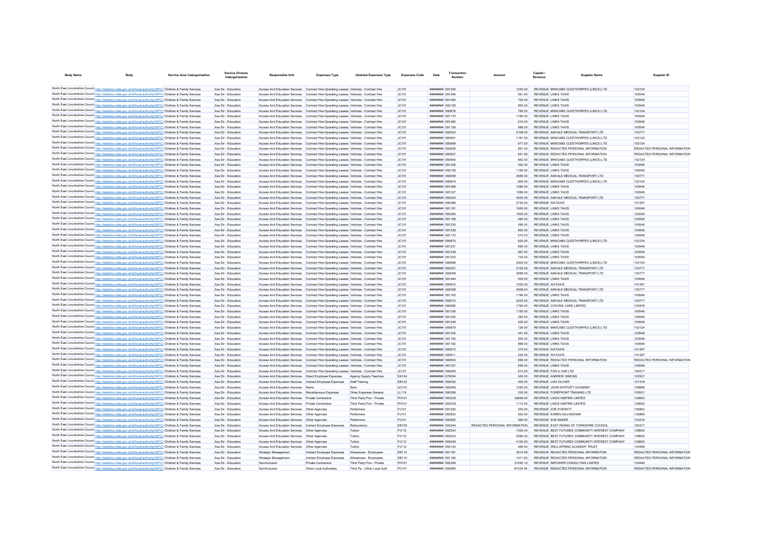| Body Name | Body | Service Area Catergorisation | Service Division Catergorisation | Responsible Unit | Expenses Type | Detailed Expenses Type | Expenses Code | Date | Transaction Number | Amount | Capital / Revenue | Supplier Name | Supplier ID |
|---|---|---|---|---|---|---|---|---|---|---|---|---|---|
| North East Lincolnshire Council | http://statistics.data.gov.uk/id/local-authority/00FC | Children & Family Services | Ass Dir - Education | Access And Education Services | Contract Hire-Operating Leases | Vehicles - Contract Hire | JC101 | ######## | 581200 | 1020.00 | REVENUE | MINICABS CLEETHORPES (LINCS) LTD | 102124 |
| North East Lincolnshire Council | http://statistics.data.gov.uk/id/local-authority/00FC | Children & Family Services | Ass Dir - Education | Access And Education Services | Contract Hire-Operating Leases | Vehicles - Contract Hire | JC101 | ######## | 581246 | 561.00 | REVENUE | LINKS TAXIS | 100546 |
| North East Lincolnshire Council | http://statistics.data.gov.uk/id/local-authority/00FC | Children & Family Services | Ass Dir - Education | Access And Education Services | Contract Hire-Operating Leases | Vehicles - Contract Hire | JC101 | ######## | 581463 | 752.00 | REVENUE | LINKS TAXIS | 100546 |
| North East Lincolnshire Council | http://statistics.data.gov.uk/id/local-authority/00FC | Children & Family Services | Ass Dir - Education | Access And Education Services | Contract Hire-Operating Leases | Vehicles - Contract Hire | JC101 | ######## | 582129 | 800.00 | REVENUE | LINKS TAXIS | 100546 |
| North East Lincolnshire Council | http://statistics.data.gov.uk/id/local-authority/00FC | Children & Family Services | Ass Dir - Education | Access And Education Services | Contract Hire-Operating Leases | Vehicles - Contract Hire | JC101 | ######## | 580876 | 765.00 | REVENUE | MINICABS CLEETHORPES (LINCS) LTD | 102124 |
| North East Lincolnshire Council | http://statistics.data.gov.uk/id/local-authority/00FC | Children & Family Services | Ass Dir - Education | Access And Education Services | Contract Hire-Operating Leases | Vehicles - Contract Hire | JC101 | ######## | 581170 | 1190.00 | REVENUE | LINKS TAXIS | 100546 |
| North East Lincolnshire Council | http://statistics.data.gov.uk/id/local-authority/00FC | Children & Family Services | Ass Dir - Education | Access And Education Services | Contract Hire-Operating Leases | Vehicles - Contract Hire | JC101 | ######## | 581465 | 510.00 | REVENUE | LINKS TAXIS | 100546 |
| North East Lincolnshire Council | http://statistics.data.gov.uk/id/local-authority/00FC | Children & Family Services | Ass Dir - Education | Access And Education Services | Contract Hire-Operating Leases | Vehicles - Contract Hire | JC101 | ######## | 581159 | 986.00 | REVENUE | LINKS TAXIS | 100546 |
| North East Lincolnshire Council | http://statistics.data.gov.uk/id/local-authority/00FC | Children & Family Services | Ass Dir - Education | Access And Education Services | Contract Hire-Operating Leases | Vehicles - Contract Hire | JC101 | ######## | 582003 | 2108.00 | REVENUE | AMVALE MEDICAL TRANSPORT LTD | 130777 |
| North East Lincolnshire Council | http://statistics.data.gov.uk/id/local-authority/00FC | Children & Family Services | Ass Dir - Education | Access And Education Services | Contract Hire-Operating Leases | Vehicles - Contract Hire | JC101 | ######## | 580901 | 1181.50 | REVENUE | MINICABS CLEETHORPES (LINCS) LTD | 102124 |
| North East Lincolnshire Council | http://statistics.data.gov.uk/id/local-authority/00FC | Children & Family Services | Ass Dir - Education | Access And Education Services | Contract Hire-Operating Leases | Vehicles - Contract Hire | JC101 | ######## | 580899 | 977.00 | REVENUE | MINICABS CLEETHORPES (LINCS) LTD | 102124 |
| North East Lincolnshire Council | http://statistics.data.gov.uk/id/local-authority/00FC | Children & Family Services | Ass Dir - Education | Access And Education Services | Contract Hire-Operating Leases | Vehicles - Contract Hire | JC101 | ######## | 582826 | 891.00 | REVENUE | REDACTED PERSONAL INFORMATION | REDACTED PERSONAL INFORMATION |
| North East Lincolnshire Council | http://statistics.data.gov.uk/id/local-authority/00FC | Children & Family Services | Ass Dir - Education | Access And Education Services | Contract Hire-Operating Leases | Vehicles - Contract Hire | JC101 | ######## | 582827 | 841.50 | REVENUE | REDACTED PERSONAL INFORMATION | REDACTED PERSONAL INFORMATION |
| North East Lincolnshire Council | http://statistics.data.gov.uk/id/local-authority/00FC | Children & Family Services | Ass Dir - Education | Access And Education Services | Contract Hire-Operating Leases | Vehicles - Contract Hire | JC101 | ######## | 580900 | 952.00 | REVENUE | MINICABS CLEETHORPES (LINCS) LTD | 102124 |
| North East Lincolnshire Council | http://statistics.data.gov.uk/id/local-authority/00FC | Children & Family Services | Ass Dir - Education | Access And Education Services | Contract Hire-Operating Leases | Vehicles - Contract Hire | JC101 | ######## | 581206 | 400.00 | REVENUE | LINKS TAXIS | 100546 |
| North East Lincolnshire Council | http://statistics.data.gov.uk/id/local-authority/00FC | Children & Family Services | Ass Dir - Education | Access And Education Services | Contract Hire-Operating Leases | Vehicles - Contract Hire | JC101 | ######## | 582128 | 1160.00 | REVENUE | LINKS TAXIS | 100546 |
| North East Lincolnshire Council | http://statistics.data.gov.uk/id/local-authority/00FC | Children & Family Services | Ass Dir - Education | Access And Education Services | Contract Hire-Operating Leases | Vehicles - Contract Hire | JC101 | ######## | 582006 | 2565.00 | REVENUE | AMVALE MEDICAL TRANSPORT LTD | 130777 |
| North East Lincolnshire Council | http://statistics.data.gov.uk/id/local-authority/00FC | Children & Family Services | Ass Dir - Education | Access And Education Services | Contract Hire-Operating Leases | Vehicles - Contract Hire | JC101 | ######## | 580874 | 800.00 | REVENUE | MINICABS CLEETHORPES (LINCS) LTD | 102124 |
| North East Lincolnshire Council | http://statistics.data.gov.uk/id/local-authority/00FC | Children & Family Services | Ass Dir - Education | Access And Education Services | Contract Hire-Operating Leases | Vehicles - Contract Hire | JC101 | ######## | 581466 | 1080.00 | REVENUE | LINKS TAXIS | 100546 |
| North East Lincolnshire Council | http://statistics.data.gov.uk/id/local-authority/00FC | Children & Family Services | Ass Dir - Education | Access And Education Services | Contract Hire-Operating Leases | Vehicles - Contract Hire | JC101 | ######## | 581237 | 1080.00 | REVENUE | LINKS TAXIS | 100546 |
| North East Lincolnshire Council | http://statistics.data.gov.uk/id/local-authority/00FC | Children & Family Services | Ass Dir - Education | Access And Education Services | Contract Hire-Operating Leases | Vehicles - Contract Hire | JC101 | ######## | 582004 | 4500.00 | REVENUE | AMVALE MEDICAL TRANSPORT LTD | 130777 |
| North East Lincolnshire Council | http://statistics.data.gov.uk/id/local-authority/00FC | Children & Family Services | Ass Dir - Education | Access And Education Services | Contract Hire-Operating Leases | Vehicles - Contract Hire | JC101 | ######## | 580386 | 2730.00 | REVENUE | WATAXIS | 141297 |
| North East Lincolnshire Council | http://statistics.data.gov.uk/id/local-authority/00FC | Children & Family Services | Ass Dir - Education | Access And Education Services | Contract Hire-Operating Leases | Vehicles - Contract Hire | JC101 | ######## | 581161 | 1650.00 | REVENUE | LINKS TAXIS | 100546 |
| North East Lincolnshire Council | http://statistics.data.gov.uk/id/local-authority/00FC | Children & Family Services | Ass Dir - Education | Access And Education Services | Contract Hire-Operating Leases | Vehicles - Contract Hire | JC101 | ######## | 580394 | 1905.00 | REVENUE | LINKS TAXIS | 100546 |
| North East Lincolnshire Council | http://statistics.data.gov.uk/id/local-authority/00FC | Children & Family Services | Ass Dir - Education | Access And Education Services | Contract Hire-Operating Leases | Vehicles - Contract Hire | JC101 | ######## | 581169 | 480.00 | REVENUE | LINKS TAXIS | 100546 |
| North East Lincolnshire Council | http://statistics.data.gov.uk/id/local-authority/00FC | Children & Family Services | Ass Dir - Education | Access And Education Services | Contract Hire-Operating Leases | Vehicles - Contract Hire | JC101 | ######## | 581235 | 595.00 | REVENUE | LINKS TAXIS | 100546 |
| North East Lincolnshire Council | http://statistics.data.gov.uk/id/local-authority/00FC | Children & Family Services | Ass Dir - Education | Access And Education Services | Contract Hire-Operating Leases | Vehicles - Contract Hire | JC101 | ######## | 581238 | 850.00 | REVENUE | LINKS TAXIS | 100546 |
| North East Lincolnshire Council | http://statistics.data.gov.uk/id/local-authority/00FC | Children & Family Services | Ass Dir - Education | Access And Education Services | Contract Hire-Operating Leases | Vehicles - Contract Hire | JC101 | ######## | 581172 | 510.00 | REVENUE | LINKS TAXIS | 100546 |
| North East Lincolnshire Council | http://statistics.data.gov.uk/id/local-authority/00FC | Children & Family Services | Ass Dir - Education | Access And Education Services | Contract Hire-Operating Leases | Vehicles - Contract Hire | JC101 | ######## | 580875 | 625.00 | REVENUE | MINICABS CLEETHORPES (LINCS) LTD | 102124 |
| North East Lincolnshire Council | http://statistics.data.gov.uk/id/local-authority/00FC | Children & Family Services | Ass Dir - Education | Access And Education Services | Contract Hire-Operating Leases | Vehicles - Contract Hire | JC101 | ######## | 581201 | 690.00 | REVENUE | LINKS TAXIS | 100546 |
| North East Lincolnshire Council | http://statistics.data.gov.uk/id/local-authority/00FC | Children & Family Services | Ass Dir - Education | Access And Education Services | Contract Hire-Operating Leases | Vehicles - Contract Hire | JC101 | ######## | 581239 | 967.00 | REVENUE | LINKS TAXIS | 100546 |
| North East Lincolnshire Council | http://statistics.data.gov.uk/id/local-authority/00FC | Children & Family Services | Ass Dir - Education | Access And Education Services | Contract Hire-Operating Leases | Vehicles - Contract Hire | JC101 | ######## | 581203 | 704.00 | REVENUE | LINKS TAXIS | 100546 |
| North East Lincolnshire Council | http://statistics.data.gov.uk/id/local-authority/00FC | Children & Family Services | Ass Dir - Education | Access And Education Services | Contract Hire-Operating Leases | Vehicles - Contract Hire | JC101 | ######## | 580898 | 2400.00 | REVENUE | MINICABS CLEETHORPES (LINCS) LTD | 102124 |
| North East Lincolnshire Council | http://statistics.data.gov.uk/id/local-authority/00FC | Children & Family Services | Ass Dir - Education | Access And Education Services | Contract Hire-Operating Leases | Vehicles - Contract Hire | JC101 | ######## | 582007 | 2193.00 | REVENUE | AMVALE MEDICAL TRANSPORT LTD | 130777 |
| North East Lincolnshire Council | http://statistics.data.gov.uk/id/local-authority/00FC | Children & Family Services | Ass Dir - Education | Access And Education Services | Contract Hire-Operating Leases | Vehicles - Contract Hire | JC101 | ######## | 582009 | 3689.00 | REVENUE | AMVALE MEDICAL TRANSPORT LTD | 130777 |
| North East Lincolnshire Council | http://statistics.data.gov.uk/id/local-authority/00FC | Children & Family Services | Ass Dir - Education | Access And Education Services | Contract Hire-Operating Leases | Vehicles - Contract Hire | JC101 | ######## | 581464 | 935.00 | REVENUE | LINKS TAXIS | 100546 |
| North East Lincolnshire Council | http://statistics.data.gov.uk/id/local-authority/00FC | Children & Family Services | Ass Dir - Education | Access And Education Services | Contract Hire-Operating Leases | Vehicles - Contract Hire | JC101 | ######## | 580910 | 1020.00 | REVENUE | WATAXIS | 141297 |
| North East Lincolnshire Council | http://statistics.data.gov.uk/id/local-authority/00FC | Children & Family Services | Ass Dir - Education | Access And Education Services | Contract Hire-Operating Leases | Vehicles - Contract Hire | JC101 | ######## | 582008 | 4658.00 | REVENUE | AMVALE MEDICAL TRANSPORT LTD | 130777 |
| North East Lincolnshire Council | http://statistics.data.gov.uk/id/local-authority/00FC | Children & Family Services | Ass Dir - Education | Access And Education Services | Contract Hire-Operating Leases | Vehicles - Contract Hire | JC101 | ######## | 581163 | 1190.00 | REVENUE | LINKS TAXIS | 100546 |
| North East Lincolnshire Council | http://statistics.data.gov.uk/id/local-authority/00FC | Children & Family Services | Ass Dir - Education | Access And Education Services | Contract Hire-Operating Leases | Vehicles - Contract Hire | JC101 | ######## | 582010 | 2023.00 | REVENUE | AMVALE MEDICAL TRANSPORT LTD | 130777 |
| North East Lincolnshire Council | http://statistics.data.gov.uk/id/local-authority/00FC | Children & Family Services | Ass Dir - Education | Access And Education Services | Contract Hire-Operating Leases | Vehicles - Contract Hire | JC101 | ######## | 580985 | 1760.00 | REVENUE | COXONS CARS LIMITED | 100578 |
| North East Lincolnshire Council | http://statistics.data.gov.uk/id/local-authority/00FC | Children & Family Services | Ass Dir - Education | Access And Education Services | Contract Hire-Operating Leases | Vehicles - Contract Hire | JC101 | ######## | 581236 | 1155.00 | REVENUE | LINKS TAXIS | 100546 |
| North East Lincolnshire Council | http://statistics.data.gov.uk/id/local-authority/00FC | Children & Family Services | Ass Dir - Education | Access And Education Services | Contract Hire-Operating Leases | Vehicles - Contract Hire | JC101 | ######## | 581220 | 262.50 | REVENUE | LINKS TAXIS | 100546 |
| North East Lincolnshire Council | http://statistics.data.gov.uk/id/local-authority/00FC | Children & Family Services | Ass Dir - Education | Access And Education Services | Contract Hire-Operating Leases | Vehicles - Contract Hire | JC101 | ######## | 581248 | 425.00 | REVENUE | LINKS TAXIS | 100546 |
| North East Lincolnshire Council | http://statistics.data.gov.uk/id/local-authority/00FC | Children & Family Services | Ass Dir - Education | Access And Education Services | Contract Hire-Operating Leases | Vehicles - Contract Hire | JC101 | ######## | 580879 | 726.00 | REVENUE | MINICABS CLEETHORPES (LINCS) LTD | 102124 |
| North East Lincolnshire Council | http://statistics.data.gov.uk/id/local-authority/00FC | Children & Family Services | Ass Dir - Education | Access And Education Services | Contract Hire-Operating Leases | Vehicles - Contract Hire | JC101 | ######## | 581205 | 441.00 | REVENUE | LINKS TAXIS | 100546 |
| North East Lincolnshire Council | http://statistics.data.gov.uk/id/local-authority/00FC | Children & Family Services | Ass Dir - Education | Access And Education Services | Contract Hire-Operating Leases | Vehicles - Contract Hire | JC101 | ######## | 581155 | 500.00 | REVENUE | LINKS TAXIS | 100546 |
| North East Lincolnshire Council | http://statistics.data.gov.uk/id/local-authority/00FC | Children & Family Services | Ass Dir - Education | Access And Education Services | Contract Hire-Operating Leases | Vehicles - Contract Hire | JC101 | ######## | 581162 | 868.00 | REVENUE | LINKS TAXIS | 100546 |
| North East Lincolnshire Council | http://statistics.data.gov.uk/id/local-authority/00FC | Children & Family Services | Ass Dir - Education | Access And Education Services | Contract Hire-Operating Leases | Vehicles - Contract Hire | JC101 | ######## | 580912 | 374.00 | REVENUE | WATAXIS | 141297 |
| North East Lincolnshire Council | http://statistics.data.gov.uk/id/local-authority/00FC | Children & Family Services | Ass Dir - Education | Access And Education Services | Contract Hire-Operating Leases | Vehicles - Contract Hire | JC101 | ######## | 580911 | 442.00 | REVENUE | WATAXIS | 141297 |
| North East Lincolnshire Council | http://statistics.data.gov.uk/id/local-authority/00FC | Children & Family Services | Ass Dir - Education | Access And Education Services | Contract Hire-Operating Leases | Vehicles - Contract Hire | JC101 | ######## | 580903 | 690.00 | REVENUE | REDACTED PERSONAL INFORMATION | REDACTED PERSONAL INFORMATION |
| North East Lincolnshire Council | http://statistics.data.gov.uk/id/local-authority/00FC | Children & Family Services | Ass Dir - Education | Access And Education Services | Contract Hire-Operating Leases | Vehicles - Contract Hire | JC101 | ######## | 581207 | 656.00 | REVENUE | LINKS TAXIS | 100546 |
| North East Lincolnshire Council | http://statistics.data.gov.uk/id/local-authority/00FC | Children & Family Services | Ass Dir - Education | Access And Education Services | Contract Hire-Operating Leases | Vehicles - Contract Hire | JC101 | ######## | 580905 | 612.00 | REVENUE | FON A CAR LTD | 140517 |
| North East Lincolnshire Council | http://statistics.data.gov.uk/id/local-authority/00FC | Children & Family Services | Ass Dir - Education | Access And Education Services | Direct Employee Expenses | Agency Supply Teachers | EA104 | ######## | 579004 | 300.00 | REVENUE | ANDREW SIMONS | 102321 |
| North East Lincolnshire Council | http://statistics.data.gov.uk/id/local-authority/00FC | Children & Family Services | Ass Dir - Education | Access And Education Services | Indirect Employee Expenses | Staff Training | EB122 | ######## | 582050 | 400.00 | REVENUE | LISA OLIVER | 101318 |
| North East Lincolnshire Council | http://statistics.data.gov.uk/id/local-authority/00FC | Children & Family Services | Ass Dir - Education | Access And Education Services | Rents | Rent | GC101 | ######## | 582465 | 1250.00 | REVENUE | JOHN WHITGIFT ACADEMY | 106898 |
| North East Lincolnshire Council | http://statistics.data.gov.uk/id/local-authority/00FC | Children & Family Services | Ass Dir - Education | Access And Education Services | Miscellaneous Expenses | Other Expenses General | LL119 | ######## | 580289 | 330.00 | REVENUE | FOREFRONT TRAINING LTD | 105501 |
| North East Lincolnshire Council | http://statistics.data.gov.uk/id/local-authority/00FC | Children & Family Services | Ass Dir - Education | Access And Education Services | Private Contractors | Third Party Prov - Private | PH101 | ######## | 583339 | 33848.00 | REVENUE | LINCS INSPIRE LIMITED | 129063 |
| North East Lincolnshire Council | http://statistics.data.gov.uk/id/local-authority/00FC | Children & Family Services | Ass Dir - Education | Access And Education Services | Private Contractors | Third Party Prov - Private | PH101 | ######## | 583338 | 1113.00 | REVENUE | LINCS INSPIRE LIMITED | 129063 |
| North East Lincolnshire Council | http://statistics.data.gov.uk/id/local-authority/00FC | Children & Family Services | Ass Dir - Education | Access And Education Services | Other Agencies | Performers | PJ101 | ######## | 581262 | 300.00 | REVENUE | ZOE EVERATT | 106842 |
| North East Lincolnshire Council | http://statistics.data.gov.uk/id/local-authority/00FC | Children & Family Services | Ass Dir - Education | Access And Education Services | Other Agencies | Performers | PJ101 | ######## | 582823 | 553.50 | REVENUE | KAREN GILLINGHAM | 135869 |
| North East Lincolnshire Council | http://statistics.data.gov.uk/id/local-authority/00FC | Children & Family Services | Ass Dir - Education | Access And Education Services | Other Agencies | Performers | PJ101 | ######## | 580820 | 360.00 | REVENUE | SUE BAKER | 103216 |
| North East Lincolnshire Council | http://statistics.data.gov.uk/id/local-authority/00FC | Children & Family Services | Ass Dir - Education | Access And Education Services | Indirect Employee Expenses | Redundancy | EB109 | ######## | 583344 | REDACTED PERSONAL INFORMATION | REVENUE | EAST RIDING OF YORKSHIRE COUNCIL | 100377 |
| North East Lincolnshire Council | http://statistics.data.gov.uk/id/local-authority/00FC | Children & Family Services | Ass Dir - Education | Access And Education Services | Other Agencies | Tuition | PJ112 | ######## | 582242 | 1525.00 | REVENUE | BEST FUTURES COMMUNITY INTEREST COMPANY | 128600 |
| North East Lincolnshire Council | http://statistics.data.gov.uk/id/local-authority/00FC | Children & Family Services | Ass Dir - Education | Access And Education Services | Other Agencies | Tuition | PJ112 | ######## | 582243 | 2590.00 | REVENUE | BEST FUTURES COMMUNITY INTEREST COMPANY | 128600 |
| North East Lincolnshire Council | http://statistics.data.gov.uk/id/local-authority/00FC | Children & Family Services | Ass Dir - Education | Access And Education Services | Other Agencies | Tuition | PJ112 | ######## | 582246 | 4100.00 | REVENUE | BEST FUTURES COMMUNITY INTEREST COMPANY | 128600 |
| North East Lincolnshire Council | http://statistics.data.gov.uk/id/local-authority/00FC | Children & Family Services | Ass Dir - Education | Access And Education Services | Other Agencies | Tuition | PJ112 | ######## | 583142 | 465.40 | REVENUE | WELLSPRING ACADEMY TRUST | 143489 |
| North East Lincolnshire Council | http://statistics.data.gov.uk/id/local-authority/00FC | Children & Family Services | Ass Dir - Education | Strategic Management | Indirect Employee Expenses | Allowances - Employees | EB110 | ######## | 581181 | 3614.08 | REVENUE | REDACTED PERSONAL INFORMATION | REDACTED PERSONAL INFORMATION |
| North East Lincolnshire Council | http://statistics.data.gov.uk/id/local-authority/00FC | Children & Family Services | Ass Dir - Education | Strategic Management | Indirect Employee Expenses | Allowances - Employees | EB110 | ######## | 581182 | 1411.63 | REVENUE | REDACTED PERSONAL INFORMATION | REDACTED PERSONAL INFORMATION |
| North East Lincolnshire Council | http://statistics.data.gov.uk/id/local-authority/00FC | Children & Family Services | Ass Dir - Education | Sen/Inclusion | Private Contractors | Third Party Prov - Private | PH101 | ######## | 582249 | 31545.10 | REVENUE | IMPOWER CONSULTING LIMITED | 133446 |
| North East Lincolnshire Council | http://statistics.data.gov.uk/id/local-authority/00FC | Children & Family Services | Ass Dir - Education | Sen/Inclusion | Other Local Authorities | Third Pp - Other Local Auth | PC101 | ######## | 582960 | -81234.44 | REVENUE | REDACTED PERSONAL INFORMATION | REDACTED PERSONAL INFORMATION |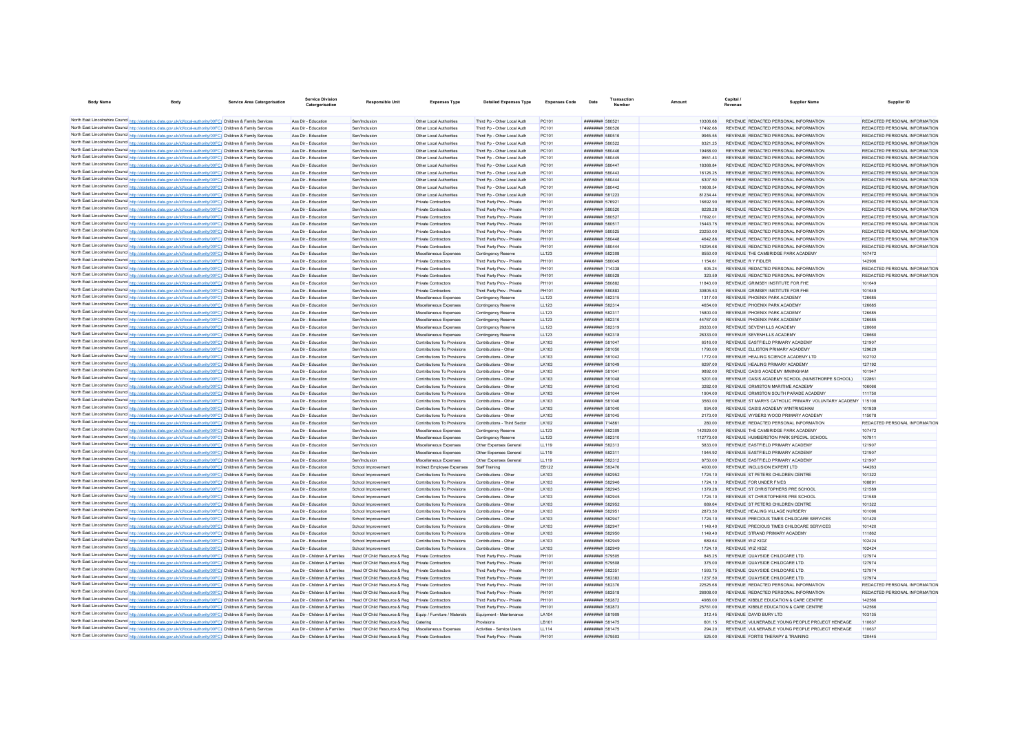| Body Name | Body | Service Area Catergorisation | Service Division Catergorisation | Responsible Unit | Expenses Type | Detailed Expenses Type | Expenses Code | Date | Transaction Number | Amount | Capital / Revenue | Supplier Name | Supplier ID |
|---|---|---|---|---|---|---|---|---|---|---|---|---|---|
| North East Lincolnshire Council | http://statistics.data.gov.uk/id/local-authority/00FC | Children & Family Services | Ass Dir - Education | Sen/Inclusion | Other Local Authorities | Third Pp - Other Local Auth | PC101 | ######## | 580521 | 10306.68 | REVENUE | REDACTED PERSONAL INFORMATION | REDACTED PERSONAL INFORMATION |
| North East Lincolnshire Council | http://statistics.data.gov.uk/id/local-authority/00FC | Children & Family Services | Ass Dir - Education | Sen/Inclusion | Other Local Authorities | Third Pp - Other Local Auth | PC101 | ######## | 580526 | 17492.68 | REVENUE | REDACTED PERSONAL INFORMATION | REDACTED PERSONAL INFORMATION |
| North East Lincolnshire Council | http://statistics.data.gov.uk/id/local-authority/00FC | Children & Family Services | Ass Dir - Education | Sen/Inclusion | Other Local Authorities | Third Pp - Other Local Auth | PC101 | ######## | 580516 | 9945.55 | REVENUE | REDACTED PERSONAL INFORMATION | REDACTED PERSONAL INFORMATION |
| North East Lincolnshire Council | http://statistics.data.gov.uk/id/local-authority/00FC | Children & Family Services | Ass Dir - Education | Sen/Inclusion | Other Local Authorities | Third Pp - Other Local Auth | PC101 | ######## | 580522 | 8321.25 | REVENUE | REDACTED PERSONAL INFORMATION | REDACTED PERSONAL INFORMATION |
| North East Lincolnshire Council | http://statistics.data.gov.uk/id/local-authority/00FC | Children & Family Services | Ass Dir - Education | Sen/Inclusion | Other Local Authorities | Third Pp - Other Local Auth | PC101 | ######## | 580446 | 19468.00 | REVENUE | REDACTED PERSONAL INFORMATION | REDACTED PERSONAL INFORMATION |
| North East Lincolnshire Council | http://statistics.data.gov.uk/id/local-authority/00FC | Children & Family Services | Ass Dir - Education | Sen/Inclusion | Other Local Authorities | Third Pp - Other Local Auth | PC101 | ######## | 580445 | 9551.43 | REVENUE | REDACTED PERSONAL INFORMATION | REDACTED PERSONAL INFORMATION |
| North East Lincolnshire Council | http://statistics.data.gov.uk/id/local-authority/00FC | Children & Family Services | Ass Dir - Education | Sen/Inclusion | Other Local Authorities | Third Pp - Other Local Auth | PC101 | ######## | 580447 | 18368.84 | REVENUE | REDACTED PERSONAL INFORMATION | REDACTED PERSONAL INFORMATION |
| North East Lincolnshire Council | http://statistics.data.gov.uk/id/local-authority/00FC | Children & Family Services | Ass Dir - Education | Sen/Inclusion | Other Local Authorities | Third Pp - Other Local Auth | PC101 | ######## | 580443 | 18126.25 | REVENUE | REDACTED PERSONAL INFORMATION | REDACTED PERSONAL INFORMATION |
| North East Lincolnshire Council | http://statistics.data.gov.uk/id/local-authority/00FC | Children & Family Services | Ass Dir - Education | Sen/Inclusion | Other Local Authorities | Third Pp - Other Local Auth | PC101 | ######## | 580444 | 6307.50 | REVENUE | REDACTED PERSONAL INFORMATION | REDACTED PERSONAL INFORMATION |
| North East Lincolnshire Council | http://statistics.data.gov.uk/id/local-authority/00FC | Children & Family Services | Ass Dir - Education | Sen/Inclusion | Other Local Authorities | Third Pp - Other Local Auth | PC101 | ######## | 580442 | 10608.54 | REVENUE | REDACTED PERSONAL INFORMATION | REDACTED PERSONAL INFORMATION |
| North East Lincolnshire Council | http://statistics.data.gov.uk/id/local-authority/00FC | Children & Family Services | Ass Dir - Education | Sen/Inclusion | Other Local Authorities | Third Pp - Other Local Auth | PC101 | ######## | 581223 | 81234.44 | REVENUE | REDACTED PERSONAL INFORMATION | REDACTED PERSONAL INFORMATION |
| North East Lincolnshire Council | http://statistics.data.gov.uk/id/local-authority/00FC | Children & Family Services | Ass Dir - Education | Sen/Inclusion | Private Contractors | Third Party Prov - Private | PH101 | ######## | 576921 | 16692.90 | REVENUE | REDACTED PERSONAL INFORMATION | REDACTED PERSONAL INFORMATION |
| North East Lincolnshire Council | http://statistics.data.gov.uk/id/local-authority/00FC | Children & Family Services | Ass Dir - Education | Sen/Inclusion | Private Contractors | Third Party Prov - Private | PH101 | ######## | 580520 | 8228.28 | REVENUE | REDACTED PERSONAL INFORMATION | REDACTED PERSONAL INFORMATION |
| North East Lincolnshire Council | http://statistics.data.gov.uk/id/local-authority/00FC | Children & Family Services | Ass Dir - Education | Sen/Inclusion | Private Contractors | Third Party Prov - Private | PH101 | ######## | 580527 | 17692.01 | REVENUE | REDACTED PERSONAL INFORMATION | REDACTED PERSONAL INFORMATION |
| North East Lincolnshire Council | http://statistics.data.gov.uk/id/local-authority/00FC | Children & Family Services | Ass Dir - Education | Sen/Inclusion | Private Contractors | Third Party Prov - Private | PH101 | ######## | 580517 | 15443.75 | REVENUE | REDACTED PERSONAL INFORMATION | REDACTED PERSONAL INFORMATION |
| North East Lincolnshire Council | http://statistics.data.gov.uk/id/local-authority/00FC | Children & Family Services | Ass Dir - Education | Sen/Inclusion | Private Contractors | Third Party Prov - Private | PH101 | ######## | 580525 | 23250.00 | REVENUE | REDACTED PERSONAL INFORMATION | REDACTED PERSONAL INFORMATION |
| North East Lincolnshire Council | http://statistics.data.gov.uk/id/local-authority/00FC | Children & Family Services | Ass Dir - Education | Sen/Inclusion | Private Contractors | Third Party Prov - Private | PH101 | ######## | 580448 | 4642.86 | REVENUE | REDACTED PERSONAL INFORMATION | REDACTED PERSONAL INFORMATION |
| North East Lincolnshire Council | http://statistics.data.gov.uk/id/local-authority/00FC | Children & Family Services | Ass Dir - Education | Sen/Inclusion | Private Contractors | Third Party Prov - Private | PH101 | ######## | 580444 | 16294.66 | REVENUE | REDACTED PERSONAL INFORMATION | REDACTED PERSONAL INFORMATION |
| North East Lincolnshire Council | http://statistics.data.gov.uk/id/local-authority/00FC | Children & Family Services | Ass Dir - Education | Sen/Inclusion | Miscellaneous Expenses | Contingency Reserve | LL123 | ######## | 582308 | 8550.00 | REVENUE | THE CAMBRIDGE PARK ACADEMY | 107472 |
| North East Lincolnshire Council | http://statistics.data.gov.uk/id/local-authority/00FC | Children & Family Services | Ass Dir - Education | Sen/Inclusion | Private Contractors | Third Party Prov - Private | PH101 | ######## | 580049 | 1154.61 | REVENUE | R Y FIDLER | 142906 |
| North East Lincolnshire Council | http://statistics.data.gov.uk/id/local-authority/00FC | Children & Family Services | Ass Dir - Education | Sen/Inclusion | Private Contractors | Third Party Prov - Private | PH101 | ######## | 714338 | 605.24 | REVENUE | REDACTED PERSONAL INFORMATION | REDACTED PERSONAL INFORMATION |
| North East Lincolnshire Council | http://statistics.data.gov.uk/id/local-authority/00FC | Children & Family Services | Ass Dir - Education | Sen/Inclusion | Private Contractors | Third Party Prov - Private | PH101 | ######## | 580528 | 323.59 | REVENUE | REDACTED PERSONAL INFORMATION | REDACTED PERSONAL INFORMATION |
| North East Lincolnshire Council | http://statistics.data.gov.uk/id/local-authority/00FC | Children & Family Services | Ass Dir - Education | Sen/Inclusion | Private Contractors | Third Party Prov - Private | PH101 | ######## | 580882 | 11843.00 | REVENUE | GRIMSBY INSTITUTE FOR FHE | 101649 |
| North East Lincolnshire Council | http://statistics.data.gov.uk/id/local-authority/00FC | Children & Family Services | Ass Dir - Education | Sen/Inclusion | Private Contractors | Third Party Prov - Private | PH101 | ######## | 580883 | 30805.53 | REVENUE | GRIMSBY INSTITUTE FOR FHE | 101649 |
| North East Lincolnshire Council | http://statistics.data.gov.uk/id/local-authority/00FC | Children & Family Services | Ass Dir - Education | Sen/Inclusion | Miscellaneous Expenses | Contingency Reserve | LL123 | ######## | 582315 | 1317.00 | REVENUE | PHOENIX PARK ACADEMY | 126685 |
| North East Lincolnshire Council | http://statistics.data.gov.uk/id/local-authority/00FC | Children & Family Services | Ass Dir - Education | Sen/Inclusion | Miscellaneous Expenses | Contingency Reserve | LL123 | ######## | 582314 | 4654.00 | REVENUE | PHOENIX PARK ACADEMY | 126685 |
| North East Lincolnshire Council | http://statistics.data.gov.uk/id/local-authority/00FC | Children & Family Services | Ass Dir - Education | Sen/Inclusion | Miscellaneous Expenses | Contingency Reserve | LL123 | ######## | 582317 | 15800.00 | REVENUE | PHOENIX PARK ACADEMY | 126685 |
| North East Lincolnshire Council | http://statistics.data.gov.uk/id/local-authority/00FC | Children & Family Services | Ass Dir - Education | Sen/Inclusion | Miscellaneous Expenses | Contingency Reserve | LL123 | ######## | 582316 | 44767.00 | REVENUE | PHOENIX PARK ACADEMY | 126685 |
| North East Lincolnshire Council | http://statistics.data.gov.uk/id/local-authority/00FC | Children & Family Services | Ass Dir - Education | Sen/Inclusion | Miscellaneous Expenses | Contingency Reserve | LL123 | ######## | 582319 | 26333.00 | REVENUE | SEVENHILLS ACADEMY | 128660 |
| North East Lincolnshire Council | http://statistics.data.gov.uk/id/local-authority/00FC | Children & Family Services | Ass Dir - Education | Sen/Inclusion | Miscellaneous Expenses | Contingency Reserve | LL123 | ######## | 582318 | 26333.00 | REVENUE | SEVENHILLS ACADEMY | 128660 |
| North East Lincolnshire Council | http://statistics.data.gov.uk/id/local-authority/00FC | Children & Family Services | Ass Dir - Education | Sen/Inclusion | Contributions To Provisions | Contributions - Other | LK103 | ######## | 581047 | 6516.00 | REVENUE | EASTFIELD PRIMARY ACADEMY | 121907 |
| North East Lincolnshire Council | http://statistics.data.gov.uk/id/local-authority/00FC | Children & Family Services | Ass Dir - Education | Sen/Inclusion | Contributions To Provisions | Contributions - Other | LK103 | ######## | 581050 | 1790.00 | REVENUE | ELLISTON PRIMARY ACADEMY | 129629 |
| North East Lincolnshire Council | http://statistics.data.gov.uk/id/local-authority/00FC | Children & Family Services | Ass Dir - Education | Sen/Inclusion | Contributions To Provisions | Contributions - Other | LK103 | ######## | 581042 | 1772.00 | REVENUE | HEALING SCIENCE ACADEMY LTD | 102702 |
| North East Lincolnshire Council | http://statistics.data.gov.uk/id/local-authority/00FC | Children & Family Services | Ass Dir - Education | Sen/Inclusion | Contributions To Provisions | Contributions - Other | LK103 | ######## | 581049 | 6297.00 | REVENUE | HEALING PRIMARY ACADEMY | 127192 |
| North East Lincolnshire Council | http://statistics.data.gov.uk/id/local-authority/00FC | Children & Family Services | Ass Dir - Education | Sen/Inclusion | Contributions To Provisions | Contributions - Other | LK103 | ######## | 581041 | 9892.00 | REVENUE | OASIS ACADEMY IMMINGHAM | 101947 |
| North East Lincolnshire Council | http://statistics.data.gov.uk/id/local-authority/00FC | Children & Family Services | Ass Dir - Education | Sen/Inclusion | Contributions To Provisions | Contributions - Other | LK103 | ######## | 581048 | 5201.00 | REVENUE | OASIS ACADEMY SCHOOL (NUNSTHORPE SCHOOL) | 122861 |
| North East Lincolnshire Council | http://statistics.data.gov.uk/id/local-authority/00FC | Children & Family Services | Ass Dir - Education | Sen/Inclusion | Contributions To Provisions | Contributions - Other | LK103 | ######## | 581043 | 3282.00 | REVENUE | ORMISTON MARITIME ACADEMY | 106066 |
| North East Lincolnshire Council | http://statistics.data.gov.uk/id/local-authority/00FC | Children & Family Services | Ass Dir - Education | Sen/Inclusion | Contributions To Provisions | Contributions - Other | LK103 | ######## | 581044 | 1904.00 | REVENUE | ORMISTON SOUTH PARADE ACADEMY | 111750 |
| North East Lincolnshire Council | http://statistics.data.gov.uk/id/local-authority/00FC | Children & Family Services | Ass Dir - Education | Sen/Inclusion | Contributions To Provisions | Contributions - Other | LK103 | ######## | 581046 | 3560.00 | REVENUE | ST MARYS CATHOLIC PRIMARY VOLUNTARY ACADEMY | 115108 |
| North East Lincolnshire Council | http://statistics.data.gov.uk/id/local-authority/00FC | Children & Family Services | Ass Dir - Education | Sen/Inclusion | Contributions To Provisions | Contributions - Other | LK103 | ######## | 581040 | 934.00 | REVENUE | OASIS ACADEMY WINTRINGHAM | 101939 |
| North East Lincolnshire Council | http://statistics.data.gov.uk/id/local-authority/00FC | Children & Family Services | Ass Dir - Education | Sen/Inclusion | Contributions To Provisions | Contributions - Other | LK103 | ######## | 581045 | 2173.00 | REVENUE | WYBERS WOOD PRIMARY ACADEMY | 115078 |
| North East Lincolnshire Council | http://statistics.data.gov.uk/id/local-authority/00FC | Children & Family Services | Ass Dir - Education | Sen/Inclusion | Contributions To Provisions | Contributions - Third Sector | LK102 | ######## | 714861 | 280.00 | REVENUE | REDACTED PERSONAL INFORMATION | REDACTED PERSONAL INFORMATION |
| North East Lincolnshire Council | http://statistics.data.gov.uk/id/local-authority/00FC | Children & Family Services | Ass Dir - Education | Sen/Inclusion | Miscellaneous Expenses | Contingency Reserve | LL123 | ######## | 582309 | 142929.00 | REVENUE | THE CAMBRIDGE PARK ACADEMY | 107472 |
| North East Lincolnshire Council | http://statistics.data.gov.uk/id/local-authority/00FC | Children & Family Services | Ass Dir - Education | Sen/Inclusion | Miscellaneous Expenses | Contingency Reserve | LL123 | ######## | 582310 | 112773.00 | REVENUE | HUMBERSTON PARK SPECIAL SCHOOL | 107911 |
| North East Lincolnshire Council | http://statistics.data.gov.uk/id/local-authority/00FC | Children & Family Services | Ass Dir - Education | Sen/Inclusion | Miscellaneous Expenses | Other Expenses General | LL119 | ######## | 582313 | 5833.00 | REVENUE | EASTFIELD PRIMARY ACADEMY | 121907 |
| North East Lincolnshire Council | http://statistics.data.gov.uk/id/local-authority/00FC | Children & Family Services | Ass Dir - Education | Sen/Inclusion | Miscellaneous Expenses | Other Expenses General | LL119 | ######## | 582311 | 1944.92 | REVENUE | EASTFIELD PRIMARY ACADEMY | 121907 |
| North East Lincolnshire Council | http://statistics.data.gov.uk/id/local-authority/00FC | Children & Family Services | Ass Dir - Education | Sen/Inclusion | Miscellaneous Expenses | Other Expenses General | LL119 | ######## | 582312 | 8750.00 | REVENUE | EASTFIELD PRIMARY ACADEMY | 121907 |
| North East Lincolnshire Council | http://statistics.data.gov.uk/id/local-authority/00FC | Children & Family Services | Ass Dir - Education | School Improvement | Indirect Employee Expenses | Staff Training | EB122 | ######## | 583476 | 4000.00 | REVENUE | INCLUSION EXPERT LTD | 144263 |
| North East Lincolnshire Council | http://statistics.data.gov.uk/id/local-authority/00FC | Children & Family Services | Ass Dir - Education | School Improvement | Contributions To Provisions | Contributions - Other | LK103 | ######## | 582952 | 1724.10 | REVENUE | ST PETERS CHILDREN CENTRE | 101322 |
| North East Lincolnshire Council | http://statistics.data.gov.uk/id/local-authority/00FC | Children & Family Services | Ass Dir - Education | School Improvement | Contributions To Provisions | Contributions - Other | LK103 | ######## | 582946 | 1724.10 | REVENUE | FOR UNDER FIVES | 108891 |
| North East Lincolnshire Council | http://statistics.data.gov.uk/id/local-authority/00FC | Children & Family Services | Ass Dir - Education | School Improvement | Contributions To Provisions | Contributions - Other | LK103 | ######## | 582945 | 1379.28 | REVENUE | ST CHRISTOPHERS PRE SCHOOL | 121589 |
| North East Lincolnshire Council | http://statistics.data.gov.uk/id/local-authority/00FC | Children & Family Services | Ass Dir - Education | School Improvement | Contributions To Provisions | Contributions - Other | LK103 | ######## | 582945 | 1724.10 | REVENUE | ST CHRISTOPHERS PRE SCHOOL | 121589 |
| North East Lincolnshire Council | http://statistics.data.gov.uk/id/local-authority/00FC | Children & Family Services | Ass Dir - Education | School Improvement | Contributions To Provisions | Contributions - Other | LK103 | ######## | 582952 | 689.64 | REVENUE | ST PETERS CHILDREN CENTRE | 101322 |
| North East Lincolnshire Council | http://statistics.data.gov.uk/id/local-authority/00FC | Children & Family Services | Ass Dir - Education | School Improvement | Contributions To Provisions | Contributions - Other | LK103 | ######## | 582951 | 2873.50 | REVENUE | HEALING VILLAGE NURSERY | 101096 |
| North East Lincolnshire Council | http://statistics.data.gov.uk/id/local-authority/00FC | Children & Family Services | Ass Dir - Education | School Improvement | Contributions To Provisions | Contributions - Other | LK103 | ######## | 582947 | 1724.10 | REVENUE | PRECIOUS TIMES CHILDCARE SERVICES | 101420 |
| North East Lincolnshire Council | http://statistics.data.gov.uk/id/local-authority/00FC | Children & Family Services | Ass Dir - Education | School Improvement | Contributions To Provisions | Contributions - Other | LK103 | ######## | 582947 | 1149.40 | REVENUE | PRECIOUS TIMES CHILDCARE SERVICES | 101420 |
| North East Lincolnshire Council | http://statistics.data.gov.uk/id/local-authority/00FC | Children & Family Services | Ass Dir - Education | School Improvement | Contributions To Provisions | Contributions - Other | LK103 | ######## | 582950 | 1149.40 | REVENUE | STRAND PRIMARY ACADEMY | 111862 |
| North East Lincolnshire Council | http://statistics.data.gov.uk/id/local-authority/00FC | Children & Family Services | Ass Dir - Education | School Improvement | Contributions To Provisions | Contributions - Other | LK103 | ######## | 582949 | 689.64 | REVENUE | WIZ KIDZ | 102424 |
| North East Lincolnshire Council | http://statistics.data.gov.uk/id/local-authority/00FC | Children & Family Services | Ass Dir - Education | School Improvement | Contributions To Provisions | Contributions - Other | LK103 | ######## | 582949 | 1724.10 | REVENUE | WIZ KIDZ | 102424 |
| North East Lincolnshire Council | http://statistics.data.gov.uk/id/local-authority/00FC | Children & Family Services | Ass Dir - Children & Families | Head Of Child Resource & Reg | Private Contractors | Third Party Prov - Private | PH101 | ######## | 579505 | 845.25 | REVENUE | QUAYSIDE CHILDCARE LTD. | 127974 |
| North East Lincolnshire Council | http://statistics.data.gov.uk/id/local-authority/00FC | Children & Family Services | Ass Dir - Children & Families | Head Of Child Resource & Reg | Private Contractors | Third Party Prov - Private | PH101 | ######## | 579508 | 375.00 | REVENUE | QUAYSIDE CHILDCARE LTD. | 127974 |
| North East Lincolnshire Council | http://statistics.data.gov.uk/id/local-authority/00FC | Children & Family Services | Ass Dir - Children & Families | Head Of Child Resource & Reg | Private Contractors | Third Party Prov - Private | PH101 | ######## | 582351 | 1593.75 | REVENUE | QUAYSIDE CHILDCARE LTD. | 127974 |
| North East Lincolnshire Council | http://statistics.data.gov.uk/id/local-authority/00FC | Children & Family Services | Ass Dir - Children & Families | Head Of Child Resource & Reg | Private Contractors | Third Party Prov - Private | PH101 | ######## | 582383 | 1237.50 | REVENUE | QUAYSIDE CHILDCARE LTD. | 127974 |
| North East Lincolnshire Council | http://statistics.data.gov.uk/id/local-authority/00FC | Children & Family Services | Ass Dir - Children & Families | Head Of Child Resource & Reg | Private Contractors | Third Party Prov - Private | PH101 | ######## | 582376 | 22525.68 | REVENUE | REDACTED PERSONAL INFORMATION | REDACTED PERSONAL INFORMATION |
| North East Lincolnshire Council | http://statistics.data.gov.uk/id/local-authority/00FC | Children & Family Services | Ass Dir - Children & Families | Head Of Child Resource & Reg | Private Contractors | Third Party Prov - Private | PH101 | ######## | 582518 | 26908.00 | REVENUE | REDACTED PERSONAL INFORMATION | REDACTED PERSONAL INFORMATION |
| North East Lincolnshire Council | http://statistics.data.gov.uk/id/local-authority/00FC | Children & Family Services | Ass Dir - Children & Families | Head Of Child Resource & Reg | Private Contractors | Third Party Prov - Private | PH101 | ######## | 582872 | 4986.00 | REVENUE | KIBBLE EDUCATION & CARE CENTRE | 142566 |
| North East Lincolnshire Council | http://statistics.data.gov.uk/id/local-authority/00FC | Children & Family Services | Ass Dir - Children & Families | Head Of Child Resource & Reg | Private Contractors | Third Party Prov - Private | PH101 | ######## | 582873 | 25761.00 | REVENUE | KIBBLE EDUCATION & CARE CENTRE | 142566 |
| North East Lincolnshire Council | http://statistics.data.gov.uk/id/local-authority/00FC | Children & Family Services | Ass Dir - Children & Families | Head Of Child Resource & Reg | Equip / Furniture / Materials | Equipment - Maintenance | LA104 | ######## | 581909 | 312.45 | REVENUE | DAVID BURY LTD | 103135 |
| North East Lincolnshire Council | http://statistics.data.gov.uk/id/local-authority/00FC | Children & Family Services | Ass Dir - Children & Families | Head Of Child Resource & Reg | Catering | Provisions | LB101 | ######## | 581475 | 601.15 | REVENUE | VULNERABLE YOUNG PEOPLE PROJECT HENEAGE | 110637 |
| North East Lincolnshire Council | http://statistics.data.gov.uk/id/local-authority/00FC | Children & Family Services | Ass Dir - Children & Families | Head Of Child Resource & Reg | Miscellaneous Expenses | Activities - Service Users | LL114 | ######## | 581475 | 294.20 | REVENUE | VULNERABLE YOUNG PEOPLE PROJECT HENEAGE | 110637 |
| North East Lincolnshire Council | http://statistics.data.gov.uk/id/local-authority/00FC | Children & Family Services | Ass Dir - Children & Families | Head Of Child Resource & Reg | Private Contractors | Third Party Prov - Private | PH101 | ######## | 579503 | 525.00 | REVENUE | FORTIS THERAPY & TRAINING | 120445 |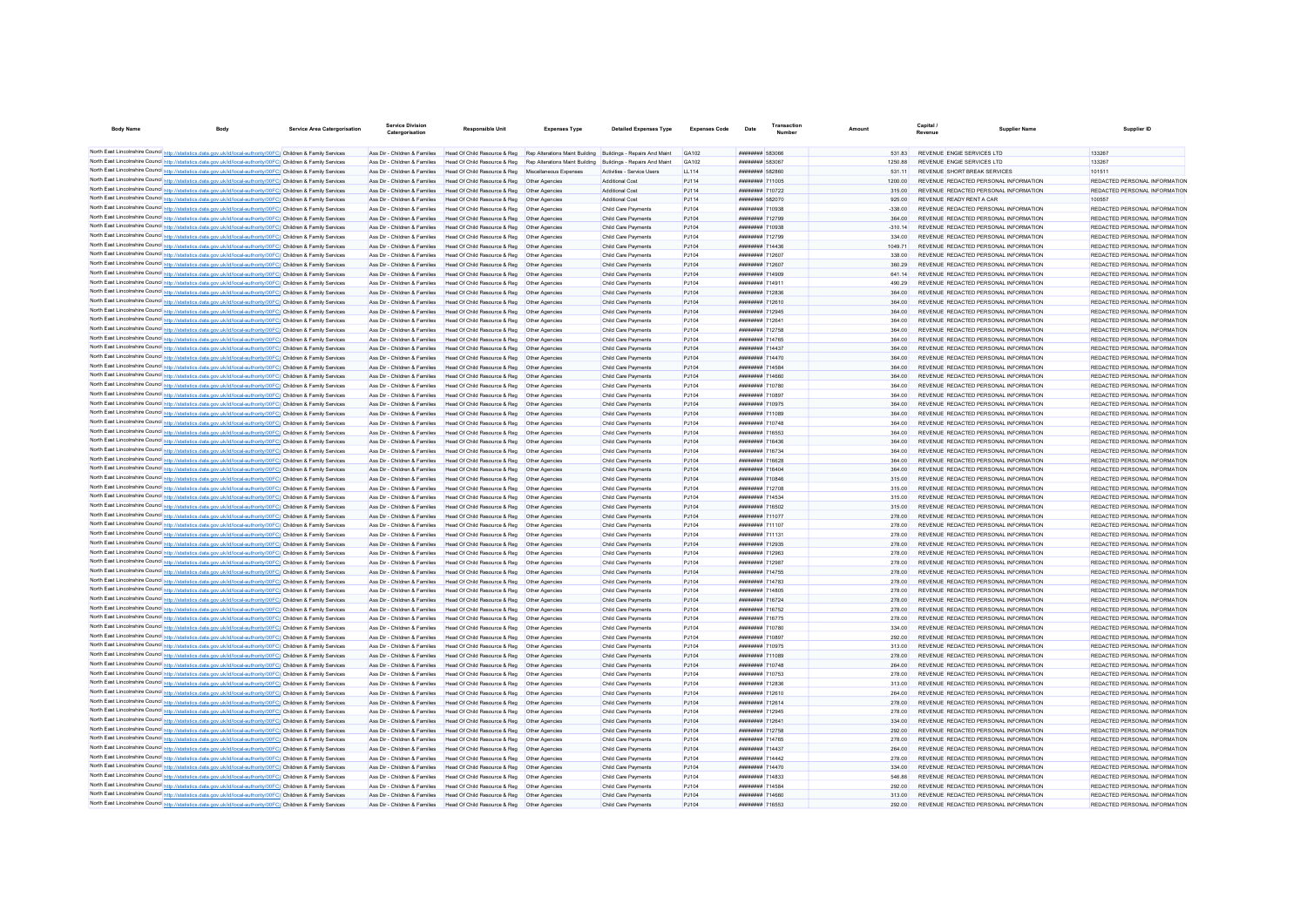| Body Name | Body | Service Area Catergorisation | Service Division Catergorisation | Responsible Unit | Expenses Type | Detailed Expenses Type | Expenses Code | Date | Transaction Number | Amount | Capital / Revenue | Supplier Name | Supplier ID |
|---|---|---|---|---|---|---|---|---|---|---|---|---|---|
| North East Lincolnshire Council | http://statistics.data.gov.uk/id/local-authority/00FC | Children & Family Services | Ass Dir - Children & Families | Head Of Child Resource & Reg | Rep Alterations Maint Building | Buildings - Repairs And Maint | GA102 | ######## | 583066 | 531.83 | REVENUE | ENGIE SERVICES LTD | 133267 |
| North East Lincolnshire Council | http://statistics.data.gov.uk/id/local-authority/00FC | Children & Family Services | Ass Dir - Children & Families | Head Of Child Resource & Reg | Rep Alterations Maint Building | Buildings - Repairs And Maint | GA102 | ######## | 583067 | 1250.88 | REVENUE | ENGIE SERVICES LTD | 133267 |
| North East Lincolnshire Council | http://statistics.data.gov.uk/id/local-authority/00FC | Children & Family Services | Ass Dir - Children & Families | Head Of Child Resource & Reg | Miscellaneous Expenses | Activities - Service Users | LL114 | ######## | 582860 | 531.11 | REVENUE | SHORT BREAK SERVICES | 101511 |
| North East Lincolnshire Council | http://statistics.data.gov.uk/id/local-authority/00FC | Children & Family Services | Ass Dir - Children & Families | Head Of Child Resource & Reg | Other Agencies | Additional Cost | PJ114 | ######## | 711005 | 1200.00 | REVENUE | REDACTED PERSONAL INFORMATION | REDACTED PERSONAL INFORMATION |
| North East Lincolnshire Council | http://statistics.data.gov.uk/id/local-authority/00FC | Children & Family Services | Ass Dir - Children & Families | Head Of Child Resource & Reg | Other Agencies | Additional Cost | PJ114 | ######## | 710722 | 315.00 | REVENUE | REDACTED PERSONAL INFORMATION | REDACTED PERSONAL INFORMATION |
| North East Lincolnshire Council | http://statistics.data.gov.uk/id/local-authority/00FC | Children & Family Services | Ass Dir - Children & Families | Head Of Child Resource & Reg | Other Agencies | Additional Cost | PJ114 | ######## | 582070 | 925.00 | REVENUE | READY RENT A CAR | 100557 |
| North East Lincolnshire Council | http://statistics.data.gov.uk/id/local-authority/00FC | Children & Family Services | Ass Dir - Children & Families | Head Of Child Resource & Reg | Other Agencies | Child Care Payments | PJ104 | ######## | 710938 | -338.00 | REVENUE | REDACTED PERSONAL INFORMATION | REDACTED PERSONAL INFORMATION |
| North East Lincolnshire Council | http://statistics.data.gov.uk/id/local-authority/00FC | Children & Family Services | Ass Dir - Children & Families | Head Of Child Resource & Reg | Other Agencies | Child Care Payments | PJ104 | ######## | 712799 | 364.00 | REVENUE | REDACTED PERSONAL INFORMATION | REDACTED PERSONAL INFORMATION |
| North East Lincolnshire Council | http://statistics.data.gov.uk/id/local-authority/00FC | Children & Family Services | Ass Dir - Children & Families | Head Of Child Resource & Reg | Other Agencies | Child Care Payments | PJ104 | ######## | 710938 | -310.14 | REVENUE | REDACTED PERSONAL INFORMATION | REDACTED PERSONAL INFORMATION |
| North East Lincolnshire Council | http://statistics.data.gov.uk/id/local-authority/00FC | Children & Family Services | Ass Dir - Children & Families | Head Of Child Resource & Reg | Other Agencies | Child Care Payments | PJ104 | ######## | 712799 | 334.00 | REVENUE | REDACTED PERSONAL INFORMATION | REDACTED PERSONAL INFORMATION |
| North East Lincolnshire Council | http://statistics.data.gov.uk/id/local-authority/00FC | Children & Family Services | Ass Dir - Children & Families | Head Of Child Resource & Reg | Other Agencies | Child Care Payments | PJ104 | ######## | 714436 | 1049.71 | REVENUE | REDACTED PERSONAL INFORMATION | REDACTED PERSONAL INFORMATION |
| North East Lincolnshire Council | http://statistics.data.gov.uk/id/local-authority/00FC | Children & Family Services | Ass Dir - Children & Families | Head Of Child Resource & Reg | Other Agencies | Child Care Payments | PJ104 | ######## | 712607 | 338.00 | REVENUE | REDACTED PERSONAL INFORMATION | REDACTED PERSONAL INFORMATION |
| North East Lincolnshire Council | http://statistics.data.gov.uk/id/local-authority/00FC | Children & Family Services | Ass Dir - Children & Families | Head Of Child Resource & Reg | Other Agencies | Child Care Payments | PJ104 | ######## | 712607 | 360.29 | REVENUE | REDACTED PERSONAL INFORMATION | REDACTED PERSONAL INFORMATION |
| North East Lincolnshire Council | http://statistics.data.gov.uk/id/local-authority/00FC | Children & Family Services | Ass Dir - Children & Families | Head Of Child Resource & Reg | Other Agencies | Child Care Payments | PJ104 | ######## | 714909 | 641.14 | REVENUE | REDACTED PERSONAL INFORMATION | REDACTED PERSONAL INFORMATION |
| North East Lincolnshire Council | http://statistics.data.gov.uk/id/local-authority/00FC | Children & Family Services | Ass Dir - Children & Families | Head Of Child Resource & Reg | Other Agencies | Child Care Payments | PJ104 | ######## | 714911 | 490.29 | REVENUE | REDACTED PERSONAL INFORMATION | REDACTED PERSONAL INFORMATION |
| North East Lincolnshire Council | http://statistics.data.gov.uk/id/local-authority/00FC | Children & Family Services | Ass Dir - Children & Families | Head Of Child Resource & Reg | Other Agencies | Child Care Payments | PJ104 | ######## | 712836 | 364.00 | REVENUE | REDACTED PERSONAL INFORMATION | REDACTED PERSONAL INFORMATION |
| North East Lincolnshire Council | http://statistics.data.gov.uk/id/local-authority/00FC | Children & Family Services | Ass Dir - Children & Families | Head Of Child Resource & Reg | Other Agencies | Child Care Payments | PJ104 | ######## | 712610 | 364.00 | REVENUE | REDACTED PERSONAL INFORMATION | REDACTED PERSONAL INFORMATION |
| North East Lincolnshire Council | http://statistics.data.gov.uk/id/local-authority/00FC | Children & Family Services | Ass Dir - Children & Families | Head Of Child Resource & Reg | Other Agencies | Child Care Payments | PJ104 | ######## | 712945 | 364.00 | REVENUE | REDACTED PERSONAL INFORMATION | REDACTED PERSONAL INFORMATION |
| North East Lincolnshire Council | http://statistics.data.gov.uk/id/local-authority/00FC | Children & Family Services | Ass Dir - Children & Families | Head Of Child Resource & Reg | Other Agencies | Child Care Payments | PJ104 | ######## | 712641 | 364.00 | REVENUE | REDACTED PERSONAL INFORMATION | REDACTED PERSONAL INFORMATION |
| North East Lincolnshire Council | http://statistics.data.gov.uk/id/local-authority/00FC | Children & Family Services | Ass Dir - Children & Families | Head Of Child Resource & Reg | Other Agencies | Child Care Payments | PJ104 | ######## | 712758 | 364.00 | REVENUE | REDACTED PERSONAL INFORMATION | REDACTED PERSONAL INFORMATION |
| North East Lincolnshire Council | http://statistics.data.gov.uk/id/local-authority/00FC | Children & Family Services | Ass Dir - Children & Families | Head Of Child Resource & Reg | Other Agencies | Child Care Payments | PJ104 | ######## | 714785 | 364.00 | REVENUE | REDACTED PERSONAL INFORMATION | REDACTED PERSONAL INFORMATION |
| North East Lincolnshire Council | http://statistics.data.gov.uk/id/local-authority/00FC | Children & Family Services | Ass Dir - Children & Families | Head Of Child Resource & Reg | Other Agencies | Child Care Payments | PJ104 | ######## | 714437 | 364.00 | REVENUE | REDACTED PERSONAL INFORMATION | REDACTED PERSONAL INFORMATION |
| North East Lincolnshire Council | http://statistics.data.gov.uk/id/local-authority/00FC | Children & Family Services | Ass Dir - Children & Families | Head Of Child Resource & Reg | Other Agencies | Child Care Payments | PJ104 | ######## | 714470 | 364.00 | REVENUE | REDACTED PERSONAL INFORMATION | REDACTED PERSONAL INFORMATION |
| North East Lincolnshire Council | http://statistics.data.gov.uk/id/local-authority/00FC | Children & Family Services | Ass Dir - Children & Families | Head Of Child Resource & Reg | Other Agencies | Child Care Payments | PJ104 | ######## | 714584 | 364.00 | REVENUE | REDACTED PERSONAL INFORMATION | REDACTED PERSONAL INFORMATION |
| North East Lincolnshire Council | http://statistics.data.gov.uk/id/local-authority/00FC | Children & Family Services | Ass Dir - Children & Families | Head Of Child Resource & Reg | Other Agencies | Child Care Payments | PJ104 | ######## | 714660 | 364.00 | REVENUE | REDACTED PERSONAL INFORMATION | REDACTED PERSONAL INFORMATION |
| North East Lincolnshire Council | http://statistics.data.gov.uk/id/local-authority/00FC | Children & Family Services | Ass Dir - Children & Families | Head Of Child Resource & Reg | Other Agencies | Child Care Payments | PJ104 | ######## | 710780 | 364.00 | REVENUE | REDACTED PERSONAL INFORMATION | REDACTED PERSONAL INFORMATION |
| North East Lincolnshire Council | http://statistics.data.gov.uk/id/local-authority/00FC | Children & Family Services | Ass Dir - Children & Families | Head Of Child Resource & Reg | Other Agencies | Child Care Payments | PJ104 | ######## | 710897 | 364.00 | REVENUE | REDACTED PERSONAL INFORMATION | REDACTED PERSONAL INFORMATION |
| North East Lincolnshire Council | http://statistics.data.gov.uk/id/local-authority/00FC | Children & Family Services | Ass Dir - Children & Families | Head Of Child Resource & Reg | Other Agencies | Child Care Payments | PJ104 | ######## | 710975 | 364.00 | REVENUE | REDACTED PERSONAL INFORMATION | REDACTED PERSONAL INFORMATION |
| North East Lincolnshire Council | http://statistics.data.gov.uk/id/local-authority/00FC | Children & Family Services | Ass Dir - Children & Families | Head Of Child Resource & Reg | Other Agencies | Child Care Payments | PJ104 | ######## | 711089 | 364.00 | REVENUE | REDACTED PERSONAL INFORMATION | REDACTED PERSONAL INFORMATION |
| North East Lincolnshire Council | http://statistics.data.gov.uk/id/local-authority/00FC | Children & Family Services | Ass Dir - Children & Families | Head Of Child Resource & Reg | Other Agencies | Child Care Payments | PJ104 | ######## | 710748 | 364.00 | REVENUE | REDACTED PERSONAL INFORMATION | REDACTED PERSONAL INFORMATION |
| North East Lincolnshire Council | http://statistics.data.gov.uk/id/local-authority/00FC | Children & Family Services | Ass Dir - Children & Families | Head Of Child Resource & Reg | Other Agencies | Child Care Payments | PJ104 | ######## | 716553 | 364.00 | REVENUE | REDACTED PERSONAL INFORMATION | REDACTED PERSONAL INFORMATION |
| North East Lincolnshire Council | http://statistics.data.gov.uk/id/local-authority/00FC | Children & Family Services | Ass Dir - Children & Families | Head Of Child Resource & Reg | Other Agencies | Child Care Payments | PJ104 | ######## | 716436 | 364.00 | REVENUE | REDACTED PERSONAL INFORMATION | REDACTED PERSONAL INFORMATION |
| North East Lincolnshire Council | http://statistics.data.gov.uk/id/local-authority/00FC | Children & Family Services | Ass Dir - Children & Families | Head Of Child Resource & Reg | Other Agencies | Child Care Payments | PJ104 | ######## | 716734 | 364.00 | REVENUE | REDACTED PERSONAL INFORMATION | REDACTED PERSONAL INFORMATION |
| North East Lincolnshire Council | http://statistics.data.gov.uk/id/local-authority/00FC | Children & Family Services | Ass Dir - Children & Families | Head Of Child Resource & Reg | Other Agencies | Child Care Payments | PJ104 | ######## | 716626 | 364.00 | REVENUE | REDACTED PERSONAL INFORMATION | REDACTED PERSONAL INFORMATION |
| North East Lincolnshire Council | http://statistics.data.gov.uk/id/local-authority/00FC | Children & Family Services | Ass Dir - Children & Families | Head Of Child Resource & Reg | Other Agencies | Child Care Payments | PJ104 | ######## | 716404 | 364.00 | REVENUE | REDACTED PERSONAL INFORMATION | REDACTED PERSONAL INFORMATION |
| North East Lincolnshire Council | http://statistics.data.gov.uk/id/local-authority/00FC | Children & Family Services | Ass Dir - Children & Families | Head Of Child Resource & Reg | Other Agencies | Child Care Payments | PJ104 | ######## | 710846 | 315.00 | REVENUE | REDACTED PERSONAL INFORMATION | REDACTED PERSONAL INFORMATION |
| North East Lincolnshire Council | http://statistics.data.gov.uk/id/local-authority/00FC | Children & Family Services | Ass Dir - Children & Families | Head Of Child Resource & Reg | Other Agencies | Child Care Payments | PJ104 | ######## | 712708 | 315.00 | REVENUE | REDACTED PERSONAL INFORMATION | REDACTED PERSONAL INFORMATION |
| North East Lincolnshire Council | http://statistics.data.gov.uk/id/local-authority/00FC | Children & Family Services | Ass Dir - Children & Families | Head Of Child Resource & Reg | Other Agencies | Child Care Payments | PJ104 | ######## | 714534 | 315.00 | REVENUE | REDACTED PERSONAL INFORMATION | REDACTED PERSONAL INFORMATION |
| North East Lincolnshire Council | http://statistics.data.gov.uk/id/local-authority/00FC | Children & Family Services | Ass Dir - Children & Families | Head Of Child Resource & Reg | Other Agencies | Child Care Payments | PJ104 | ######## | 716502 | 315.00 | REVENUE | REDACTED PERSONAL INFORMATION | REDACTED PERSONAL INFORMATION |
| North East Lincolnshire Council | http://statistics.data.gov.uk/id/local-authority/00FC | Children & Family Services | Ass Dir - Children & Families | Head Of Child Resource & Reg | Other Agencies | Child Care Payments | PJ104 | ######## | 711077 | 278.00 | REVENUE | REDACTED PERSONAL INFORMATION | REDACTED PERSONAL INFORMATION |
| North East Lincolnshire Council | http://statistics.data.gov.uk/id/local-authority/00FC | Children & Family Services | Ass Dir - Children & Families | Head Of Child Resource & Reg | Other Agencies | Child Care Payments | PJ104 | ######## | 711107 | 278.00 | REVENUE | REDACTED PERSONAL INFORMATION | REDACTED PERSONAL INFORMATION |
| North East Lincolnshire Council | http://statistics.data.gov.uk/id/local-authority/00FC | Children & Family Services | Ass Dir - Children & Families | Head Of Child Resource & Reg | Other Agencies | Child Care Payments | PJ104 | ######## | 711131 | 278.00 | REVENUE | REDACTED PERSONAL INFORMATION | REDACTED PERSONAL INFORMATION |
| North East Lincolnshire Council | http://statistics.data.gov.uk/id/local-authority/00FC | Children & Family Services | Ass Dir - Children & Families | Head Of Child Resource & Reg | Other Agencies | Child Care Payments | PJ104 | ######## | 712935 | 278.00 | REVENUE | REDACTED PERSONAL INFORMATION | REDACTED PERSONAL INFORMATION |
| North East Lincolnshire Council | http://statistics.data.gov.uk/id/local-authority/00FC | Children & Family Services | Ass Dir - Children & Families | Head Of Child Resource & Reg | Other Agencies | Child Care Payments | PJ104 | ######## | 712963 | 278.00 | REVENUE | REDACTED PERSONAL INFORMATION | REDACTED PERSONAL INFORMATION |
| North East Lincolnshire Council | http://statistics.data.gov.uk/id/local-authority/00FC | Children & Family Services | Ass Dir - Children & Families | Head Of Child Resource & Reg | Other Agencies | Child Care Payments | PJ104 | ######## | 712987 | 278.00 | REVENUE | REDACTED PERSONAL INFORMATION | REDACTED PERSONAL INFORMATION |
| North East Lincolnshire Council | http://statistics.data.gov.uk/id/local-authority/00FC | Children & Family Services | Ass Dir - Children & Families | Head Of Child Resource & Reg | Other Agencies | Child Care Payments | PJ104 | ######## | 714755 | 278.00 | REVENUE | REDACTED PERSONAL INFORMATION | REDACTED PERSONAL INFORMATION |
| North East Lincolnshire Council | http://statistics.data.gov.uk/id/local-authority/00FC | Children & Family Services | Ass Dir - Children & Families | Head Of Child Resource & Reg | Other Agencies | Child Care Payments | PJ104 | ######## | 714783 | 278.00 | REVENUE | REDACTED PERSONAL INFORMATION | REDACTED PERSONAL INFORMATION |
| North East Lincolnshire Council | http://statistics.data.gov.uk/id/local-authority/00FC | Children & Family Services | Ass Dir - Children & Families | Head Of Child Resource & Reg | Other Agencies | Child Care Payments | PJ104 | ######## | 714805 | 278.00 | REVENUE | REDACTED PERSONAL INFORMATION | REDACTED PERSONAL INFORMATION |
| North East Lincolnshire Council | http://statistics.data.gov.uk/id/local-authority/00FC | Children & Family Services | Ass Dir - Children & Families | Head Of Child Resource & Reg | Other Agencies | Child Care Payments | PJ104 | ######## | 716724 | 278.00 | REVENUE | REDACTED PERSONAL INFORMATION | REDACTED PERSONAL INFORMATION |
| North East Lincolnshire Council | http://statistics.data.gov.uk/id/local-authority/00FC | Children & Family Services | Ass Dir - Children & Families | Head Of Child Resource & Reg | Other Agencies | Child Care Payments | PJ104 | ######## | 716752 | 278.00 | REVENUE | REDACTED PERSONAL INFORMATION | REDACTED PERSONAL INFORMATION |
| North East Lincolnshire Council | http://statistics.data.gov.uk/id/local-authority/00FC | Children & Family Services | Ass Dir - Children & Families | Head Of Child Resource & Reg | Other Agencies | Child Care Payments | PJ104 | ######## | 716775 | 278.00 | REVENUE | REDACTED PERSONAL INFORMATION | REDACTED PERSONAL INFORMATION |
| North East Lincolnshire Council | http://statistics.data.gov.uk/id/local-authority/00FC | Children & Family Services | Ass Dir - Children & Families | Head Of Child Resource & Reg | Other Agencies | Child Care Payments | PJ104 | ######## | 710780 | 334.00 | REVENUE | REDACTED PERSONAL INFORMATION | REDACTED PERSONAL INFORMATION |
| North East Lincolnshire Council | http://statistics.data.gov.uk/id/local-authority/00FC | Children & Family Services | Ass Dir - Children & Families | Head Of Child Resource & Reg | Other Agencies | Child Care Payments | PJ104 | ######## | 710897 | 292.00 | REVENUE | REDACTED PERSONAL INFORMATION | REDACTED PERSONAL INFORMATION |
| North East Lincolnshire Council | http://statistics.data.gov.uk/id/local-authority/00FC | Children & Family Services | Ass Dir - Children & Families | Head Of Child Resource & Reg | Other Agencies | Child Care Payments | PJ104 | ######## | 710975 | 313.00 | REVENUE | REDACTED PERSONAL INFORMATION | REDACTED PERSONAL INFORMATION |
| North East Lincolnshire Council | http://statistics.data.gov.uk/id/local-authority/00FC | Children & Family Services | Ass Dir - Children & Families | Head Of Child Resource & Reg | Other Agencies | Child Care Payments | PJ104 | ######## | 711089 | 278.00 | REVENUE | REDACTED PERSONAL INFORMATION | REDACTED PERSONAL INFORMATION |
| North East Lincolnshire Council | http://statistics.data.gov.uk/id/local-authority/00FC | Children & Family Services | Ass Dir - Children & Families | Head Of Child Resource & Reg | Other Agencies | Child Care Payments | PJ104 | ######## | 710748 | 264.00 | REVENUE | REDACTED PERSONAL INFORMATION | REDACTED PERSONAL INFORMATION |
| North East Lincolnshire Council | http://statistics.data.gov.uk/id/local-authority/00FC | Children & Family Services | Ass Dir - Children & Families | Head Of Child Resource & Reg | Other Agencies | Child Care Payments | PJ104 | ######## | 710753 | 278.00 | REVENUE | REDACTED PERSONAL INFORMATION | REDACTED PERSONAL INFORMATION |
| North East Lincolnshire Council | http://statistics.data.gov.uk/id/local-authority/00FC | Children & Family Services | Ass Dir - Children & Families | Head Of Child Resource & Reg | Other Agencies | Child Care Payments | PJ104 | ######## | 712836 | 313.00 | REVENUE | REDACTED PERSONAL INFORMATION | REDACTED PERSONAL INFORMATION |
| North East Lincolnshire Council | http://statistics.data.gov.uk/id/local-authority/00FC | Children & Family Services | Ass Dir - Children & Families | Head Of Child Resource & Reg | Other Agencies | Child Care Payments | PJ104 | ######## | 712610 | 264.00 | REVENUE | REDACTED PERSONAL INFORMATION | REDACTED PERSONAL INFORMATION |
| North East Lincolnshire Council | http://statistics.data.gov.uk/id/local-authority/00FC | Children & Family Services | Ass Dir - Children & Families | Head Of Child Resource & Reg | Other Agencies | Child Care Payments | PJ104 | ######## | 712614 | 278.00 | REVENUE | REDACTED PERSONAL INFORMATION | REDACTED PERSONAL INFORMATION |
| North East Lincolnshire Council | http://statistics.data.gov.uk/id/local-authority/00FC | Children & Family Services | Ass Dir - Children & Families | Head Of Child Resource & Reg | Other Agencies | Child Care Payments | PJ104 | ######## | 712945 | 278.00 | REVENUE | REDACTED PERSONAL INFORMATION | REDACTED PERSONAL INFORMATION |
| North East Lincolnshire Council | http://statistics.data.gov.uk/id/local-authority/00FC | Children & Family Services | Ass Dir - Children & Families | Head Of Child Resource & Reg | Other Agencies | Child Care Payments | PJ104 | ######## | 712641 | 334.00 | REVENUE | REDACTED PERSONAL INFORMATION | REDACTED PERSONAL INFORMATION |
| North East Lincolnshire Council | http://statistics.data.gov.uk/id/local-authority/00FC | Children & Family Services | Ass Dir - Children & Families | Head Of Child Resource & Reg | Other Agencies | Child Care Payments | PJ104 | ######## | 712758 | 292.00 | REVENUE | REDACTED PERSONAL INFORMATION | REDACTED PERSONAL INFORMATION |
| North East Lincolnshire Council | http://statistics.data.gov.uk/id/local-authority/00FC | Children & Family Services | Ass Dir - Children & Families | Head Of Child Resource & Reg | Other Agencies | Child Care Payments | PJ104 | ######## | 714785 | 278.00 | REVENUE | REDACTED PERSONAL INFORMATION | REDACTED PERSONAL INFORMATION |
| North East Lincolnshire Council | http://statistics.data.gov.uk/id/local-authority/00FC | Children & Family Services | Ass Dir - Children & Families | Head Of Child Resource & Reg | Other Agencies | Child Care Payments | PJ104 | ######## | 714437 | 264.00 | REVENUE | REDACTED PERSONAL INFORMATION | REDACTED PERSONAL INFORMATION |
| North East Lincolnshire Council | http://statistics.data.gov.uk/id/local-authority/00FC | Children & Family Services | Ass Dir - Children & Families | Head Of Child Resource & Reg | Other Agencies | Child Care Payments | PJ104 | ######## | 714442 | 278.00 | REVENUE | REDACTED PERSONAL INFORMATION | REDACTED PERSONAL INFORMATION |
| North East Lincolnshire Council | http://statistics.data.gov.uk/id/local-authority/00FC | Children & Family Services | Ass Dir - Children & Families | Head Of Child Resource & Reg | Other Agencies | Child Care Payments | PJ104 | ######## | 714470 | 334.00 | REVENUE | REDACTED PERSONAL INFORMATION | REDACTED PERSONAL INFORMATION |
| North East Lincolnshire Council | http://statistics.data.gov.uk/id/local-authority/00FC | Children & Family Services | Ass Dir - Children & Families | Head Of Child Resource & Reg | Other Agencies | Child Care Payments | PJ104 | ######## | 714833 | 546.86 | REVENUE | REDACTED PERSONAL INFORMATION | REDACTED PERSONAL INFORMATION |
| North East Lincolnshire Council | http://statistics.data.gov.uk/id/local-authority/00FC | Children & Family Services | Ass Dir - Children & Families | Head Of Child Resource & Reg | Other Agencies | Child Care Payments | PJ104 | ######## | 714584 | 292.00 | REVENUE | REDACTED PERSONAL INFORMATION | REDACTED PERSONAL INFORMATION |
| North East Lincolnshire Council | http://statistics.data.gov.uk/id/local-authority/00FC | Children & Family Services | Ass Dir - Children & Families | Head Of Child Resource & Reg | Other Agencies | Child Care Payments | PJ104 | ######## | 714660 | 313.00 | REVENUE | REDACTED PERSONAL INFORMATION | REDACTED PERSONAL INFORMATION |
| North East Lincolnshire Council | http://statistics.data.gov.uk/id/local-authority/00FC | Children & Family Services | Ass Dir - Children & Families | Head Of Child Resource & Reg | Other Agencies | Child Care Payments | PJ104 | ######## | 716553 | 292.00 | REVENUE | REDACTED PERSONAL INFORMATION | REDACTED PERSONAL INFORMATION |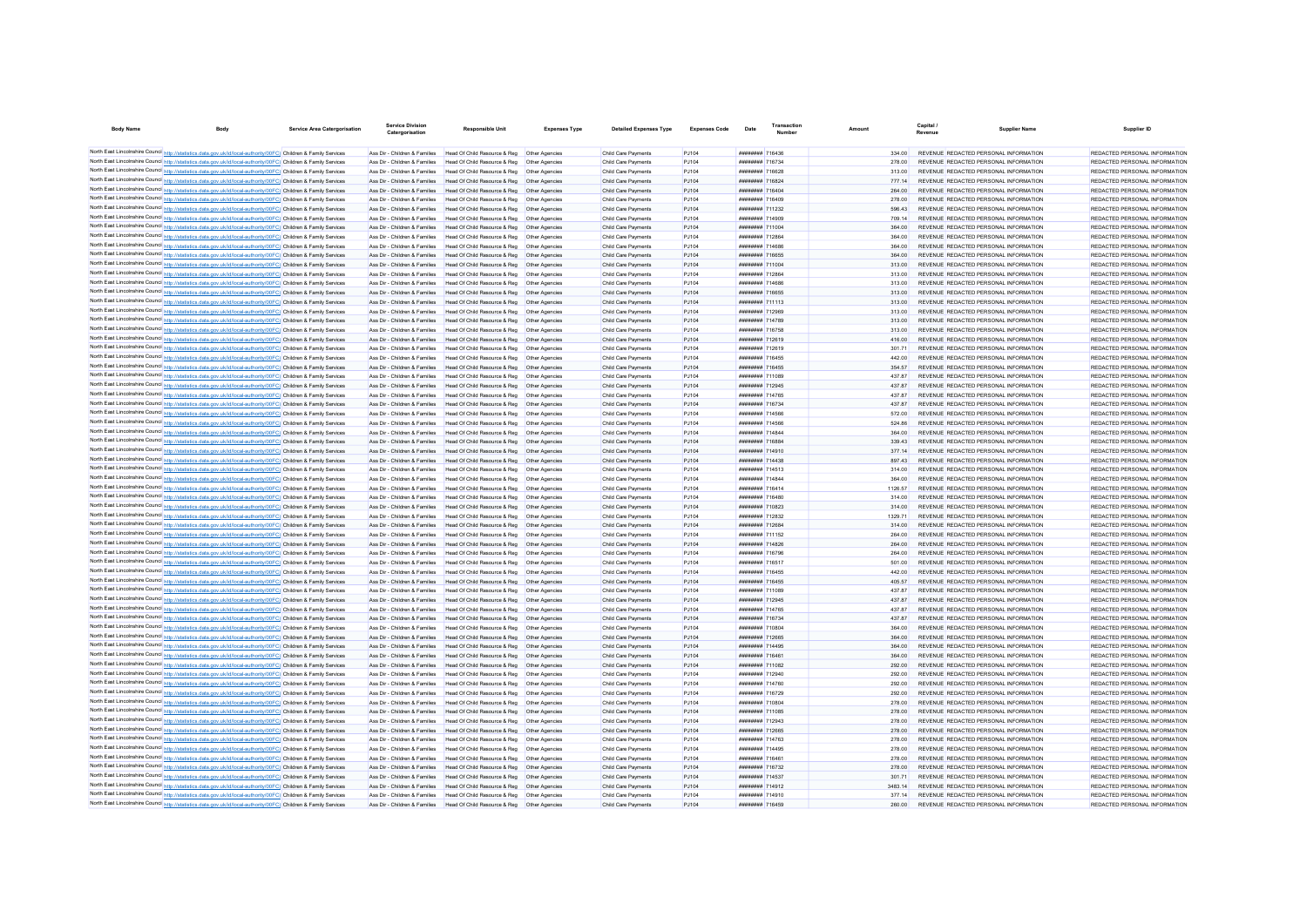| Body Name | Body | Service Area Catergorisation | Service Division Catergorisation | Responsible Unit | Expenses Type | Detailed Expenses Type | Expenses Code | Date | Transaction Number | Amount | Capital / Revenue | Supplier Name | Supplier ID |
|---|---|---|---|---|---|---|---|---|---|---|---|---|---|
| North East Lincolnshire Council | http://statistics.data.gov.uk/id/local-authority/00FC | Children & Family Services | Ass Dir - Children & Families | Head Of Child Resource & Reg | Other Agencies | Child Care Payments | PJ104 | ######## | 716436 | 334.00 | REVENUE | REDACTED PERSONAL INFORMATION | REDACTED PERSONAL INFORMATION |
| North East Lincolnshire Council | http://statistics.data.gov.uk/id/local-authority/00FC | Children & Family Services | Ass Dir - Children & Families | Head Of Child Resource & Reg | Other Agencies | Child Care Payments | PJ104 | ######## | 716734 | 278.00 | REVENUE | REDACTED PERSONAL INFORMATION | REDACTED PERSONAL INFORMATION |
| North East Lincolnshire Council | http://statistics.data.gov.uk/id/local-authority/00FC | Children & Family Services | Ass Dir - Children & Families | Head Of Child Resource & Reg | Other Agencies | Child Care Payments | PJ104 | ######## | 716628 | 313.00 | REVENUE | REDACTED PERSONAL INFORMATION | REDACTED PERSONAL INFORMATION |
| North East Lincolnshire Council | http://statistics.data.gov.uk/id/local-authority/00FC | Children & Family Services | Ass Dir - Children & Families | Head Of Child Resource & Reg | Other Agencies | Child Care Payments | PJ104 | ######## | 716824 | 777.14 | REVENUE | REDACTED PERSONAL INFORMATION | REDACTED PERSONAL INFORMATION |
| North East Lincolnshire Council | http://statistics.data.gov.uk/id/local-authority/00FC | Children & Family Services | Ass Dir - Children & Families | Head Of Child Resource & Reg | Other Agencies | Child Care Payments | PJ104 | ######## | 716404 | 264.00 | REVENUE | REDACTED PERSONAL INFORMATION | REDACTED PERSONAL INFORMATION |
| North East Lincolnshire Council | http://statistics.data.gov.uk/id/local-authority/00FC | Children & Family Services | Ass Dir - Children & Families | Head Of Child Resource & Reg | Other Agencies | Child Care Payments | PJ104 | ######## | 716409 | 278.00 | REVENUE | REDACTED PERSONAL INFORMATION | REDACTED PERSONAL INFORMATION |
| North East Lincolnshire Council | http://statistics.data.gov.uk/id/local-authority/00FC | Children & Family Services | Ass Dir - Children & Families | Head Of Child Resource & Reg | Other Agencies | Child Care Payments | PJ104 | ######## | 711232 | 596.43 | REVENUE | REDACTED PERSONAL INFORMATION | REDACTED PERSONAL INFORMATION |
| North East Lincolnshire Council | http://statistics.data.gov.uk/id/local-authority/00FC | Children & Family Services | Ass Dir - Children & Families | Head Of Child Resource & Reg | Other Agencies | Child Care Payments | PJ104 | ######## | 714909 | 709.14 | REVENUE | REDACTED PERSONAL INFORMATION | REDACTED PERSONAL INFORMATION |
| North East Lincolnshire Council | http://statistics.data.gov.uk/id/local-authority/00FC | Children & Family Services | Ass Dir - Children & Families | Head Of Child Resource & Reg | Other Agencies | Child Care Payments | PJ104 | ######## | 711004 | 364.00 | REVENUE | REDACTED PERSONAL INFORMATION | REDACTED PERSONAL INFORMATION |
| North East Lincolnshire Council | http://statistics.data.gov.uk/id/local-authority/00FC | Children & Family Services | Ass Dir - Children & Families | Head Of Child Resource & Reg | Other Agencies | Child Care Payments | PJ104 | ######## | 712864 | 364.00 | REVENUE | REDACTED PERSONAL INFORMATION | REDACTED PERSONAL INFORMATION |
| North East Lincolnshire Council | http://statistics.data.gov.uk/id/local-authority/00FC | Children & Family Services | Ass Dir - Children & Families | Head Of Child Resource & Reg | Other Agencies | Child Care Payments | PJ104 | ######## | 714686 | 364.00 | REVENUE | REDACTED PERSONAL INFORMATION | REDACTED PERSONAL INFORMATION |
| North East Lincolnshire Council | http://statistics.data.gov.uk/id/local-authority/00FC | Children & Family Services | Ass Dir - Children & Families | Head Of Child Resource & Reg | Other Agencies | Child Care Payments | PJ104 | ######## | 716655 | 364.00 | REVENUE | REDACTED PERSONAL INFORMATION | REDACTED PERSONAL INFORMATION |
| North East Lincolnshire Council | http://statistics.data.gov.uk/id/local-authority/00FC | Children & Family Services | Ass Dir - Children & Families | Head Of Child Resource & Reg | Other Agencies | Child Care Payments | PJ104 | ######## | 711004 | 313.00 | REVENUE | REDACTED PERSONAL INFORMATION | REDACTED PERSONAL INFORMATION |
| North East Lincolnshire Council | http://statistics.data.gov.uk/id/local-authority/00FC | Children & Family Services | Ass Dir - Children & Families | Head Of Child Resource & Reg | Other Agencies | Child Care Payments | PJ104 | ######## | 712864 | 313.00 | REVENUE | REDACTED PERSONAL INFORMATION | REDACTED PERSONAL INFORMATION |
| North East Lincolnshire Council | http://statistics.data.gov.uk/id/local-authority/00FC | Children & Family Services | Ass Dir - Children & Families | Head Of Child Resource & Reg | Other Agencies | Child Care Payments | PJ104 | ######## | 714686 | 313.00 | REVENUE | REDACTED PERSONAL INFORMATION | REDACTED PERSONAL INFORMATION |
| North East Lincolnshire Council | http://statistics.data.gov.uk/id/local-authority/00FC | Children & Family Services | Ass Dir - Children & Families | Head Of Child Resource & Reg | Other Agencies | Child Care Payments | PJ104 | ######## | 716655 | 313.00 | REVENUE | REDACTED PERSONAL INFORMATION | REDACTED PERSONAL INFORMATION |
| North East Lincolnshire Council | http://statistics.data.gov.uk/id/local-authority/00FC | Children & Family Services | Ass Dir - Children & Families | Head Of Child Resource & Reg | Other Agencies | Child Care Payments | PJ104 | ######## | 711113 | 313.00 | REVENUE | REDACTED PERSONAL INFORMATION | REDACTED PERSONAL INFORMATION |
| North East Lincolnshire Council | http://statistics.data.gov.uk/id/local-authority/00FC | Children & Family Services | Ass Dir - Children & Families | Head Of Child Resource & Reg | Other Agencies | Child Care Payments | PJ104 | ######## | 712969 | 313.00 | REVENUE | REDACTED PERSONAL INFORMATION | REDACTED PERSONAL INFORMATION |
| North East Lincolnshire Council | http://statistics.data.gov.uk/id/local-authority/00FC | Children & Family Services | Ass Dir - Children & Families | Head Of Child Resource & Reg | Other Agencies | Child Care Payments | PJ104 | ######## | 714789 | 313.00 | REVENUE | REDACTED PERSONAL INFORMATION | REDACTED PERSONAL INFORMATION |
| North East Lincolnshire Council | http://statistics.data.gov.uk/id/local-authority/00FC | Children & Family Services | Ass Dir - Children & Families | Head Of Child Resource & Reg | Other Agencies | Child Care Payments | PJ104 | ######## | 716758 | 313.00 | REVENUE | REDACTED PERSONAL INFORMATION | REDACTED PERSONAL INFORMATION |
| North East Lincolnshire Council | http://statistics.data.gov.uk/id/local-authority/00FC | Children & Family Services | Ass Dir - Children & Families | Head Of Child Resource & Reg | Other Agencies | Child Care Payments | PJ104 | ######## | 712619 | 416.00 | REVENUE | REDACTED PERSONAL INFORMATION | REDACTED PERSONAL INFORMATION |
| North East Lincolnshire Council | http://statistics.data.gov.uk/id/local-authority/00FC | Children & Family Services | Ass Dir - Children & Families | Head Of Child Resource & Reg | Other Agencies | Child Care Payments | PJ104 | ######## | 712619 | 301.71 | REVENUE | REDACTED PERSONAL INFORMATION | REDACTED PERSONAL INFORMATION |
| North East Lincolnshire Council | http://statistics.data.gov.uk/id/local-authority/00FC | Children & Family Services | Ass Dir - Children & Families | Head Of Child Resource & Reg | Other Agencies | Child Care Payments | PJ104 | ######## | 716455 | 442.00 | REVENUE | REDACTED PERSONAL INFORMATION | REDACTED PERSONAL INFORMATION |
| North East Lincolnshire Council | http://statistics.data.gov.uk/id/local-authority/00FC | Children & Family Services | Ass Dir - Children & Families | Head Of Child Resource & Reg | Other Agencies | Child Care Payments | PJ104 | ######## | 716455 | 354.57 | REVENUE | REDACTED PERSONAL INFORMATION | REDACTED PERSONAL INFORMATION |
| North East Lincolnshire Council | http://statistics.data.gov.uk/id/local-authority/00FC | Children & Family Services | Ass Dir - Children & Families | Head Of Child Resource & Reg | Other Agencies | Child Care Payments | PJ104 | ######## | 711089 | 437.87 | REVENUE | REDACTED PERSONAL INFORMATION | REDACTED PERSONAL INFORMATION |
| North East Lincolnshire Council | http://statistics.data.gov.uk/id/local-authority/00FC | Children & Family Services | Ass Dir - Children & Families | Head Of Child Resource & Reg | Other Agencies | Child Care Payments | PJ104 | ######## | 712945 | 437.87 | REVENUE | REDACTED PERSONAL INFORMATION | REDACTED PERSONAL INFORMATION |
| North East Lincolnshire Council | http://statistics.data.gov.uk/id/local-authority/00FC | Children & Family Services | Ass Dir - Children & Families | Head Of Child Resource & Reg | Other Agencies | Child Care Payments | PJ104 | ######## | 714765 | 437.87 | REVENUE | REDACTED PERSONAL INFORMATION | REDACTED PERSONAL INFORMATION |
| North East Lincolnshire Council | http://statistics.data.gov.uk/id/local-authority/00FC | Children & Family Services | Ass Dir - Children & Families | Head Of Child Resource & Reg | Other Agencies | Child Care Payments | PJ104 | ######## | 716734 | 437.87 | REVENUE | REDACTED PERSONAL INFORMATION | REDACTED PERSONAL INFORMATION |
| North East Lincolnshire Council | http://statistics.data.gov.uk/id/local-authority/00FC | Children & Family Services | Ass Dir - Children & Families | Head Of Child Resource & Reg | Other Agencies | Child Care Payments | PJ104 | ######## | 714566 | 572.00 | REVENUE | REDACTED PERSONAL INFORMATION | REDACTED PERSONAL INFORMATION |
| North East Lincolnshire Council | http://statistics.data.gov.uk/id/local-authority/00FC | Children & Family Services | Ass Dir - Children & Families | Head Of Child Resource & Reg | Other Agencies | Child Care Payments | PJ104 | ######## | 714566 | 524.86 | REVENUE | REDACTED PERSONAL INFORMATION | REDACTED PERSONAL INFORMATION |
| North East Lincolnshire Council | http://statistics.data.gov.uk/id/local-authority/00FC | Children & Family Services | Ass Dir - Children & Families | Head Of Child Resource & Reg | Other Agencies | Child Care Payments | PJ104 | ######## | 714844 | 364.00 | REVENUE | REDACTED PERSONAL INFORMATION | REDACTED PERSONAL INFORMATION |
| North East Lincolnshire Council | http://statistics.data.gov.uk/id/local-authority/00FC | Children & Family Services | Ass Dir - Children & Families | Head Of Child Resource & Reg | Other Agencies | Child Care Payments | PJ104 | ######## | 716884 | 339.43 | REVENUE | REDACTED PERSONAL INFORMATION | REDACTED PERSONAL INFORMATION |
| North East Lincolnshire Council | http://statistics.data.gov.uk/id/local-authority/00FC | Children & Family Services | Ass Dir - Children & Families | Head Of Child Resource & Reg | Other Agencies | Child Care Payments | PJ104 | ######## | 714910 | 377.14 | REVENUE | REDACTED PERSONAL INFORMATION | REDACTED PERSONAL INFORMATION |
| North East Lincolnshire Council | http://statistics.data.gov.uk/id/local-authority/00FC | Children & Family Services | Ass Dir - Children & Families | Head Of Child Resource & Reg | Other Agencies | Child Care Payments | PJ104 | ######## | 714438 | 897.43 | REVENUE | REDACTED PERSONAL INFORMATION | REDACTED PERSONAL INFORMATION |
| North East Lincolnshire Council | http://statistics.data.gov.uk/id/local-authority/00FC | Children & Family Services | Ass Dir - Children & Families | Head Of Child Resource & Reg | Other Agencies | Child Care Payments | PJ104 | ######## | 714513 | 314.00 | REVENUE | REDACTED PERSONAL INFORMATION | REDACTED PERSONAL INFORMATION |
| North East Lincolnshire Council | http://statistics.data.gov.uk/id/local-authority/00FC | Children & Family Services | Ass Dir - Children & Families | Head Of Child Resource & Reg | Other Agencies | Child Care Payments | PJ104 | ######## | 714844 | 364.00 | REVENUE | REDACTED PERSONAL INFORMATION | REDACTED PERSONAL INFORMATION |
| North East Lincolnshire Council | http://statistics.data.gov.uk/id/local-authority/00FC | Children & Family Services | Ass Dir - Children & Families | Head Of Child Resource & Reg | Other Agencies | Child Care Payments | PJ104 | ######## | 716414 | 1126.57 | REVENUE | REDACTED PERSONAL INFORMATION | REDACTED PERSONAL INFORMATION |
| North East Lincolnshire Council | http://statistics.data.gov.uk/id/local-authority/00FC | Children & Family Services | Ass Dir - Children & Families | Head Of Child Resource & Reg | Other Agencies | Child Care Payments | PJ104 | ######## | 716480 | 314.00 | REVENUE | REDACTED PERSONAL INFORMATION | REDACTED PERSONAL INFORMATION |
| North East Lincolnshire Council | http://statistics.data.gov.uk/id/local-authority/00FC | Children & Family Services | Ass Dir - Children & Families | Head Of Child Resource & Reg | Other Agencies | Child Care Payments | PJ104 | ######## | 710823 | 314.00 | REVENUE | REDACTED PERSONAL INFORMATION | REDACTED PERSONAL INFORMATION |
| North East Lincolnshire Council | http://statistics.data.gov.uk/id/local-authority/00FC | Children & Family Services | Ass Dir - Children & Families | Head Of Child Resource & Reg | Other Agencies | Child Care Payments | PJ104 | ######## | 712832 | 1329.71 | REVENUE | REDACTED PERSONAL INFORMATION | REDACTED PERSONAL INFORMATION |
| North East Lincolnshire Council | http://statistics.data.gov.uk/id/local-authority/00FC | Children & Family Services | Ass Dir - Children & Families | Head Of Child Resource & Reg | Other Agencies | Child Care Payments | PJ104 | ######## | 712684 | 314.00 | REVENUE | REDACTED PERSONAL INFORMATION | REDACTED PERSONAL INFORMATION |
| North East Lincolnshire Council | http://statistics.data.gov.uk/id/local-authority/00FC | Children & Family Services | Ass Dir - Children & Families | Head Of Child Resource & Reg | Other Agencies | Child Care Payments | PJ104 | ######## | 711152 | 264.00 | REVENUE | REDACTED PERSONAL INFORMATION | REDACTED PERSONAL INFORMATION |
| North East Lincolnshire Council | http://statistics.data.gov.uk/id/local-authority/00FC | Children & Family Services | Ass Dir - Children & Families | Head Of Child Resource & Reg | Other Agencies | Child Care Payments | PJ104 | ######## | 714826 | 264.00 | REVENUE | REDACTED PERSONAL INFORMATION | REDACTED PERSONAL INFORMATION |
| North East Lincolnshire Council | http://statistics.data.gov.uk/id/local-authority/00FC | Children & Family Services | Ass Dir - Children & Families | Head Of Child Resource & Reg | Other Agencies | Child Care Payments | PJ104 | ######## | 716796 | 264.00 | REVENUE | REDACTED PERSONAL INFORMATION | REDACTED PERSONAL INFORMATION |
| North East Lincolnshire Council | http://statistics.data.gov.uk/id/local-authority/00FC | Children & Family Services | Ass Dir - Children & Families | Head Of Child Resource & Reg | Other Agencies | Child Care Payments | PJ104 | ######## | 716517 | 501.00 | REVENUE | REDACTED PERSONAL INFORMATION | REDACTED PERSONAL INFORMATION |
| North East Lincolnshire Council | http://statistics.data.gov.uk/id/local-authority/00FC | Children & Family Services | Ass Dir - Children & Families | Head Of Child Resource & Reg | Other Agencies | Child Care Payments | PJ104 | ######## | 716455 | 442.00 | REVENUE | REDACTED PERSONAL INFORMATION | REDACTED PERSONAL INFORMATION |
| North East Lincolnshire Council | http://statistics.data.gov.uk/id/local-authority/00FC | Children & Family Services | Ass Dir - Children & Families | Head Of Child Resource & Reg | Other Agencies | Child Care Payments | PJ104 | ######## | 716455 | 405.57 | REVENUE | REDACTED PERSONAL INFORMATION | REDACTED PERSONAL INFORMATION |
| North East Lincolnshire Council | http://statistics.data.gov.uk/id/local-authority/00FC | Children & Family Services | Ass Dir - Children & Families | Head Of Child Resource & Reg | Other Agencies | Child Care Payments | PJ104 | ######## | 711089 | 437.87 | REVENUE | REDACTED PERSONAL INFORMATION | REDACTED PERSONAL INFORMATION |
| North East Lincolnshire Council | http://statistics.data.gov.uk/id/local-authority/00FC | Children & Family Services | Ass Dir - Children & Families | Head Of Child Resource & Reg | Other Agencies | Child Care Payments | PJ104 | ######## | 712945 | 437.87 | REVENUE | REDACTED PERSONAL INFORMATION | REDACTED PERSONAL INFORMATION |
| North East Lincolnshire Council | http://statistics.data.gov.uk/id/local-authority/00FC | Children & Family Services | Ass Dir - Children & Families | Head Of Child Resource & Reg | Other Agencies | Child Care Payments | PJ104 | ######## | 714765 | 437.87 | REVENUE | REDACTED PERSONAL INFORMATION | REDACTED PERSONAL INFORMATION |
| North East Lincolnshire Council | http://statistics.data.gov.uk/id/local-authority/00FC | Children & Family Services | Ass Dir - Children & Families | Head Of Child Resource & Reg | Other Agencies | Child Care Payments | PJ104 | ######## | 716734 | 437.87 | REVENUE | REDACTED PERSONAL INFORMATION | REDACTED PERSONAL INFORMATION |
| North East Lincolnshire Council | http://statistics.data.gov.uk/id/local-authority/00FC | Children & Family Services | Ass Dir - Children & Families | Head Of Child Resource & Reg | Other Agencies | Child Care Payments | PJ104 | ######## | 710804 | 364.00 | REVENUE | REDACTED PERSONAL INFORMATION | REDACTED PERSONAL INFORMATION |
| North East Lincolnshire Council | http://statistics.data.gov.uk/id/local-authority/00FC | Children & Family Services | Ass Dir - Children & Families | Head Of Child Resource & Reg | Other Agencies | Child Care Payments | PJ104 | ######## | 712665 | 364.00 | REVENUE | REDACTED PERSONAL INFORMATION | REDACTED PERSONAL INFORMATION |
| North East Lincolnshire Council | http://statistics.data.gov.uk/id/local-authority/00FC | Children & Family Services | Ass Dir - Children & Families | Head Of Child Resource & Reg | Other Agencies | Child Care Payments | PJ104 | ######## | 714495 | 364.00 | REVENUE | REDACTED PERSONAL INFORMATION | REDACTED PERSONAL INFORMATION |
| North East Lincolnshire Council | http://statistics.data.gov.uk/id/local-authority/00FC | Children & Family Services | Ass Dir - Children & Families | Head Of Child Resource & Reg | Other Agencies | Child Care Payments | PJ104 | ######## | 716461 | 364.00 | REVENUE | REDACTED PERSONAL INFORMATION | REDACTED PERSONAL INFORMATION |
| North East Lincolnshire Council | http://statistics.data.gov.uk/id/local-authority/00FC | Children & Family Services | Ass Dir - Children & Families | Head Of Child Resource & Reg | Other Agencies | Child Care Payments | PJ104 | ######## | 711082 | 292.00 | REVENUE | REDACTED PERSONAL INFORMATION | REDACTED PERSONAL INFORMATION |
| North East Lincolnshire Council | http://statistics.data.gov.uk/id/local-authority/00FC | Children & Family Services | Ass Dir - Children & Families | Head Of Child Resource & Reg | Other Agencies | Child Care Payments | PJ104 | ######## | 712940 | 292.00 | REVENUE | REDACTED PERSONAL INFORMATION | REDACTED PERSONAL INFORMATION |
| North East Lincolnshire Council | http://statistics.data.gov.uk/id/local-authority/00FC | Children & Family Services | Ass Dir - Children & Families | Head Of Child Resource & Reg | Other Agencies | Child Care Payments | PJ104 | ######## | 714760 | 292.00 | REVENUE | REDACTED PERSONAL INFORMATION | REDACTED PERSONAL INFORMATION |
| North East Lincolnshire Council | http://statistics.data.gov.uk/id/local-authority/00FC | Children & Family Services | Ass Dir - Children & Families | Head Of Child Resource & Reg | Other Agencies | Child Care Payments | PJ104 | ######## | 716729 | 292.00 | REVENUE | REDACTED PERSONAL INFORMATION | REDACTED PERSONAL INFORMATION |
| North East Lincolnshire Council | http://statistics.data.gov.uk/id/local-authority/00FC | Children & Family Services | Ass Dir - Children & Families | Head Of Child Resource & Reg | Other Agencies | Child Care Payments | PJ104 | ######## | 710804 | 278.00 | REVENUE | REDACTED PERSONAL INFORMATION | REDACTED PERSONAL INFORMATION |
| North East Lincolnshire Council | http://statistics.data.gov.uk/id/local-authority/00FC | Children & Family Services | Ass Dir - Children & Families | Head Of Child Resource & Reg | Other Agencies | Child Care Payments | PJ104 | ######## | 711085 | 278.00 | REVENUE | REDACTED PERSONAL INFORMATION | REDACTED PERSONAL INFORMATION |
| North East Lincolnshire Council | http://statistics.data.gov.uk/id/local-authority/00FC | Children & Family Services | Ass Dir - Children & Families | Head Of Child Resource & Reg | Other Agencies | Child Care Payments | PJ104 | ######## | 712943 | 278.00 | REVENUE | REDACTED PERSONAL INFORMATION | REDACTED PERSONAL INFORMATION |
| North East Lincolnshire Council | http://statistics.data.gov.uk/id/local-authority/00FC | Children & Family Services | Ass Dir - Children & Families | Head Of Child Resource & Reg | Other Agencies | Child Care Payments | PJ104 | ######## | 712665 | 278.00 | REVENUE | REDACTED PERSONAL INFORMATION | REDACTED PERSONAL INFORMATION |
| North East Lincolnshire Council | http://statistics.data.gov.uk/id/local-authority/00FC | Children & Family Services | Ass Dir - Children & Families | Head Of Child Resource & Reg | Other Agencies | Child Care Payments | PJ104 | ######## | 714763 | 278.00 | REVENUE | REDACTED PERSONAL INFORMATION | REDACTED PERSONAL INFORMATION |
| North East Lincolnshire Council | http://statistics.data.gov.uk/id/local-authority/00FC | Children & Family Services | Ass Dir - Children & Families | Head Of Child Resource & Reg | Other Agencies | Child Care Payments | PJ104 | ######## | 714495 | 278.00 | REVENUE | REDACTED PERSONAL INFORMATION | REDACTED PERSONAL INFORMATION |
| North East Lincolnshire Council | http://statistics.data.gov.uk/id/local-authority/00FC | Children & Family Services | Ass Dir - Children & Families | Head Of Child Resource & Reg | Other Agencies | Child Care Payments | PJ104 | ######## | 716461 | 278.00 | REVENUE | REDACTED PERSONAL INFORMATION | REDACTED PERSONAL INFORMATION |
| North East Lincolnshire Council | http://statistics.data.gov.uk/id/local-authority/00FC | Children & Family Services | Ass Dir - Children & Families | Head Of Child Resource & Reg | Other Agencies | Child Care Payments | PJ104 | ######## | 716732 | 278.00 | REVENUE | REDACTED PERSONAL INFORMATION | REDACTED PERSONAL INFORMATION |
| North East Lincolnshire Council | http://statistics.data.gov.uk/id/local-authority/00FC | Children & Family Services | Ass Dir - Children & Families | Head Of Child Resource & Reg | Other Agencies | Child Care Payments | PJ104 | ######## | 714537 | 301.71 | REVENUE | REDACTED PERSONAL INFORMATION | REDACTED PERSONAL INFORMATION |
| North East Lincolnshire Council | http://statistics.data.gov.uk/id/local-authority/00FC | Children & Family Services | Ass Dir - Children & Families | Head Of Child Resource & Reg | Other Agencies | Child Care Payments | PJ104 | ######## | 714912 | 3483.14 | REVENUE | REDACTED PERSONAL INFORMATION | REDACTED PERSONAL INFORMATION |
| North East Lincolnshire Council | http://statistics.data.gov.uk/id/local-authority/00FC | Children & Family Services | Ass Dir - Children & Families | Head Of Child Resource & Reg | Other Agencies | Child Care Payments | PJ104 | ######## | 714910 | 377.14 | REVENUE | REDACTED PERSONAL INFORMATION | REDACTED PERSONAL INFORMATION |
| North East Lincolnshire Council | http://statistics.data.gov.uk/id/local-authority/00FC | Children & Family Services | Ass Dir - Children & Families | Head Of Child Resource & Reg | Other Agencies | Child Care Payments | PJ104 | ######## | 716459 | 260.00 | REVENUE | REDACTED PERSONAL INFORMATION | REDACTED PERSONAL INFORMATION |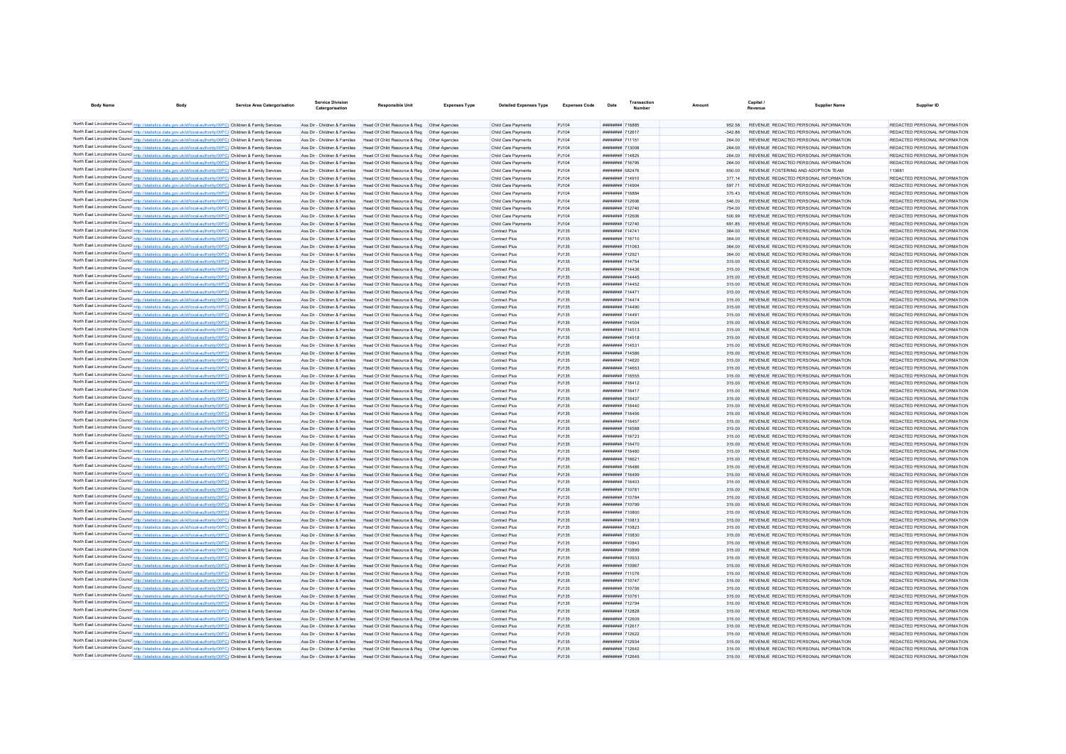| Body Name | Body | Service Area Catergorisation | Service Division Catergorisation | Responsible Unit | Expenses Type | Detailed Expenses Type | Expenses Code | Date | Transaction Number | Amount | Capital / Revenue | Supplier Name | Supplier ID |
|---|---|---|---|---|---|---|---|---|---|---|---|---|---|
| North East Lincolnshire Council | http://statistics.data.gov.uk/id/local-authority/00FC | Children & Family Services | Ass Dir - Children & Families | Head Of Child Resource & Reg | Other Agencies | Child Care Payments | PJ104 | ######## | 716885 | 952.58 | REVENUE | REDACTED PERSONAL INFORMATION | REDACTED PERSONAL INFORMATION |
| North East Lincolnshire Council | http://statistics.data.gov.uk/id/local-authority/00FC | Children & Family Services | Ass Dir - Children & Families | Head Of Child Resource & Reg | Other Agencies | Child Care Payments | PJ104 | ######## | 712617 | -342.86 | REVENUE | REDACTED PERSONAL INFORMATION | REDACTED PERSONAL INFORMATION |
| North East Lincolnshire Council | http://statistics.data.gov.uk/id/local-authority/00FC | Children & Family Services | Ass Dir - Children & Families | Head Of Child Resource & Reg | Other Agencies | Child Care Payments | PJ104 | ######## | 711151 | 264.00 | REVENUE | REDACTED PERSONAL INFORMATION | REDACTED PERSONAL INFORMATION |
| North East Lincolnshire Council | http://statistics.data.gov.uk/id/local-authority/00FC | Children & Family Services | Ass Dir - Children & Families | Head Of Child Resource & Reg | Other Agencies | Child Care Payments | PJ104 | ######## | 713008 | 264.00 | REVENUE | REDACTED PERSONAL INFORMATION | REDACTED PERSONAL INFORMATION |
| North East Lincolnshire Council | http://statistics.data.gov.uk/id/local-authority/00FC | Children & Family Services | Ass Dir - Children & Families | Head Of Child Resource & Reg | Other Agencies | Child Care Payments | PJ104 | ######## | 714825 | 264.00 | REVENUE | REDACTED PERSONAL INFORMATION | REDACTED PERSONAL INFORMATION |
| North East Lincolnshire Council | http://statistics.data.gov.uk/id/local-authority/00FC | Children & Family Services | Ass Dir - Children & Families | Head Of Child Resource & Reg | Other Agencies | Child Care Payments | PJ104 | ######## | 716795 | 264.00 | REVENUE | REDACTED PERSONAL INFORMATION | REDACTED PERSONAL INFORMATION |
| North East Lincolnshire Council | http://statistics.data.gov.uk/id/local-authority/00FC | Children & Family Services | Ass Dir - Children & Families | Head Of Child Resource & Reg | Other Agencies | Child Care Payments | PJ104 | ######## | 582476 | 650.00 | REVENUE | FOSTERING AND ADOPTION TEAM | 110681 |
| North East Lincolnshire Council | http://statistics.data.gov.uk/id/local-authority/00FC | Children & Family Services | Ass Dir - Children & Families | Head Of Child Resource & Reg | Other Agencies | Child Care Payments | PJ104 | ######## | 714910 | 377.14 | REVENUE | REDACTED PERSONAL INFORMATION | REDACTED PERSONAL INFORMATION |
| North East Lincolnshire Council | http://statistics.data.gov.uk/id/local-authority/00FC | Children & Family Services | Ass Dir - Children & Families | Head Of Child Resource & Reg | Other Agencies | Child Care Payments | PJ104 | ######## | 714904 | 597.71 | REVENUE | REDACTED PERSONAL INFORMATION | REDACTED PERSONAL INFORMATION |
| North East Lincolnshire Council | http://statistics.data.gov.uk/id/local-authority/00FC | Children & Family Services | Ass Dir - Children & Families | Head Of Child Resource & Reg | Other Agencies | Child Care Payments | PJ104 | ######## | 716884 | 375.43 | REVENUE | REDACTED PERSONAL INFORMATION | REDACTED PERSONAL INFORMATION |
| North East Lincolnshire Council | http://statistics.data.gov.uk/id/local-authority/00FC | Children & Family Services | Ass Dir - Children & Families | Head Of Child Resource & Reg | Other Agencies | Child Care Payments | PJ104 | ######## | 712606 | 546.00 | REVENUE | REDACTED PERSONAL INFORMATION | REDACTED PERSONAL INFORMATION |
| North East Lincolnshire Council | http://statistics.data.gov.uk/id/local-authority/00FC | Children & Family Services | Ass Dir - Children & Families | Head Of Child Resource & Reg | Other Agencies | Child Care Payments | PJ104 | ######## | 712740 | 754.00 | REVENUE | REDACTED PERSONAL INFORMATION | REDACTED PERSONAL INFORMATION |
| North East Lincolnshire Council | http://statistics.data.gov.uk/id/local-authority/00FC | Children & Family Services | Ass Dir - Children & Families | Head Of Child Resource & Reg | Other Agencies | Child Care Payments | PJ104 | ######## | 712606 | 500.99 | REVENUE | REDACTED PERSONAL INFORMATION | REDACTED PERSONAL INFORMATION |
| North East Lincolnshire Council | http://statistics.data.gov.uk/id/local-authority/00FC | Children & Family Services | Ass Dir - Children & Families | Head Of Child Resource & Reg | Other Agencies | Child Care Payments | PJ104 | ######## | 712740 | 691.85 | REVENUE | REDACTED PERSONAL INFORMATION | REDACTED PERSONAL INFORMATION |
| North East Lincolnshire Council | http://statistics.data.gov.uk/id/local-authority/00FC | Children & Family Services | Ass Dir - Children & Families | Head Of Child Resource & Reg | Other Agencies | Contract Plus | PJ135 | ######## | 714741 | 364.00 | REVENUE | REDACTED PERSONAL INFORMATION | REDACTED PERSONAL INFORMATION |
| North East Lincolnshire Council | http://statistics.data.gov.uk/id/local-authority/00FC | Children & Family Services | Ass Dir - Children & Families | Head Of Child Resource & Reg | Other Agencies | Contract Plus | PJ135 | ######## | 716710 | 364.00 | REVENUE | REDACTED PERSONAL INFORMATION | REDACTED PERSONAL INFORMATION |
| North East Lincolnshire Council | http://statistics.data.gov.uk/id/local-authority/00FC | Children & Family Services | Ass Dir - Children & Families | Head Of Child Resource & Reg | Other Agencies | Contract Plus | PJ135 | ######## | 711063 | 364.00 | REVENUE | REDACTED PERSONAL INFORMATION | REDACTED PERSONAL INFORMATION |
| North East Lincolnshire Council | http://statistics.data.gov.uk/id/local-authority/00FC | Children & Family Services | Ass Dir - Children & Families | Head Of Child Resource & Reg | Other Agencies | Contract Plus | PJ135 | ######## | 712921 | 364.00 | REVENUE | REDACTED PERSONAL INFORMATION | REDACTED PERSONAL INFORMATION |
| North East Lincolnshire Council | http://statistics.data.gov.uk/id/local-authority/00FC | Children & Family Services | Ass Dir - Children & Families | Head Of Child Resource & Reg | Other Agencies | Contract Plus | PJ135 | ######## | 714754 | 315.00 | REVENUE | REDACTED PERSONAL INFORMATION | REDACTED PERSONAL INFORMATION |
| North East Lincolnshire Council | http://statistics.data.gov.uk/id/local-authority/00FC | Children & Family Services | Ass Dir - Children & Families | Head Of Child Resource & Reg | Other Agencies | Contract Plus | PJ135 | ######## | 714436 | 315.00 | REVENUE | REDACTED PERSONAL INFORMATION | REDACTED PERSONAL INFORMATION |
| North East Lincolnshire Council | http://statistics.data.gov.uk/id/local-authority/00FC | Children & Family Services | Ass Dir - Children & Families | Head Of Child Resource & Reg | Other Agencies | Contract Plus | PJ135 | ######## | 714445 | 315.00 | REVENUE | REDACTED PERSONAL INFORMATION | REDACTED PERSONAL INFORMATION |
| North East Lincolnshire Council | http://statistics.data.gov.uk/id/local-authority/00FC | Children & Family Services | Ass Dir - Children & Families | Head Of Child Resource & Reg | Other Agencies | Contract Plus | PJ135 | ######## | 714452 | 315.00 | REVENUE | REDACTED PERSONAL INFORMATION | REDACTED PERSONAL INFORMATION |
| North East Lincolnshire Council | http://statistics.data.gov.uk/id/local-authority/00FC | Children & Family Services | Ass Dir - Children & Families | Head Of Child Resource & Reg | Other Agencies | Contract Plus | PJ135 | ######## | 714471 | 315.00 | REVENUE | REDACTED PERSONAL INFORMATION | REDACTED PERSONAL INFORMATION |
| North East Lincolnshire Council | http://statistics.data.gov.uk/id/local-authority/00FC | Children & Family Services | Ass Dir - Children & Families | Head Of Child Resource & Reg | Other Agencies | Contract Plus | PJ135 | ######## | 714474 | 315.00 | REVENUE | REDACTED PERSONAL INFORMATION | REDACTED PERSONAL INFORMATION |
| North East Lincolnshire Council | http://statistics.data.gov.uk/id/local-authority/00FC | Children & Family Services | Ass Dir - Children & Families | Head Of Child Resource & Reg | Other Agencies | Contract Plus | PJ135 | ######## | 714490 | 315.00 | REVENUE | REDACTED PERSONAL INFORMATION | REDACTED PERSONAL INFORMATION |
| North East Lincolnshire Council | http://statistics.data.gov.uk/id/local-authority/00FC | Children & Family Services | Ass Dir - Children & Families | Head Of Child Resource & Reg | Other Agencies | Contract Plus | PJ135 | ######## | 714491 | 315.00 | REVENUE | REDACTED PERSONAL INFORMATION | REDACTED PERSONAL INFORMATION |
| North East Lincolnshire Council | http://statistics.data.gov.uk/id/local-authority/00FC | Children & Family Services | Ass Dir - Children & Families | Head Of Child Resource & Reg | Other Agencies | Contract Plus | PJ135 | ######## | 714504 | 315.00 | REVENUE | REDACTED PERSONAL INFORMATION | REDACTED PERSONAL INFORMATION |
| North East Lincolnshire Council | http://statistics.data.gov.uk/id/local-authority/00FC | Children & Family Services | Ass Dir - Children & Families | Head Of Child Resource & Reg | Other Agencies | Contract Plus | PJ135 | ######## | 714513 | 315.00 | REVENUE | REDACTED PERSONAL INFORMATION | REDACTED PERSONAL INFORMATION |
| North East Lincolnshire Council | http://statistics.data.gov.uk/id/local-authority/00FC | Children & Family Services | Ass Dir - Children & Families | Head Of Child Resource & Reg | Other Agencies | Contract Plus | PJ135 | ######## | 714518 | 315.00 | REVENUE | REDACTED PERSONAL INFORMATION | REDACTED PERSONAL INFORMATION |
| North East Lincolnshire Council | http://statistics.data.gov.uk/id/local-authority/00FC | Children & Family Services | Ass Dir - Children & Families | Head Of Child Resource & Reg | Other Agencies | Contract Plus | PJ135 | ######## | 714531 | 315.00 | REVENUE | REDACTED PERSONAL INFORMATION | REDACTED PERSONAL INFORMATION |
| North East Lincolnshire Council | http://statistics.data.gov.uk/id/local-authority/00FC | Children & Family Services | Ass Dir - Children & Families | Head Of Child Resource & Reg | Other Agencies | Contract Plus | PJ135 | ######## | 714586 | 315.00 | REVENUE | REDACTED PERSONAL INFORMATION | REDACTED PERSONAL INFORMATION |
| North East Lincolnshire Council | http://statistics.data.gov.uk/id/local-authority/00FC | Children & Family Services | Ass Dir - Children & Families | Head Of Child Resource & Reg | Other Agencies | Contract Plus | PJ135 | ######## | 714620 | 315.00 | REVENUE | REDACTED PERSONAL INFORMATION | REDACTED PERSONAL INFORMATION |
| North East Lincolnshire Council | http://statistics.data.gov.uk/id/local-authority/00FC | Children & Family Services | Ass Dir - Children & Families | Head Of Child Resource & Reg | Other Agencies | Contract Plus | PJ135 | ######## | 714653 | 315.00 | REVENUE | REDACTED PERSONAL INFORMATION | REDACTED PERSONAL INFORMATION |
| North East Lincolnshire Council | http://statistics.data.gov.uk/id/local-authority/00FC | Children & Family Services | Ass Dir - Children & Families | Head Of Child Resource & Reg | Other Agencies | Contract Plus | PJ135 | ######## | 716555 | 315.00 | REVENUE | REDACTED PERSONAL INFORMATION | REDACTED PERSONAL INFORMATION |
| North East Lincolnshire Council | http://statistics.data.gov.uk/id/local-authority/00FC | Children & Family Services | Ass Dir - Children & Families | Head Of Child Resource & Reg | Other Agencies | Contract Plus | PJ135 | ######## | 716412 | 315.00 | REVENUE | REDACTED PERSONAL INFORMATION | REDACTED PERSONAL INFORMATION |
| North East Lincolnshire Council | http://statistics.data.gov.uk/id/local-authority/00FC | Children & Family Services | Ass Dir - Children & Families | Head Of Child Resource & Reg | Other Agencies | Contract Plus | PJ135 | ######## | 716417 | 315.00 | REVENUE | REDACTED PERSONAL INFORMATION | REDACTED PERSONAL INFORMATION |
| North East Lincolnshire Council | http://statistics.data.gov.uk/id/local-authority/00FC | Children & Family Services | Ass Dir - Children & Families | Head Of Child Resource & Reg | Other Agencies | Contract Plus | PJ135 | ######## | 716437 | 315.00 | REVENUE | REDACTED PERSONAL INFORMATION | REDACTED PERSONAL INFORMATION |
| North East Lincolnshire Council | http://statistics.data.gov.uk/id/local-authority/00FC | Children & Family Services | Ass Dir - Children & Families | Head Of Child Resource & Reg | Other Agencies | Contract Plus | PJ135 | ######## | 716440 | 315.00 | REVENUE | REDACTED PERSONAL INFORMATION | REDACTED PERSONAL INFORMATION |
| North East Lincolnshire Council | http://statistics.data.gov.uk/id/local-authority/00FC | Children & Family Services | Ass Dir - Children & Families | Head Of Child Resource & Reg | Other Agencies | Contract Plus | PJ135 | ######## | 716456 | 315.00 | REVENUE | REDACTED PERSONAL INFORMATION | REDACTED PERSONAL INFORMATION |
| North East Lincolnshire Council | http://statistics.data.gov.uk/id/local-authority/00FC | Children & Family Services | Ass Dir - Children & Families | Head Of Child Resource & Reg | Other Agencies | Contract Plus | PJ135 | ######## | 716457 | 315.00 | REVENUE | REDACTED PERSONAL INFORMATION | REDACTED PERSONAL INFORMATION |
| North East Lincolnshire Council | http://statistics.data.gov.uk/id/local-authority/00FC | Children & Family Services | Ass Dir - Children & Families | Head Of Child Resource & Reg | Other Agencies | Contract Plus | PJ135 | ######## | 716588 | 315.00 | REVENUE | REDACTED PERSONAL INFORMATION | REDACTED PERSONAL INFORMATION |
| North East Lincolnshire Council | http://statistics.data.gov.uk/id/local-authority/00FC | Children & Family Services | Ass Dir - Children & Families | Head Of Child Resource & Reg | Other Agencies | Contract Plus | PJ135 | ######## | 716723 | 315.00 | REVENUE | REDACTED PERSONAL INFORMATION | REDACTED PERSONAL INFORMATION |
| North East Lincolnshire Council | http://statistics.data.gov.uk/id/local-authority/00FC | Children & Family Services | Ass Dir - Children & Families | Head Of Child Resource & Reg | Other Agencies | Contract Plus | PJ135 | ######## | 716470 | 315.00 | REVENUE | REDACTED PERSONAL INFORMATION | REDACTED PERSONAL INFORMATION |
| North East Lincolnshire Council | http://statistics.data.gov.uk/id/local-authority/00FC | Children & Family Services | Ass Dir - Children & Families | Head Of Child Resource & Reg | Other Agencies | Contract Plus | PJ135 | ######## | 716480 | 315.00 | REVENUE | REDACTED PERSONAL INFORMATION | REDACTED PERSONAL INFORMATION |
| North East Lincolnshire Council | http://statistics.data.gov.uk/id/local-authority/00FC | Children & Family Services | Ass Dir - Children & Families | Head Of Child Resource & Reg | Other Agencies | Contract Plus | PJ135 | ######## | 716621 | 315.00 | REVENUE | REDACTED PERSONAL INFORMATION | REDACTED PERSONAL INFORMATION |
| North East Lincolnshire Council | http://statistics.data.gov.uk/id/local-authority/00FC | Children & Family Services | Ass Dir - Children & Families | Head Of Child Resource & Reg | Other Agencies | Contract Plus | PJ135 | ######## | 716486 | 315.00 | REVENUE | REDACTED PERSONAL INFORMATION | REDACTED PERSONAL INFORMATION |
| North East Lincolnshire Council | http://statistics.data.gov.uk/id/local-authority/00FC | Children & Family Services | Ass Dir - Children & Families | Head Of Child Resource & Reg | Other Agencies | Contract Plus | PJ135 | ######## | 716499 | 315.00 | REVENUE | REDACTED PERSONAL INFORMATION | REDACTED PERSONAL INFORMATION |
| North East Lincolnshire Council | http://statistics.data.gov.uk/id/local-authority/00FC | Children & Family Services | Ass Dir - Children & Families | Head Of Child Resource & Reg | Other Agencies | Contract Plus | PJ135 | ######## | 716403 | 315.00 | REVENUE | REDACTED PERSONAL INFORMATION | REDACTED PERSONAL INFORMATION |
| North East Lincolnshire Council | http://statistics.data.gov.uk/id/local-authority/00FC | Children & Family Services | Ass Dir - Children & Families | Head Of Child Resource & Reg | Other Agencies | Contract Plus | PJ135 | ######## | 710781 | 315.00 | REVENUE | REDACTED PERSONAL INFORMATION | REDACTED PERSONAL INFORMATION |
| North East Lincolnshire Council | http://statistics.data.gov.uk/id/local-authority/00FC | Children & Family Services | Ass Dir - Children & Families | Head Of Child Resource & Reg | Other Agencies | Contract Plus | PJ135 | ######## | 710784 | 315.00 | REVENUE | REDACTED PERSONAL INFORMATION | REDACTED PERSONAL INFORMATION |
| North East Lincolnshire Council | http://statistics.data.gov.uk/id/local-authority/00FC | Children & Family Services | Ass Dir - Children & Families | Head Of Child Resource & Reg | Other Agencies | Contract Plus | PJ135 | ######## | 710799 | 315.00 | REVENUE | REDACTED PERSONAL INFORMATION | REDACTED PERSONAL INFORMATION |
| North East Lincolnshire Council | http://statistics.data.gov.uk/id/local-authority/00FC | Children & Family Services | Ass Dir - Children & Families | Head Of Child Resource & Reg | Other Agencies | Contract Plus | PJ135 | ######## | 710800 | 315.00 | REVENUE | REDACTED PERSONAL INFORMATION | REDACTED PERSONAL INFORMATION |
| North East Lincolnshire Council | http://statistics.data.gov.uk/id/local-authority/00FC | Children & Family Services | Ass Dir - Children & Families | Head Of Child Resource & Reg | Other Agencies | Contract Plus | PJ135 | ######## | 710813 | 315.00 | REVENUE | REDACTED PERSONAL INFORMATION | REDACTED PERSONAL INFORMATION |
| North East Lincolnshire Council | http://statistics.data.gov.uk/id/local-authority/00FC | Children & Family Services | Ass Dir - Children & Families | Head Of Child Resource & Reg | Other Agencies | Contract Plus | PJ135 | ######## | 710823 | 315.00 | REVENUE | REDACTED PERSONAL INFORMATION | REDACTED PERSONAL INFORMATION |
| North East Lincolnshire Council | http://statistics.data.gov.uk/id/local-authority/00FC | Children & Family Services | Ass Dir - Children & Families | Head Of Child Resource & Reg | Other Agencies | Contract Plus | PJ135 | ######## | 710830 | 315.00 | REVENUE | REDACTED PERSONAL INFORMATION | REDACTED PERSONAL INFORMATION |
| North East Lincolnshire Council | http://statistics.data.gov.uk/id/local-authority/00FC | Children & Family Services | Ass Dir - Children & Families | Head Of Child Resource & Reg | Other Agencies | Contract Plus | PJ135 | ######## | 710843 | 315.00 | REVENUE | REDACTED PERSONAL INFORMATION | REDACTED PERSONAL INFORMATION |
| North East Lincolnshire Council | http://statistics.data.gov.uk/id/local-authority/00FC | Children & Family Services | Ass Dir - Children & Families | Head Of Child Resource & Reg | Other Agencies | Contract Plus | PJ135 | ######## | 710899 | 315.00 | REVENUE | REDACTED PERSONAL INFORMATION | REDACTED PERSONAL INFORMATION |
| North East Lincolnshire Council | http://statistics.data.gov.uk/id/local-authority/00FC | Children & Family Services | Ass Dir - Children & Families | Head Of Child Resource & Reg | Other Agencies | Contract Plus | PJ135 | ######## | 710933 | 315.00 | REVENUE | REDACTED PERSONAL INFORMATION | REDACTED PERSONAL INFORMATION |
| North East Lincolnshire Council | http://statistics.data.gov.uk/id/local-authority/00FC | Children & Family Services | Ass Dir - Children & Families | Head Of Child Resource & Reg | Other Agencies | Contract Plus | PJ135 | ######## | 710967 | 315.00 | REVENUE | REDACTED PERSONAL INFORMATION | REDACTED PERSONAL INFORMATION |
| North East Lincolnshire Council | http://statistics.data.gov.uk/id/local-authority/00FC | Children & Family Services | Ass Dir - Children & Families | Head Of Child Resource & Reg | Other Agencies | Contract Plus | PJ135 | ######## | 711076 | 315.00 | REVENUE | REDACTED PERSONAL INFORMATION | REDACTED PERSONAL INFORMATION |
| North East Lincolnshire Council | http://statistics.data.gov.uk/id/local-authority/00FC | Children & Family Services | Ass Dir - Children & Families | Head Of Child Resource & Reg | Other Agencies | Contract Plus | PJ135 | ######## | 710747 | 315.00 | REVENUE | REDACTED PERSONAL INFORMATION | REDACTED PERSONAL INFORMATION |
| North East Lincolnshire Council | http://statistics.data.gov.uk/id/local-authority/00FC | Children & Family Services | Ass Dir - Children & Families | Head Of Child Resource & Reg | Other Agencies | Contract Plus | PJ135 | ######## | 710756 | 315.00 | REVENUE | REDACTED PERSONAL INFORMATION | REDACTED PERSONAL INFORMATION |
| North East Lincolnshire Council | http://statistics.data.gov.uk/id/local-authority/00FC | Children & Family Services | Ass Dir - Children & Families | Head Of Child Resource & Reg | Other Agencies | Contract Plus | PJ135 | ######## | 710761 | 315.00 | REVENUE | REDACTED PERSONAL INFORMATION | REDACTED PERSONAL INFORMATION |
| North East Lincolnshire Council | http://statistics.data.gov.uk/id/local-authority/00FC | Children & Family Services | Ass Dir - Children & Families | Head Of Child Resource & Reg | Other Agencies | Contract Plus | PJ135 | ######## | 712794 | 315.00 | REVENUE | REDACTED PERSONAL INFORMATION | REDACTED PERSONAL INFORMATION |
| North East Lincolnshire Council | http://statistics.data.gov.uk/id/local-authority/00FC | Children & Family Services | Ass Dir - Children & Families | Head Of Child Resource & Reg | Other Agencies | Contract Plus | PJ135 | ######## | 712828 | 315.00 | REVENUE | REDACTED PERSONAL INFORMATION | REDACTED PERSONAL INFORMATION |
| North East Lincolnshire Council | http://statistics.data.gov.uk/id/local-authority/00FC | Children & Family Services | Ass Dir - Children & Families | Head Of Child Resource & Reg | Other Agencies | Contract Plus | PJ135 | ######## | 712609 | 315.00 | REVENUE | REDACTED PERSONAL INFORMATION | REDACTED PERSONAL INFORMATION |
| North East Lincolnshire Council | http://statistics.data.gov.uk/id/local-authority/00FC | Children & Family Services | Ass Dir - Children & Families | Head Of Child Resource & Reg | Other Agencies | Contract Plus | PJ135 | ######## | 712617 | 315.00 | REVENUE | REDACTED PERSONAL INFORMATION | REDACTED PERSONAL INFORMATION |
| North East Lincolnshire Council | http://statistics.data.gov.uk/id/local-authority/00FC | Children & Family Services | Ass Dir - Children & Families | Head Of Child Resource & Reg | Other Agencies | Contract Plus | PJ135 | ######## | 712622 | 315.00 | REVENUE | REDACTED PERSONAL INFORMATION | REDACTED PERSONAL INFORMATION |
| North East Lincolnshire Council | http://statistics.data.gov.uk/id/local-authority/00FC | Children & Family Services | Ass Dir - Children & Families | Head Of Child Resource & Reg | Other Agencies | Contract Plus | PJ135 | ######## | 712934 | 315.00 | REVENUE | REDACTED PERSONAL INFORMATION | REDACTED PERSONAL INFORMATION |
| North East Lincolnshire Council | http://statistics.data.gov.uk/id/local-authority/00FC | Children & Family Services | Ass Dir - Children & Families | Head Of Child Resource & Reg | Other Agencies | Contract Plus | PJ135 | ######## | 712642 | 315.00 | REVENUE | REDACTED PERSONAL INFORMATION | REDACTED PERSONAL INFORMATION |
| North East Lincolnshire Council | http://statistics.data.gov.uk/id/local-authority/00FC | Children & Family Services | Ass Dir - Children & Families | Head Of Child Resource & Reg | Other Agencies | Contract Plus | PJ135 | ######## | 712645 | 315.00 | REVENUE | REDACTED PERSONAL INFORMATION | REDACTED PERSONAL INFORMATION |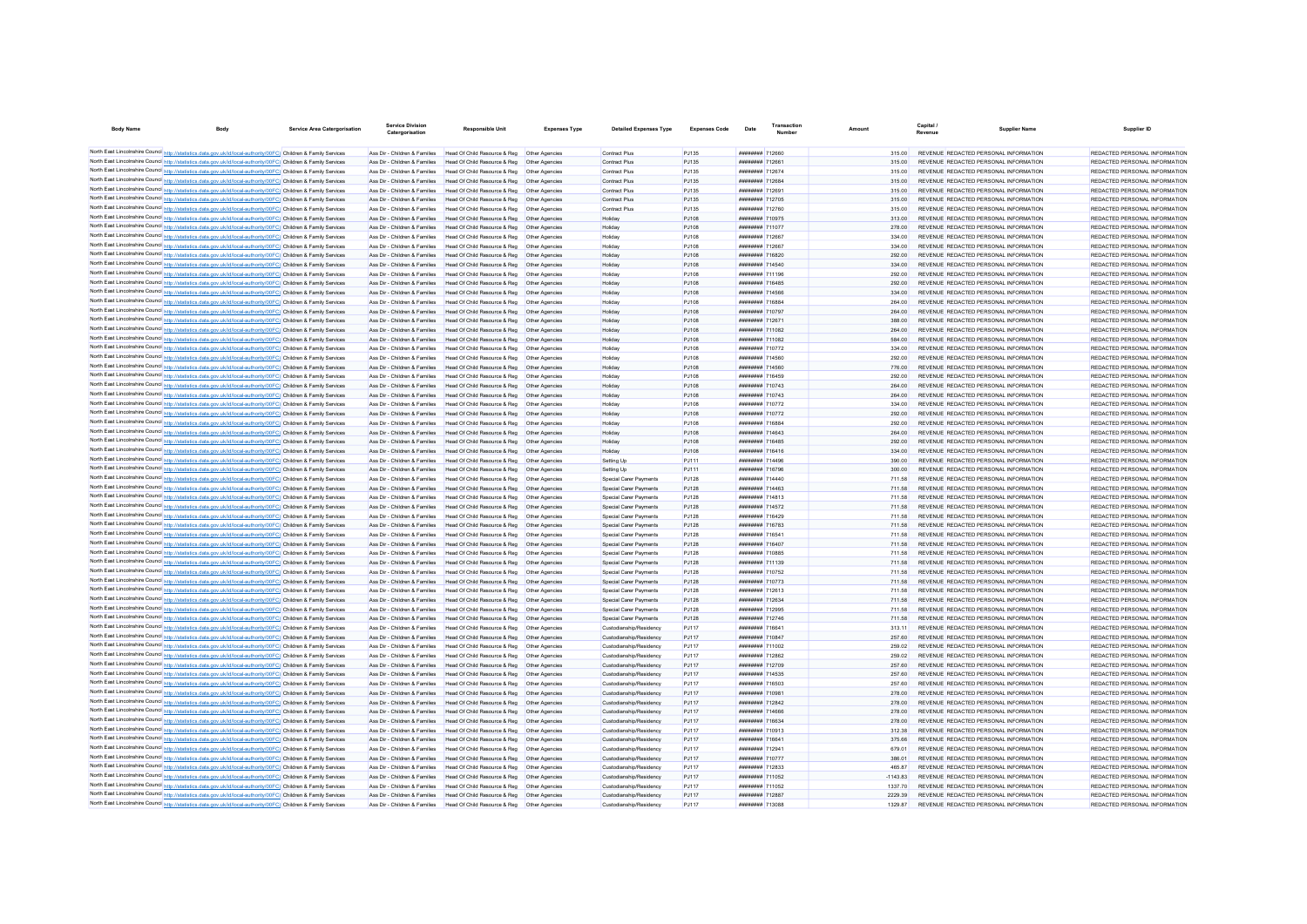| Body Name | Body | Service Area Catergorisation | Service Division Catergorisation | Responsible Unit | Expenses Type | Detailed Expenses Type | Expenses Code | Date | Transaction Number | Amount | Capital / Revenue | Supplier Name | Supplier ID |
|---|---|---|---|---|---|---|---|---|---|---|---|---|---|
| North East Lincolnshire Council | http://statistics.data.gov.uk/id/local-authority/00FC | Children & Family Services | Ass Dir - Children & Families | Head Of Child Resource & Reg | Other Agencies | Contract Plus | PJ135 | ######## | 712660 | 315.00 | REVENUE | REDACTED PERSONAL INFORMATION | REDACTED PERSONAL INFORMATION |
| North East Lincolnshire Council | http://statistics.data.gov.uk/id/local-authority/00FC | Children & Family Services | Ass Dir - Children & Families | Head Of Child Resource & Reg | Other Agencies | Contract Plus | PJ135 | ######## | 712661 | 315.00 | REVENUE | REDACTED PERSONAL INFORMATION | REDACTED PERSONAL INFORMATION |
| North East Lincolnshire Council | http://statistics.data.gov.uk/id/local-authority/00FC | Children & Family Services | Ass Dir - Children & Families | Head Of Child Resource & Reg | Other Agencies | Contract Plus | PJ135 | ######## | 712674 | 315.00 | REVENUE | REDACTED PERSONAL INFORMATION | REDACTED PERSONAL INFORMATION |
| North East Lincolnshire Council | http://statistics.data.gov.uk/id/local-authority/00FC | Children & Family Services | Ass Dir - Children & Families | Head Of Child Resource & Reg | Other Agencies | Contract Plus | PJ135 | ######## | 712684 | 315.00 | REVENUE | REDACTED PERSONAL INFORMATION | REDACTED PERSONAL INFORMATION |
| North East Lincolnshire Council | http://statistics.data.gov.uk/id/local-authority/00FC | Children & Family Services | Ass Dir - Children & Families | Head Of Child Resource & Reg | Other Agencies | Contract Plus | PJ135 | ######## | 712691 | 315.00 | REVENUE | REDACTED PERSONAL INFORMATION | REDACTED PERSONAL INFORMATION |
| North East Lincolnshire Council | http://statistics.data.gov.uk/id/local-authority/00FC | Children & Family Services | Ass Dir - Children & Families | Head Of Child Resource & Reg | Other Agencies | Contract Plus | PJ135 | ######## | 712705 | 315.00 | REVENUE | REDACTED PERSONAL INFORMATION | REDACTED PERSONAL INFORMATION |
| North East Lincolnshire Council | http://statistics.data.gov.uk/id/local-authority/00FC | Children & Family Services | Ass Dir - Children & Families | Head Of Child Resource & Reg | Other Agencies | Contract Plus | PJ135 | ######## | 712760 | 315.00 | REVENUE | REDACTED PERSONAL INFORMATION | REDACTED PERSONAL INFORMATION |
| North East Lincolnshire Council | http://statistics.data.gov.uk/id/local-authority/00FC | Children & Family Services | Ass Dir - Children & Families | Head Of Child Resource & Reg | Other Agencies | Holiday | PJ108 | ######## | 710975 | 313.00 | REVENUE | REDACTED PERSONAL INFORMATION | REDACTED PERSONAL INFORMATION |
| North East Lincolnshire Council | http://statistics.data.gov.uk/id/local-authority/00FC | Children & Family Services | Ass Dir - Children & Families | Head Of Child Resource & Reg | Other Agencies | Holiday | PJ108 | ######## | 711077 | 278.00 | REVENUE | REDACTED PERSONAL INFORMATION | REDACTED PERSONAL INFORMATION |
| North East Lincolnshire Council | http://statistics.data.gov.uk/id/local-authority/00FC | Children & Family Services | Ass Dir - Children & Families | Head Of Child Resource & Reg | Other Agencies | Holiday | PJ108 | ######## | 712667 | 334.00 | REVENUE | REDACTED PERSONAL INFORMATION | REDACTED PERSONAL INFORMATION |
| North East Lincolnshire Council | http://statistics.data.gov.uk/id/local-authority/00FC | Children & Family Services | Ass Dir - Children & Families | Head Of Child Resource & Reg | Other Agencies | Holiday | PJ108 | ######## | 712667 | 334.00 | REVENUE | REDACTED PERSONAL INFORMATION | REDACTED PERSONAL INFORMATION |
| North East Lincolnshire Council | http://statistics.data.gov.uk/id/local-authority/00FC | Children & Family Services | Ass Dir - Children & Families | Head Of Child Resource & Reg | Other Agencies | Holiday | PJ108 | ######## | 716820 | 292.00 | REVENUE | REDACTED PERSONAL INFORMATION | REDACTED PERSONAL INFORMATION |
| North East Lincolnshire Council | http://statistics.data.gov.uk/id/local-authority/00FC | Children & Family Services | Ass Dir - Children & Families | Head Of Child Resource & Reg | Other Agencies | Holiday | PJ108 | ######## | 714540 | 334.00 | REVENUE | REDACTED PERSONAL INFORMATION | REDACTED PERSONAL INFORMATION |
| North East Lincolnshire Council | http://statistics.data.gov.uk/id/local-authority/00FC | Children & Family Services | Ass Dir - Children & Families | Head Of Child Resource & Reg | Other Agencies | Holiday | PJ108 | ######## | 711196 | 292.00 | REVENUE | REDACTED PERSONAL INFORMATION | REDACTED PERSONAL INFORMATION |
| North East Lincolnshire Council | http://statistics.data.gov.uk/id/local-authority/00FC | Children & Family Services | Ass Dir - Children & Families | Head Of Child Resource & Reg | Other Agencies | Holiday | PJ108 | ######## | 716485 | 292.00 | REVENUE | REDACTED PERSONAL INFORMATION | REDACTED PERSONAL INFORMATION |
| North East Lincolnshire Council | http://statistics.data.gov.uk/id/local-authority/00FC | Children & Family Services | Ass Dir - Children & Families | Head Of Child Resource & Reg | Other Agencies | Holiday | PJ108 | ######## | 714566 | 334.00 | REVENUE | REDACTED PERSONAL INFORMATION | REDACTED PERSONAL INFORMATION |
| North East Lincolnshire Council | http://statistics.data.gov.uk/id/local-authority/00FC | Children & Family Services | Ass Dir - Children & Families | Head Of Child Resource & Reg | Other Agencies | Holiday | PJ108 | ######## | 716884 | 264.00 | REVENUE | REDACTED PERSONAL INFORMATION | REDACTED PERSONAL INFORMATION |
| North East Lincolnshire Council | http://statistics.data.gov.uk/id/local-authority/00FC | Children & Family Services | Ass Dir - Children & Families | Head Of Child Resource & Reg | Other Agencies | Holiday | PJ108 | ######## | 710797 | 264.00 | REVENUE | REDACTED PERSONAL INFORMATION | REDACTED PERSONAL INFORMATION |
| North East Lincolnshire Council | http://statistics.data.gov.uk/id/local-authority/00FC | Children & Family Services | Ass Dir - Children & Families | Head Of Child Resource & Reg | Other Agencies | Holiday | PJ108 | ######## | 712671 | 388.00 | REVENUE | REDACTED PERSONAL INFORMATION | REDACTED PERSONAL INFORMATION |
| North East Lincolnshire Council | http://statistics.data.gov.uk/id/local-authority/00FC | Children & Family Services | Ass Dir - Children & Families | Head Of Child Resource & Reg | Other Agencies | Holiday | PJ108 | ######## | 711082 | 264.00 | REVENUE | REDACTED PERSONAL INFORMATION | REDACTED PERSONAL INFORMATION |
| North East Lincolnshire Council | http://statistics.data.gov.uk/id/local-authority/00FC | Children & Family Services | Ass Dir - Children & Families | Head Of Child Resource & Reg | Other Agencies | Holiday | PJ108 | ######## | 711082 | 584.00 | REVENUE | REDACTED PERSONAL INFORMATION | REDACTED PERSONAL INFORMATION |
| North East Lincolnshire Council | http://statistics.data.gov.uk/id/local-authority/00FC | Children & Family Services | Ass Dir - Children & Families | Head Of Child Resource & Reg | Other Agencies | Holiday | PJ108 | ######## | 710772 | 334.00 | REVENUE | REDACTED PERSONAL INFORMATION | REDACTED PERSONAL INFORMATION |
| North East Lincolnshire Council | http://statistics.data.gov.uk/id/local-authority/00FC | Children & Family Services | Ass Dir - Children & Families | Head Of Child Resource & Reg | Other Agencies | Holiday | PJ108 | ######## | 714560 | 292.00 | REVENUE | REDACTED PERSONAL INFORMATION | REDACTED PERSONAL INFORMATION |
| North East Lincolnshire Council | http://statistics.data.gov.uk/id/local-authority/00FC | Children & Family Services | Ass Dir - Children & Families | Head Of Child Resource & Reg | Other Agencies | Holiday | PJ108 | ######## | 714560 | 776.00 | REVENUE | REDACTED PERSONAL INFORMATION | REDACTED PERSONAL INFORMATION |
| North East Lincolnshire Council | http://statistics.data.gov.uk/id/local-authority/00FC | Children & Family Services | Ass Dir - Children & Families | Head Of Child Resource & Reg | Other Agencies | Holiday | PJ108 | ######## | 716459 | 292.00 | REVENUE | REDACTED PERSONAL INFORMATION | REDACTED PERSONAL INFORMATION |
| North East Lincolnshire Council | http://statistics.data.gov.uk/id/local-authority/00FC | Children & Family Services | Ass Dir - Children & Families | Head Of Child Resource & Reg | Other Agencies | Holiday | PJ108 | ######## | 710743 | 264.00 | REVENUE | REDACTED PERSONAL INFORMATION | REDACTED PERSONAL INFORMATION |
| North East Lincolnshire Council | http://statistics.data.gov.uk/id/local-authority/00FC | Children & Family Services | Ass Dir - Children & Families | Head Of Child Resource & Reg | Other Agencies | Holiday | PJ108 | ######## | 710743 | 264.00 | REVENUE | REDACTED PERSONAL INFORMATION | REDACTED PERSONAL INFORMATION |
| North East Lincolnshire Council | http://statistics.data.gov.uk/id/local-authority/00FC | Children & Family Services | Ass Dir - Children & Families | Head Of Child Resource & Reg | Other Agencies | Holiday | PJ108 | ######## | 710772 | 334.00 | REVENUE | REDACTED PERSONAL INFORMATION | REDACTED PERSONAL INFORMATION |
| North East Lincolnshire Council | http://statistics.data.gov.uk/id/local-authority/00FC | Children & Family Services | Ass Dir - Children & Families | Head Of Child Resource & Reg | Other Agencies | Holiday | PJ108 | ######## | 710772 | 292.00 | REVENUE | REDACTED PERSONAL INFORMATION | REDACTED PERSONAL INFORMATION |
| North East Lincolnshire Council | http://statistics.data.gov.uk/id/local-authority/00FC | Children & Family Services | Ass Dir - Children & Families | Head Of Child Resource & Reg | Other Agencies | Holiday | PJ108 | ######## | 716884 | 292.00 | REVENUE | REDACTED PERSONAL INFORMATION | REDACTED PERSONAL INFORMATION |
| North East Lincolnshire Council | http://statistics.data.gov.uk/id/local-authority/00FC | Children & Family Services | Ass Dir - Children & Families | Head Of Child Resource & Reg | Other Agencies | Holiday | PJ108 | ######## | 714643 | 264.00 | REVENUE | REDACTED PERSONAL INFORMATION | REDACTED PERSONAL INFORMATION |
| North East Lincolnshire Council | http://statistics.data.gov.uk/id/local-authority/00FC | Children & Family Services | Ass Dir - Children & Families | Head Of Child Resource & Reg | Other Agencies | Holiday | PJ108 | ######## | 716485 | 292.00 | REVENUE | REDACTED PERSONAL INFORMATION | REDACTED PERSONAL INFORMATION |
| North East Lincolnshire Council | http://statistics.data.gov.uk/id/local-authority/00FC | Children & Family Services | Ass Dir - Children & Families | Head Of Child Resource & Reg | Other Agencies | Holiday | PJ108 | ######## | 716416 | 334.00 | REVENUE | REDACTED PERSONAL INFORMATION | REDACTED PERSONAL INFORMATION |
| North East Lincolnshire Council | http://statistics.data.gov.uk/id/local-authority/00FC | Children & Family Services | Ass Dir - Children & Families | Head Of Child Resource & Reg | Other Agencies | Setting Up | PJ111 | ######## | 714496 | 390.00 | REVENUE | REDACTED PERSONAL INFORMATION | REDACTED PERSONAL INFORMATION |
| North East Lincolnshire Council | http://statistics.data.gov.uk/id/local-authority/00FC | Children & Family Services | Ass Dir - Children & Families | Head Of Child Resource & Reg | Other Agencies | Setting Up | PJ111 | ######## | 716796 | 300.00 | REVENUE | REDACTED PERSONAL INFORMATION | REDACTED PERSONAL INFORMATION |
| North East Lincolnshire Council | http://statistics.data.gov.uk/id/local-authority/00FC | Children & Family Services | Ass Dir - Children & Families | Head Of Child Resource & Reg | Other Agencies | Special Carer Payments | PJ128 | ######## | 714440 | 711.58 | REVENUE | REDACTED PERSONAL INFORMATION | REDACTED PERSONAL INFORMATION |
| North East Lincolnshire Council | http://statistics.data.gov.uk/id/local-authority/00FC | Children & Family Services | Ass Dir - Children & Families | Head Of Child Resource & Reg | Other Agencies | Special Carer Payments | PJ128 | ######## | 714463 | 711.58 | REVENUE | REDACTED PERSONAL INFORMATION | REDACTED PERSONAL INFORMATION |
| North East Lincolnshire Council | http://statistics.data.gov.uk/id/local-authority/00FC | Children & Family Services | Ass Dir - Children & Families | Head Of Child Resource & Reg | Other Agencies | Special Carer Payments | PJ128 | ######## | 714813 | 711.58 | REVENUE | REDACTED PERSONAL INFORMATION | REDACTED PERSONAL INFORMATION |
| North East Lincolnshire Council | http://statistics.data.gov.uk/id/local-authority/00FC | Children & Family Services | Ass Dir - Children & Families | Head Of Child Resource & Reg | Other Agencies | Special Carer Payments | PJ128 | ######## | 714572 | 711.58 | REVENUE | REDACTED PERSONAL INFORMATION | REDACTED PERSONAL INFORMATION |
| North East Lincolnshire Council | http://statistics.data.gov.uk/id/local-authority/00FC | Children & Family Services | Ass Dir - Children & Families | Head Of Child Resource & Reg | Other Agencies | Special Carer Payments | PJ128 | ######## | 716429 | 711.58 | REVENUE | REDACTED PERSONAL INFORMATION | REDACTED PERSONAL INFORMATION |
| North East Lincolnshire Council | http://statistics.data.gov.uk/id/local-authority/00FC | Children & Family Services | Ass Dir - Children & Families | Head Of Child Resource & Reg | Other Agencies | Special Carer Payments | PJ128 | ######## | 716783 | 711.58 | REVENUE | REDACTED PERSONAL INFORMATION | REDACTED PERSONAL INFORMATION |
| North East Lincolnshire Council | http://statistics.data.gov.uk/id/local-authority/00FC | Children & Family Services | Ass Dir - Children & Families | Head Of Child Resource & Reg | Other Agencies | Special Carer Payments | PJ128 | ######## | 716541 | 711.58 | REVENUE | REDACTED PERSONAL INFORMATION | REDACTED PERSONAL INFORMATION |
| North East Lincolnshire Council | http://statistics.data.gov.uk/id/local-authority/00FC | Children & Family Services | Ass Dir - Children & Families | Head Of Child Resource & Reg | Other Agencies | Special Carer Payments | PJ128 | ######## | 716407 | 711.58 | REVENUE | REDACTED PERSONAL INFORMATION | REDACTED PERSONAL INFORMATION |
| North East Lincolnshire Council | http://statistics.data.gov.uk/id/local-authority/00FC | Children & Family Services | Ass Dir - Children & Families | Head Of Child Resource & Reg | Other Agencies | Special Carer Payments | PJ128 | ######## | 710885 | 711.58 | REVENUE | REDACTED PERSONAL INFORMATION | REDACTED PERSONAL INFORMATION |
| North East Lincolnshire Council | http://statistics.data.gov.uk/id/local-authority/00FC | Children & Family Services | Ass Dir - Children & Families | Head Of Child Resource & Reg | Other Agencies | Special Carer Payments | PJ128 | ######## | 711139 | 711.58 | REVENUE | REDACTED PERSONAL INFORMATION | REDACTED PERSONAL INFORMATION |
| North East Lincolnshire Council | http://statistics.data.gov.uk/id/local-authority/00FC | Children & Family Services | Ass Dir - Children & Families | Head Of Child Resource & Reg | Other Agencies | Special Carer Payments | PJ128 | ######## | 710752 | 711.58 | REVENUE | REDACTED PERSONAL INFORMATION | REDACTED PERSONAL INFORMATION |
| North East Lincolnshire Council | http://statistics.data.gov.uk/id/local-authority/00FC | Children & Family Services | Ass Dir - Children & Families | Head Of Child Resource & Reg | Other Agencies | Special Carer Payments | PJ128 | ######## | 710773 | 711.58 | REVENUE | REDACTED PERSONAL INFORMATION | REDACTED PERSONAL INFORMATION |
| North East Lincolnshire Council | http://statistics.data.gov.uk/id/local-authority/00FC | Children & Family Services | Ass Dir - Children & Families | Head Of Child Resource & Reg | Other Agencies | Special Carer Payments | PJ128 | ######## | 712613 | 711.58 | REVENUE | REDACTED PERSONAL INFORMATION | REDACTED PERSONAL INFORMATION |
| North East Lincolnshire Council | http://statistics.data.gov.uk/id/local-authority/00FC | Children & Family Services | Ass Dir - Children & Families | Head Of Child Resource & Reg | Other Agencies | Special Carer Payments | PJ128 | ######## | 712634 | 711.58 | REVENUE | REDACTED PERSONAL INFORMATION | REDACTED PERSONAL INFORMATION |
| North East Lincolnshire Council | http://statistics.data.gov.uk/id/local-authority/00FC | Children & Family Services | Ass Dir - Children & Families | Head Of Child Resource & Reg | Other Agencies | Special Carer Payments | PJ128 | ######## | 712995 | 711.58 | REVENUE | REDACTED PERSONAL INFORMATION | REDACTED PERSONAL INFORMATION |
| North East Lincolnshire Council | http://statistics.data.gov.uk/id/local-authority/00FC | Children & Family Services | Ass Dir - Children & Families | Head Of Child Resource & Reg | Other Agencies | Special Carer Payments | PJ128 | ######## | 712746 | 711.58 | REVENUE | REDACTED PERSONAL INFORMATION | REDACTED PERSONAL INFORMATION |
| North East Lincolnshire Council | http://statistics.data.gov.uk/id/local-authority/00FC | Children & Family Services | Ass Dir - Children & Families | Head Of Child Resource & Reg | Other Agencies | Custodianship/Residency | PJ117 | ######## | 716641 | 313.11 | REVENUE | REDACTED PERSONAL INFORMATION | REDACTED PERSONAL INFORMATION |
| North East Lincolnshire Council | http://statistics.data.gov.uk/id/local-authority/00FC | Children & Family Services | Ass Dir - Children & Families | Head Of Child Resource & Reg | Other Agencies | Custodianship/Residency | PJ117 | ######## | 710847 | 257.60 | REVENUE | REDACTED PERSONAL INFORMATION | REDACTED PERSONAL INFORMATION |
| North East Lincolnshire Council | http://statistics.data.gov.uk/id/local-authority/00FC | Children & Family Services | Ass Dir - Children & Families | Head Of Child Resource & Reg | Other Agencies | Custodianship/Residency | PJ117 | ######## | 711002 | 259.02 | REVENUE | REDACTED PERSONAL INFORMATION | REDACTED PERSONAL INFORMATION |
| North East Lincolnshire Council | http://statistics.data.gov.uk/id/local-authority/00FC | Children & Family Services | Ass Dir - Children & Families | Head Of Child Resource & Reg | Other Agencies | Custodianship/Residency | PJ117 | ######## | 712862 | 259.02 | REVENUE | REDACTED PERSONAL INFORMATION | REDACTED PERSONAL INFORMATION |
| North East Lincolnshire Council | http://statistics.data.gov.uk/id/local-authority/00FC | Children & Family Services | Ass Dir - Children & Families | Head Of Child Resource & Reg | Other Agencies | Custodianship/Residency | PJ117 | ######## | 712709 | 257.60 | REVENUE | REDACTED PERSONAL INFORMATION | REDACTED PERSONAL INFORMATION |
| North East Lincolnshire Council | http://statistics.data.gov.uk/id/local-authority/00FC | Children & Family Services | Ass Dir - Children & Families | Head Of Child Resource & Reg | Other Agencies | Custodianship/Residency | PJ117 | ######## | 714535 | 257.60 | REVENUE | REDACTED PERSONAL INFORMATION | REDACTED PERSONAL INFORMATION |
| North East Lincolnshire Council | http://statistics.data.gov.uk/id/local-authority/00FC | Children & Family Services | Ass Dir - Children & Families | Head Of Child Resource & Reg | Other Agencies | Custodianship/Residency | PJ117 | ######## | 716503 | 257.60 | REVENUE | REDACTED PERSONAL INFORMATION | REDACTED PERSONAL INFORMATION |
| North East Lincolnshire Council | http://statistics.data.gov.uk/id/local-authority/00FC | Children & Family Services | Ass Dir - Children & Families | Head Of Child Resource & Reg | Other Agencies | Custodianship/Residency | PJ117 | ######## | 710981 | 278.00 | REVENUE | REDACTED PERSONAL INFORMATION | REDACTED PERSONAL INFORMATION |
| North East Lincolnshire Council | http://statistics.data.gov.uk/id/local-authority/00FC | Children & Family Services | Ass Dir - Children & Families | Head Of Child Resource & Reg | Other Agencies | Custodianship/Residency | PJ117 | ######## | 712842 | 278.00 | REVENUE | REDACTED PERSONAL INFORMATION | REDACTED PERSONAL INFORMATION |
| North East Lincolnshire Council | http://statistics.data.gov.uk/id/local-authority/00FC | Children & Family Services | Ass Dir - Children & Families | Head Of Child Resource & Reg | Other Agencies | Custodianship/Residency | PJ117 | ######## | 714666 | 278.00 | REVENUE | REDACTED PERSONAL INFORMATION | REDACTED PERSONAL INFORMATION |
| North East Lincolnshire Council | http://statistics.data.gov.uk/id/local-authority/00FC | Children & Family Services | Ass Dir - Children & Families | Head Of Child Resource & Reg | Other Agencies | Custodianship/Residency | PJ117 | ######## | 716634 | 278.00 | REVENUE | REDACTED PERSONAL INFORMATION | REDACTED PERSONAL INFORMATION |
| North East Lincolnshire Council | http://statistics.data.gov.uk/id/local-authority/00FC | Children & Family Services | Ass Dir - Children & Families | Head Of Child Resource & Reg | Other Agencies | Custodianship/Residency | PJ117 | ######## | 710913 | 312.38 | REVENUE | REDACTED PERSONAL INFORMATION | REDACTED PERSONAL INFORMATION |
| North East Lincolnshire Council | http://statistics.data.gov.uk/id/local-authority/00FC | Children & Family Services | Ass Dir - Children & Families | Head Of Child Resource & Reg | Other Agencies | Custodianship/Residency | PJ117 | ######## | 716641 | 375.66 | REVENUE | REDACTED PERSONAL INFORMATION | REDACTED PERSONAL INFORMATION |
| North East Lincolnshire Council | http://statistics.data.gov.uk/id/local-authority/00FC | Children & Family Services | Ass Dir - Children & Families | Head Of Child Resource & Reg | Other Agencies | Custodianship/Residency | PJ117 | ######## | 712941 | 679.01 | REVENUE | REDACTED PERSONAL INFORMATION | REDACTED PERSONAL INFORMATION |
| North East Lincolnshire Council | http://statistics.data.gov.uk/id/local-authority/00FC | Children & Family Services | Ass Dir - Children & Families | Head Of Child Resource & Reg | Other Agencies | Custodianship/Residency | PJ117 | ######## | 710777 | 386.01 | REVENUE | REDACTED PERSONAL INFORMATION | REDACTED PERSONAL INFORMATION |
| North East Lincolnshire Council | http://statistics.data.gov.uk/id/local-authority/00FC | Children & Family Services | Ass Dir - Children & Families | Head Of Child Resource & Reg | Other Agencies | Custodianship/Residency | PJ117 | ######## | 712833 | 465.87 | REVENUE | REDACTED PERSONAL INFORMATION | REDACTED PERSONAL INFORMATION |
| North East Lincolnshire Council | http://statistics.data.gov.uk/id/local-authority/00FC | Children & Family Services | Ass Dir - Children & Families | Head Of Child Resource & Reg | Other Agencies | Custodianship/Residency | PJ117 | ######## | 711052 | -1143.83 | REVENUE | REDACTED PERSONAL INFORMATION | REDACTED PERSONAL INFORMATION |
| North East Lincolnshire Council | http://statistics.data.gov.uk/id/local-authority/00FC | Children & Family Services | Ass Dir - Children & Families | Head Of Child Resource & Reg | Other Agencies | Custodianship/Residency | PJ117 | ######## | 711052 | 1337.70 | REVENUE | REDACTED PERSONAL INFORMATION | REDACTED PERSONAL INFORMATION |
| North East Lincolnshire Council | http://statistics.data.gov.uk/id/local-authority/00FC | Children & Family Services | Ass Dir - Children & Families | Head Of Child Resource & Reg | Other Agencies | Custodianship/Residency | PJ117 | ######## | 712887 | 2229.39 | REVENUE | REDACTED PERSONAL INFORMATION | REDACTED PERSONAL INFORMATION |
| North East Lincolnshire Council | http://statistics.data.gov.uk/id/local-authority/00FC | Children & Family Services | Ass Dir - Children & Families | Head Of Child Resource & Reg | Other Agencies | Custodianship/Residency | PJ117 | ######## | 713088 | 1329.87 | REVENUE | REDACTED PERSONAL INFORMATION | REDACTED PERSONAL INFORMATION |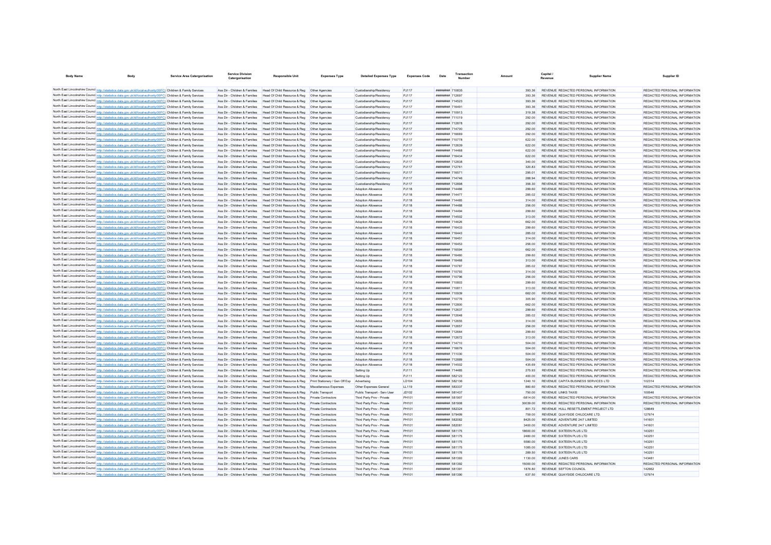| Body Name | Body | Service Area Catergorisation | Service Division Catergorisation | Responsible Unit | Expenses Type | Detailed Expenses Type | Expenses Code | Date | Transaction Number | Amount | Capital / Revenue | Supplier Name | Supplier ID |
|---|---|---|---|---|---|---|---|---|---|---|---|---|---|
| North East Lincolnshire Council | http://statistics.data.gov.uk/id/local-authority/00FC | Children & Family Services | Ass Dir - Children & Families | Head Of Child Resource & Reg | Other Agencies | Custodianship/Residency | PJ117 | ######## | 710835 | 393.36 | REVENUE | REDACTED PERSONAL INFORMATION | REDACTED PERSONAL INFORMATION |
| North East Lincolnshire Council | http://statistics.data.gov.uk/id/local-authority/00FC | Children & Family Services | Ass Dir - Children & Families | Head Of Child Resource & Reg | Other Agencies | Custodianship/Residency | PJ117 | ######## | 712697 | 393.36 | REVENUE | REDACTED PERSONAL INFORMATION | REDACTED PERSONAL INFORMATION |
| North East Lincolnshire Council | http://statistics.data.gov.uk/id/local-authority/00FC | Children & Family Services | Ass Dir - Children & Families | Head Of Child Resource & Reg | Other Agencies | Custodianship/Residency | PJ117 | ######## | 714523 | 393.36 | REVENUE | REDACTED PERSONAL INFORMATION | REDACTED PERSONAL INFORMATION |
| North East Lincolnshire Council | http://statistics.data.gov.uk/id/local-authority/00FC | Children & Family Services | Ass Dir - Children & Families | Head Of Child Resource & Reg | Other Agencies | Custodianship/Residency | PJ117 | ######## | 716491 | 393.36 | REVENUE | REDACTED PERSONAL INFORMATION | REDACTED PERSONAL INFORMATION |
| North East Lincolnshire Council | http://statistics.data.gov.uk/id/local-authority/00FC | Children & Family Services | Ass Dir - Children & Families | Head Of Child Resource & Reg | Other Agencies | Custodianship/Residency | PJ117 | ######## | 710913 | 319.38 | REVENUE | REDACTED PERSONAL INFORMATION | REDACTED PERSONAL INFORMATION |
| North East Lincolnshire Council | http://statistics.data.gov.uk/id/local-authority/00FC | Children & Family Services | Ass Dir - Children & Families | Head Of Child Resource & Reg | Other Agencies | Custodianship/Residency | PJ117 | ######## | 711019 | 292.00 | REVENUE | REDACTED PERSONAL INFORMATION | REDACTED PERSONAL INFORMATION |
| North East Lincolnshire Council | http://statistics.data.gov.uk/id/local-authority/00FC | Children & Family Services | Ass Dir - Children & Families | Head Of Child Resource & Reg | Other Agencies | Custodianship/Residency | PJ117 | ######## | 712878 | 292.00 | REVENUE | REDACTED PERSONAL INFORMATION | REDACTED PERSONAL INFORMATION |
| North East Lincolnshire Council | http://statistics.data.gov.uk/id/local-authority/00FC | Children & Family Services | Ass Dir - Children & Families | Head Of Child Resource & Reg | Other Agencies | Custodianship/Residency | PJ117 | ######## | 714700 | 292.00 | REVENUE | REDACTED PERSONAL INFORMATION | REDACTED PERSONAL INFORMATION |
| North East Lincolnshire Council | http://statistics.data.gov.uk/id/local-authority/00FC | Children & Family Services | Ass Dir - Children & Families | Head Of Child Resource & Reg | Other Agencies | Custodianship/Residency | PJ117 | ######## | 716669 | 292.00 | REVENUE | REDACTED PERSONAL INFORMATION | REDACTED PERSONAL INFORMATION |
| North East Lincolnshire Council | http://statistics.data.gov.uk/id/local-authority/00FC | Children & Family Services | Ass Dir - Children & Families | Head Of Child Resource & Reg | Other Agencies | Custodianship/Residency | PJ117 | ######## | 710778 | 622.00 | REVENUE | REDACTED PERSONAL INFORMATION | REDACTED PERSONAL INFORMATION |
| North East Lincolnshire Council | http://statistics.data.gov.uk/id/local-authority/00FC | Children & Family Services | Ass Dir - Children & Families | Head Of Child Resource & Reg | Other Agencies | Custodianship/Residency | PJ117 | ######## | 712639 | 622.00 | REVENUE | REDACTED PERSONAL INFORMATION | REDACTED PERSONAL INFORMATION |
| North East Lincolnshire Council | http://statistics.data.gov.uk/id/local-authority/00FC | Children & Family Services | Ass Dir - Children & Families | Head Of Child Resource & Reg | Other Agencies | Custodianship/Residency | PJ117 | ######## | 714468 | 622.00 | REVENUE | REDACTED PERSONAL INFORMATION | REDACTED PERSONAL INFORMATION |
| North East Lincolnshire Council | http://statistics.data.gov.uk/id/local-authority/00FC | Children & Family Services | Ass Dir - Children & Families | Head Of Child Resource & Reg | Other Agencies | Custodianship/Residency | PJ117 | ######## | 716434 | 622.00 | REVENUE | REDACTED PERSONAL INFORMATION | REDACTED PERSONAL INFORMATION |
| North East Lincolnshire Council | http://statistics.data.gov.uk/id/local-authority/00FC | Children & Family Services | Ass Dir - Children & Families | Head Of Child Resource & Reg | Other Agencies | Custodianship/Residency | PJ117 | ######## | 712838 | 340.00 | REVENUE | REDACTED PERSONAL INFORMATION | REDACTED PERSONAL INFORMATION |
| North East Lincolnshire Council | http://statistics.data.gov.uk/id/local-authority/00FC | Children & Family Services | Ass Dir - Children & Families | Head Of Child Resource & Reg | Other Agencies | Custodianship/Residency | PJ117 | ######## | 712761 | 320.83 | REVENUE | REDACTED PERSONAL INFORMATION | REDACTED PERSONAL INFORMATION |
| North East Lincolnshire Council | http://statistics.data.gov.uk/id/local-authority/00FC | Children & Family Services | Ass Dir - Children & Families | Head Of Child Resource & Reg | Other Agencies | Custodianship/Residency | PJ117 | ######## | 716571 | 295.01 | REVENUE | REDACTED PERSONAL INFORMATION | REDACTED PERSONAL INFORMATION |
| North East Lincolnshire Council | http://statistics.data.gov.uk/id/local-authority/00FC | Children & Family Services | Ass Dir - Children & Families | Head Of Child Resource & Reg | Other Agencies | Custodianship/Residency | PJ117 | ######## | 714746 | 288.94 | REVENUE | REDACTED PERSONAL INFORMATION | REDACTED PERSONAL INFORMATION |
| North East Lincolnshire Council | http://statistics.data.gov.uk/id/local-authority/00FC | Children & Family Services | Ass Dir - Children & Families | Head Of Child Resource & Reg | Other Agencies | Custodianship/Residency | PJ117 | ######## | 712898 | 356.30 | REVENUE | REDACTED PERSONAL INFORMATION | REDACTED PERSONAL INFORMATION |
| North East Lincolnshire Council | http://statistics.data.gov.uk/id/local-authority/00FC | Children & Family Services | Ass Dir - Children & Families | Head Of Child Resource & Reg | Other Agencies | Adoption Allowance | PJ118 | ######## | 714466 | 299.60 | REVENUE | REDACTED PERSONAL INFORMATION | REDACTED PERSONAL INFORMATION |
| North East Lincolnshire Council | http://statistics.data.gov.uk/id/local-authority/00FC | Children & Family Services | Ass Dir - Children & Families | Head Of Child Resource & Reg | Other Agencies | Adoption Allowance | PJ118 | ######## | 714477 | 285.02 | REVENUE | REDACTED PERSONAL INFORMATION | REDACTED PERSONAL INFORMATION |
| North East Lincolnshire Council | http://statistics.data.gov.uk/id/local-authority/00FC | Children & Family Services | Ass Dir - Children & Families | Head Of Child Resource & Reg | Other Agencies | Adoption Allowance | PJ118 | ######## | 714485 | 314.00 | REVENUE | REDACTED PERSONAL INFORMATION | REDACTED PERSONAL INFORMATION |
| North East Lincolnshire Council | http://statistics.data.gov.uk/id/local-authority/00FC | Children & Family Services | Ass Dir - Children & Families | Head Of Child Resource & Reg | Other Agencies | Adoption Allowance | PJ118 | ######## | 714488 | 256.00 | REVENUE | REDACTED PERSONAL INFORMATION | REDACTED PERSONAL INFORMATION |
| North East Lincolnshire Council | http://statistics.data.gov.uk/id/local-authority/00FC | Children & Family Services | Ass Dir - Children & Families | Head Of Child Resource & Reg | Other Agencies | Adoption Allowance | PJ118 | ######## | 714494 | 299.60 | REVENUE | REDACTED PERSONAL INFORMATION | REDACTED PERSONAL INFORMATION |
| North East Lincolnshire Council | http://statistics.data.gov.uk/id/local-authority/00FC | Children & Family Services | Ass Dir - Children & Families | Head Of Child Resource & Reg | Other Agencies | Adoption Allowance | PJ118 | ######## | 714502 | 313.00 | REVENUE | REDACTED PERSONAL INFORMATION | REDACTED PERSONAL INFORMATION |
| North East Lincolnshire Council | http://statistics.data.gov.uk/id/local-authority/00FC | Children & Family Services | Ass Dir - Children & Families | Head Of Child Resource & Reg | Other Agencies | Adoption Allowance | PJ118 | ######## | 714626 | 662.00 | REVENUE | REDACTED PERSONAL INFORMATION | REDACTED PERSONAL INFORMATION |
| North East Lincolnshire Council | http://statistics.data.gov.uk/id/local-authority/00FC | Children & Family Services | Ass Dir - Children & Families | Head Of Child Resource & Reg | Other Agencies | Adoption Allowance | PJ118 | ######## | 716433 | 299.60 | REVENUE | REDACTED PERSONAL INFORMATION | REDACTED PERSONAL INFORMATION |
| North East Lincolnshire Council | http://statistics.data.gov.uk/id/local-authority/00FC | Children & Family Services | Ass Dir - Children & Families | Head Of Child Resource & Reg | Other Agencies | Adoption Allowance | PJ118 | ######## | 716443 | 285.02 | REVENUE | REDACTED PERSONAL INFORMATION | REDACTED PERSONAL INFORMATION |
| North East Lincolnshire Council | http://statistics.data.gov.uk/id/local-authority/00FC | Children & Family Services | Ass Dir - Children & Families | Head Of Child Resource & Reg | Other Agencies | Adoption Allowance | PJ118 | ######## | 716451 | 314.00 | REVENUE | REDACTED PERSONAL INFORMATION | REDACTED PERSONAL INFORMATION |
| North East Lincolnshire Council | http://statistics.data.gov.uk/id/local-authority/00FC | Children & Family Services | Ass Dir - Children & Families | Head Of Child Resource & Reg | Other Agencies | Adoption Allowance | PJ118 | ######## | 716453 | 256.00 | REVENUE | REDACTED PERSONAL INFORMATION | REDACTED PERSONAL INFORMATION |
| North East Lincolnshire Council | http://statistics.data.gov.uk/id/local-authority/00FC | Children & Family Services | Ass Dir - Children & Families | Head Of Child Resource & Reg | Other Agencies | Adoption Allowance | PJ118 | ######## | 716594 | 662.00 | REVENUE | REDACTED PERSONAL INFORMATION | REDACTED PERSONAL INFORMATION |
| North East Lincolnshire Council | http://statistics.data.gov.uk/id/local-authority/00FC | Children & Family Services | Ass Dir - Children & Families | Head Of Child Resource & Reg | Other Agencies | Adoption Allowance | PJ118 | ######## | 716460 | 299.60 | REVENUE | REDACTED PERSONAL INFORMATION | REDACTED PERSONAL INFORMATION |
| North East Lincolnshire Council | http://statistics.data.gov.uk/id/local-authority/00FC | Children & Family Services | Ass Dir - Children & Families | Head Of Child Resource & Reg | Other Agencies | Adoption Allowance | PJ118 | ######## | 716468 | 313.00 | REVENUE | REDACTED PERSONAL INFORMATION | REDACTED PERSONAL INFORMATION |
| North East Lincolnshire Council | http://statistics.data.gov.uk/id/local-authority/00FC | Children & Family Services | Ass Dir - Children & Families | Head Of Child Resource & Reg | Other Agencies | Adoption Allowance | PJ118 | ######## | 710787 | 285.02 | REVENUE | REDACTED PERSONAL INFORMATION | REDACTED PERSONAL INFORMATION |
| North East Lincolnshire Council | http://statistics.data.gov.uk/id/local-authority/00FC | Children & Family Services | Ass Dir - Children & Families | Head Of Child Resource & Reg | Other Agencies | Adoption Allowance | PJ118 | ######## | 710793 | 314.00 | REVENUE | REDACTED PERSONAL INFORMATION | REDACTED PERSONAL INFORMATION |
| North East Lincolnshire Council | http://statistics.data.gov.uk/id/local-authority/00FC | Children & Family Services | Ass Dir - Children & Families | Head Of Child Resource & Reg | Other Agencies | Adoption Allowance | PJ118 | ######## | 710796 | 256.00 | REVENUE | REDACTED PERSONAL INFORMATION | REDACTED PERSONAL INFORMATION |
| North East Lincolnshire Council | http://statistics.data.gov.uk/id/local-authority/00FC | Children & Family Services | Ass Dir - Children & Families | Head Of Child Resource & Reg | Other Agencies | Adoption Allowance | PJ118 | ######## | 710803 | 299.60 | REVENUE | REDACTED PERSONAL INFORMATION | REDACTED PERSONAL INFORMATION |
| North East Lincolnshire Council | http://statistics.data.gov.uk/id/local-authority/00FC | Children & Family Services | Ass Dir - Children & Families | Head Of Child Resource & Reg | Other Agencies | Adoption Allowance | PJ118 | ######## | 710811 | 313.00 | REVENUE | REDACTED PERSONAL INFORMATION | REDACTED PERSONAL INFORMATION |
| North East Lincolnshire Council | http://statistics.data.gov.uk/id/local-authority/00FC | Children & Family Services | Ass Dir - Children & Families | Head Of Child Resource & Reg | Other Agencies | Adoption Allowance | PJ118 | ######## | 710939 | 662.00 | REVENUE | REDACTED PERSONAL INFORMATION | REDACTED PERSONAL INFORMATION |
| North East Lincolnshire Council | http://statistics.data.gov.uk/id/local-authority/00FC | Children & Family Services | Ass Dir - Children & Families | Head Of Child Resource & Reg | Other Agencies | Adoption Allowance | PJ118 | ######## | 710776 | 305.90 | REVENUE | REDACTED PERSONAL INFORMATION | REDACTED PERSONAL INFORMATION |
| North East Lincolnshire Council | http://statistics.data.gov.uk/id/local-authority/00FC | Children & Family Services | Ass Dir - Children & Families | Head Of Child Resource & Reg | Other Agencies | Adoption Allowance | PJ118 | ######## | 712800 | 662.00 | REVENUE | REDACTED PERSONAL INFORMATION | REDACTED PERSONAL INFORMATION |
| North East Lincolnshire Council | http://statistics.data.gov.uk/id/local-authority/00FC | Children & Family Services | Ass Dir - Children & Families | Head Of Child Resource & Reg | Other Agencies | Adoption Allowance | PJ118 | ######## | 712637 | 299.60 | REVENUE | REDACTED PERSONAL INFORMATION | REDACTED PERSONAL INFORMATION |
| North East Lincolnshire Council | http://statistics.data.gov.uk/id/local-authority/00FC | Children & Family Services | Ass Dir - Children & Families | Head Of Child Resource & Reg | Other Agencies | Adoption Allowance | PJ118 | ######## | 712648 | 285.02 | REVENUE | REDACTED PERSONAL INFORMATION | REDACTED PERSONAL INFORMATION |
| North East Lincolnshire Council | http://statistics.data.gov.uk/id/local-authority/00FC | Children & Family Services | Ass Dir - Children & Families | Head Of Child Resource & Reg | Other Agencies | Adoption Allowance | PJ118 | ######## | 712655 | 314.00 | REVENUE | REDACTED PERSONAL INFORMATION | REDACTED PERSONAL INFORMATION |
| North East Lincolnshire Council | http://statistics.data.gov.uk/id/local-authority/00FC | Children & Family Services | Ass Dir - Children & Families | Head Of Child Resource & Reg | Other Agencies | Adoption Allowance | PJ118 | ######## | 712657 | 256.00 | REVENUE | REDACTED PERSONAL INFORMATION | REDACTED PERSONAL INFORMATION |
| North East Lincolnshire Council | http://statistics.data.gov.uk/id/local-authority/00FC | Children & Family Services | Ass Dir - Children & Families | Head Of Child Resource & Reg | Other Agencies | Adoption Allowance | PJ118 | ######## | 712664 | 299.60 | REVENUE | REDACTED PERSONAL INFORMATION | REDACTED PERSONAL INFORMATION |
| North East Lincolnshire Council | http://statistics.data.gov.uk/id/local-authority/00FC | Children & Family Services | Ass Dir - Children & Families | Head Of Child Resource & Reg | Other Agencies | Adoption Allowance | PJ118 | ######## | 712672 | 313.00 | REVENUE | REDACTED PERSONAL INFORMATION | REDACTED PERSONAL INFORMATION |
| North East Lincolnshire Council | http://statistics.data.gov.uk/id/local-authority/00FC | Children & Family Services | Ass Dir - Children & Families | Head Of Child Resource & Reg | Other Agencies | Adoption Allowance | PJ118 | ######## | 714710 | 504.00 | REVENUE | REDACTED PERSONAL INFORMATION | REDACTED PERSONAL INFORMATION |
| North East Lincolnshire Council | http://statistics.data.gov.uk/id/local-authority/00FC | Children & Family Services | Ass Dir - Children & Families | Head Of Child Resource & Reg | Other Agencies | Adoption Allowance | PJ118 | ######## | 716679 | 504.00 | REVENUE | REDACTED PERSONAL INFORMATION | REDACTED PERSONAL INFORMATION |
| North East Lincolnshire Council | http://statistics.data.gov.uk/id/local-authority/00FC | Children & Family Services | Ass Dir - Children & Families | Head Of Child Resource & Reg | Other Agencies | Adoption Allowance | PJ118 | ######## | 711030 | 504.00 | REVENUE | REDACTED PERSONAL INFORMATION | REDACTED PERSONAL INFORMATION |
| North East Lincolnshire Council | http://statistics.data.gov.uk/id/local-authority/00FC | Children & Family Services | Ass Dir - Children & Families | Head Of Child Resource & Reg | Other Agencies | Adoption Allowance | PJ118 | ######## | 712889 | 504.00 | REVENUE | REDACTED PERSONAL INFORMATION | REDACTED PERSONAL INFORMATION |
| North East Lincolnshire Council | http://statistics.data.gov.uk/id/local-authority/00FC | Children & Family Services | Ass Dir - Children & Families | Head Of Child Resource & Reg | Other Agencies | Adoption Allowance | PJ118 | ######## | 714502 | 435.69 | REVENUE | REDACTED PERSONAL INFORMATION | REDACTED PERSONAL INFORMATION |
| North East Lincolnshire Council | http://statistics.data.gov.uk/id/local-authority/00FC | Children & Family Services | Ass Dir - Children & Families | Head Of Child Resource & Reg | Other Agencies | Setting Up | PJ111 | ######## | 714485 | 275.93 | REVENUE | REDACTED PERSONAL INFORMATION | REDACTED PERSONAL INFORMATION |
| North East Lincolnshire Council | http://statistics.data.gov.uk/id/local-authority/00FC | Children & Family Services | Ass Dir - Children & Families | Head Of Child Resource & Reg | Other Agencies | Setting Up | PJ111 | ######## | 582123 | 400.00 | REVENUE | REDACTED PERSONAL INFORMATION | REDACTED PERSONAL INFORMATION |
| North East Lincolnshire Council | http://statistics.data.gov.uk/id/local-authority/00FC | Children & Family Services | Ass Dir - Children & Families | Head Of Child Resource & Reg | Print Stationery / Gen Off Exp | Advertising | LD104 | ######## | 582136 | 1240.10 | REVENUE | CAPITA BUSINESS SERVICES LTD | 102314 |
| North East Lincolnshire Council | http://statistics.data.gov.uk/id/local-authority/00FC | Children & Family Services | Ass Dir - Children & Families | Head Of Child Resource & Reg | Miscellaneous Expenses | Other Expenses General | LL119 | ######## | 583337 | 880.60 | REVENUE | REDACTED PERSONAL INFORMATION | REDACTED PERSONAL INFORMATION |
| North East Lincolnshire Council | http://statistics.data.gov.uk/id/local-authority/00FC | Children & Family Services | Ass Dir - Children & Families | Head Of Child Resource & Reg | Public Transport | Public Transport - Serv User | JD102 | ######## | 581437 | 750.00 | REVENUE | LINKS TAXIS | 100546 |
| North East Lincolnshire Council | http://statistics.data.gov.uk/id/local-authority/00FC | Children & Family Services | Ass Dir - Children & Families | Head Of Child Resource & Reg | Private Contractors | Third Party Prov - Private | PH101 | ######## | 581907 | -5814.00 | REVENUE | REDACTED PERSONAL INFORMATION | REDACTED PERSONAL INFORMATION |
| North East Lincolnshire Council | http://statistics.data.gov.uk/id/local-authority/00FC | Children & Family Services | Ass Dir - Children & Families | Head Of Child Resource & Reg | Private Contractors | Third Party Prov - Private | PH101 | ######## | 581908 | 30039.00 | REVENUE | REDACTED PERSONAL INFORMATION | REDACTED PERSONAL INFORMATION |
| North East Lincolnshire Council | http://statistics.data.gov.uk/id/local-authority/00FC | Children & Family Services | Ass Dir - Children & Families | Head Of Child Resource & Reg | Private Contractors | Third Party Prov - Private | PH101 | ######## | 582324 | 801.72 | REVENUE | HULL RESETTLEMENT PROJECT LTD | 128649 |
| North East Lincolnshire Council | http://statistics.data.gov.uk/id/local-authority/00FC | Children & Family Services | Ass Dir - Children & Families | Head Of Child Resource & Reg | Private Contractors | Third Party Prov - Private | PH101 | ######## | 579499 | 759.00 | REVENUE | QUAYSIDE CHILDCARE LTD. | 127974 |
| North East Lincolnshire Council | http://statistics.data.gov.uk/id/local-authority/00FC | Children & Family Services | Ass Dir - Children & Families | Head Of Child Resource & Reg | Private Contractors | Third Party Prov - Private | PH101 | ######## | 582082 | 8425.00 | REVENUE | ADVENTURE 24/7 LIMITED | 141601 |
| North East Lincolnshire Council | http://statistics.data.gov.uk/id/local-authority/00FC | Children & Family Services | Ass Dir - Children & Families | Head Of Child Resource & Reg | Private Contractors | Third Party Prov - Private | PH101 | ######## | 582081 | 3400.00 | REVENUE | ADVENTURE 24/7 LIMITED | 141601 |
| North East Lincolnshire Council | http://statistics.data.gov.uk/id/local-authority/00FC | Children & Family Services | Ass Dir - Children & Families | Head Of Child Resource & Reg | Private Contractors | Third Party Prov - Private | PH101 | ######## | 581175 | 18600.00 | REVENUE | SIXTEEN PLUS LTD | 143251 |
| North East Lincolnshire Council | http://statistics.data.gov.uk/id/local-authority/00FC | Children & Family Services | Ass Dir - Children & Families | Head Of Child Resource & Reg | Private Contractors | Third Party Prov - Private | PH101 | ######## | 581175 | 2480.00 | REVENUE | SIXTEEN PLUS LTD | 143251 |
| North East Lincolnshire Council | http://statistics.data.gov.uk/id/local-authority/00FC | Children & Family Services | Ass Dir - Children & Families | Head Of Child Resource & Reg | Private Contractors | Third Party Prov - Private | PH101 | ######## | 581175 | 5580.00 | REVENUE | SIXTEEN PLUS LTD | 143251 |
| North East Lincolnshire Council | http://statistics.data.gov.uk/id/local-authority/00FC | Children & Family Services | Ass Dir - Children & Families | Head Of Child Resource & Reg | Private Contractors | Third Party Prov - Private | PH101 | ######## | 581175 | 1085.00 | REVENUE | SIXTEEN PLUS LTD | 143251 |
| North East Lincolnshire Council | http://statistics.data.gov.uk/id/local-authority/00FC | Children & Family Services | Ass Dir - Children & Families | Head Of Child Resource & Reg | Private Contractors | Third Party Prov - Private | PH101 | ######## | 581176 | 289.50 | REVENUE | SIXTEEN PLUS LTD | 143251 |
| North East Lincolnshire Council | http://statistics.data.gov.uk/id/local-authority/00FC | Children & Family Services | Ass Dir - Children & Families | Head Of Child Resource & Reg | Private Contractors | Third Party Prov - Private | PH101 | ######## | 581393 | 1130.00 | REVENUE | JUNES CARS | 143481 |
| North East Lincolnshire Council | http://statistics.data.gov.uk/id/local-authority/00FC | Children & Family Services | Ass Dir - Children & Families | Head Of Child Resource & Reg | Private Contractors | Third Party Prov - Private | PH101 | ######## | 581392 | 15000.00 | REVENUE | REDACTED PERSONAL INFORMATION | REDACTED PERSONAL INFORMATION |
| North East Lincolnshire Council | http://statistics.data.gov.uk/id/local-authority/00FC | Children & Family Services | Ass Dir - Children & Families | Head Of Child Resource & Reg | Private Contractors | Third Party Prov - Private | PH101 | ######## | 581391 | 1876.80 | REVENUE | SEFTON COUNCIL | 142662 |
| North East Lincolnshire Council | http://statistics.data.gov.uk/id/local-authority/00FC | Children & Family Services | Ass Dir - Children & Families | Head Of Child Resource & Reg | Private Contractors | Third Party Prov - Private | PH101 | ######## | 581390 | 637.50 | REVENUE | QUAYSIDE CHILDCARE LTD. | 127974 |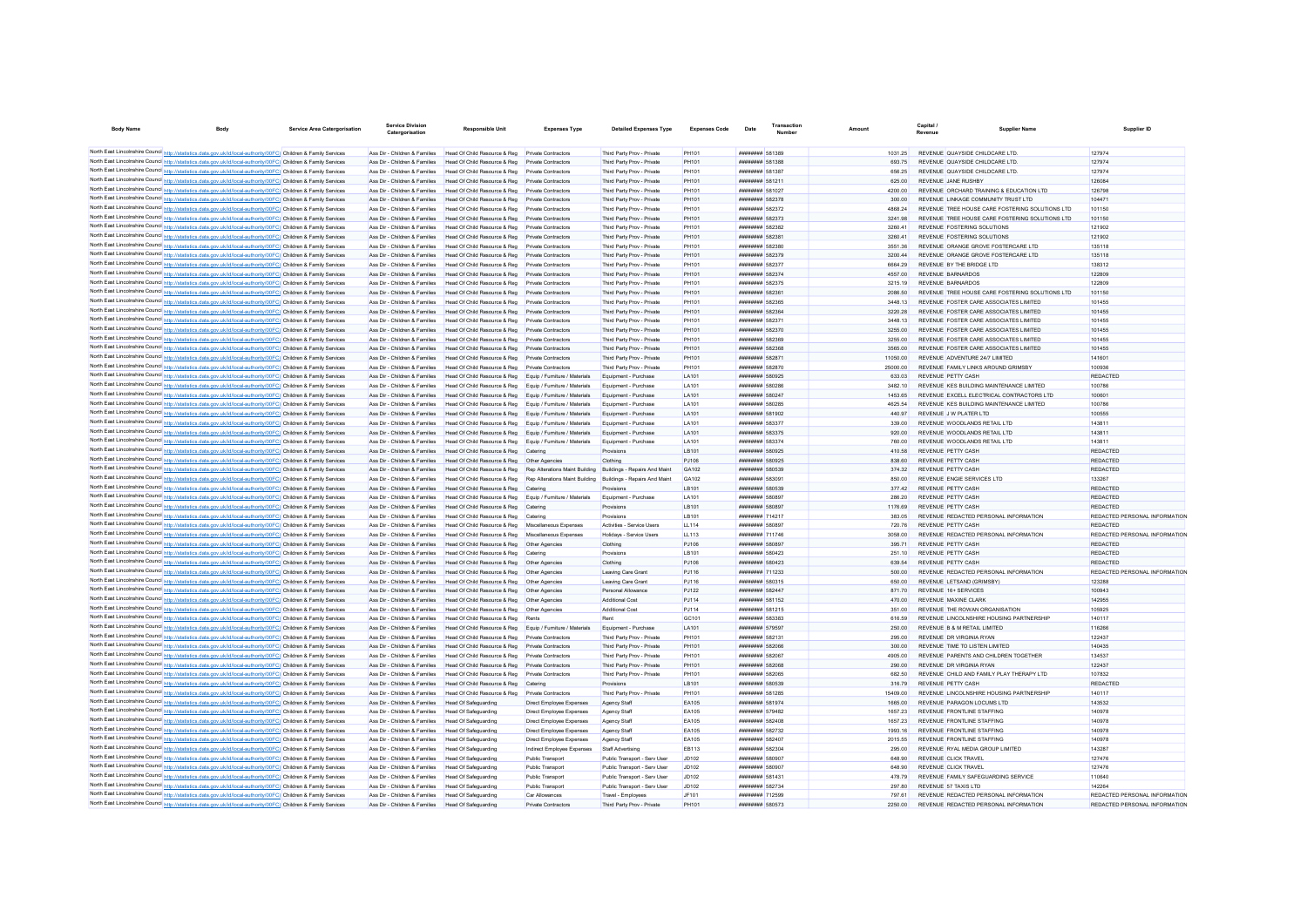| Body Name | Body | Service Area Catergorisation | Service Division Catergorisation | Responsible Unit | Expenses Type | Detailed Expenses Type | Expenses Code | Date | Transaction Number | Amount | Capital / Revenue | Supplier Name | Supplier ID |
|---|---|---|---|---|---|---|---|---|---|---|---|---|---|
| North East Lincolnshire Council | http://statistics.data.gov.uk/id/local-authority/00FC | Children & Family Services | Ass Dir - Children & Families | Head Of Child Resource & Reg | Private Contractors | Third Party Prov - Private | PH101 | ######## | 581389 | 1031.25 | REVENUE | QUAYSIDE CHILDCARE LTD. | 127974 |
| North East Lincolnshire Council | http://statistics.data.gov.uk/id/local-authority/00FC | Children & Family Services | Ass Dir - Children & Families | Head Of Child Resource & Reg | Private Contractors | Third Party Prov - Private | PH101 | ######## | 581388 | 693.75 | REVENUE | QUAYSIDE CHILDCARE LTD. | 127974 |
| North East Lincolnshire Council | http://statistics.data.gov.uk/id/local-authority/00FC | Children & Family Services | Ass Dir - Children & Families | Head Of Child Resource & Reg | Private Contractors | Third Party Prov - Private | PH101 | ######## | 581387 | 656.25 | REVENUE | QUAYSIDE CHILDCARE LTD. | 127974 |
| North East Lincolnshire Council | http://statistics.data.gov.uk/id/local-authority/00FC | Children & Family Services | Ass Dir - Children & Families | Head Of Child Resource & Reg | Private Contractors | Third Party Prov - Private | PH101 | ######## | 581211 | 625.00 | REVENUE | JANE RUSHBY | 126084 |
| North East Lincolnshire Council | http://statistics.data.gov.uk/id/local-authority/00FC | Children & Family Services | Ass Dir - Children & Families | Head Of Child Resource & Reg | Private Contractors | Third Party Prov - Private | PH101 | ######## | 581027 | 4200.00 | REVENUE | ORCHARD TRAINING & EDUCATION LTD | 126798 |
| North East Lincolnshire Council | http://statistics.data.gov.uk/id/local-authority/00FC | Children & Family Services | Ass Dir - Children & Families | Head Of Child Resource & Reg | Private Contractors | Third Party Prov - Private | PH101 | ######## | 582378 | 300.00 | REVENUE | LINKAGE COMMUNITY TRUST LTD | 104471 |
| North East Lincolnshire Council | http://statistics.data.gov.uk/id/local-authority/00FC | Children & Family Services | Ass Dir - Children & Families | Head Of Child Resource & Reg | Private Contractors | Third Party Prov - Private | PH101 | ######## | 582372 | 4868.24 | REVENUE | TREE HOUSE CARE FOSTERING SOLUTIONS LTD | 101150 |
| North East Lincolnshire Council | http://statistics.data.gov.uk/id/local-authority/00FC | Children & Family Services | Ass Dir - Children & Families | Head Of Child Resource & Reg | Private Contractors | Third Party Prov - Private | PH101 | ######## | 582373 | 3241.98 | REVENUE | TREE HOUSE CARE FOSTERING SOLUTIONS LTD | 101150 |
| North East Lincolnshire Council | http://statistics.data.gov.uk/id/local-authority/00FC | Children & Family Services | Ass Dir - Children & Families | Head Of Child Resource & Reg | Private Contractors | Third Party Prov - Private | PH101 | ######## | 582382 | 3260.41 | REVENUE | FOSTERING SOLUTIONS | 121902 |
| North East Lincolnshire Council | http://statistics.data.gov.uk/id/local-authority/00FC | Children & Family Services | Ass Dir - Children & Families | Head Of Child Resource & Reg | Private Contractors | Third Party Prov - Private | PH101 | ######## | 582381 | 3260.41 | REVENUE | FOSTERING SOLUTIONS | 121902 |
| North East Lincolnshire Council | http://statistics.data.gov.uk/id/local-authority/00FC | Children & Family Services | Ass Dir - Children & Families | Head Of Child Resource & Reg | Private Contractors | Third Party Prov - Private | PH101 | ######## | 582380 | 3551.36 | REVENUE | ORANGE GROVE FOSTERCARE LTD | 135118 |
| North East Lincolnshire Council | http://statistics.data.gov.uk/id/local-authority/00FC | Children & Family Services | Ass Dir - Children & Families | Head Of Child Resource & Reg | Private Contractors | Third Party Prov - Private | PH101 | ######## | 582379 | 3200.44 | REVENUE | ORANGE GROVE FOSTERCARE LTD | 135118 |
| North East Lincolnshire Council | http://statistics.data.gov.uk/id/local-authority/00FC | Children & Family Services | Ass Dir - Children & Families | Head Of Child Resource & Reg | Private Contractors | Third Party Prov - Private | PH101 | ######## | 582377 | 6664.29 | REVENUE | BY THE BRIDGE LTD | 138312 |
| North East Lincolnshire Council | http://statistics.data.gov.uk/id/local-authority/00FC | Children & Family Services | Ass Dir - Children & Families | Head Of Child Resource & Reg | Private Contractors | Third Party Prov - Private | PH101 | ######## | 582374 | 4557.00 | REVENUE | BARNARDOS | 122809 |
| North East Lincolnshire Council | http://statistics.data.gov.uk/id/local-authority/00FC | Children & Family Services | Ass Dir - Children & Families | Head Of Child Resource & Reg | Private Contractors | Third Party Prov - Private | PH101 | ######## | 582375 | 3215.19 | REVENUE | BARNARDOS | 122809 |
| North East Lincolnshire Council | http://statistics.data.gov.uk/id/local-authority/00FC | Children & Family Services | Ass Dir - Children & Families | Head Of Child Resource & Reg | Private Contractors | Third Party Prov - Private | PH101 | ######## | 582361 | 2098.50 | REVENUE | TREE HOUSE CARE FOSTERING SOLUTIONS LTD | 101150 |
| North East Lincolnshire Council | http://statistics.data.gov.uk/id/local-authority/00FC | Children & Family Services | Ass Dir - Children & Families | Head Of Child Resource & Reg | Private Contractors | Third Party Prov - Private | PH101 | ######## | 582365 | 3448.13 | REVENUE | FOSTER CARE ASSOCIATES LIMITED | 101455 |
| North East Lincolnshire Council | http://statistics.data.gov.uk/id/local-authority/00FC | Children & Family Services | Ass Dir - Children & Families | Head Of Child Resource & Reg | Private Contractors | Third Party Prov - Private | PH101 | ######## | 582364 | 3220.28 | REVENUE | FOSTER CARE ASSOCIATES LIMITED | 101455 |
| North East Lincolnshire Council | http://statistics.data.gov.uk/id/local-authority/00FC | Children & Family Services | Ass Dir - Children & Families | Head Of Child Resource & Reg | Private Contractors | Third Party Prov - Private | PH101 | ######## | 582371 | 3448.13 | REVENUE | FOSTER CARE ASSOCIATES LIMITED | 101455 |
| North East Lincolnshire Council | http://statistics.data.gov.uk/id/local-authority/00FC | Children & Family Services | Ass Dir - Children & Families | Head Of Child Resource & Reg | Private Contractors | Third Party Prov - Private | PH101 | ######## | 582370 | 3255.00 | REVENUE | FOSTER CARE ASSOCIATES LIMITED | 101455 |
| North East Lincolnshire Council | http://statistics.data.gov.uk/id/local-authority/00FC | Children & Family Services | Ass Dir - Children & Families | Head Of Child Resource & Reg | Private Contractors | Third Party Prov - Private | PH101 | ######## | 582369 | 3255.00 | REVENUE | FOSTER CARE ASSOCIATES LIMITED | 101455 |
| North East Lincolnshire Council | http://statistics.data.gov.uk/id/local-authority/00FC | Children & Family Services | Ass Dir - Children & Families | Head Of Child Resource & Reg | Private Contractors | Third Party Prov - Private | PH101 | ######## | 582368 | 3565.00 | REVENUE | FOSTER CARE ASSOCIATES LIMITED | 101455 |
| North East Lincolnshire Council | http://statistics.data.gov.uk/id/local-authority/00FC | Children & Family Services | Ass Dir - Children & Families | Head Of Child Resource & Reg | Private Contractors | Third Party Prov - Private | PH101 | ######## | 582871 | 11050.00 | REVENUE | ADVENTURE 24/7 LIMITED | 141601 |
| North East Lincolnshire Council | http://statistics.data.gov.uk/id/local-authority/00FC | Children & Family Services | Ass Dir - Children & Families | Head Of Child Resource & Reg | Private Contractors | Third Party Prov - Private | PH101 | ######## | 582870 | 25000.00 | REVENUE | FAMILY LINKS AROUND GRIMSBY | 100936 |
| North East Lincolnshire Council | http://statistics.data.gov.uk/id/local-authority/00FC | Children & Family Services | Ass Dir - Children & Families | Head Of Child Resource & Reg | Equip / Furniture / Materials | Equipment - Purchase | LA101 | ######## | 580925 | 633.03 | REVENUE | PETTY CASH | REDACTED |
| North East Lincolnshire Council | http://statistics.data.gov.uk/id/local-authority/00FC | Children & Family Services | Ass Dir - Children & Families | Head Of Child Resource & Reg | Equip / Furniture / Materials | Equipment - Purchase | LA101 | ######## | 580286 | 3482.10 | REVENUE | KES BUILDING MAINTENANCE LIMITED | 100786 |
| North East Lincolnshire Council | http://statistics.data.gov.uk/id/local-authority/00FC | Children & Family Services | Ass Dir - Children & Families | Head Of Child Resource & Reg | Equip / Furniture / Materials | Equipment - Purchase | LA101 | ######## | 580247 | 1453.65 | REVENUE | EXCELL ELECTRICAL CONTRACTORS LTD | 100601 |
| North East Lincolnshire Council | http://statistics.data.gov.uk/id/local-authority/00FC | Children & Family Services | Ass Dir - Children & Families | Head Of Child Resource & Reg | Equip / Furniture / Materials | Equipment - Purchase | LA101 | ######## | 580285 | 4625.54 | REVENUE | KES BUILDING MAINTENANCE LIMITED | 100786 |
| North East Lincolnshire Council | http://statistics.data.gov.uk/id/local-authority/00FC | Children & Family Services | Ass Dir - Children & Families | Head Of Child Resource & Reg | Equip / Furniture / Materials | Equipment - Purchase | LA101 | ######## | 581902 | 440.97 | REVENUE | J W PLATER LTD | 100555 |
| North East Lincolnshire Council | http://statistics.data.gov.uk/id/local-authority/00FC | Children & Family Services | Ass Dir - Children & Families | Head Of Child Resource & Reg | Equip / Furniture / Materials | Equipment - Purchase | LA101 | ######## | 583377 | 339.00 | REVENUE | WOODLANDS RETAIL LTD | 143811 |
| North East Lincolnshire Council | http://statistics.data.gov.uk/id/local-authority/00FC | Children & Family Services | Ass Dir - Children & Families | Head Of Child Resource & Reg | Equip / Furniture / Materials | Equipment - Purchase | LA101 | ######## | 583375 | 920.00 | REVENUE | WOODLANDS RETAIL LTD | 143811 |
| North East Lincolnshire Council | http://statistics.data.gov.uk/id/local-authority/00FC | Children & Family Services | Ass Dir - Children & Families | Head Of Child Resource & Reg | Equip / Furniture / Materials | Equipment - Purchase | LA101 | ######## | 583374 | 760.00 | REVENUE | WOODLANDS RETAIL LTD | 143811 |
| North East Lincolnshire Council | http://statistics.data.gov.uk/id/local-authority/00FC | Children & Family Services | Ass Dir - Children & Families | Head Of Child Resource & Reg | Catering | Provisions | LB101 | ######## | 580925 | 410.58 | REVENUE | PETTY CASH | REDACTED |
| North East Lincolnshire Council | http://statistics.data.gov.uk/id/local-authority/00FC | Children & Family Services | Ass Dir - Children & Families | Head Of Child Resource & Reg | Other Agencies | Clothing | PJ106 | ######## | 580925 | 838.60 | REVENUE | PETTY CASH | REDACTED |
| North East Lincolnshire Council | http://statistics.data.gov.uk/id/local-authority/00FC | Children & Family Services | Ass Dir - Children & Families | Head Of Child Resource & Reg | Rep Alterations Maint Building | Buildings - Repairs And Maint | GA102 | ######## | 580539 | 374.32 | REVENUE | PETTY CASH | REDACTED |
| North East Lincolnshire Council | http://statistics.data.gov.uk/id/local-authority/00FC | Children & Family Services | Ass Dir - Children & Families | Head Of Child Resource & Reg | Rep Alterations Maint Building | Buildings - Repairs And Maint | GA102 | ######## | 583091 | 850.00 | REVENUE | ENGIE SERVICES LTD | 133267 |
| North East Lincolnshire Council | http://statistics.data.gov.uk/id/local-authority/00FC | Children & Family Services | Ass Dir - Children & Families | Head Of Child Resource & Reg | Catering | Provisions | LB101 | ######## | 580539 | 377.42 | REVENUE | PETTY CASH | REDACTED |
| North East Lincolnshire Council | http://statistics.data.gov.uk/id/local-authority/00FC | Children & Family Services | Ass Dir - Children & Families | Head Of Child Resource & Reg | Equip / Furniture / Materials | Equipment - Purchase | LA101 | ######## | 580897 | 288.20 | REVENUE | PETTY CASH | REDACTED |
| North East Lincolnshire Council | http://statistics.data.gov.uk/id/local-authority/00FC | Children & Family Services | Ass Dir - Children & Families | Head Of Child Resource & Reg | Catering | Provisions | LB101 | ######## | 580897 | 1176.69 | REVENUE | PETTY CASH | REDACTED |
| North East Lincolnshire Council | http://statistics.data.gov.uk/id/local-authority/00FC | Children & Family Services | Ass Dir - Children & Families | Head Of Child Resource & Reg | Catering | Provisions | LB101 | ######## | 714217 | 383.05 | REVENUE | REDACTED PERSONAL INFORMATION | REDACTED PERSONAL INFORMATION |
| North East Lincolnshire Council | http://statistics.data.gov.uk/id/local-authority/00FC | Children & Family Services | Ass Dir - Children & Families | Head Of Child Resource & Reg | Miscellaneous Expenses | Activities - Service Users | LL114 | ######## | 580897 | 720.76 | REVENUE | PETTY CASH | REDACTED |
| North East Lincolnshire Council | http://statistics.data.gov.uk/id/local-authority/00FC | Children & Family Services | Ass Dir - Children & Families | Head Of Child Resource & Reg | Miscellaneous Expenses | Holidays - Service Users | LL113 | ######## | 711746 | 3058.00 | REVENUE | REDACTED PERSONAL INFORMATION | REDACTED PERSONAL INFORMATION |
| North East Lincolnshire Council | http://statistics.data.gov.uk/id/local-authority/00FC | Children & Family Services | Ass Dir - Children & Families | Head Of Child Resource & Reg | Other Agencies | Clothing | PJ106 | ######## | 580897 | 395.71 | REVENUE | PETTY CASH | REDACTED |
| North East Lincolnshire Council | http://statistics.data.gov.uk/id/local-authority/00FC | Children & Family Services | Ass Dir - Children & Families | Head Of Child Resource & Reg | Catering | Provisions | LB101 | ######## | 580423 | 251.10 | REVENUE | PETTY CASH | REDACTED |
| North East Lincolnshire Council | http://statistics.data.gov.uk/id/local-authority/00FC | Children & Family Services | Ass Dir - Children & Families | Head Of Child Resource & Reg | Other Agencies | Clothing | PJ106 | ######## | 580423 | 639.54 | REVENUE | PETTY CASH | REDACTED |
| North East Lincolnshire Council | http://statistics.data.gov.uk/id/local-authority/00FC | Children & Family Services | Ass Dir - Children & Families | Head Of Child Resource & Reg | Other Agencies | Leaving Care Grant | PJ116 | ######## | 711233 | 500.00 | REVENUE | REDACTED PERSONAL INFORMATION | REDACTED PERSONAL INFORMATION |
| North East Lincolnshire Council | http://statistics.data.gov.uk/id/local-authority/00FC | Children & Family Services | Ass Dir - Children & Families | Head Of Child Resource & Reg | Other Agencies | Leaving Care Grant | PJ116 | ######## | 580315 | 650.00 | REVENUE | LETSAND (GRIMSBY) | 123288 |
| North East Lincolnshire Council | http://statistics.data.gov.uk/id/local-authority/00FC | Children & Family Services | Ass Dir - Children & Families | Head Of Child Resource & Reg | Other Agencies | Personal Allowance | PJ122 | ######## | 582447 | 871.70 | REVENUE | 16+ SERVICES | 100943 |
| North East Lincolnshire Council | http://statistics.data.gov.uk/id/local-authority/00FC | Children & Family Services | Ass Dir - Children & Families | Head Of Child Resource & Reg | Other Agencies | Additional Cost | PJ114 | ######## | 581152 | 470.00 | REVENUE | MAXINE CLARK | 142955 |
| North East Lincolnshire Council | http://statistics.data.gov.uk/id/local-authority/00FC | Children & Family Services | Ass Dir - Children & Families | Head Of Child Resource & Reg | Other Agencies | Additional Cost | PJ114 | ######## | 581215 | 351.00 | REVENUE | THE ROWAN ORGANISATION | 105925 |
| North East Lincolnshire Council | http://statistics.data.gov.uk/id/local-authority/00FC | Children & Family Services | Ass Dir - Children & Families | Head Of Child Resource & Reg | Rents | Rent | GC101 | ######## | 583383 | 616.59 | REVENUE | LINCOLNSHIRE HOUSING PARTNERSHIP | 140117 |
| North East Lincolnshire Council | http://statistics.data.gov.uk/id/local-authority/00FC | Children & Family Services | Ass Dir - Children & Families | Head Of Child Resource & Reg | Equip / Furniture / Materials | Equipment - Purchase | LA101 | ######## | 579597 | 250.00 | REVENUE | B & M RETAIL LIMITED | 116266 |
| North East Lincolnshire Council | http://statistics.data.gov.uk/id/local-authority/00FC | Children & Family Services | Ass Dir - Children & Families | Head Of Child Resource & Reg | Private Contractors | Third Party Prov - Private | PH101 | ######## | 582131 | 295.00 | REVENUE | DR VIRGINIA RYAN | 122437 |
| North East Lincolnshire Council | http://statistics.data.gov.uk/id/local-authority/00FC | Children & Family Services | Ass Dir - Children & Families | Head Of Child Resource & Reg | Private Contractors | Third Party Prov - Private | PH101 | ######## | 582066 | 300.00 | REVENUE | TIME TO LISTEN LIMITED | 140436 |
| North East Lincolnshire Council | http://statistics.data.gov.uk/id/local-authority/00FC | Children & Family Services | Ass Dir - Children & Families | Head Of Child Resource & Reg | Private Contractors | Third Party Prov - Private | PH101 | ######## | 582067 | 4905.00 | REVENUE | PARENTS AND CHILDREN TOGETHER | 134537 |
| North East Lincolnshire Council | http://statistics.data.gov.uk/id/local-authority/00FC | Children & Family Services | Ass Dir - Children & Families | Head Of Child Resource & Reg | Private Contractors | Third Party Prov - Private | PH101 | ######## | 582068 | 290.00 | REVENUE | DR VIRGINIA RYAN | 122437 |
| North East Lincolnshire Council | http://statistics.data.gov.uk/id/local-authority/00FC | Children & Family Services | Ass Dir - Children & Families | Head Of Child Resource & Reg | Private Contractors | Third Party Prov - Private | PH101 | ######## | 582065 | 682.50 | REVENUE | CHILD AND FAMILY PLAY THERAPY LTD | 107832 |
| North East Lincolnshire Council | http://statistics.data.gov.uk/id/local-authority/00FC | Children & Family Services | Ass Dir - Children & Families | Head Of Child Resource & Reg | Catering | Provisions | LB101 | ######## | 580539 | 316.79 | REVENUE | PETTY CASH | REDACTED |
| North East Lincolnshire Council | http://statistics.data.gov.uk/id/local-authority/00FC | Children & Family Services | Ass Dir - Children & Families | Head Of Child Resource & Reg | Private Contractors | Third Party Prov - Private | PH101 | ######## | 581285 | 15409.00 | REVENUE | LINCOLNSHIRE HOUSING PARTNERSHIP | 140117 |
| North East Lincolnshire Council | http://statistics.data.gov.uk/id/local-authority/00FC | Children & Family Services | Ass Dir - Children & Families | Head Of Safeguarding | Direct Employee Expenses | Agency Staff | EA105 | ######## | 581974 | 1665.00 | REVENUE | PARAGON LOCUMS LTD | 143532 |
| North East Lincolnshire Council | http://statistics.data.gov.uk/id/local-authority/00FC | Children & Family Services | Ass Dir - Children & Families | Head Of Safeguarding | Direct Employee Expenses | Agency Staff | EA105 | ######## | 579482 | 1657.23 | REVENUE | FRONTLINE STAFFING | 140978 |
| North East Lincolnshire Council | http://statistics.data.gov.uk/id/local-authority/00FC | Children & Family Services | Ass Dir - Children & Families | Head Of Safeguarding | Direct Employee Expenses | Agency Staff | EA105 | ######## | 582408 | 1657.23 | REVENUE | FRONTLINE STAFFING | 140978 |
| North East Lincolnshire Council | http://statistics.data.gov.uk/id/local-authority/00FC | Children & Family Services | Ass Dir - Children & Families | Head Of Safeguarding | Direct Employee Expenses | Agency Staff | EA105 | ######## | 582732 | 1993.16 | REVENUE | FRONTLINE STAFFING | 140978 |
| North East Lincolnshire Council | http://statistics.data.gov.uk/id/local-authority/00FC | Children & Family Services | Ass Dir - Children & Families | Head Of Safeguarding | Direct Employee Expenses | Agency Staff | EA105 | ######## | 582407 | 2015.55 | REVENUE | FRONTLINE STAFFING | 140978 |
| North East Lincolnshire Council | http://statistics.data.gov.uk/id/local-authority/00FC | Children & Family Services | Ass Dir - Children & Families | Head Of Safeguarding | Indirect Employee Expenses | Staff Advertising | EB113 | ######## | 582304 | 295.00 | REVENUE | RYAL MEDIA GROUP LIMITED | 143287 |
| North East Lincolnshire Council | http://statistics.data.gov.uk/id/local-authority/00FC | Children & Family Services | Ass Dir - Children & Families | Head Of Safeguarding | Public Transport | Public Transport - Serv User | JD102 | ######## | 580907 | 648.90 | REVENUE | CLICK TRAVEL | 127476 |
| North East Lincolnshire Council | http://statistics.data.gov.uk/id/local-authority/00FC | Children & Family Services | Ass Dir - Children & Families | Head Of Safeguarding | Public Transport | Public Transport - Serv User | JD102 | ######## | 580907 | 648.90 | REVENUE | CLICK TRAVEL | 127476 |
| North East Lincolnshire Council | http://statistics.data.gov.uk/id/local-authority/00FC | Children & Family Services | Ass Dir - Children & Families | Head Of Safeguarding | Public Transport | Public Transport - Serv User | JD102 | ######## | 581431 | 478.79 | REVENUE | FAMILY SAFEGUARDING SERVICE | 110640 |
| North East Lincolnshire Council | http://statistics.data.gov.uk/id/local-authority/00FC | Children & Family Services | Ass Dir - Children & Families | Head Of Safeguarding | Public Transport | Public Transport - Serv User | JD102 | ######## | 582734 | 297.80 | REVENUE | 57 TAXIS LTD | 142264 |
| North East Lincolnshire Council | http://statistics.data.gov.uk/id/local-authority/00FC | Children & Family Services | Ass Dir - Children & Families | Head Of Safeguarding | Car Allowances | Travel - Employees | JF101 | ######## | 712599 | 797.61 | REVENUE | REDACTED PERSONAL INFORMATION | REDACTED PERSONAL INFORMATION |
| North East Lincolnshire Council | http://statistics.data.gov.uk/id/local-authority/00FC | Children & Family Services | Ass Dir - Children & Families | Head Of Safeguarding | Private Contractors | Third Party Prov - Private | PH101 | ######## | 580573 | 2250.00 | REVENUE | REDACTED PERSONAL INFORMATION | REDACTED PERSONAL INFORMATION |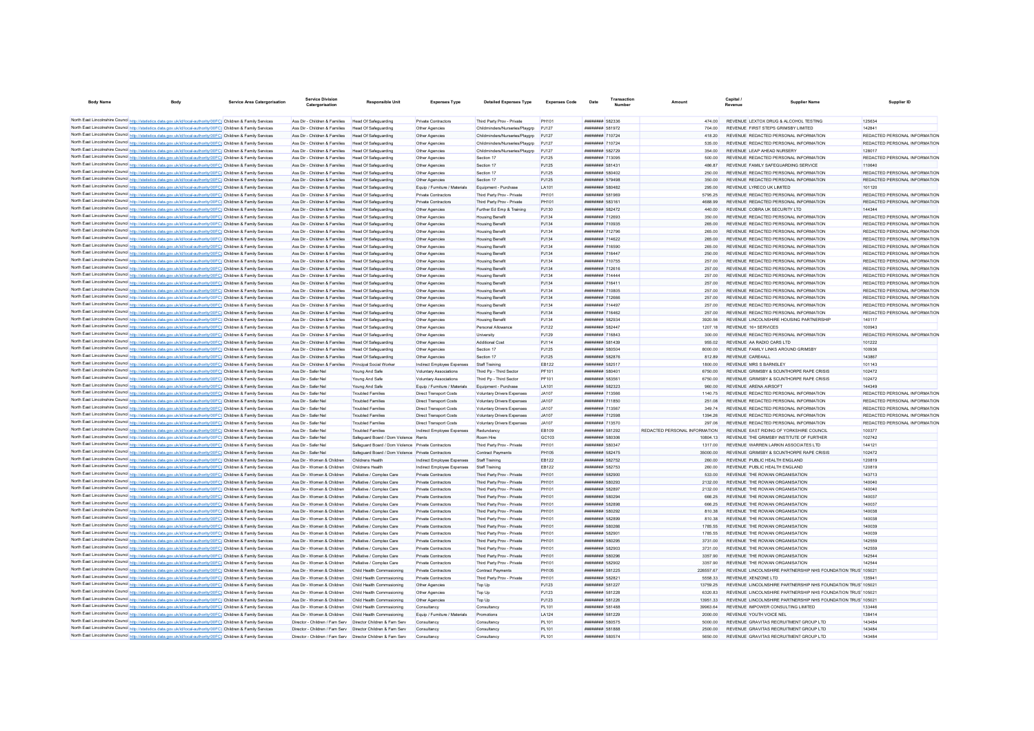| Body Name | Body | Service Area Catergorisation | Service Division Catergorisation | Responsible Unit | Expenses Type | Detailed Expenses Type | Expenses Code | Date | Transaction Number | Amount | Capital / Revenue | Supplier Name | Supplier ID |
|---|---|---|---|---|---|---|---|---|---|---|---|---|---|
| North East Lincolnshire Council | http://statistics.data.gov.uk/id/local-authority/00FC | Children & Family Services | Ass Dir - Children & Families | Head Of Safeguarding | Private Contractors | Third Party Prov - Private | PH101 | ######## | 582336 | 474.00 | REVENUE | LEXTOX DRUG & ALCOHOL TESTING | 125634 |
| North East Lincolnshire Council | http://statistics.data.gov.uk/id/local-authority/00FC | Children & Family Services | Ass Dir - Children & Families | Head Of Safeguarding | Other Agencies | Childminders/Nurseries/Playgrp | PJ127 | ######## | 581972 | 704.00 | REVENUE | FIRST STEPS GRIMSBY LIMITED | 142841 |
| North East Lincolnshire Council | http://statistics.data.gov.uk/id/local-authority/00FC | Children & Family Services | Ass Dir - Children & Families | Head Of Safeguarding | Other Agencies | Childminders/Nurseries/Playgrp | PJ127 | ######## | 710724 | 418.20 | REVENUE | REDACTED PERSONAL INFORMATION | REDACTED PERSONAL INFORMATION |
| North East Lincolnshire Council | http://statistics.data.gov.uk/id/local-authority/00FC | Children & Family Services | Ass Dir - Children & Families | Head Of Safeguarding | Other Agencies | Childminders/Nurseries/Playgrp | PJ127 | ######## | 710724 | 535.00 | REVENUE | REDACTED PERSONAL INFORMATION | REDACTED PERSONAL INFORMATION |
| North East Lincolnshire Council | http://statistics.data.gov.uk/id/local-authority/00FC | Children & Family Services | Ass Dir - Children & Families | Head Of Safeguarding | Other Agencies | Childminders/Nurseries/Playgrp | PJ127 | ######## | 582729 | 354.00 | REVENUE | LEAP AHEAD NURSERY | 128017 |
| North East Lincolnshire Council | http://statistics.data.gov.uk/id/local-authority/00FC | Children & Family Services | Ass Dir - Children & Families | Head Of Safeguarding | Other Agencies | Section 17 | PJ125 | ######## | 713095 | 500.00 | REVENUE | REDACTED PERSONAL INFORMATION | REDACTED PERSONAL INFORMATION |
| North East Lincolnshire Council | http://statistics.data.gov.uk/id/local-authority/00FC | Children & Family Services | Ass Dir - Children & Families | Head Of Safeguarding | Other Agencies | Section 17 | PJ125 | ######## | 581431 | 486.87 | REVENUE | FAMILY SAFEGUARDING SERVICE | 110640 |
| North East Lincolnshire Council | http://statistics.data.gov.uk/id/local-authority/00FC | Children & Family Services | Ass Dir - Children & Families | Head Of Safeguarding | Other Agencies | Section 17 | PJ125 | ######## | 580402 | 250.00 | REVENUE | REDACTED PERSONAL INFORMATION | REDACTED PERSONAL INFORMATION |
| North East Lincolnshire Council | http://statistics.data.gov.uk/id/local-authority/00FC | Children & Family Services | Ass Dir - Children & Families | Head Of Safeguarding | Other Agencies | Section 17 | PJ125 | ######## | 579498 | 350.00 | REVENUE | REDACTED PERSONAL INFORMATION | REDACTED PERSONAL INFORMATION |
| North East Lincolnshire Council | http://statistics.data.gov.uk/id/local-authority/00FC | Children & Family Services | Ass Dir - Children & Families | Head Of Safeguarding | Equip / Furniture / Materials | Equipment - Purchase | LA101 | ######## | 580482 | 295.00 | REVENUE | LYRECO UK LIMITED | 101120 |
| North East Lincolnshire Council | http://statistics.data.gov.uk/id/local-authority/00FC | Children & Family Services | Ass Dir - Children & Families | Head Of Safeguarding | Private Contractors | Third Party Prov - Private | PH101 | ######## | 581969 | 5795.25 | REVENUE | REDACTED PERSONAL INFORMATION | REDACTED PERSONAL INFORMATION |
| North East Lincolnshire Council | http://statistics.data.gov.uk/id/local-authority/00FC | Children & Family Services | Ass Dir - Children & Families | Head Of Safeguarding | Private Contractors | Third Party Prov - Private | PH101 | ######## | 583161 | 4688.99 | REVENUE | REDACTED PERSONAL INFORMATION | REDACTED PERSONAL INFORMATION |
| North East Lincolnshire Council | http://statistics.data.gov.uk/id/local-authority/00FC | Children & Family Services | Ass Dir - Children & Families | Head Of Safeguarding | Other Agencies | Further Ed Emp & Training | PJ130 | ######## | 582472 | 440.00 | REVENUE | COBRA UK SECURITY LTD | 144344 |
| North East Lincolnshire Council | http://statistics.data.gov.uk/id/local-authority/00FC | Children & Family Services | Ass Dir - Children & Families | Head Of Safeguarding | Other Agencies | Housing Benefit | PJ134 | ######## | 712693 | 350.00 | REVENUE | REDACTED PERSONAL INFORMATION | REDACTED PERSONAL INFORMATION |
| North East Lincolnshire Council | http://statistics.data.gov.uk/id/local-authority/00FC | Children & Family Services | Ass Dir - Children & Families | Head Of Safeguarding | Other Agencies | Housing Benefit | PJ134 | ######## | 710935 | 265.00 | REVENUE | REDACTED PERSONAL INFORMATION | REDACTED PERSONAL INFORMATION |
| North East Lincolnshire Council | http://statistics.data.gov.uk/id/local-authority/00FC | Children & Family Services | Ass Dir - Children & Families | Head Of Safeguarding | Other Agencies | Housing Benefit | PJ134 | ######## | 712796 | 265.00 | REVENUE | REDACTED PERSONAL INFORMATION | REDACTED PERSONAL INFORMATION |
| North East Lincolnshire Council | http://statistics.data.gov.uk/id/local-authority/00FC | Children & Family Services | Ass Dir - Children & Families | Head Of Safeguarding | Other Agencies | Housing Benefit | PJ134 | ######## | 714622 | 265.00 | REVENUE | REDACTED PERSONAL INFORMATION | REDACTED PERSONAL INFORMATION |
| North East Lincolnshire Council | http://statistics.data.gov.uk/id/local-authority/00FC | Children & Family Services | Ass Dir - Children & Families | Head Of Safeguarding | Other Agencies | Housing Benefit | PJ134 | ######## | 716590 | 265.00 | REVENUE | REDACTED PERSONAL INFORMATION | REDACTED PERSONAL INFORMATION |
| North East Lincolnshire Council | http://statistics.data.gov.uk/id/local-authority/00FC | Children & Family Services | Ass Dir - Children & Families | Head Of Safeguarding | Other Agencies | Housing Benefit | PJ134 | ######## | 716447 | 250.00 | REVENUE | REDACTED PERSONAL INFORMATION | REDACTED PERSONAL INFORMATION |
| North East Lincolnshire Council | http://statistics.data.gov.uk/id/local-authority/00FC | Children & Family Services | Ass Dir - Children & Families | Head Of Safeguarding | Other Agencies | Housing Benefit | PJ134 | ######## | 710755 | 257.00 | REVENUE | REDACTED PERSONAL INFORMATION | REDACTED PERSONAL INFORMATION |
| North East Lincolnshire Council | http://statistics.data.gov.uk/id/local-authority/00FC | Children & Family Services | Ass Dir - Children & Families | Head Of Safeguarding | Other Agencies | Housing Benefit | PJ134 | ######## | 712616 | 257.00 | REVENUE | REDACTED PERSONAL INFORMATION | REDACTED PERSONAL INFORMATION |
| North East Lincolnshire Council | http://statistics.data.gov.uk/id/local-authority/00FC | Children & Family Services | Ass Dir - Children & Families | Head Of Safeguarding | Other Agencies | Housing Benefit | PJ134 | ######## | 714444 | 257.00 | REVENUE | REDACTED PERSONAL INFORMATION | REDACTED PERSONAL INFORMATION |
| North East Lincolnshire Council | http://statistics.data.gov.uk/id/local-authority/00FC | Children & Family Services | Ass Dir - Children & Families | Head Of Safeguarding | Other Agencies | Housing Benefit | PJ134 | ######## | 716411 | 257.00 | REVENUE | REDACTED PERSONAL INFORMATION | REDACTED PERSONAL INFORMATION |
| North East Lincolnshire Council | http://statistics.data.gov.uk/id/local-authority/00FC | Children & Family Services | Ass Dir - Children & Families | Head Of Safeguarding | Other Agencies | Housing Benefit | PJ134 | ######## | 710805 | 257.00 | REVENUE | REDACTED PERSONAL INFORMATION | REDACTED PERSONAL INFORMATION |
| North East Lincolnshire Council | http://statistics.data.gov.uk/id/local-authority/00FC | Children & Family Services | Ass Dir - Children & Families | Head Of Safeguarding | Other Agencies | Housing Benefit | PJ134 | ######## | 712666 | 257.00 | REVENUE | REDACTED PERSONAL INFORMATION | REDACTED PERSONAL INFORMATION |
| North East Lincolnshire Council | http://statistics.data.gov.uk/id/local-authority/00FC | Children & Family Services | Ass Dir - Children & Families | Head Of Safeguarding | Other Agencies | Housing Benefit | PJ134 | ######## | 714497 | 257.00 | REVENUE | REDACTED PERSONAL INFORMATION | REDACTED PERSONAL INFORMATION |
| North East Lincolnshire Council | http://statistics.data.gov.uk/id/local-authority/00FC | Children & Family Services | Ass Dir - Children & Families | Head Of Safeguarding | Other Agencies | Housing Benefit | PJ134 | ######## | 716462 | 257.00 | REVENUE | REDACTED PERSONAL INFORMATION | REDACTED PERSONAL INFORMATION |
| North East Lincolnshire Council | http://statistics.data.gov.uk/id/local-authority/00FC | Children & Family Services | Ass Dir - Children & Families | Head Of Safeguarding | Other Agencies | Housing Benefit | PJ134 | ######## | 582934 | 3920.58 | REVENUE | LINCOLNSHIRE HOUSING PARTNERSHIP | 140117 |
| North East Lincolnshire Council | http://statistics.data.gov.uk/id/local-authority/00FC | Children & Family Services | Ass Dir - Children & Families | Head Of Safeguarding | Other Agencies | Personal Allowance | PJ122 | ######## | 582447 | 1207.18 | REVENUE | 16+ SERVICES | 100943 |
| North East Lincolnshire Council | http://statistics.data.gov.uk/id/local-authority/00FC | Children & Family Services | Ass Dir - Children & Families | Head Of Safeguarding | Other Agencies | University | PJ129 | ######## | 716843 | 300.00 | REVENUE | REDACTED PERSONAL INFORMATION | REDACTED PERSONAL INFORMATION |
| North East Lincolnshire Council | http://statistics.data.gov.uk/id/local-authority/00FC | Children & Family Services | Ass Dir - Children & Families | Head Of Safeguarding | Other Agencies | Additional Cost | PJ114 | ######## | 581439 | 955.02 | REVENUE | AA RADIO CARS LTD | 101222 |
| North East Lincolnshire Council | http://statistics.data.gov.uk/id/local-authority/00FC | Children & Family Services | Ass Dir - Children & Families | Head Of Safeguarding | Other Agencies | Section 17 | PJ125 | ######## | 580504 | 8000.00 | REVENUE | FAMILY LINKS AROUND GRIMSBY | 100936 |
| North East Lincolnshire Council | http://statistics.data.gov.uk/id/local-authority/00FC | Children & Family Services | Ass Dir - Children & Families | Head Of Safeguarding | Other Agencies | Section 17 | PJ125 | ######## | 582876 | 812.89 | REVENUE | CARE4ALL | 143867 |
| North East Lincolnshire Council | http://statistics.data.gov.uk/id/local-authority/00FC | Children & Family Services | Ass Dir - Children & Families | Principal Social Worker | Indirect Employee Expenses | Staff Training | EB122 | ######## | 582517 | 1800.00 | REVENUE | MRS S BARNSLEY | 101143 |
| North East Lincolnshire Council | http://statistics.data.gov.uk/id/local-authority/00FC | Children & Family Services | Ass Dir - Safer Nel | Young And Safe | Voluntary Associations | Third Pp - Third Sector | PF101 | ######## | 580401 | 6750.00 | REVENUE | GRIMSBY & SCUNTHORPE RAPE CRISIS | 102472 |
| North East Lincolnshire Council | http://statistics.data.gov.uk/id/local-authority/00FC | Children & Family Services | Ass Dir - Safer Nel | Young And Safe | Voluntary Associations | Third Pp - Third Sector | PF101 | ######## | 583561 | 6750.00 | REVENUE | GRIMSBY & SCUNTHORPE RAPE CRISIS | 102472 |
| North East Lincolnshire Council | http://statistics.data.gov.uk/id/local-authority/00FC | Children & Family Services | Ass Dir - Safer Nel | Young And Safe | Equip / Furniture / Materials | Equipment - Purchase | LA101 | ######## | 582323 | 960.00 | REVENUE | ARENA AIRSOFT | 144349 |
| North East Lincolnshire Council | http://statistics.data.gov.uk/id/local-authority/00FC | Children & Family Services | Ass Dir - Safer Nel | Troubled Families | Direct Transport Costs | Voluntary Drivers Expenses | JA107 | ######## | 713566 | 1140.75 | REVENUE | REDACTED PERSONAL INFORMATION | REDACTED PERSONAL INFORMATION |
| North East Lincolnshire Council | http://statistics.data.gov.uk/id/local-authority/00FC | Children & Family Services | Ass Dir - Safer Nel | Troubled Families | Direct Transport Costs | Voluntary Drivers Expenses | JA107 | ######## | 711850 | 251.08 | REVENUE | REDACTED PERSONAL INFORMATION | REDACTED PERSONAL INFORMATION |
| North East Lincolnshire Council | http://statistics.data.gov.uk/id/local-authority/00FC | Children & Family Services | Ass Dir - Safer Nel | Troubled Families | Direct Transport Costs | Voluntary Drivers Expenses | JA107 | ######## | 713567 | 349.74 | REVENUE | REDACTED PERSONAL INFORMATION | REDACTED PERSONAL INFORMATION |
| North East Lincolnshire Council | http://statistics.data.gov.uk/id/local-authority/00FC | Children & Family Services | Ass Dir - Safer Nel | Troubled Families | Direct Transport Costs | Voluntary Drivers Expenses | JA107 | ######## | 712598 | 1394.28 | REVENUE | REDACTED PERSONAL INFORMATION | REDACTED PERSONAL INFORMATION |
| North East Lincolnshire Council | http://statistics.data.gov.uk/id/local-authority/00FC | Children & Family Services | Ass Dir - Safer Nel | Troubled Families | Direct Transport Costs | Voluntary Drivers Expenses | JA107 | ######## | 713570 | 297.06 | REVENUE | REDACTED PERSONAL INFORMATION | REDACTED PERSONAL INFORMATION |
| North East Lincolnshire Council | http://statistics.data.gov.uk/id/local-authority/00FC | Children & Family Services | Ass Dir - Safer Nel | Troubled Families | Indirect Employee Expenses | Redundancy | EB109 | ######## | 581292 | REDACTED PERSONAL INFORMATION | REVENUE | EAST RIDING OF YORKSHIRE COUNCIL | 100377 |
| North East Lincolnshire Council | http://statistics.data.gov.uk/id/local-authority/00FC | Children & Family Services | Ass Dir - Safer Nel | Safeguard Board / Dom Violence | Rents | Room Hire | GC103 | ######## | 580306 | 10804.13 | REVENUE | THE GRIMSBY INSTITUTE OF FURTHER | 102742 |
| North East Lincolnshire Council | http://statistics.data.gov.uk/id/local-authority/00FC | Children & Family Services | Ass Dir - Safer Nel | Safeguard Board / Dom Violence | Private Contractors | Third Party Prov - Private | PH101 | ######## | 580347 | 1317.00 | REVENUE | WARREN LARKIN ASSOCIATES LTD | 144121 |
| North East Lincolnshire Council | http://statistics.data.gov.uk/id/local-authority/00FC | Children & Family Services | Ass Dir - Safer Nel | Safeguard Board / Dom Violence | Private Contractors | Contract Payments | PH105 | ######## | 582475 | 35000.00 | REVENUE | GRIMSBY & SCUNTHORPE RAPE CRISIS | 102472 |
| North East Lincolnshire Council | http://statistics.data.gov.uk/id/local-authority/00FC | Children & Family Services | Ass Dir - Women & Children | Childrens Health | Indirect Employee Expenses | Staff Training | EB122 | ######## | 582752 | 260.00 | REVENUE | PUBLIC HEALTH ENGLAND | 120819 |
| North East Lincolnshire Council | http://statistics.data.gov.uk/id/local-authority/00FC | Children & Family Services | Ass Dir - Women & Children | Childrens Health | Indirect Employee Expenses | Staff Training | EB122 | ######## | 582753 | 260.00 | REVENUE | PUBLIC HEALTH ENGLAND | 120819 |
| North East Lincolnshire Council | http://statistics.data.gov.uk/id/local-authority/00FC | Children & Family Services | Ass Dir - Women & Children | Palliative / Complex Care | Private Contractors | Third Party Prov - Private | PH101 | ######## | 582900 | 533.00 | REVENUE | THE ROWAN ORGANISATION | 143713 |
| North East Lincolnshire Council | http://statistics.data.gov.uk/id/local-authority/00FC | Children & Family Services | Ass Dir - Women & Children | Palliative / Complex Care | Private Contractors | Third Party Prov - Private | PH101 | ######## | 580293 | 2132.00 | REVENUE | THE ROWAN ORGANISATION | 140040 |
| North East Lincolnshire Council | http://statistics.data.gov.uk/id/local-authority/00FC | Children & Family Services | Ass Dir - Women & Children | Palliative / Complex Care | Private Contractors | Third Party Prov - Private | PH101 | ######## | 582897 | 2132.00 | REVENUE | THE ROWAN ORGANISATION | 140040 |
| North East Lincolnshire Council | http://statistics.data.gov.uk/id/local-authority/00FC | Children & Family Services | Ass Dir - Women & Children | Palliative / Complex Care | Private Contractors | Third Party Prov - Private | PH101 | ######## | 580294 | 666.25 | REVENUE | THE ROWAN ORGANISATION | 140037 |
| North East Lincolnshire Council | http://statistics.data.gov.uk/id/local-authority/00FC | Children & Family Services | Ass Dir - Women & Children | Palliative / Complex Care | Private Contractors | Third Party Prov - Private | PH101 | ######## | 582898 | 666.25 | REVENUE | THE ROWAN ORGANISATION | 140037 |
| North East Lincolnshire Council | http://statistics.data.gov.uk/id/local-authority/00FC | Children & Family Services | Ass Dir - Women & Children | Palliative / Complex Care | Private Contractors | Third Party Prov - Private | PH101 | ######## | 580292 | 810.38 | REVENUE | THE ROWAN ORGANISATION | 140038 |
| North East Lincolnshire Council | http://statistics.data.gov.uk/id/local-authority/00FC | Children & Family Services | Ass Dir - Women & Children | Palliative / Complex Care | Private Contractors | Third Party Prov - Private | PH101 | ######## | 582899 | 810.38 | REVENUE | THE ROWAN ORGANISATION | 140038 |
| North East Lincolnshire Council | http://statistics.data.gov.uk/id/local-authority/00FC | Children & Family Services | Ass Dir - Women & Children | Palliative / Complex Care | Private Contractors | Third Party Prov - Private | PH101 | ######## | 580266 | 1785.55 | REVENUE | THE ROWAN ORGANISATION | 140039 |
| North East Lincolnshire Council | http://statistics.data.gov.uk/id/local-authority/00FC | Children & Family Services | Ass Dir - Women & Children | Palliative / Complex Care | Private Contractors | Third Party Prov - Private | PH101 | ######## | 582901 | 1785.55 | REVENUE | THE ROWAN ORGANISATION | 140039 |
| North East Lincolnshire Council | http://statistics.data.gov.uk/id/local-authority/00FC | Children & Family Services | Ass Dir - Women & Children | Palliative / Complex Care | Private Contractors | Third Party Prov - Private | PH101 | ######## | 580295 | 3731.00 | REVENUE | THE ROWAN ORGANISATION | 142559 |
| North East Lincolnshire Council | http://statistics.data.gov.uk/id/local-authority/00FC | Children & Family Services | Ass Dir - Women & Children | Palliative / Complex Care | Private Contractors | Third Party Prov - Private | PH101 | ######## | 582903 | 3731.00 | REVENUE | THE ROWAN ORGANISATION | 142559 |
| North East Lincolnshire Council | http://statistics.data.gov.uk/id/local-authority/00FC | Children & Family Services | Ass Dir - Women & Children | Palliative / Complex Care | Private Contractors | Third Party Prov - Private | PH101 | ######## | 580296 | 3357.90 | REVENUE | THE ROWAN ORGANISATION | 142544 |
| North East Lincolnshire Council | http://statistics.data.gov.uk/id/local-authority/00FC | Children & Family Services | Ass Dir - Women & Children | Palliative / Complex Care | Private Contractors | Third Party Prov - Private | PH101 | ######## | 582902 | 3357.90 | REVENUE | THE ROWAN ORGANISATION | 142544 |
| North East Lincolnshire Council | http://statistics.data.gov.uk/id/local-authority/00FC | Children & Family Services | Ass Dir - Women & Children | Child Health Commissioning | Private Contractors | Contract Payments | PH105 | ######## | 581225 | 226557.67 | REVENUE | LINCOLNSHIRE PARTNERSHIP NHS FOUNDATION TRUST | 105021 |
| North East Lincolnshire Council | http://statistics.data.gov.uk/id/local-authority/00FC | Children & Family Services | Ass Dir - Women & Children | Child Health Commissioning | Private Contractors | Third Party Prov - Private | PH101 | ######## | 582821 | 5558.33 | REVENUE | XENZONE LTD | 135941 |
| North East Lincolnshire Council | http://statistics.data.gov.uk/id/local-authority/00FC | Children & Family Services | Ass Dir - Women & Children | Child Health Commissioning | Other Agencies | Top Up | PJ123 | ######## | 581227 | 13759.25 | REVENUE | LINCOLNSHIRE PARTNERSHIP NHS FOUNDATION TRUST | 105021 |
| North East Lincolnshire Council | http://statistics.data.gov.uk/id/local-authority/00FC | Children & Family Services | Ass Dir - Women & Children | Child Health Commissioning | Other Agencies | Top Up | PJ123 | ######## | 581228 | 6320.83 | REVENUE | LINCOLNSHIRE PARTNERSHIP NHS FOUNDATION TRUST | 105021 |
| North East Lincolnshire Council | http://statistics.data.gov.uk/id/local-authority/00FC | Children & Family Services | Ass Dir - Women & Children | Child Health Commissioning | Other Agencies | Top Up | PJ123 | ######## | 581226 | 13951.33 | REVENUE | LINCOLNSHIRE PARTNERSHIP NHS FOUNDATION TRUST | 105021 |
| North East Lincolnshire Council | http://statistics.data.gov.uk/id/local-authority/00FC | Children & Family Services | Ass Dir - Women & Children | Child Health Commissioning | Consultancy | Consultancy | PL101 | ######## | 581488 | 39963.64 | REVENUE | IMPOWER CONSULTING LIMITED | 133446 |
| North East Lincolnshire Council | http://statistics.data.gov.uk/id/local-authority/00FC | Children & Family Services | Ass Dir - Women & Children | Child Health Commissioning | Equip / Furniture / Materials | Promotions | LA124 | ######## | 581229 | 2000.00 | REVENUE | YOUTH VOICE NEL | 138414 |
| North East Lincolnshire Council | http://statistics.data.gov.uk/id/local-authority/00FC | Children & Family Services | Director - Children / Fam Serv | Director Children & Fam Serv | Consultancy | Consultancy | PL101 | ######## | 580575 | 5000.00 | REVENUE | GRAVITAS RECRUITMENT GROUP LTD | 143484 |
| North East Lincolnshire Council | http://statistics.data.gov.uk/id/local-authority/00FC | Children & Family Services | Director - Children / Fam Serv | Director Children & Fam Serv | Consultancy | Consultancy | PL101 | ######## | 581888 | 2500.00 | REVENUE | GRAVITAS RECRUITMENT GROUP LTD | 143484 |
| North East Lincolnshire Council | http://statistics.data.gov.uk/id/local-authority/00FC | Children & Family Services | Director - Children / Fam Serv | Director Children & Fam Serv | Consultancy | Consultancy | PL101 | ######## | 580574 | 5650.00 | REVENUE | GRAVITAS RECRUITMENT GROUP LTD | 143484 |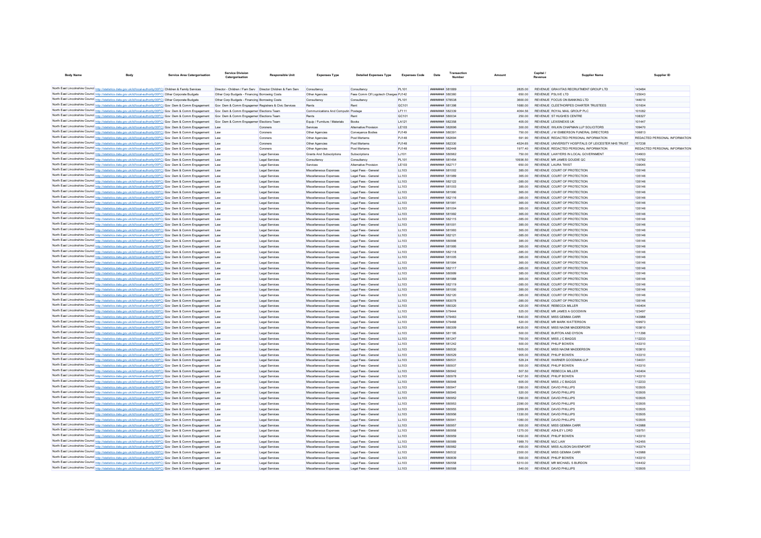| Body Name | Body | Service Area Catergorisation | Service Division Catergorisation | Responsible Unit | Expenses Type | Detailed Expenses Type | Expenses Code | Date | Transaction Number | Amount | Capital / Revenue | Supplier Name | Supplier ID |
|---|---|---|---|---|---|---|---|---|---|---|---|---|---|
| North East Lincolnshire Council | http://statistics.data.gov.uk/id/local-authority/00FC | Children & Family Services | Director - Children / Fam Serv | Director Children & Fam Serv | Consultancy | Consultancy | PL101 | ######## | 581889 | 2825.00 | REVENUE | GRAVITAS RECRUITMENT GROUP LTD | 143484 |
| North East Lincolnshire Council | http://statistics.data.gov.uk/id/local-authority/00FC | Other Corporate Budgets | Other Corp Budgets - Financing | Borrowing Costs | Other Agencies | Fees Comm Cif Logotech Charges | PJ142 | ######## | 580360 | 650.00 | REVENUE | PSLIVE LTD | 125043 |
| North East Lincolnshire Council | http://statistics.data.gov.uk/id/local-authority/00FC | Other Corporate Budgets | Other Corp Budgets - Financing | Borrowing Costs | Consultancy | Consultancy | PL101 | ######## | 578538 | 3600.00 | REVENUE | FOCUS ON BANKING LTD | 144010 |
| North East Lincolnshire Council | http://statistics.data.gov.uk/id/local-authority/00FC | Gov Dem & Comm Engagement | Gov Dem & Comm Engagement | Registrars & Civic Services | Rents | Rent | GC101 | ######## | 581398 | 1680.00 | REVENUE | CLEETHORPES CHARTER TRUSTEES | 101604 |
| North East Lincolnshire Council | http://statistics.data.gov.uk/id/local-authority/00FC | Gov Dem & Comm Engagement | Gov Dem & Comm Engagement | Elections Team | Communications And Computing | Postage | LF111 | ######## | 582339 | 4064.56 | REVENUE | ROYAL MAIL GROUP PLC | 101082 |
| North East Lincolnshire Council | http://statistics.data.gov.uk/id/local-authority/00FC | Gov Dem & Comm Engagement | Gov Dem & Comm Engagement | Elections Team | Rents | Rent | GC101 | ######## | 580034 | 250.00 | REVENUE | ST HUGHES CENTRE | 108327 |
| North East Lincolnshire Council | http://statistics.data.gov.uk/id/local-authority/00FC | Gov Dem & Comm Engagement | Gov Dem & Comm Engagement | Elections Team | Equip / Furniture / Materials | Books | LA121 | ######## | 582358 | 405.00 | REVENUE | LEXISNEXIS UK | 101447 |
| North East Lincolnshire Council | http://statistics.data.gov.uk/id/local-authority/00FC | Gov Dem & Comm Engagement | Law | Coroners | Services | Alternative Provision | LE103 | ######## | 582696 | 300.00 | REVENUE | WILKIN CHAPMAN LLP SOLICITORS | 109470 |
| North East Lincolnshire Council | http://statistics.data.gov.uk/id/local-authority/00FC | Gov Dem & Comm Engagement | Law | Coroners | Other Agencies | Conveyance Bodies | PJ149 | ######## | 580391 | 750.00 | REVENUE | J W EMBERSON FUNERAL DIRECTORS | 106813 |
| North East Lincolnshire Council | http://statistics.data.gov.uk/id/local-authority/00FC | Gov Dem & Comm Engagement | Law | Coroners | Other Agencies | Post Mortems | PJ148 | ######## | 582694 | 591.90 | REVENUE | REDACTED PERSONAL INFORMATION | REDACTED PERSONAL INFORMATION |
| North East Lincolnshire Council | http://statistics.data.gov.uk/id/local-authority/00FC | Gov Dem & Comm Engagement | Law | Coroners | Other Agencies | Post Mortems | PJ148 | ######## | 582330 | 4524.65 | REVENUE | UNIVERSITY HOSPITALS OF LEICESTER NHS TRUST | 107238 |
| North East Lincolnshire Council | http://statistics.data.gov.uk/id/local-authority/00FC | Gov Dem & Comm Engagement | Law | Coroners | Other Agencies | Post Mortems | PJ148 | ######## | 582448 | 1977.40 | REVENUE | REDACTED PERSONAL INFORMATION | REDACTED PERSONAL INFORMATION |
| North East Lincolnshire Council | http://statistics.data.gov.uk/id/local-authority/00FC | Gov Dem & Comm Engagement | Law | Legal Services | Grants And Subscriptions | Subscriptions | LJ101 | ######## | 580962 | 750.00 | REVENUE | LAWYERS IN LOCAL GOVERNMENT | 104903 |
| North East Lincolnshire Council | http://statistics.data.gov.uk/id/local-authority/00FC | Gov Dem & Comm Engagement | Law | Legal Services | Consultancy | Consultancy | PL101 | ######## | 581454 | 10938.50 | REVENUE | MR JAMES GOUDIE QC | 110782 |
| North East Lincolnshire Council | http://statistics.data.gov.uk/id/local-authority/00FC | Gov Dem & Comm Engagement | Law | Legal Services | Services | Alternative Provision | LE103 | ######## | 582717 | 650.00 | REVENUE | LAURA TWIST | 139045 |
| North East Lincolnshire Council | http://statistics.data.gov.uk/id/local-authority/00FC | Gov Dem & Comm Engagement | Law | Legal Services | Miscellaneous Expenses | Legal Fees - General | LL103 | ######## | 581002 | 385.00 | REVENUE | COURT OF PROTECTION | 135146 |
| North East Lincolnshire Council | http://statistics.data.gov.uk/id/local-authority/00FC | Gov Dem & Comm Engagement | Law | Legal Services | Miscellaneous Expenses | Legal Fees - General | LL103 | ######## | 581989 | 385.00 | REVENUE | COURT OF PROTECTION | 135146 |
| North East Lincolnshire Council | http://statistics.data.gov.uk/id/local-authority/00FC | Gov Dem & Comm Engagement | Law | Legal Services | Miscellaneous Expenses | Legal Fees - General | LL103 | ######## | 582122 | -385.00 | REVENUE | COURT OF PROTECTION | 135146 |
| North East Lincolnshire Council | http://statistics.data.gov.uk/id/local-authority/00FC | Gov Dem & Comm Engagement | Law | Legal Services | Miscellaneous Expenses | Legal Fees - General | LL103 | ######## | 581003 | 385.00 | REVENUE | COURT OF PROTECTION | 135146 |
| North East Lincolnshire Council | http://statistics.data.gov.uk/id/local-authority/00FC | Gov Dem & Comm Engagement | Law | Legal Services | Miscellaneous Expenses | Legal Fees - General | LL103 | ######## | 581990 | 385.00 | REVENUE | COURT OF PROTECTION | 135146 |
| North East Lincolnshire Council | http://statistics.data.gov.uk/id/local-authority/00FC | Gov Dem & Comm Engagement | Law | Legal Services | Miscellaneous Expenses | Legal Fees - General | LL103 | ######## | 582116 | -385.00 | REVENUE | COURT OF PROTECTION | 135146 |
| North East Lincolnshire Council | http://statistics.data.gov.uk/id/local-authority/00FC | Gov Dem & Comm Engagement | Law | Legal Services | Miscellaneous Expenses | Legal Fees - General | LL103 | ######## | 581991 | 385.00 | REVENUE | COURT OF PROTECTION | 135146 |
| North East Lincolnshire Council | http://statistics.data.gov.uk/id/local-authority/00FC | Gov Dem & Comm Engagement | Law | Legal Services | Miscellaneous Expenses | Legal Fees - General | LL103 | ######## | 581004 | 385.00 | REVENUE | COURT OF PROTECTION | 135146 |
| North East Lincolnshire Council | http://statistics.data.gov.uk/id/local-authority/00FC | Gov Dem & Comm Engagement | Law | Legal Services | Miscellaneous Expenses | Legal Fees - General | LL103 | ######## | 581992 | 385.00 | REVENUE | COURT OF PROTECTION | 135146 |
| North East Lincolnshire Council | http://statistics.data.gov.uk/id/local-authority/00FC | Gov Dem & Comm Engagement | Law | Legal Services | Miscellaneous Expenses | Legal Fees - General | LL103 | ######## | 582115 | -385.00 | REVENUE | COURT OF PROTECTION | 135146 |
| North East Lincolnshire Council | http://statistics.data.gov.uk/id/local-authority/00FC | Gov Dem & Comm Engagement | Law | Legal Services | Miscellaneous Expenses | Legal Fees - General | LL103 | ######## | 581001 | 385.00 | REVENUE | COURT OF PROTECTION | 135146 |
| North East Lincolnshire Council | http://statistics.data.gov.uk/id/local-authority/00FC | Gov Dem & Comm Engagement | Law | Legal Services | Miscellaneous Expenses | Legal Fees - General | LL103 | ######## | 581993 | 385.00 | REVENUE | COURT OF PROTECTION | 135146 |
| North East Lincolnshire Council | http://statistics.data.gov.uk/id/local-authority/00FC | Gov Dem & Comm Engagement | Law | Legal Services | Miscellaneous Expenses | Legal Fees - General | LL103 | ######## | 582121 | -385.00 | REVENUE | COURT OF PROTECTION | 135146 |
| North East Lincolnshire Council | http://statistics.data.gov.uk/id/local-authority/00FC | Gov Dem & Comm Engagement | Law | Legal Services | Miscellaneous Expenses | Legal Fees - General | LL103 | ######## | 580998 | 385.00 | REVENUE | COURT OF PROTECTION | 135146 |
| North East Lincolnshire Council | http://statistics.data.gov.uk/id/local-authority/00FC | Gov Dem & Comm Engagement | Law | Legal Services | Miscellaneous Expenses | Legal Fees - General | LL103 | ######## | 581995 | 385.00 | REVENUE | COURT OF PROTECTION | 135146 |
| North East Lincolnshire Council | http://statistics.data.gov.uk/id/local-authority/00FC | Gov Dem & Comm Engagement | Law | Legal Services | Miscellaneous Expenses | Legal Fees - General | LL103 | ######## | 582118 | -385.00 | REVENUE | COURT OF PROTECTION | 135146 |
| North East Lincolnshire Council | http://statistics.data.gov.uk/id/local-authority/00FC | Gov Dem & Comm Engagement | Law | Legal Services | Miscellaneous Expenses | Legal Fees - General | LL103 | ######## | 581005 | 385.00 | REVENUE | COURT OF PROTECTION | 135146 |
| North East Lincolnshire Council | http://statistics.data.gov.uk/id/local-authority/00FC | Gov Dem & Comm Engagement | Law | Legal Services | Miscellaneous Expenses | Legal Fees - General | LL103 | ######## | 581994 | 385.00 | REVENUE | COURT OF PROTECTION | 135146 |
| North East Lincolnshire Council | http://statistics.data.gov.uk/id/local-authority/00FC | Gov Dem & Comm Engagement | Law | Legal Services | Miscellaneous Expenses | Legal Fees - General | LL103 | ######## | 582117 | -385.00 | REVENUE | COURT OF PROTECTION | 135146 |
| North East Lincolnshire Council | http://statistics.data.gov.uk/id/local-authority/00FC | Gov Dem & Comm Engagement | Law | Legal Services | Miscellaneous Expenses | Legal Fees - General | LL103 | ######## | 580999 | 385.00 | REVENUE | COURT OF PROTECTION | 135146 |
| North East Lincolnshire Council | http://statistics.data.gov.uk/id/local-authority/00FC | Gov Dem & Comm Engagement | Law | Legal Services | Miscellaneous Expenses | Legal Fees - General | LL103 | ######## | 581988 | 385.00 | REVENUE | COURT OF PROTECTION | 135146 |
| North East Lincolnshire Council | http://statistics.data.gov.uk/id/local-authority/00FC | Gov Dem & Comm Engagement | Law | Legal Services | Miscellaneous Expenses | Legal Fees - General | LL103 | ######## | 582119 | -385.00 | REVENUE | COURT OF PROTECTION | 135146 |
| North East Lincolnshire Council | http://statistics.data.gov.uk/id/local-authority/00FC | Gov Dem & Comm Engagement | Law | Legal Services | Miscellaneous Expenses | Legal Fees - General | LL103 | ######## | 581000 | 385.00 | REVENUE | COURT OF PROTECTION | 135146 |
| North East Lincolnshire Council | http://statistics.data.gov.uk/id/local-authority/00FC | Gov Dem & Comm Engagement | Law | Legal Services | Miscellaneous Expenses | Legal Fees - General | LL103 | ######## | 582120 | -385.00 | REVENUE | COURT OF PROTECTION | 135146 |
| North East Lincolnshire Council | http://statistics.data.gov.uk/id/local-authority/00FC | Gov Dem & Comm Engagement | Law | Legal Services | Miscellaneous Expenses | Legal Fees - General | LL103 | ######## | 583078 | -385.00 | REVENUE | COURT OF PROTECTION | 135146 |
| North East Lincolnshire Council | http://statistics.data.gov.uk/id/local-authority/00FC | Gov Dem & Comm Engagement | Law | Legal Services | Miscellaneous Expenses | Legal Fees - General | LL103 | ######## | 580320 | 420.00 | REVENUE | REBECCA MILLER | 140404 |
| North East Lincolnshire Council | http://statistics.data.gov.uk/id/local-authority/00FC | Gov Dem & Comm Engagement | Law | Legal Services | Miscellaneous Expenses | Legal Fees - General | LL103 | ######## | 579444 | 525.00 | REVENUE | MR JAMES A GOODWIN | 143497 |
| North East Lincolnshire Council | http://statistics.data.gov.uk/id/local-authority/00FC | Gov Dem & Comm Engagement | Law | Legal Services | Miscellaneous Expenses | Legal Fees - General | LL103 | ######## | 579463 | 1840.00 | REVENUE | MISS GEMMA CARR | 143988 |
| North East Lincolnshire Council | http://statistics.data.gov.uk/id/local-authority/00FC | Gov Dem & Comm Engagement | Law | Legal Services | Miscellaneous Expenses | Legal Fees - General | LL103 | ######## | 579468 | 520.00 | REVENUE | MR MARK WATTERSON | 109973 |
| North East Lincolnshire Council | http://statistics.data.gov.uk/id/local-authority/00FC | Gov Dem & Comm Engagement | Law | Legal Services | Miscellaneous Expenses | Legal Fees - General | LL103 | ######## | 580309 | 6435.00 | REVENUE | MISS NAOMI MADDERSON | 103810 |
| North East Lincolnshire Council | http://statistics.data.gov.uk/id/local-authority/00FC | Gov Dem & Comm Engagement | Law | Legal Services | Miscellaneous Expenses | Legal Fees - General | LL103 | ######## | 581195 | 500.00 | REVENUE | BURTON AND DYSON | 111298 |
| North East Lincolnshire Council | http://statistics.data.gov.uk/id/local-authority/00FC | Gov Dem & Comm Engagement | Law | Legal Services | Miscellaneous Expenses | Legal Fees - General | LL103 | ######## | 581247 | 750.00 | REVENUE | MISS J C BAGGS | 112233 |
| North East Lincolnshire Council | http://statistics.data.gov.uk/id/local-authority/00FC | Gov Dem & Comm Engagement | Law | Legal Services | Miscellaneous Expenses | Legal Fees - General | LL103 | ######## | 581242 | 500.00 | REVENUE | PHILIP BOWEN | 143310 |
| North East Lincolnshire Council | http://statistics.data.gov.uk/id/local-authority/00FC | Gov Dem & Comm Engagement | Law | Legal Services | Miscellaneous Expenses | Legal Fees - General | LL103 | ######## | 580530 | 1605.00 | REVENUE | MISS NAOMI MADDERSON | 103810 |
| North East Lincolnshire Council | http://statistics.data.gov.uk/id/local-authority/00FC | Gov Dem & Comm Engagement | Law | Legal Services | Miscellaneous Expenses | Legal Fees - General | LL103 | ######## | 580529 | 905.00 | REVENUE | PHILIP BOWEN | 143310 |
| North East Lincolnshire Council | http://statistics.data.gov.uk/id/local-authority/00FC | Gov Dem & Comm Engagement | Law | Legal Services | Miscellaneous Expenses | Legal Fees - General | LL103 | ######## | 580531 | 529.24 | REVENUE | WARNER GOODMAN LLP | 134031 |
| North East Lincolnshire Council | http://statistics.data.gov.uk/id/local-authority/00FC | Gov Dem & Comm Engagement | Law | Legal Services | Miscellaneous Expenses | Legal Fees - General | LL103 | ######## | 580937 | 500.00 | REVENUE | PHILIP BOWEN | 143310 |
| North East Lincolnshire Council | http://statistics.data.gov.uk/id/local-authority/00FC | Gov Dem & Comm Engagement | Law | Legal Services | Miscellaneous Expenses | Legal Fees - General | LL103 | ######## | 580942 | 507.50 | REVENUE | REBECCA MILLER | 140404 |
| North East Lincolnshire Council | http://statistics.data.gov.uk/id/local-authority/00FC | Gov Dem & Comm Engagement | Law | Legal Services | Miscellaneous Expenses | Legal Fees - General | LL103 | ######## | 580978 | 1427.50 | REVENUE | PHILIP BOWEN | 143310 |
| North East Lincolnshire Council | http://statistics.data.gov.uk/id/local-authority/00FC | Gov Dem & Comm Engagement | Law | Legal Services | Miscellaneous Expenses | Legal Fees - General | LL103 | ######## | 580948 | 605.00 | REVENUE | MISS J C BAGGS | 112233 |
| North East Lincolnshire Council | http://statistics.data.gov.uk/id/local-authority/00FC | Gov Dem & Comm Engagement | Law | Legal Services | Miscellaneous Expenses | Legal Fees - General | LL103 | ######## | 580947 | 1280.00 | REVENUE | DAVID PHILLIPS | 103505 |
| North East Lincolnshire Council | http://statistics.data.gov.uk/id/local-authority/00FC | Gov Dem & Comm Engagement | Law | Legal Services | Miscellaneous Expenses | Legal Fees - General | LL103 | ######## | 580945 | 520.00 | REVENUE | DAVID PHILLIPS | 103505 |
| North East Lincolnshire Council | http://statistics.data.gov.uk/id/local-authority/00FC | Gov Dem & Comm Engagement | Law | Legal Services | Miscellaneous Expenses | Legal Fees - General | LL103 | ######## | 580952 | 1290.00 | REVENUE | DAVID PHILLIPS | 103505 |
| North East Lincolnshire Council | http://statistics.data.gov.uk/id/local-authority/00FC | Gov Dem & Comm Engagement | Law | Legal Services | Miscellaneous Expenses | Legal Fees - General | LL103 | ######## | 580953 | 2390.00 | REVENUE | DAVID PHILLIPS | 103505 |
| North East Lincolnshire Council | http://statistics.data.gov.uk/id/local-authority/00FC | Gov Dem & Comm Engagement | Law | Legal Services | Miscellaneous Expenses | Legal Fees - General | LL103 | ######## | 580955 | 2269.95 | REVENUE | DAVID PHILLIPS | 103505 |
| North East Lincolnshire Council | http://statistics.data.gov.uk/id/local-authority/00FC | Gov Dem & Comm Engagement | Law | Legal Services | Miscellaneous Expenses | Legal Fees - General | LL103 | ######## | 580956 | 1330.00 | REVENUE | DAVID PHILLIPS | 103505 |
| North East Lincolnshire Council | http://statistics.data.gov.uk/id/local-authority/00FC | Gov Dem & Comm Engagement | Law | Legal Services | Miscellaneous Expenses | Legal Fees - General | LL103 | ######## | 580941 | 1080.00 | REVENUE | DAVID PHILLIPS | 103505 |
| North East Lincolnshire Council | http://statistics.data.gov.uk/id/local-authority/00FC | Gov Dem & Comm Engagement | Law | Legal Services | Miscellaneous Expenses | Legal Fees - General | LL103 | ######## | 580957 | 600.00 | REVENUE | MISS GEMMA CARR | 143988 |
| North East Lincolnshire Council | http://statistics.data.gov.uk/id/local-authority/00FC | Gov Dem & Comm Engagement | Law | Legal Services | Miscellaneous Expenses | Legal Fees - General | LL103 | ######## | 580958 | 1275.00 | REVENUE | ASHLEY LORD | 139751 |
| North East Lincolnshire Council | http://statistics.data.gov.uk/id/local-authority/00FC | Gov Dem & Comm Engagement | Law | Legal Services | Miscellaneous Expenses | Legal Fees - General | LL103 | ######## | 580959 | 1450.00 | REVENUE | PHILIP BOWEN | 143310 |
| North East Lincolnshire Council | http://statistics.data.gov.uk/id/local-authority/00FC | Gov Dem & Comm Engagement | Law | Legal Services | Miscellaneous Expenses | Legal Fees - General | LL103 | ######## | 580989 | 1989.70 | REVENUE | MJC LAW | 142455 |
| North East Lincolnshire Council | http://statistics.data.gov.uk/id/local-authority/00FC | Gov Dem & Comm Engagement | Law | Legal Services | Miscellaneous Expenses | Legal Fees - General | LL103 | ######## | 580982 | 455.00 | REVENUE | MISS ALISON DAVENPORT | 143374 |
| North East Lincolnshire Council | http://statistics.data.gov.uk/id/local-authority/00FC | Gov Dem & Comm Engagement | Law | Legal Services | Miscellaneous Expenses | Legal Fees - General | LL103 | ######## | 580532 | 2300.00 | REVENUE | MISS GEMMA CARR | 143988 |
| North East Lincolnshire Council | http://statistics.data.gov.uk/id/local-authority/00FC | Gov Dem & Comm Engagement | Law | Legal Services | Miscellaneous Expenses | Legal Fees - General | LL103 | ######## | 580839 | 500.00 | REVENUE | PHILIP BOWEN | 143310 |
| North East Lincolnshire Council | http://statistics.data.gov.uk/id/local-authority/00FC | Gov Dem & Comm Engagement | Law | Legal Services | Miscellaneous Expenses | Legal Fees - General | LL103 | ######## | 580558 | 5310.00 | REVENUE | MR MICHAEL S BURDON | 104432 |
| North East Lincolnshire Council | http://statistics.data.gov.uk/id/local-authority/00FC | Gov Dem & Comm Engagement | Law | Legal Services | Miscellaneous Expenses | Legal Fees - General | LL103 | ######## | 580568 | 540.00 | REVENUE | DAVID PHILLIPS | 103505 |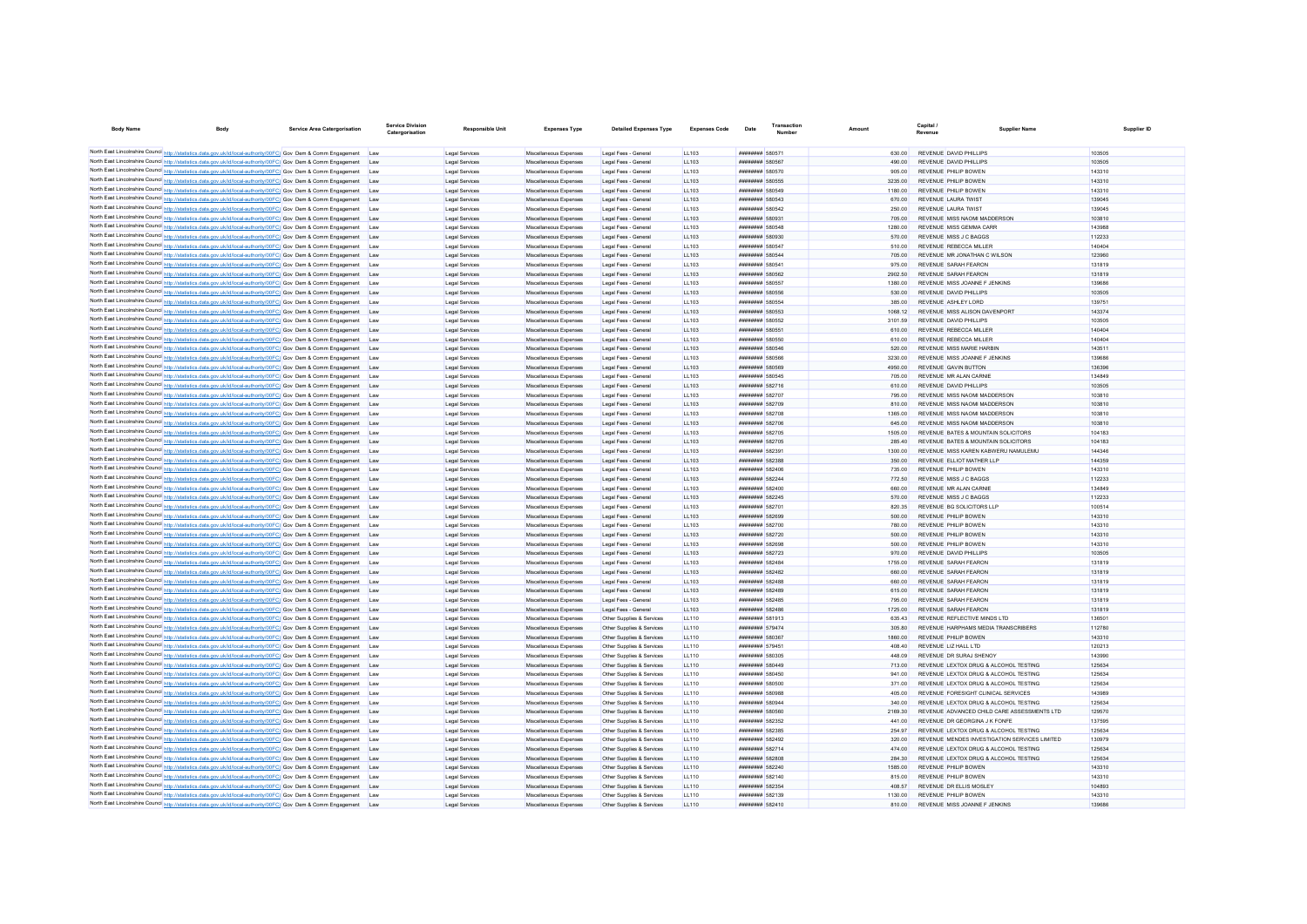| Body Name | Body | Service Area Catergorisation | Service Division Catergorisation | Responsible Unit | Expenses Type | Detailed Expenses Type | Expenses Code | Date | Transaction Number | Amount | Capital / Revenue | Supplier Name | Supplier ID |
|---|---|---|---|---|---|---|---|---|---|---|---|---|---|
| North East Lincolnshire Council | http://statistics.data.gov.uk/id/local-authority/00FC | Gov Dem & Comm Engagement | Law | Legal Services | Miscellaneous Expenses | Legal Fees - General | LL103 | ######## | 580571 | 630.00 | REVENUE | DAVID PHILLIPS | 103505 |
| North East Lincolnshire Council | http://statistics.data.gov.uk/id/local-authority/00FC | Gov Dem & Comm Engagement | Law | Legal Services | Miscellaneous Expenses | Legal Fees - General | LL103 | ######## | 580567 | 490.00 | REVENUE | DAVID PHILLIPS | 103505 |
| North East Lincolnshire Council | http://statistics.data.gov.uk/id/local-authority/00FC | Gov Dem & Comm Engagement | Law | Legal Services | Miscellaneous Expenses | Legal Fees - General | LL103 | ######## | 580570 | 905.00 | REVENUE | PHILIP BOWEN | 143310 |
| North East Lincolnshire Council | http://statistics.data.gov.uk/id/local-authority/00FC | Gov Dem & Comm Engagement | Law | Legal Services | Miscellaneous Expenses | Legal Fees - General | LL103 | ######## | 580555 | 3235.00 | REVENUE | PHILIP BOWEN | 143310 |
| North East Lincolnshire Council | http://statistics.data.gov.uk/id/local-authority/00FC | Gov Dem & Comm Engagement | Law | Legal Services | Miscellaneous Expenses | Legal Fees - General | LL103 | ######## | 580549 | 1180.00 | REVENUE | PHILIP BOWEN | 143310 |
| North East Lincolnshire Council | http://statistics.data.gov.uk/id/local-authority/00FC | Gov Dem & Comm Engagement | Law | Legal Services | Miscellaneous Expenses | Legal Fees - General | LL103 | ######## | 580543 | 670.00 | REVENUE | LAURA TWIST | 139045 |
| North East Lincolnshire Council | http://statistics.data.gov.uk/id/local-authority/00FC | Gov Dem & Comm Engagement | Law | Legal Services | Miscellaneous Expenses | Legal Fees - General | LL103 | ######## | 580542 | 250.00 | REVENUE | LAURA TWIST | 139045 |
| North East Lincolnshire Council | http://statistics.data.gov.uk/id/local-authority/00FC | Gov Dem & Comm Engagement | Law | Legal Services | Miscellaneous Expenses | Legal Fees - General | LL103 | ######## | 580931 | 705.00 | REVENUE | MISS NAOMI MADDERSON | 103810 |
| North East Lincolnshire Council | http://statistics.data.gov.uk/id/local-authority/00FC | Gov Dem & Comm Engagement | Law | Legal Services | Miscellaneous Expenses | Legal Fees - General | LL103 | ######## | 580548 | 1280.00 | REVENUE | MISS GEMMA CARR | 143988 |
| North East Lincolnshire Council | http://statistics.data.gov.uk/id/local-authority/00FC | Gov Dem & Comm Engagement | Law | Legal Services | Miscellaneous Expenses | Legal Fees - General | LL103 | ######## | 580930 | 570.00 | REVENUE | MISS J C BAGGS | 112233 |
| North East Lincolnshire Council | http://statistics.data.gov.uk/id/local-authority/00FC | Gov Dem & Comm Engagement | Law | Legal Services | Miscellaneous Expenses | Legal Fees - General | LL103 | ######## | 580547 | 510.00 | REVENUE | REBECCA MILLER | 140404 |
| North East Lincolnshire Council | http://statistics.data.gov.uk/id/local-authority/00FC | Gov Dem & Comm Engagement | Law | Legal Services | Miscellaneous Expenses | Legal Fees - General | LL103 | ######## | 580544 | 705.00 | REVENUE | MR JONATHAN C WILSON | 123960 |
| North East Lincolnshire Council | http://statistics.data.gov.uk/id/local-authority/00FC | Gov Dem & Comm Engagement | Law | Legal Services | Miscellaneous Expenses | Legal Fees - General | LL103 | ######## | 580541 | 975.00 | REVENUE | SARAH FEARON | 131819 |
| North East Lincolnshire Council | http://statistics.data.gov.uk/id/local-authority/00FC | Gov Dem & Comm Engagement | Law | Legal Services | Miscellaneous Expenses | Legal Fees - General | LL103 | ######## | 580562 | 2902.50 | REVENUE | SARAH FEARON | 131819 |
| North East Lincolnshire Council | http://statistics.data.gov.uk/id/local-authority/00FC | Gov Dem & Comm Engagement | Law | Legal Services | Miscellaneous Expenses | Legal Fees - General | LL103 | ######## | 580557 | 1380.00 | REVENUE | MISS JOANNE F JENKINS | 139686 |
| North East Lincolnshire Council | http://statistics.data.gov.uk/id/local-authority/00FC | Gov Dem & Comm Engagement | Law | Legal Services | Miscellaneous Expenses | Legal Fees - General | LL103 | ######## | 580556 | 530.00 | REVENUE | DAVID PHILLIPS | 103505 |
| North East Lincolnshire Council | http://statistics.data.gov.uk/id/local-authority/00FC | Gov Dem & Comm Engagement | Law | Legal Services | Miscellaneous Expenses | Legal Fees - General | LL103 | ######## | 580554 | 385.00 | REVENUE | ASHLEY LORD | 139751 |
| North East Lincolnshire Council | http://statistics.data.gov.uk/id/local-authority/00FC | Gov Dem & Comm Engagement | Law | Legal Services | Miscellaneous Expenses | Legal Fees - General | LL103 | ######## | 580553 | 1068.12 | REVENUE | MISS ALISON DAVENPORT | 143374 |
| North East Lincolnshire Council | http://statistics.data.gov.uk/id/local-authority/00FC | Gov Dem & Comm Engagement | Law | Legal Services | Miscellaneous Expenses | Legal Fees - General | LL103 | ######## | 580552 | 3101.59 | REVENUE | DAVID PHILLIPS | 103505 |
| North East Lincolnshire Council | http://statistics.data.gov.uk/id/local-authority/00FC | Gov Dem & Comm Engagement | Law | Legal Services | Miscellaneous Expenses | Legal Fees - General | LL103 | ######## | 580551 | 610.00 | REVENUE | REBECCA MILLER | 140404 |
| North East Lincolnshire Council | http://statistics.data.gov.uk/id/local-authority/00FC | Gov Dem & Comm Engagement | Law | Legal Services | Miscellaneous Expenses | Legal Fees - General | LL103 | ######## | 580550 | 610.00 | REVENUE | REBECCA MILLER | 140404 |
| North East Lincolnshire Council | http://statistics.data.gov.uk/id/local-authority/00FC | Gov Dem & Comm Engagement | Law | Legal Services | Miscellaneous Expenses | Legal Fees - General | LL103 | ######## | 580546 | 520.00 | REVENUE | MISS MARIE HARBIN | 143511 |
| North East Lincolnshire Council | http://statistics.data.gov.uk/id/local-authority/00FC | Gov Dem & Comm Engagement | Law | Legal Services | Miscellaneous Expenses | Legal Fees - General | LL103 | ######## | 580566 | 3230.00 | REVENUE | MISS JOANNE F JENKINS | 139686 |
| North East Lincolnshire Council | http://statistics.data.gov.uk/id/local-authority/00FC | Gov Dem & Comm Engagement | Law | Legal Services | Miscellaneous Expenses | Legal Fees - General | LL103 | ######## | 580569 | 4950.00 | REVENUE | GAVIN BUTTON | 136396 |
| North East Lincolnshire Council | http://statistics.data.gov.uk/id/local-authority/00FC | Gov Dem & Comm Engagement | Law | Legal Services | Miscellaneous Expenses | Legal Fees - General | LL103 | ######## | 580545 | 705.00 | REVENUE | MR ALAN CARNIE | 134849 |
| North East Lincolnshire Council | http://statistics.data.gov.uk/id/local-authority/00FC | Gov Dem & Comm Engagement | Law | Legal Services | Miscellaneous Expenses | Legal Fees - General | LL103 | ######## | 582716 | 610.00 | REVENUE | DAVID PHILLIPS | 103505 |
| North East Lincolnshire Council | http://statistics.data.gov.uk/id/local-authority/00FC | Gov Dem & Comm Engagement | Law | Legal Services | Miscellaneous Expenses | Legal Fees - General | LL103 | ######## | 582707 | 795.00 | REVENUE | MISS NAOMI MADDERSON | 103810 |
| North East Lincolnshire Council | http://statistics.data.gov.uk/id/local-authority/00FC | Gov Dem & Comm Engagement | Law | Legal Services | Miscellaneous Expenses | Legal Fees - General | LL103 | ######## | 582709 | 810.00 | REVENUE | MISS NAOMI MADDERSON | 103810 |
| North East Lincolnshire Council | http://statistics.data.gov.uk/id/local-authority/00FC | Gov Dem & Comm Engagement | Law | Legal Services | Miscellaneous Expenses | Legal Fees - General | LL103 | ######## | 582708 | 1365.00 | REVENUE | MISS NAOMI MADDERSON | 103810 |
| North East Lincolnshire Council | http://statistics.data.gov.uk/id/local-authority/00FC | Gov Dem & Comm Engagement | Law | Legal Services | Miscellaneous Expenses | Legal Fees - General | LL103 | ######## | 582706 | 645.00 | REVENUE | MISS NAOMI MADDERSON | 103810 |
| North East Lincolnshire Council | http://statistics.data.gov.uk/id/local-authority/00FC | Gov Dem & Comm Engagement | Law | Legal Services | Miscellaneous Expenses | Legal Fees - General | LL103 | ######## | 582705 | 1505.00 | REVENUE | BATES & MOUNTAIN SOLICITORS | 104183 |
| North East Lincolnshire Council | http://statistics.data.gov.uk/id/local-authority/00FC | Gov Dem & Comm Engagement | Law | Legal Services | Miscellaneous Expenses | Legal Fees - General | LL103 | ######## | 582705 | 285.40 | REVENUE | BATES & MOUNTAIN SOLICITORS | 104183 |
| North East Lincolnshire Council | http://statistics.data.gov.uk/id/local-authority/00FC | Gov Dem & Comm Engagement | Law | Legal Services | Miscellaneous Expenses | Legal Fees - General | LL103 | ######## | 582391 | 1300.00 | REVENUE | MISS KAREN KABWERU NAMULEMU | 144348 |
| North East Lincolnshire Council | http://statistics.data.gov.uk/id/local-authority/00FC | Gov Dem & Comm Engagement | Law | Legal Services | Miscellaneous Expenses | Legal Fees - General | LL103 | ######## | 582388 | 350.00 | REVENUE | ELLIOT MATHER LLP | 144359 |
| North East Lincolnshire Council | http://statistics.data.gov.uk/id/local-authority/00FC | Gov Dem & Comm Engagement | Law | Legal Services | Miscellaneous Expenses | Legal Fees - General | LL103 | ######## | 582406 | 735.00 | REVENUE | PHILIP BOWEN | 143310 |
| North East Lincolnshire Council | http://statistics.data.gov.uk/id/local-authority/00FC | Gov Dem & Comm Engagement | Law | Legal Services | Miscellaneous Expenses | Legal Fees - General | LL103 | ######## | 582244 | 772.50 | REVENUE | MISS J C BAGGS | 112233 |
| North East Lincolnshire Council | http://statistics.data.gov.uk/id/local-authority/00FC | Gov Dem & Comm Engagement | Law | Legal Services | Miscellaneous Expenses | Legal Fees - General | LL103 | ######## | 582400 | 660.00 | REVENUE | MR ALAN CARNIE | 134849 |
| North East Lincolnshire Council | http://statistics.data.gov.uk/id/local-authority/00FC | Gov Dem & Comm Engagement | Law | Legal Services | Miscellaneous Expenses | Legal Fees - General | LL103 | ######## | 582245 | 570.00 | REVENUE | MISS J C BAGGS | 112233 |
| North East Lincolnshire Council | http://statistics.data.gov.uk/id/local-authority/00FC | Gov Dem & Comm Engagement | Law | Legal Services | Miscellaneous Expenses | Legal Fees - General | LL103 | ######## | 582701 | 820.35 | REVENUE | BG SOLICITORS LLP | 100514 |
| North East Lincolnshire Council | http://statistics.data.gov.uk/id/local-authority/00FC | Gov Dem & Comm Engagement | Law | Legal Services | Miscellaneous Expenses | Legal Fees - General | LL103 | ######## | 582699 | 500.00 | REVENUE | PHILIP BOWEN | 143310 |
| North East Lincolnshire Council | http://statistics.data.gov.uk/id/local-authority/00FC | Gov Dem & Comm Engagement | Law | Legal Services | Miscellaneous Expenses | Legal Fees - General | LL103 | ######## | 582700 | 780.00 | REVENUE | PHILIP BOWEN | 143310 |
| North East Lincolnshire Council | http://statistics.data.gov.uk/id/local-authority/00FC | Gov Dem & Comm Engagement | Law | Legal Services | Miscellaneous Expenses | Legal Fees - General | LL103 | ######## | 582720 | 500.00 | REVENUE | PHILIP BOWEN | 143310 |
| North East Lincolnshire Council | http://statistics.data.gov.uk/id/local-authority/00FC | Gov Dem & Comm Engagement | Law | Legal Services | Miscellaneous Expenses | Legal Fees - General | LL103 | ######## | 582698 | 500.00 | REVENUE | PHILIP BOWEN | 143310 |
| North East Lincolnshire Council | http://statistics.data.gov.uk/id/local-authority/00FC | Gov Dem & Comm Engagement | Law | Legal Services | Miscellaneous Expenses | Legal Fees - General | LL103 | ######## | 582723 | 970.00 | REVENUE | DAVID PHILLIPS | 103505 |
| North East Lincolnshire Council | http://statistics.data.gov.uk/id/local-authority/00FC | Gov Dem & Comm Engagement | Law | Legal Services | Miscellaneous Expenses | Legal Fees - General | LL103 | ######## | 582484 | 1755.00 | REVENUE | SARAH FEARON | 131819 |
| North East Lincolnshire Council | http://statistics.data.gov.uk/id/local-authority/00FC | Gov Dem & Comm Engagement | Law | Legal Services | Miscellaneous Expenses | Legal Fees - General | LL103 | ######## | 582482 | 660.00 | REVENUE | SARAH FEARON | 131819 |
| North East Lincolnshire Council | http://statistics.data.gov.uk/id/local-authority/00FC | Gov Dem & Comm Engagement | Law | Legal Services | Miscellaneous Expenses | Legal Fees - General | LL103 | ######## | 582488 | 660.00 | REVENUE | SARAH FEARON | 131819 |
| North East Lincolnshire Council | http://statistics.data.gov.uk/id/local-authority/00FC | Gov Dem & Comm Engagement | Law | Legal Services | Miscellaneous Expenses | Legal Fees - General | LL103 | ######## | 582489 | 615.00 | REVENUE | SARAH FEARON | 131819 |
| North East Lincolnshire Council | http://statistics.data.gov.uk/id/local-authority/00FC | Gov Dem & Comm Engagement | Law | Legal Services | Miscellaneous Expenses | Legal Fees - General | LL103 | ######## | 582485 | 795.00 | REVENUE | SARAH FEARON | 131819 |
| North East Lincolnshire Council | http://statistics.data.gov.uk/id/local-authority/00FC | Gov Dem & Comm Engagement | Law | Legal Services | Miscellaneous Expenses | Legal Fees - General | LL103 | ######## | 582486 | 1725.00 | REVENUE | SARAH FEARON | 131819 |
| North East Lincolnshire Council | http://statistics.data.gov.uk/id/local-authority/00FC | Gov Dem & Comm Engagement | Law | Legal Services | Miscellaneous Expenses | Other Supplies & Services | LL110 | ######## | 581913 | 635.43 | REVENUE | REFLECTIVE MINDS LTD | 136501 |
| North East Lincolnshire Council | http://statistics.data.gov.uk/id/local-authority/00FC | Gov Dem & Comm Engagement | Law | Legal Services | Miscellaneous Expenses | Other Supplies & Services | LL110 | ######## | 579474 | 305.80 | REVENUE | HARPHAMS MEDIA TRANSCRIBERS | 112780 |
| North East Lincolnshire Council | http://statistics.data.gov.uk/id/local-authority/00FC | Gov Dem & Comm Engagement | Law | Legal Services | Miscellaneous Expenses | Other Supplies & Services | LL110 | ######## | 580367 | 1860.00 | REVENUE | PHILIP BOWEN | 143310 |
| North East Lincolnshire Council | http://statistics.data.gov.uk/id/local-authority/00FC | Gov Dem & Comm Engagement | Law | Legal Services | Miscellaneous Expenses | Other Supplies & Services | LL110 | ######## | 579451 | 408.40 | REVENUE | LIZ HALL LTD | 120213 |
| North East Lincolnshire Council | http://statistics.data.gov.uk/id/local-authority/00FC | Gov Dem & Comm Engagement | Law | Legal Services | Miscellaneous Expenses | Other Supplies & Services | LL110 | ######## | 580305 | 448.09 | REVENUE | DR SURAJ SHENOY | 143990 |
| North East Lincolnshire Council | http://statistics.data.gov.uk/id/local-authority/00FC | Gov Dem & Comm Engagement | Law | Legal Services | Miscellaneous Expenses | Other Supplies & Services | LL110 | ######## | 580449 | 713.00 | REVENUE | LEXTOX DRUG & ALCOHOL TESTING | 125634 |
| North East Lincolnshire Council | http://statistics.data.gov.uk/id/local-authority/00FC | Gov Dem & Comm Engagement | Law | Legal Services | Miscellaneous Expenses | Other Supplies & Services | LL110 | ######## | 580450 | 941.00 | REVENUE | LEXTOX DRUG & ALCOHOL TESTING | 125634 |
| North East Lincolnshire Council | http://statistics.data.gov.uk/id/local-authority/00FC | Gov Dem & Comm Engagement | Law | Legal Services | Miscellaneous Expenses | Other Supplies & Services | LL110 | ######## | 580500 | 371.00 | REVENUE | LEXTOX DRUG & ALCOHOL TESTING | 125634 |
| North East Lincolnshire Council | http://statistics.data.gov.uk/id/local-authority/00FC | Gov Dem & Comm Engagement | Law | Legal Services | Miscellaneous Expenses | Other Supplies & Services | LL110 | ######## | 580988 | 405.00 | REVENUE | FORESIGHT CLINICAL SERVICES | 143989 |
| North East Lincolnshire Council | http://statistics.data.gov.uk/id/local-authority/00FC | Gov Dem & Comm Engagement | Law | Legal Services | Miscellaneous Expenses | Other Supplies & Services | LL110 | ######## | 580944 | 340.00 | REVENUE | LEXTOX DRUG & ALCOHOL TESTING | 125634 |
| North East Lincolnshire Council | http://statistics.data.gov.uk/id/local-authority/00FC | Gov Dem & Comm Engagement | Law | Legal Services | Miscellaneous Expenses | Other Supplies & Services | LL110 | ######## | 580560 | 2169.30 | REVENUE | ADVANCED CHILD CARE ASSESSMENTS LTD | 129570 |
| North East Lincolnshire Council | http://statistics.data.gov.uk/id/local-authority/00FC | Gov Dem & Comm Engagement | Law | Legal Services | Miscellaneous Expenses | Other Supplies & Services | LL110 | ######## | 582352 | 441.00 | REVENUE | DR GEORGINA J K FONFE | 137595 |
| North East Lincolnshire Council | http://statistics.data.gov.uk/id/local-authority/00FC | Gov Dem & Comm Engagement | Law | Legal Services | Miscellaneous Expenses | Other Supplies & Services | LL110 | ######## | 582385 | 254.97 | REVENUE | LEXTOX DRUG & ALCOHOL TESTING | 125634 |
| North East Lincolnshire Council | http://statistics.data.gov.uk/id/local-authority/00FC | Gov Dem & Comm Engagement | Law | Legal Services | Miscellaneous Expenses | Other Supplies & Services | LL110 | ######## | 582492 | 320.00 | REVENUE | MENDES INVESTIGATION SERVICES LIMITED | 130979 |
| North East Lincolnshire Council | http://statistics.data.gov.uk/id/local-authority/00FC | Gov Dem & Comm Engagement | Law | Legal Services | Miscellaneous Expenses | Other Supplies & Services | LL110 | ######## | 582714 | 474.00 | REVENUE | LEXTOX DRUG & ALCOHOL TESTING | 125634 |
| North East Lincolnshire Council | http://statistics.data.gov.uk/id/local-authority/00FC | Gov Dem & Comm Engagement | Law | Legal Services | Miscellaneous Expenses | Other Supplies & Services | LL110 | ######## | 582808 | 284.30 | REVENUE | LEXTOX DRUG & ALCOHOL TESTING | 125634 |
| North East Lincolnshire Council | http://statistics.data.gov.uk/id/local-authority/00FC | Gov Dem & Comm Engagement | Law | Legal Services | Miscellaneous Expenses | Other Supplies & Services | LL110 | ######## | 582240 | 1585.00 | REVENUE | PHILIP BOWEN | 143310 |
| North East Lincolnshire Council | http://statistics.data.gov.uk/id/local-authority/00FC | Gov Dem & Comm Engagement | Law | Legal Services | Miscellaneous Expenses | Other Supplies & Services | LL110 | ######## | 582140 | 815.00 | REVENUE | PHILIP BOWEN | 143310 |
| North East Lincolnshire Council | http://statistics.data.gov.uk/id/local-authority/00FC | Gov Dem & Comm Engagement | Law | Legal Services | Miscellaneous Expenses | Other Supplies & Services | LL110 | ######## | 582354 | 408.57 | REVENUE | DR ELLIS MOSLEY | 104893 |
| North East Lincolnshire Council | http://statistics.data.gov.uk/id/local-authority/00FC | Gov Dem & Comm Engagement | Law | Legal Services | Miscellaneous Expenses | Other Supplies & Services | LL110 | ######## | 582139 | 1130.00 | REVENUE | PHILIP BOWEN | 143310 |
| North East Lincolnshire Council | http://statistics.data.gov.uk/id/local-authority/00FC | Gov Dem & Comm Engagement | Law | Legal Services | Miscellaneous Expenses | Other Supplies & Services | LL110 | ######## | 582410 | 810.00 | REVENUE | MISS JOANNE F JENKINS | 139686 |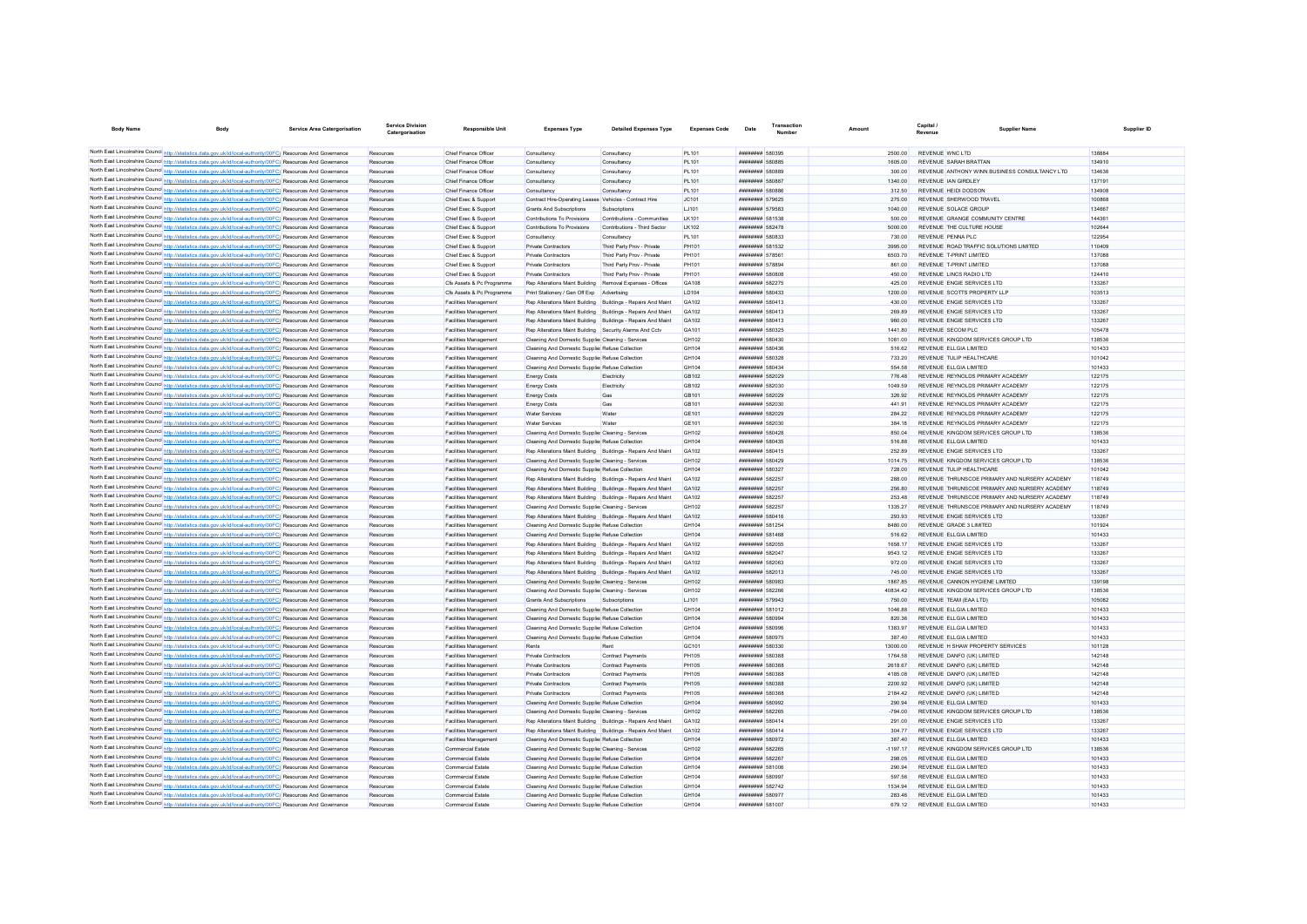| Body Name | Body | Service Area Catergorisation | Service Division Catergorisation | Responsible Unit | Expenses Type | Detailed Expenses Type | Expenses Code | Date | Transaction Number | Amount | Capital / Revenue | Supplier Name | Supplier ID |
|---|---|---|---|---|---|---|---|---|---|---|---|---|---|
| North East Lincolnshire Council | http://statistics.data.gov.uk/id/local-authority/00FC | Resources And Governance | Resources | Chief Finance Officer | Consultancy | Consultancy | PL101 | ######## | 580395 | 2500.00 | REVENUE | WNC LTD | 138884 |
| North East Lincolnshire Council | http://statistics.data.gov.uk/id/local-authority/00FC | Resources And Governance | Resources | Chief Finance Officer | Consultancy | Consultancy | PL101 | ######## | 580885 | 1605.00 | REVENUE | SARAH BRATTAN | 134910 |
| North East Lincolnshire Council | http://statistics.data.gov.uk/id/local-authority/00FC | Resources And Governance | Resources | Chief Finance Officer | Consultancy | Consultancy | PL101 | ######## | 580889 | 300.00 | REVENUE | ANTHONY WINN BUSINESS CONSULTANCY LTD | 134636 |
| North East Lincolnshire Council | http://statistics.data.gov.uk/id/local-authority/00FC | Resources And Governance | Resources | Chief Finance Officer | Consultancy | Consultancy | PL101 | ######## | 580887 | 1340.00 | REVENUE | IAN GIRDLEY | 137191 |
| North East Lincolnshire Council | http://statistics.data.gov.uk/id/local-authority/00FC | Resources And Governance | Resources | Chief Finance Officer | Consultancy | Consultancy | PL101 | ######## | 580886 | 312.50 | REVENUE | HEIDI DODSON | 134908 |
| North East Lincolnshire Council | http://statistics.data.gov.uk/id/local-authority/00FC | Resources And Governance | Resources | Chief Exec & Support | Contract Hire-Operating Leases | Vehicles - Contract Hire | JC101 | ######## | 579625 | 275.00 | REVENUE | SHERWOOD TRAVEL | 100868 |
| North East Lincolnshire Council | http://statistics.data.gov.uk/id/local-authority/00FC | Resources And Governance | Resources | Chief Exec & Support | Grants And Subscriptions | Subscriptions | LJ101 | ######## | 579583 | 1040.00 | REVENUE | SOLACE GROUP | 144667 |
| North East Lincolnshire Council | http://statistics.data.gov.uk/id/local-authority/00FC | Resources And Governance | Resources | Chief Exec & Support | Contributions To Provisions | Contributions - Communities | LK101 | ######## | 581538 | 500.00 | REVENUE | GRANGE COMMUNITY CENTRE | 144361 |
| North East Lincolnshire Council | http://statistics.data.gov.uk/id/local-authority/00FC | Resources And Governance | Resources | Chief Exec & Support | Contributions To Provisions | Contributions - Third Sector | LK102 | ######## | 582478 | 5000.00 | REVENUE | THE CULTURE HOUSE | 102644 |
| North East Lincolnshire Council | http://statistics.data.gov.uk/id/local-authority/00FC | Resources And Governance | Resources | Chief Exec & Support | Consultancy | Consultancy | PL101 | ######## | 580833 | 730.00 | REVENUE | PENNA PLC | 122954 |
| North East Lincolnshire Council | http://statistics.data.gov.uk/id/local-authority/00FC | Resources And Governance | Resources | Chief Exec & Support | Private Contractors | Third Party Prov - Private | PH101 | ######## | 581532 | 3995.00 | REVENUE | ROAD TRAFFIC SOLUTIONS LIMITED | 110409 |
| North East Lincolnshire Council | http://statistics.data.gov.uk/id/local-authority/00FC | Resources And Governance | Resources | Chief Exec & Support | Private Contractors | Third Party Prov - Private | PH101 | ######## | 578561 | 6503.70 | REVENUE | T-PRINT LIMITED | 137088 |
| North East Lincolnshire Council | http://statistics.data.gov.uk/id/local-authority/00FC | Resources And Governance | Resources | Chief Exec & Support | Private Contractors | Third Party Prov - Private | PH101 | ######## | 578894 | 861.00 | REVENUE | T-PRINT LIMITED | 137088 |
| North East Lincolnshire Council | http://statistics.data.gov.uk/id/local-authority/00FC | Resources And Governance | Resources | Chief Exec & Support | Private Contractors | Third Party Prov - Private | PH101 | ######## | 580808 | 450.00 | REVENUE | LINCS RADIO LTD | 124410 |
| North East Lincolnshire Council | http://statistics.data.gov.uk/id/local-authority/00FC | Resources And Governance | Resources | Cfs Assets & Pc Programme | Rep Alterations Maint Building | Removal Expenses - Offices | GA108 | ######## | 582275 | 425.00 | REVENUE | ENGIE SERVICES LTD | 133267 |
| North East Lincolnshire Council | http://statistics.data.gov.uk/id/local-authority/00FC | Resources And Governance | Resources | Cfs Assets & Pc Programme | Print Stationery / Gen Off Exp | Advertising | LD104 | ######## | 580433 | 1200.00 | REVENUE | SCOTTS PROPERTY LLP | 103513 |
| North East Lincolnshire Council | http://statistics.data.gov.uk/id/local-authority/00FC | Resources And Governance | Resources | Facilities Management | Rep Alterations Maint Building | Buildings - Repairs And Maint | GA102 | ######## | 580413 | 430.00 | REVENUE | ENGIE SERVICES LTD | 133267 |
| North East Lincolnshire Council | http://statistics.data.gov.uk/id/local-authority/00FC | Resources And Governance | Resources | Facilities Management | Rep Alterations Maint Building | Buildings - Repairs And Maint | GA102 | ######## | 580413 | 269.89 | REVENUE | ENGIE SERVICES LTD | 133267 |
| North East Lincolnshire Council | http://statistics.data.gov.uk/id/local-authority/00FC | Resources And Governance | Resources | Facilities Management | Rep Alterations Maint Building | Buildings - Repairs And Maint | GA102 | ######## | 580413 | 960.00 | REVENUE | ENGIE SERVICES LTD | 133267 |
| North East Lincolnshire Council | http://statistics.data.gov.uk/id/local-authority/00FC | Resources And Governance | Resources | Facilities Management | Rep Alterations Maint Building | Security Alarms And Cctv | GA101 | ######## | 580325 | 1441.80 | REVENUE | SECOM PLC | 105478 |
| North East Lincolnshire Council | http://statistics.data.gov.uk/id/local-authority/00FC | Resources And Governance | Resources | Facilities Management | Cleaning And Domestic Supplies | Cleaning - Services | GH102 | ######## | 580430 | 1081.00 | REVENUE | KINGDOM SERVICES GROUP LTD | 138536 |
| North East Lincolnshire Council | http://statistics.data.gov.uk/id/local-authority/00FC | Resources And Governance | Resources | Facilities Management | Cleaning And Domestic Supplies | Refuse Collection | GH104 | ######## | 580436 | 516.62 | REVENUE | ELLGIA LIMITED | 101433 |
| North East Lincolnshire Council | http://statistics.data.gov.uk/id/local-authority/00FC | Resources And Governance | Resources | Facilities Management | Cleaning And Domestic Supplies | Refuse Collection | GH104 | ######## | 580328 | 733.20 | REVENUE | TULIP HEALTHCARE | 101042 |
| North East Lincolnshire Council | http://statistics.data.gov.uk/id/local-authority/00FC | Resources And Governance | Resources | Facilities Management | Cleaning And Domestic Supplies | Refuse Collection | GH104 | ######## | 580434 | 554.58 | REVENUE | ELLGIA LIMITED | 101433 |
| North East Lincolnshire Council | http://statistics.data.gov.uk/id/local-authority/00FC | Resources And Governance | Resources | Facilities Management | Energy Costs | Electricity | GB102 | ######## | 582029 | 776.48 | REVENUE | REYNOLDS PRIMARY ACADEMY | 122175 |
| North East Lincolnshire Council | http://statistics.data.gov.uk/id/local-authority/00FC | Resources And Governance | Resources | Facilities Management | Energy Costs | Electricity | GB102 | ######## | 582030 | 1049.59 | REVENUE | REYNOLDS PRIMARY ACADEMY | 122175 |
| North East Lincolnshire Council | http://statistics.data.gov.uk/id/local-authority/00FC | Resources And Governance | Resources | Facilities Management | Energy Costs | Gas | GB101 | ######## | 582029 | 326.92 | REVENUE | REYNOLDS PRIMARY ACADEMY | 122175 |
| North East Lincolnshire Council | http://statistics.data.gov.uk/id/local-authority/00FC | Resources And Governance | Resources | Facilities Management | Energy Costs | Gas | GB101 | ######## | 582030 | 441.91 | REVENUE | REYNOLDS PRIMARY ACADEMY | 122175 |
| North East Lincolnshire Council | http://statistics.data.gov.uk/id/local-authority/00FC | Resources And Governance | Resources | Facilities Management | Water Services | Water | GE101 | ######## | 582029 | 284.22 | REVENUE | REYNOLDS PRIMARY ACADEMY | 122175 |
| North East Lincolnshire Council | http://statistics.data.gov.uk/id/local-authority/00FC | Resources And Governance | Resources | Facilities Management | Water Services | Water | GE101 | ######## | 582030 | 384.18 | REVENUE | REYNOLDS PRIMARY ACADEMY | 122175 |
| North East Lincolnshire Council | http://statistics.data.gov.uk/id/local-authority/00FC | Resources And Governance | Resources | Facilities Management | Cleaning And Domestic Supplies | Cleaning - Services | GH102 | ######## | 580428 | 850.04 | REVENUE | KINGDOM SERVICES GROUP LTD | 138536 |
| North East Lincolnshire Council | http://statistics.data.gov.uk/id/local-authority/00FC | Resources And Governance | Resources | Facilities Management | Cleaning And Domestic Supplies | Refuse Collection | GH104 | ######## | 580435 | 516.88 | REVENUE | ELLGIA LIMITED | 101433 |
| North East Lincolnshire Council | http://statistics.data.gov.uk/id/local-authority/00FC | Resources And Governance | Resources | Facilities Management | Rep Alterations Maint Building | Buildings - Repairs And Maint | GA102 | ######## | 580415 | 252.89 | REVENUE | ENGIE SERVICES LTD | 133267 |
| North East Lincolnshire Council | http://statistics.data.gov.uk/id/local-authority/00FC | Resources And Governance | Resources | Facilities Management | Cleaning And Domestic Supplies | Cleaning - Services | GH102 | ######## | 580429 | 1014.75 | REVENUE | KINGDOM SERVICES GROUP LTD | 138536 |
| North East Lincolnshire Council | http://statistics.data.gov.uk/id/local-authority/00FC | Resources And Governance | Resources | Facilities Management | Cleaning And Domestic Supplies | Refuse Collection | GH104 | ######## | 580327 | 728.00 | REVENUE | TULIP HEALTHCARE | 101042 |
| North East Lincolnshire Council | http://statistics.data.gov.uk/id/local-authority/00FC | Resources And Governance | Resources | Facilities Management | Rep Alterations Maint Building | Buildings - Repairs And Maint | GA102 | ######## | 582257 | 288.00 | REVENUE | THRUNSCOE PRIMARY AND NURSERY ACADEMY | 118749 |
| North East Lincolnshire Council | http://statistics.data.gov.uk/id/local-authority/00FC | Resources And Governance | Resources | Facilities Management | Rep Alterations Maint Building | Buildings - Repairs And Maint | GA102 | ######## | 582257 | 256.80 | REVENUE | THRUNSCOE PRIMARY AND NURSERY ACADEMY | 118749 |
| North East Lincolnshire Council | http://statistics.data.gov.uk/id/local-authority/00FC | Resources And Governance | Resources | Facilities Management | Rep Alterations Maint Building | Buildings - Repairs And Maint | GA102 | ######## | 582257 | 253.48 | REVENUE | THRUNSCOE PRIMARY AND NURSERY ACADEMY | 118749 |
| North East Lincolnshire Council | http://statistics.data.gov.uk/id/local-authority/00FC | Resources And Governance | Resources | Facilities Management | Cleaning And Domestic Supplies | Cleaning - Services | GH102 | ######## | 582257 | 1335.27 | REVENUE | THRUNSCOE PRIMARY AND NURSERY ACADEMY | 118749 |
| North East Lincolnshire Council | http://statistics.data.gov.uk/id/local-authority/00FC | Resources And Governance | Resources | Facilities Management | Rep Alterations Maint Building | Buildings - Repairs And Maint | GA102 | ######## | 580416 | 293.93 | REVENUE | ENGIE SERVICES LTD | 133267 |
| North East Lincolnshire Council | http://statistics.data.gov.uk/id/local-authority/00FC | Resources And Governance | Resources | Facilities Management | Cleaning And Domestic Supplies | Refuse Collection | GH104 | ######## | 581254 | 8480.00 | REVENUE | GRADE 3 LIMITED | 101924 |
| North East Lincolnshire Council | http://statistics.data.gov.uk/id/local-authority/00FC | Resources And Governance | Resources | Facilities Management | Cleaning And Domestic Supplies | Refuse Collection | GH104 | ######## | 581468 | 516.62 | REVENUE | ELLGIA LIMITED | 101433 |
| North East Lincolnshire Council | http://statistics.data.gov.uk/id/local-authority/00FC | Resources And Governance | Resources | Facilities Management | Rep Alterations Maint Building | Buildings - Repairs And Maint | GA102 | ######## | 582055 | 1658.17 | REVENUE | ENGIE SERVICES LTD | 133267 |
| North East Lincolnshire Council | http://statistics.data.gov.uk/id/local-authority/00FC | Resources And Governance | Resources | Facilities Management | Rep Alterations Maint Building | Buildings - Repairs And Maint | GA102 | ######## | 582047 | 9543.12 | REVENUE | ENGIE SERVICES LTD | 133267 |
| North East Lincolnshire Council | http://statistics.data.gov.uk/id/local-authority/00FC | Resources And Governance | Resources | Facilities Management | Rep Alterations Maint Building | Buildings - Repairs And Maint | GA102 | ######## | 582063 | 972.00 | REVENUE | ENGIE SERVICES LTD | 133267 |
| North East Lincolnshire Council | http://statistics.data.gov.uk/id/local-authority/00FC | Resources And Governance | Resources | Facilities Management | Rep Alterations Maint Building | Buildings - Repairs And Maint | GA102 | ######## | 582013 | 745.00 | REVENUE | ENGIE SERVICES LTD | 133267 |
| North East Lincolnshire Council | http://statistics.data.gov.uk/id/local-authority/00FC | Resources And Governance | Resources | Facilities Management | Cleaning And Domestic Supplies | Cleaning - Services | GH102 | ######## | 580983 | 1867.85 | REVENUE | CANNON HYGIENE LIMITED | 139198 |
| North East Lincolnshire Council | http://statistics.data.gov.uk/id/local-authority/00FC | Resources And Governance | Resources | Facilities Management | Cleaning And Domestic Supplies | Cleaning - Services | GH102 | ######## | 582266 | 40834.42 | REVENUE | KINGDOM SERVICES GROUP LTD | 138536 |
| North East Lincolnshire Council | http://statistics.data.gov.uk/id/local-authority/00FC | Resources And Governance | Resources | Facilities Management | Grants And Subscriptions | Subscriptions | LJ101 | ######## | 579943 | 750.00 | REVENUE | TEAM (EAA LTD) | 105082 |
| North East Lincolnshire Council | http://statistics.data.gov.uk/id/local-authority/00FC | Resources And Governance | Resources | Facilities Management | Cleaning And Domestic Supplies | Refuse Collection | GH104 | ######## | 581012 | 1046.88 | REVENUE | ELLGIA LIMITED | 101433 |
| North East Lincolnshire Council | http://statistics.data.gov.uk/id/local-authority/00FC | Resources And Governance | Resources | Facilities Management | Cleaning And Domestic Supplies | Refuse Collection | GH104 | ######## | 580994 | 820.36 | REVENUE | ELLGIA LIMITED | 101433 |
| North East Lincolnshire Council | http://statistics.data.gov.uk/id/local-authority/00FC | Resources And Governance | Resources | Facilities Management | Cleaning And Domestic Supplies | Refuse Collection | GH104 | ######## | 580996 | 1383.97 | REVENUE | ELLGIA LIMITED | 101433 |
| North East Lincolnshire Council | http://statistics.data.gov.uk/id/local-authority/00FC | Resources And Governance | Resources | Facilities Management | Cleaning And Domestic Supplies | Refuse Collection | GH104 | ######## | 580975 | 387.40 | REVENUE | ELLGIA LIMITED | 101433 |
| North East Lincolnshire Council | http://statistics.data.gov.uk/id/local-authority/00FC | Resources And Governance | Resources | Facilities Management | Rents | Rent | GC101 | ######## | 580330 | 13000.00 | REVENUE | H SHAW PROPERTY SERVICES | 101128 |
| North East Lincolnshire Council | http://statistics.data.gov.uk/id/local-authority/00FC | Resources And Governance | Resources | Facilities Management | Private Contractors | Contract Payments | PH105 | ######## | 580388 | 1764.58 | REVENUE | DANFO (UK) LIMITED | 142148 |
| North East Lincolnshire Council | http://statistics.data.gov.uk/id/local-authority/00FC | Resources And Governance | Resources | Facilities Management | Private Contractors | Contract Payments | PH105 | ######## | 580388 | 2618.67 | REVENUE | DANFO (UK) LIMITED | 142148 |
| North East Lincolnshire Council | http://statistics.data.gov.uk/id/local-authority/00FC | Resources And Governance | Resources | Facilities Management | Private Contractors | Contract Payments | PH105 | ######## | 580388 | 4185.08 | REVENUE | DANFO (UK) LIMITED | 142148 |
| North East Lincolnshire Council | http://statistics.data.gov.uk/id/local-authority/00FC | Resources And Governance | Resources | Facilities Management | Private Contractors | Contract Payments | PH105 | ######## | 580388 | 2200.92 | REVENUE | DANFO (UK) LIMITED | 142148 |
| North East Lincolnshire Council | http://statistics.data.gov.uk/id/local-authority/00FC | Resources And Governance | Resources | Facilities Management | Private Contractors | Contract Payments | PH105 | ######## | 580388 | 2184.42 | REVENUE | DANFO (UK) LIMITED | 142148 |
| North East Lincolnshire Council | http://statistics.data.gov.uk/id/local-authority/00FC | Resources And Governance | Resources | Facilities Management | Cleaning And Domestic Supplies | Refuse Collection | GH104 | ######## | 580992 | 290.94 | REVENUE | ELLGIA LIMITED | 101433 |
| North East Lincolnshire Council | http://statistics.data.gov.uk/id/local-authority/00FC | Resources And Governance | Resources | Facilities Management | Cleaning And Domestic Supplies | Cleaning - Services | GH102 | ######## | 582265 | -794.00 | REVENUE | KINGDOM SERVICES GROUP LTD | 138536 |
| North East Lincolnshire Council | http://statistics.data.gov.uk/id/local-authority/00FC | Resources And Governance | Resources | Facilities Management | Rep Alterations Maint Building | Buildings - Repairs And Maint | GA102 | ######## | 580414 | 291.00 | REVENUE | ENGIE SERVICES LTD | 133267 |
| North East Lincolnshire Council | http://statistics.data.gov.uk/id/local-authority/00FC | Resources And Governance | Resources | Facilities Management | Rep Alterations Maint Building | Buildings - Repairs And Maint | GA102 | ######## | 580414 | 304.77 | REVENUE | ENGIE SERVICES LTD | 133267 |
| North East Lincolnshire Council | http://statistics.data.gov.uk/id/local-authority/00FC | Resources And Governance | Resources | Facilities Management | Cleaning And Domestic Supplies | Refuse Collection | GH104 | ######## | 580972 | 387.40 | REVENUE | ELLGIA LIMITED | 101433 |
| North East Lincolnshire Council | http://statistics.data.gov.uk/id/local-authority/00FC | Resources And Governance | Resources | Commercial Estate | Cleaning And Domestic Supplies | Cleaning - Services | GH102 | ######## | 582265 | -1197.17 | REVENUE | KINGDOM SERVICES GROUP LTD | 138536 |
| North East Lincolnshire Council | http://statistics.data.gov.uk/id/local-authority/00FC | Resources And Governance | Resources | Commercial Estate | Cleaning And Domestic Supplies | Refuse Collection | GH104 | ######## | 582267 | 298.05 | REVENUE | ELLGIA LIMITED | 101433 |
| North East Lincolnshire Council | http://statistics.data.gov.uk/id/local-authority/00FC | Resources And Governance | Resources | Commercial Estate | Cleaning And Domestic Supplies | Refuse Collection | GH104 | ######## | 581006 | 290.94 | REVENUE | ELLGIA LIMITED | 101433 |
| North East Lincolnshire Council | http://statistics.data.gov.uk/id/local-authority/00FC | Resources And Governance | Resources | Commercial Estate | Cleaning And Domestic Supplies | Refuse Collection | GH104 | ######## | 580997 | 597.56 | REVENUE | ELLGIA LIMITED | 101433 |
| North East Lincolnshire Council | http://statistics.data.gov.uk/id/local-authority/00FC | Resources And Governance | Resources | Commercial Estate | Cleaning And Domestic Supplies | Refuse Collection | GH104 | ######## | 582742 | 1534.94 | REVENUE | ELLGIA LIMITED | 101433 |
| North East Lincolnshire Council | http://statistics.data.gov.uk/id/local-authority/00FC | Resources And Governance | Resources | Commercial Estate | Cleaning And Domestic Supplies | Refuse Collection | GH104 | ######## | 580977 | 283.46 | REVENUE | ELLGIA LIMITED | 101433 |
| North East Lincolnshire Council | http://statistics.data.gov.uk/id/local-authority/00FC | Resources And Governance | Resources | Commercial Estate | Cleaning And Domestic Supplies | Refuse Collection | GH104 | ######## | 581007 | 679.12 | REVENUE | ELLGIA LIMITED | 101433 |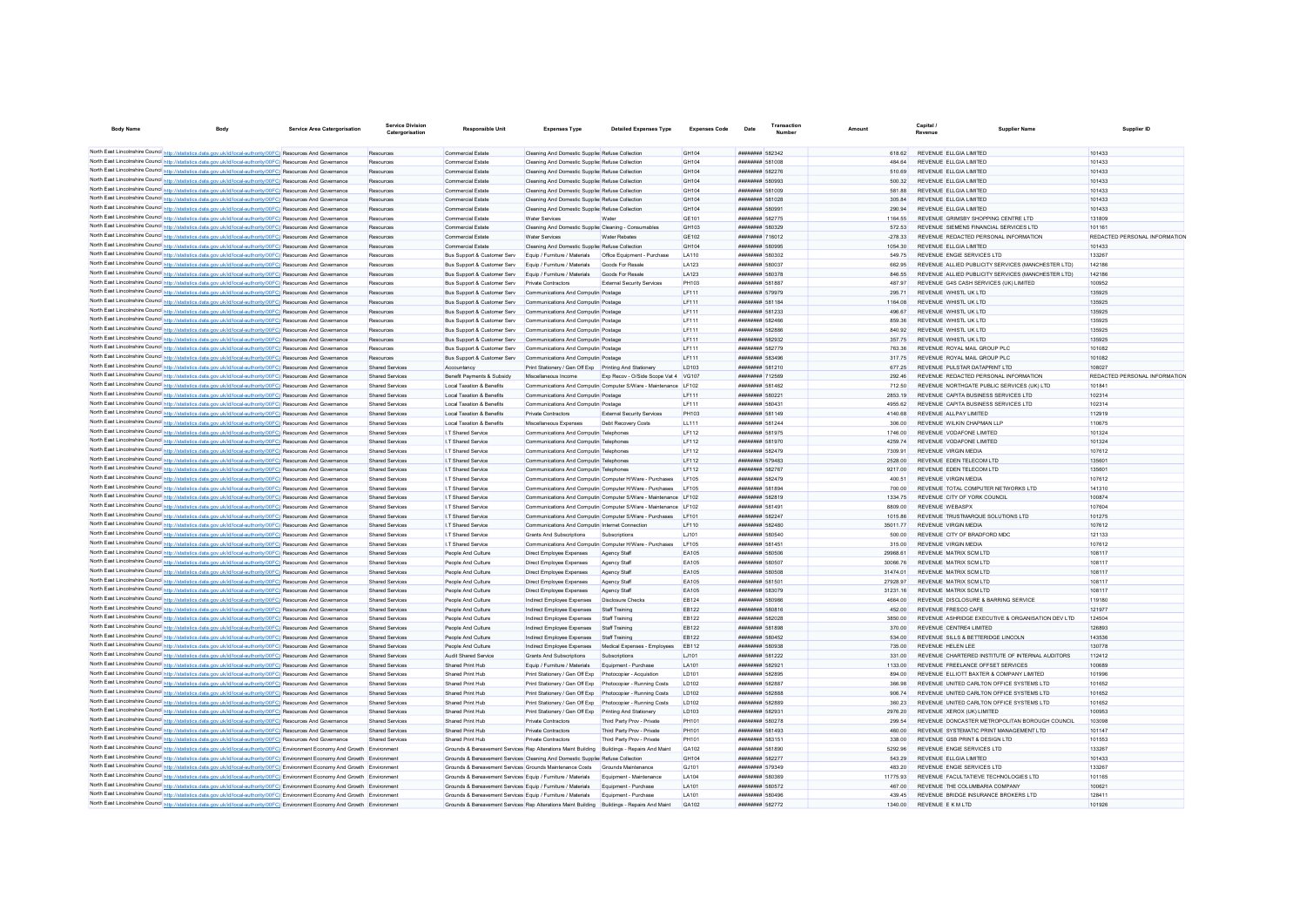| Body Name | Body | Service Area Catergorisation | Service Division Catergorisation | Responsible Unit | Expenses Type | Detailed Expenses Type | Expenses Code | Date | Transaction Number | Amount | Capital / Revenue | Supplier Name | Supplier ID |
|---|---|---|---|---|---|---|---|---|---|---|---|---|---|
| North East Lincolnshire Council | http://statistics.data.gov.uk/id/local-authority/00FC | Resources And Governance | Resources | Commercial Estate | Cleaning And Domestic Supplies | Refuse Collection | GH104 | ######## | 582342 | 618.62 | REVENUE | ELLGIA LIMITED | 101433 |
| North East Lincolnshire Council | http://statistics.data.gov.uk/id/local-authority/00FC | Resources And Governance | Resources | Commercial Estate | Cleaning And Domestic Supplies | Refuse Collection | GH104 | ######## | 581008 | 484.64 | REVENUE | ELLGIA LIMITED | 101433 |
| North East Lincolnshire Council | http://statistics.data.gov.uk/id/local-authority/00FC | Resources And Governance | Resources | Commercial Estate | Cleaning And Domestic Supplies | Refuse Collection | GH104 | ######## | 582276 | 510.69 | REVENUE | ELLGIA LIMITED | 101433 |
| North East Lincolnshire Council | http://statistics.data.gov.uk/id/local-authority/00FC | Resources And Governance | Resources | Commercial Estate | Cleaning And Domestic Supplies | Refuse Collection | GH104 | ######## | 580993 | 500.32 | REVENUE | ELLGIA LIMITED | 101433 |
| North East Lincolnshire Council | http://statistics.data.gov.uk/id/local-authority/00FC | Resources And Governance | Resources | Commercial Estate | Cleaning And Domestic Supplies | Refuse Collection | GH104 | ######## | 581009 | 581.88 | REVENUE | ELLGIA LIMITED | 101433 |
| North East Lincolnshire Council | http://statistics.data.gov.uk/id/local-authority/00FC | Resources And Governance | Resources | Commercial Estate | Cleaning And Domestic Supplies | Refuse Collection | GH104 | ######## | 581028 | 305.84 | REVENUE | ELLGIA LIMITED | 101433 |
| North East Lincolnshire Council | http://statistics.data.gov.uk/id/local-authority/00FC | Resources And Governance | Resources | Commercial Estate | Cleaning And Domestic Supplies | Refuse Collection | GH104 | ######## | 580991 | 290.94 | REVENUE | ELLGIA LIMITED | 101433 |
| North East Lincolnshire Council | http://statistics.data.gov.uk/id/local-authority/00FC | Resources And Governance | Resources | Commercial Estate | Water Services | Water | GE101 | ######## | 582775 | 1164.55 | REVENUE | GRIMSBY SHOPPING CENTRE LTD | 131809 |
| North East Lincolnshire Council | http://statistics.data.gov.uk/id/local-authority/00FC | Resources And Governance | Resources | Commercial Estate | Cleaning And Domestic Supplies | Cleaning - Consumables | GH103 | ######## | 580329 | 572.53 | REVENUE | SIEMENS FINANCIAL SERVICES LTD | 101161 |
| North East Lincolnshire Council | http://statistics.data.gov.uk/id/local-authority/00FC | Resources And Governance | Resources | Commercial Estate | Water Services | Water Rebates | GE102 | ######## | 716012 | -278.33 | REVENUE | REDACTED PERSONAL INFORMATION | REDACTED PERSONAL INFORMATION |
| North East Lincolnshire Council | http://statistics.data.gov.uk/id/local-authority/00FC | Resources And Governance | Resources | Commercial Estate | Cleaning And Domestic Supplies | Refuse Collection | GH104 | ######## | 580995 | 1054.30 | REVENUE | ELLGIA LIMITED | 101433 |
| North East Lincolnshire Council | http://statistics.data.gov.uk/id/local-authority/00FC | Resources And Governance | Resources | Bus Support & Customer Serv | Equip / Furniture / Materials | Office Equipment - Purchase | LA110 | ######## | 580302 | 549.75 | REVENUE | ENGIE SERVICES LTD | 133267 |
| North East Lincolnshire Council | http://statistics.data.gov.uk/id/local-authority/00FC | Resources And Governance | Resources | Bus Support & Customer Serv | Equip / Furniture / Materials | Goods For Resale | LA123 | ######## | 580037 | 662.95 | REVENUE | ALLIED PUBLICITY SERVICES (MANCHESTER LTD) | 142186 |
| North East Lincolnshire Council | http://statistics.data.gov.uk/id/local-authority/00FC | Resources And Governance | Resources | Bus Support & Customer Serv | Equip / Furniture / Materials | Goods For Resale | LA123 | ######## | 580378 | 846.55 | REVENUE | ALLIED PUBLICITY SERVICES (MANCHESTER LTD) | 142186 |
| North East Lincolnshire Council | http://statistics.data.gov.uk/id/local-authority/00FC | Resources And Governance | Resources | Bus Support & Customer Serv | Private Contractors | External Security Services | PH103 | ######## | 581887 | 487.97 | REVENUE | G4S CASH SERVICES (UK) LIMITED | 100952 |
| North East Lincolnshire Council | http://statistics.data.gov.uk/id/local-authority/00FC | Resources And Governance | Resources | Bus Support & Customer Serv | Communications And Computing | Postage | LF111 | ######## | 579979 | 295.71 | REVENUE | WHISTL UK LTD | 135925 |
| North East Lincolnshire Council | http://statistics.data.gov.uk/id/local-authority/00FC | Resources And Governance | Resources | Bus Support & Customer Serv | Communications And Computing | Postage | LF111 | ######## | 581184 | 1164.08 | REVENUE | WHISTL UK LTD | 135925 |
| North East Lincolnshire Council | http://statistics.data.gov.uk/id/local-authority/00FC | Resources And Governance | Resources | Bus Support & Customer Serv | Communications And Computing | Postage | LF111 | ######## | 581233 | 496.67 | REVENUE | WHISTL UK LTD | 135925 |
| North East Lincolnshire Council | http://statistics.data.gov.uk/id/local-authority/00FC | Resources And Governance | Resources | Bus Support & Customer Serv | Communications And Computing | Postage | LF111 | ######## | 582466 | 859.36 | REVENUE | WHISTL UK LTD | 135925 |
| North East Lincolnshire Council | http://statistics.data.gov.uk/id/local-authority/00FC | Resources And Governance | Resources | Bus Support & Customer Serv | Communications And Computing | Postage | LF111 | ######## | 582886 | 840.92 | REVENUE | WHISTL UK LTD | 135925 |
| North East Lincolnshire Council | http://statistics.data.gov.uk/id/local-authority/00FC | Resources And Governance | Resources | Bus Support & Customer Serv | Communications And Computing | Postage | LF111 | ######## | 582932 | 357.75 | REVENUE | WHISTL UK LTD | 135925 |
| North East Lincolnshire Council | http://statistics.data.gov.uk/id/local-authority/00FC | Resources And Governance | Resources | Bus Support & Customer Serv | Communications And Computing | Postage | LF111 | ######## | 582779 | 763.36 | REVENUE | ROYAL MAIL GROUP PLC | 101082 |
| North East Lincolnshire Council | http://statistics.data.gov.uk/id/local-authority/00FC | Resources And Governance | Resources | Bus Support & Customer Serv | Communications And Computing | Postage | LF111 | ######## | 583496 | 317.75 | REVENUE | ROYAL MAIL GROUP PLC | 101082 |
| North East Lincolnshire Council | http://statistics.data.gov.uk/id/local-authority/00FC | Resources And Governance | Shared Services | Accountancy | Print Stationery / Gen Off Exp | Printing And Stationery | LD103 | ######## | 581210 | 677.25 | REVENUE | PULSTAR DATAPRINT LTD | 108027 |
| North East Lincolnshire Council | http://statistics.data.gov.uk/id/local-authority/00FC | Resources And Governance | Shared Services | Benefit Payments & Subsidy | Miscellaneous Income | Exp Recov - O/Side Scope Vat 4 | VG107 | ######## | 712569 | 292.46 | REVENUE | REDACTED PERSONAL INFORMATION | REDACTED PERSONAL INFORMATION |
| North East Lincolnshire Council | http://statistics.data.gov.uk/id/local-authority/00FC | Resources And Governance | Shared Services | Local Taxation & Benefits | Communications And Computing | Computer S/Ware - Maintenance | LF102 | ######## | 581462 | 712.50 | REVENUE | NORTHGATE PUBLIC SERVICES (UK) LTD | 101841 |
| North East Lincolnshire Council | http://statistics.data.gov.uk/id/local-authority/00FC | Resources And Governance | Shared Services | Local Taxation & Benefits | Communications And Computing | Postage | LF111 | ######## | 580221 | 2853.19 | REVENUE | CAPITA BUSINESS SERVICES LTD | 102314 |
| North East Lincolnshire Council | http://statistics.data.gov.uk/id/local-authority/00FC | Resources And Governance | Shared Services | Local Taxation & Benefits | Communications And Computing | Postage | LF111 | ######## | 580431 | 4955.62 | REVENUE | CAPITA BUSINESS SERVICES LTD | 102314 |
| North East Lincolnshire Council | http://statistics.data.gov.uk/id/local-authority/00FC | Resources And Governance | Shared Services | Local Taxation & Benefits | Private Contractors | External Security Services | PH103 | ######## | 581149 | 4140.68 | REVENUE | ALLPAY LIMITED | 112919 |
| North East Lincolnshire Council | http://statistics.data.gov.uk/id/local-authority/00FC | Resources And Governance | Shared Services | Local Taxation & Benefits | Miscellaneous Expenses | Debt Recovery Costs | LL111 | ######## | 581244 | 306.00 | REVENUE | WILKIN CHAPMAN LLP | 110675 |
| North East Lincolnshire Council | http://statistics.data.gov.uk/id/local-authority/00FC | Resources And Governance | Shared Services | I.T Shared Service | Communications And Computing | Telephones | LF112 | ######## | 581975 | 1746.00 | REVENUE | VODAFONE LIMITED | 101324 |
| North East Lincolnshire Council | http://statistics.data.gov.uk/id/local-authority/00FC | Resources And Governance | Shared Services | I.T Shared Service | Communications And Computing | Telephones | LF112 | ######## | 581970 | 4259.74 | REVENUE | VODAFONE LIMITED | 101324 |
| North East Lincolnshire Council | http://statistics.data.gov.uk/id/local-authority/00FC | Resources And Governance | Shared Services | I.T Shared Service | Communications And Computing | Telephones | LF112 | ######## | 582479 | 7309.91 | REVENUE | VIRGIN MEDIA | 107612 |
| North East Lincolnshire Council | http://statistics.data.gov.uk/id/local-authority/00FC | Resources And Governance | Shared Services | I.T Shared Service | Communications And Computing | Telephones | LF112 | ######## | 579483 | 2528.00 | REVENUE | EDEN TELECOM LTD | 135601 |
| North East Lincolnshire Council | http://statistics.data.gov.uk/id/local-authority/00FC | Resources And Governance | Shared Services | I.T Shared Service | Communications And Computing | Telephones | LF112 | ######## | 582767 | 9217.00 | REVENUE | EDEN TELECOM LTD | 135601 |
| North East Lincolnshire Council | http://statistics.data.gov.uk/id/local-authority/00FC | Resources And Governance | Shared Services | I.T Shared Service | Communications And Computing | Computer H/Ware - Purchases | LF105 | ######## | 582479 | 400.51 | REVENUE | VIRGIN MEDIA | 107612 |
| North East Lincolnshire Council | http://statistics.data.gov.uk/id/local-authority/00FC | Resources And Governance | Shared Services | I.T Shared Service | Communications And Computing | Computer H/Ware - Purchases | LF105 | ######## | 581894 | 700.00 | REVENUE | TOTAL COMPUTER NETWORKS LTD | 141310 |
| North East Lincolnshire Council | http://statistics.data.gov.uk/id/local-authority/00FC | Resources And Governance | Shared Services | I.T Shared Service | Communications And Computing | Computer S/Ware - Maintenance | LF102 | ######## | 582819 | 1334.75 | REVENUE | CITY OF YORK COUNCIL | 100874 |
| North East Lincolnshire Council | http://statistics.data.gov.uk/id/local-authority/00FC | Resources And Governance | Shared Services | I.T Shared Service | Communications And Computing | Computer S/Ware - Maintenance | LF102 | ######## | 581491 | 8809.00 | REVENUE | WEBASPX | 107604 |
| North East Lincolnshire Council | http://statistics.data.gov.uk/id/local-authority/00FC | Resources And Governance | Shared Services | I.T Shared Service | Communications And Computing | Computer S/Ware - Purchases | LF101 | ######## | 582247 | 1015.86 | REVENUE | TRUSTMARQUE SOLUTIONS LTD | 101275 |
| North East Lincolnshire Council | http://statistics.data.gov.uk/id/local-authority/00FC | Resources And Governance | Shared Services | I.T Shared Service | Communications And Computing | Internet Connection | LF110 | ######## | 582480 | 35011.77 | REVENUE | VIRGIN MEDIA | 107612 |
| North East Lincolnshire Council | http://statistics.data.gov.uk/id/local-authority/00FC | Resources And Governance | Shared Services | I.T Shared Service | Grants And Subscriptions | Subscriptions | LJ101 | ######## | 580540 | 500.00 | REVENUE | CITY OF BRADFORD MDC | 121133 |
| North East Lincolnshire Council | http://statistics.data.gov.uk/id/local-authority/00FC | Resources And Governance | Shared Services | I.T Shared Service | Communications And Computing | Computer H/Ware - Purchases | LF105 | ######## | 581451 | 315.00 | REVENUE | VIRGIN MEDIA | 107612 |
| North East Lincolnshire Council | http://statistics.data.gov.uk/id/local-authority/00FC | Resources And Governance | Shared Services | People And Culture | Direct Employee Expenses | Agency Staff | EA105 | ######## | 580506 | 29968.61 | REVENUE | MATRIX SCM LTD | 108117 |
| North East Lincolnshire Council | http://statistics.data.gov.uk/id/local-authority/00FC | Resources And Governance | Shared Services | People And Culture | Direct Employee Expenses | Agency Staff | EA105 | ######## | 580507 | 30066.76 | REVENUE | MATRIX SCM LTD | 108117 |
| North East Lincolnshire Council | http://statistics.data.gov.uk/id/local-authority/00FC | Resources And Governance | Shared Services | People And Culture | Direct Employee Expenses | Agency Staff | EA105 | ######## | 580508 | 31474.01 | REVENUE | MATRIX SCM LTD | 108117 |
| North East Lincolnshire Council | http://statistics.data.gov.uk/id/local-authority/00FC | Resources And Governance | Shared Services | People And Culture | Direct Employee Expenses | Agency Staff | EA105 | ######## | 581501 | 27928.97 | REVENUE | MATRIX SCM LTD | 108117 |
| North East Lincolnshire Council | http://statistics.data.gov.uk/id/local-authority/00FC | Resources And Governance | Shared Services | People And Culture | Direct Employee Expenses | Agency Staff | EA105 | ######## | 583079 | 31231.16 | REVENUE | MATRIX SCM LTD | 108117 |
| North East Lincolnshire Council | http://statistics.data.gov.uk/id/local-authority/00FC | Resources And Governance | Shared Services | People And Culture | Indirect Employee Expenses | Disclosure Checks | EB124 | ######## | 580986 | 4664.00 | REVENUE | DISCLOSURE & BARRING SERVICE | 119180 |
| North East Lincolnshire Council | http://statistics.data.gov.uk/id/local-authority/00FC | Resources And Governance | Shared Services | People And Culture | Indirect Employee Expenses | Staff Training | EB122 | ######## | 580816 | 452.00 | REVENUE | FRESCO CAFE | 121977 |
| North East Lincolnshire Council | http://statistics.data.gov.uk/id/local-authority/00FC | Resources And Governance | Shared Services | People And Culture | Indirect Employee Expenses | Staff Training | EB122 | ######## | 582028 | 3850.00 | REVENUE | ASHRIDGE EXECUTIVE & ORGANISATION DEV LTD | 124504 |
| North East Lincolnshire Council | http://statistics.data.gov.uk/id/local-authority/00FC | Resources And Governance | Shared Services | People And Culture | Indirect Employee Expenses | Staff Training | EB122 | ######## | 581898 | 370.00 | REVENUE | CENTRE4 LIMITED | 126893 |
| North East Lincolnshire Council | http://statistics.data.gov.uk/id/local-authority/00FC | Resources And Governance | Shared Services | People And Culture | Indirect Employee Expenses | Staff Training | EB122 | ######## | 580452 | 534.00 | REVENUE | SILLS & BETTERIDGE LINCOLN | 143536 |
| North East Lincolnshire Council | http://statistics.data.gov.uk/id/local-authority/00FC | Resources And Governance | Shared Services | People And Culture | Indirect Employee Expenses | Medical Expenses - Employees | EB112 | ######## | 580938 | 735.00 | REVENUE | HELEN LEE | 130778 |
| North East Lincolnshire Council | http://statistics.data.gov.uk/id/local-authority/00FC | Resources And Governance | Shared Services | Audit Shared Service | Grants And Subscriptions | Subscriptions | LJ101 | ######## | 581222 | 331.00 | REVENUE | CHARTERED INSTITUTE OF INTERNAL AUDITORS | 112412 |
| North East Lincolnshire Council | http://statistics.data.gov.uk/id/local-authority/00FC | Resources And Governance | Shared Services | Shared Print Hub | Equip / Furniture / Materials | Equipment - Purchase | LA101 | ######## | 582921 | 1133.00 | REVENUE | FREELANCE OFFSET SERVICES | 100689 |
| North East Lincolnshire Council | http://statistics.data.gov.uk/id/local-authority/00FC | Resources And Governance | Shared Services | Shared Print Hub | Print Stationery / Gen Off Exp | Photocopier - Acquisition | LD101 | ######## | 582895 | 894.00 | REVENUE | ELLIOTT BAXTER & COMPANY LIMITED | 101996 |
| North East Lincolnshire Council | http://statistics.data.gov.uk/id/local-authority/00FC | Resources And Governance | Shared Services | Shared Print Hub | Print Stationery / Gen Off Exp | Photocopier - Running Costs | LD102 | ######## | 582887 | 366.98 | REVENUE | UNITED CARLTON OFFICE SYSTEMS LTD | 101652 |
| North East Lincolnshire Council | http://statistics.data.gov.uk/id/local-authority/00FC | Resources And Governance | Shared Services | Shared Print Hub | Print Stationery / Gen Off Exp | Photocopier - Running Costs | LD102 | ######## | 582888 | 906.74 | REVENUE | UNITED CARLTON OFFICE SYSTEMS LTD | 101652 |
| North East Lincolnshire Council | http://statistics.data.gov.uk/id/local-authority/00FC | Resources And Governance | Shared Services | Shared Print Hub | Print Stationery / Gen Off Exp | Photocopier - Running Costs | LD102 | ######## | 582889 | 360.23 | REVENUE | UNITED CARLTON OFFICE SYSTEMS LTD | 101652 |
| North East Lincolnshire Council | http://statistics.data.gov.uk/id/local-authority/00FC | Resources And Governance | Shared Services | Shared Print Hub | Print Stationery / Gen Off Exp | Printing And Stationery | LD103 | ######## | 582931 | 2976.20 | REVENUE | XEROX (UK) LIMITED | 100953 |
| North East Lincolnshire Council | http://statistics.data.gov.uk/id/local-authority/00FC | Resources And Governance | Shared Services | Shared Print Hub | Private Contractors | Third Party Prov - Private | PH101 | ######## | 580278 | 299.54 | REVENUE | DONCASTER METROPOLITAN BOROUGH COUNCIL | 103098 |
| North East Lincolnshire Council | http://statistics.data.gov.uk/id/local-authority/00FC | Resources And Governance | Shared Services | Shared Print Hub | Private Contractors | Third Party Prov - Private | PH101 | ######## | 581493 | 460.00 | REVENUE | SYSTEMATIC PRINT MANAGEMENT LTD | 101147 |
| North East Lincolnshire Council | http://statistics.data.gov.uk/id/local-authority/00FC | Resources And Governance | Shared Services | Shared Print Hub | Private Contractors | Third Party Prov - Private | PH101 | ######## | 583151 | 338.00 | REVENUE | GSB PRINT & DESIGN LTD | 101553 |
| North East Lincolnshire Council | http://statistics.data.gov.uk/id/local-authority/00FC | Environment Economy And Growth | Environment | Grounds & Bereavement Services | Rep Alterations Maint Building | Buildings - Repairs And Maint | GA102 | ######## | 581890 | 5292.96 | REVENUE | ENGIE SERVICES LTD | 133267 |
| North East Lincolnshire Council | http://statistics.data.gov.uk/id/local-authority/00FC | Environment Economy And Growth | Environment | Grounds & Bereavement Services | Cleaning And Domestic Supplies | Refuse Collection | GH104 | ######## | 582277 | 543.29 | REVENUE | ELLGIA LIMITED | 101433 |
| North East Lincolnshire Council | http://statistics.data.gov.uk/id/local-authority/00FC | Environment Economy And Growth | Environment | Grounds & Bereavement Services | Grounds Maintenance Costs | Grounds Maintenance | GJ101 | ######## | 579349 | 483.20 | REVENUE | ENGIE SERVICES LTD | 133267 |
| North East Lincolnshire Council | http://statistics.data.gov.uk/id/local-authority/00FC | Environment Economy And Growth | Environment | Grounds & Bereavement Services | Equip / Furniture / Materials | Equipment - Maintenance | LA104 | ######## | 580369 | 11775.93 | REVENUE | FACULTATIEVE TECHNOLOGIES LTD | 101165 |
| North East Lincolnshire Council | http://statistics.data.gov.uk/id/local-authority/00FC | Environment Economy And Growth | Environment | Grounds & Bereavement Services | Equip / Furniture / Materials | Equipment - Purchase | LA101 | ######## | 580572 | 467.00 | REVENUE | THE COLUMBARIA COMPANY | 100621 |
| North East Lincolnshire Council | http://statistics.data.gov.uk/id/local-authority/00FC | Environment Economy And Growth | Environment | Grounds & Bereavement Services | Equip / Furniture / Materials | Equipment - Purchase | LA101 | ######## | 580496 | 439.45 | REVENUE | BRIDGE INSURANCE BROKERS LTD | 128411 |
| North East Lincolnshire Council | http://statistics.data.gov.uk/id/local-authority/00FC | Environment Economy And Growth | Environment | Grounds & Bereavement Services | Rep Alterations Maint Building | Buildings - Repairs And Maint | GA102 | ######## | 582772 | 1340.00 | REVENUE | E K M LTD | 101926 |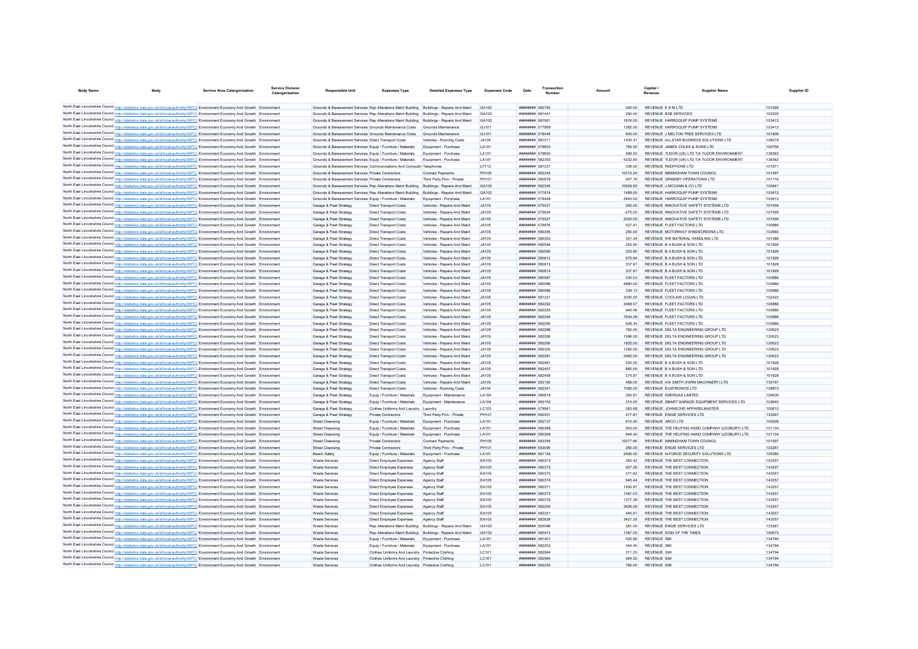| Body Name | Body | Service Area Catergorisation | Service Division Catergorisation | Responsible Unit | Expenses Type | Detailed Expenses Type | Expenses Code | Date | Transaction Number | Amount | Capital / Revenue | Supplier Name | Supplier ID |
|---|---|---|---|---|---|---|---|---|---|---|---|---|---|
| North East Lincolnshire Council | http://statistics.data.gov.uk/id/local-authority/00FC | Environment Economy And Growth | Environment | Grounds & Bereavement Services | Rep Alterations Maint Building | Buildings - Repairs And Maint | GA102 | ######## | 582763 | 300.00 | REVENUE | E K M LTD | 101926 |
| North East Lincolnshire Council | http://statistics.data.gov.uk/id/local-authority/00FC | Environment Economy And Growth | Environment | Grounds & Bereavement Services | Rep Alterations Maint Building | Buildings - Repairs And Maint | GA102 | ######## | 581441 | 250.00 | REVENUE | BSB SERVICES | 102305 |
| North East Lincolnshire Council | http://statistics.data.gov.uk/id/local-authority/00FC | Environment Economy And Growth | Environment | Grounds & Bereavement Services | Rep Alterations Maint Building | Buildings - Repairs And Maint | GA102 | ######## | 581901 | 1876.00 | REVENUE | HARROQUIP PUMP SYSTEMS | 103412 |
| North East Lincolnshire Council | http://statistics.data.gov.uk/id/local-authority/00FC | Environment Economy And Growth | Environment | Grounds & Bereavement Services | Grounds Maintenance Costs | Grounds Maintenance | GJ101 | ######## | 577869 | 1382.00 | REVENUE | HARROQUIP PUMP SYSTEMS | 103412 |
| North East Lincolnshire Council | http://statistics.data.gov.uk/id/local-authority/00FC | Environment Economy And Growth | Environment | Grounds & Bereavement Services | Grounds Maintenance Costs | Grounds Maintenance | GJ101 | ######## | 578446 | 800.00 | REVENUE | J MELTON TREE SERVICES LTD | 101809 |
| North East Lincolnshire Council | http://statistics.data.gov.uk/id/local-authority/00FC | Environment Economy And Growth | Environment | Grounds & Bereavement Services | Direct Transport Costs | Vehicles - Running Costs | JA104 | ######## | 581011 | 1430.37 | REVENUE | ALLSTAR BUSINESS SOLUTIONS LTD | 108278 |
| North East Lincolnshire Council | http://statistics.data.gov.uk/id/local-authority/00FC | Environment Economy And Growth | Environment | Grounds & Bereavement Services | Equip / Furniture / Materials | Equipment - Purchase | LA101 | ######## | 579653 | 760.50 | REVENUE | JAMES COLES & SONS LTD | 100758 |
| North East Lincolnshire Council | http://statistics.data.gov.uk/id/local-authority/00FC | Environment Economy And Growth | Environment | Grounds & Bereavement Services | Equip / Furniture / Materials | Equipment - Purchase | LA101 | ######## | 579600 | 599.50 | REVENUE | TUDOR (UK) LTD T/A TUDOR ENVIRONMENT | 138362 |
| North East Lincolnshire Council | http://statistics.data.gov.uk/id/local-authority/00FC | Environment Economy And Growth | Environment | Grounds & Bereavement Services | Equip / Furniture / Materials | Equipment - Purchase | LA101 | ######## | 582393 | 5332.80 | REVENUE | TUDOR (UK) LTD T/A TUDOR ENVIRONMENT | 138362 |
| North East Lincolnshire Council | http://statistics.data.gov.uk/id/local-authority/00FC | Environment Economy And Growth | Environment | Grounds & Bereavement Services | Communications And Computin | Telephones | LF112 | ######## | 581231 | 336.00 | REVENUE | RADPHONE LTD | 101671 |
| North East Lincolnshire Council | http://statistics.data.gov.uk/id/local-authority/00FC | Environment Economy And Growth | Environment | Grounds & Bereavement Services | Private Contractors | Contract Payments | PH105 | ######## | 583345 | 10215.24 | REVENUE | IMMINGHAM TOWN COUNCIL | 101597 |
| North East Lincolnshire Council | http://statistics.data.gov.uk/id/local-authority/00FC | Environment Economy And Growth | Environment | Grounds & Bereavement Services | Private Contractors | Third Party Prov - Private | PH101 | ######## | 580976 | 407.16 | REVENUE | GRIMSBY OPERATIONS LTD | 101116 |
| North East Lincolnshire Council | http://statistics.data.gov.uk/id/local-authority/00FC | Environment Economy And Growth | Environment | Grounds & Bereavement Services | Rep Alterations Maint Building | Buildings - Repairs And Maint | GA102 | ######## | 582345 | 10929.82 | REVENUE | J MCCANN & CO LTD | 100841 |
| North East Lincolnshire Council | http://statistics.data.gov.uk/id/local-authority/00FC | Environment Economy And Growth | Environment | Grounds & Bereavement Services | Rep Alterations Maint Building | Buildings - Repairs And Maint | GA102 | ######## | 577818 | 1489.00 | REVENUE | HARROQUIP PUMP SYSTEMS | 103412 |
| North East Lincolnshire Council | http://statistics.data.gov.uk/id/local-authority/00FC | Environment Economy And Growth | Environment | Grounds & Bereavement Services | Equip / Furniture / Materials | Equipment - Purchase | LA101 | ######## | 578448 | 2943.00 | REVENUE | HARROQUIP PUMP SYSTEMS | 103412 |
| North East Lincolnshire Council | http://statistics.data.gov.uk/id/local-authority/00FC | Environment Economy And Growth | Environment | Garage & Fleet Strategy | Direct Transport Costs | Vehicles - Repairs And Maint | JA105 | ######## | 575527 | 550.00 | REVENUE | INNOVATIVE SAFETY SYSTEMS LTD | 107459 |
| North East Lincolnshire Council | http://statistics.data.gov.uk/id/local-authority/00FC | Environment Economy And Growth | Environment | Garage & Fleet Strategy | Direct Transport Costs | Vehicles - Repairs And Maint | JA105 | ######## | 575834 | -275.00 | REVENUE | INNOVATIVE SAFETY SYSTEMS LTD | 107459 |
| North East Lincolnshire Council | http://statistics.data.gov.uk/id/local-authority/00FC | Environment Economy And Growth | Environment | Garage & Fleet Strategy | Direct Transport Costs | Vehicles - Repairs And Maint | JA105 | ######## | 575527 | 2000.00 | REVENUE | INNOVATIVE SAFETY SYSTEMS LTD | 107459 |
| North East Lincolnshire Council | http://statistics.data.gov.uk/id/local-authority/00FC | Environment Economy And Growth | Environment | Garage & Fleet Strategy | Direct Transport Costs | Vehicles - Repairs And Maint | JA105 | ######## | 579976 | 527.41 | REVENUE | FLEET FACTORS LTD | 100886 |
| North East Lincolnshire Council | http://statistics.data.gov.uk/id/local-authority/00FC | Environment Economy And Growth | Environment | Garage & Fleet Strategy | Direct Transport Costs | Vehicles - Repairs And Maint | JA105 | ######## | 580355 | 250.00 | REVENUE | MOTORWAY WINDSCREENS LTD | 102660 |
| North East Lincolnshire Council | http://statistics.data.gov.uk/id/local-authority/00FC | Environment Economy And Growth | Environment | Garage & Fleet Strategy | Direct Transport Costs | Vehicles - Repairs And Maint | JA105 | ######## | 580353 | 351.34 | REVENUE | WR MATERIAL HANDLING LTD | 101388 |
| North East Lincolnshire Council | http://statistics.data.gov.uk/id/local-authority/00FC | Environment Economy And Growth | Environment | Garage & Fleet Strategy | Direct Transport Costs | Vehicles - Repairs And Maint | JA105 | ######## | 580594 | 253.90 | REVENUE | B A BUSH & SON LTD | 101828 |
| North East Lincolnshire Council | http://statistics.data.gov.uk/id/local-authority/00FC | Environment Economy And Growth | Environment | Garage & Fleet Strategy | Direct Transport Costs | Vehicles - Repairs And Maint | JA105 | ######## | 580595 | 253.90 | REVENUE | B A BUSH & SON LTD | 101828 |
| North East Lincolnshire Council | http://statistics.data.gov.uk/id/local-authority/00FC | Environment Economy And Growth | Environment | Garage & Fleet Strategy | Direct Transport Costs | Vehicles - Repairs And Maint | JA105 | ######## | 580812 | 675.94 | REVENUE | B A BUSH & SON LTD | 101828 |
| North East Lincolnshire Council | http://statistics.data.gov.uk/id/local-authority/00FC | Environment Economy And Growth | Environment | Garage & Fleet Strategy | Direct Transport Costs | Vehicles - Repairs And Maint | JA105 | ######## | 580813 | 337.97 | REVENUE | B A BUSH & SON LTD | 101828 |
| North East Lincolnshire Council | http://statistics.data.gov.uk/id/local-authority/00FC | Environment Economy And Growth | Environment | Garage & Fleet Strategy | Direct Transport Costs | Vehicles - Repairs And Maint | JA105 | ######## | 580814 | 337.97 | REVENUE | B A BUSH & SON LTD | 101828 |
| North East Lincolnshire Council | http://statistics.data.gov.uk/id/local-authority/00FC | Environment Economy And Growth | Environment | Garage & Fleet Strategy | Direct Transport Costs | Vehicles - Repairs And Maint | JA105 | ######## | 580587 | 330.03 | REVENUE | FLEET FACTORS LTD | 100886 |
| North East Lincolnshire Council | http://statistics.data.gov.uk/id/local-authority/00FC | Environment Economy And Growth | Environment | Garage & Fleet Strategy | Direct Transport Costs | Vehicles - Repairs And Maint | JA105 | ######## | 580588 | 4880.00 | REVENUE | FLEET FACTORS LTD | 100886 |
| North East Lincolnshire Council | http://statistics.data.gov.uk/id/local-authority/00FC | Environment Economy And Growth | Environment | Garage & Fleet Strategy | Direct Transport Costs | Vehicles - Repairs And Maint | JA105 | ######## | 580589 | 339.13 | REVENUE | FLEET FACTORS LTD | 100886 |
| North East Lincolnshire Council | http://statistics.data.gov.uk/id/local-authority/00FC | Environment Economy And Growth | Environment | Garage & Fleet Strategy | Direct Transport Costs | Vehicles - Repairs And Maint | JA105 | ######## | 581221 | 3000.00 | REVENUE | COOLAIR LOGAN LTD | 102422 |
| North East Lincolnshire Council | http://statistics.data.gov.uk/id/local-authority/00FC | Environment Economy And Growth | Environment | Garage & Fleet Strategy | Direct Transport Costs | Vehicles - Repairs And Maint | JA105 | ######## | 582292 | 3468.57 | REVENUE | FLEET FACTORS LTD | 100886 |
| North East Lincolnshire Council | http://statistics.data.gov.uk/id/local-authority/00FC | Environment Economy And Growth | Environment | Garage & Fleet Strategy | Direct Transport Costs | Vehicles - Repairs And Maint | JA105 | ######## | 582293 | 940.46 | REVENUE | FLEET FACTORS LTD | 100886 |
| North East Lincolnshire Council | http://statistics.data.gov.uk/id/local-authority/00FC | Environment Economy And Growth | Environment | Garage & Fleet Strategy | Direct Transport Costs | Vehicles - Repairs And Maint | JA105 | ######## | 582294 | 7834.28 | REVENUE | FLEET FACTORS LTD | 100886 |
| North East Lincolnshire Council | http://statistics.data.gov.uk/id/local-authority/00FC | Environment Economy And Growth | Environment | Garage & Fleet Strategy | Direct Transport Costs | Vehicles - Repairs And Maint | JA105 | ######## | 582295 | 928.34 | REVENUE | FLEET FACTORS LTD | 100886 |
| North East Lincolnshire Council | http://statistics.data.gov.uk/id/local-authority/00FC | Environment Economy And Growth | Environment | Garage & Fleet Strategy | Direct Transport Costs | Vehicles - Repairs And Maint | JA105 | ######## | 582288 | 762.00 | REVENUE | DELTA ENGINEERING GROUP LTD | 120523 |
| North East Lincolnshire Council | http://statistics.data.gov.uk/id/local-authority/00FC | Environment Economy And Growth | Environment | Garage & Fleet Strategy | Direct Transport Costs | Vehicles - Repairs And Maint | JA105 | ######## | 582289 | 1996.00 | REVENUE | DELTA ENGINEERING GROUP LTD | 120523 |
| North East Lincolnshire Council | http://statistics.data.gov.uk/id/local-authority/00FC | Environment Economy And Growth | Environment | Garage & Fleet Strategy | Direct Transport Costs | Vehicles - Repairs And Maint | JA105 | ######## | 582290 | 1825.00 | REVENUE | DELTA ENGINEERING GROUP LTD | 120523 |
| North East Lincolnshire Council | http://statistics.data.gov.uk/id/local-authority/00FC | Environment Economy And Growth | Environment | Garage & Fleet Strategy | Direct Transport Costs | Vehicles - Repairs And Maint | JA105 | ######## | 582305 | 1262.00 | REVENUE | DELTA ENGINEERING GROUP LTD | 120523 |
| North East Lincolnshire Council | http://statistics.data.gov.uk/id/local-authority/00FC | Environment Economy And Growth | Environment | Garage & Fleet Strategy | Direct Transport Costs | Vehicles - Repairs And Maint | JA105 | ######## | 582291 | 3482.00 | REVENUE | DELTA ENGINEERING GROUP LTD | 120523 |
| North East Lincolnshire Council | http://statistics.data.gov.uk/id/local-authority/00FC | Environment Economy And Growth | Environment | Garage & Fleet Strategy | Direct Transport Costs | Vehicles - Repairs And Maint | JA105 | ######## | 582461 | 420.00 | REVENUE | B A BUSH & SON LTD | 101828 |
| North East Lincolnshire Council | http://statistics.data.gov.uk/id/local-authority/00FC | Environment Economy And Growth | Environment | Garage & Fleet Strategy | Direct Transport Costs | Vehicles - Repairs And Maint | JA105 | ######## | 582457 | 860.00 | REVENUE | B A BUSH & SON LTD | 101828 |
| North East Lincolnshire Council | http://statistics.data.gov.uk/id/local-authority/00FC | Environment Economy And Growth | Environment | Garage & Fleet Strategy | Direct Transport Costs | Vehicles - Repairs And Maint | JA105 | ######## | 582459 | 375.87 | REVENUE | B A BUSH & SON LTD | 101828 |
| North East Lincolnshire Council | http://statistics.data.gov.uk/id/local-authority/00FC | Environment Economy And Growth | Environment | Garage & Fleet Strategy | Direct Transport Costs | Vehicles - Repairs And Maint | JA105 | ######## | 583150 | 488.05 | REVENUE | AW SMITH (FARM MACHINERY) LTD | 135797 |
| North East Lincolnshire Council | http://statistics.data.gov.uk/id/local-authority/00FC | Environment Economy And Growth | Environment | Garage & Fleet Strategy | Direct Transport Costs | Vehicles - Running Costs | JA104 | ######## | 582341 | 1092.00 | REVENUE | ELMTRONICS LTD | 138873 |
| North East Lincolnshire Council | http://statistics.data.gov.uk/id/local-authority/00FC | Environment Economy And Growth | Environment | Garage & Fleet Strategy | Equip / Furniture / Materials | Equipment - Maintenance | LA104 | ######## | 580818 | 300.81 | REVENUE | ENERGAS LIMITED | 129000 |
| North East Lincolnshire Council | http://statistics.data.gov.uk/id/local-authority/00FC | Environment Economy And Growth | Environment | Garage & Fleet Strategy | Equip / Furniture / Materials | Equipment - Maintenance | LA104 | ######## | 583152 | 315.00 | REVENUE | SMART GARAGE EQUIPMENT SERVICES LTD | 103640 |
| North East Lincolnshire Council | http://statistics.data.gov.uk/id/local-authority/00FC | Environment Economy And Growth | Environment | Garage & Fleet Strategy | Clothes Uniforms And Laundry | Laundry | LC103 | ######## | 579981 | 283.68 | REVENUE | JOHNSONS APPARELMASTER | 100810 |
| North East Lincolnshire Council | http://statistics.data.gov.uk/id/local-authority/00FC | Environment Economy And Growth | Environment | Garage & Fleet Strategy | Private Contractors | Third Party Prov - Private | PH101 | ######## | 580301 | 417.81 | REVENUE | ENGIE SERVICES LTD | 133267 |
| North East Lincolnshire Council | http://statistics.data.gov.uk/id/local-authority/00FC | Environment Economy And Growth | Environment | Street Cleansing | Equip / Furniture / Materials | Equipment - Purchase | LA101 | ######## | 582737 | 610.40 | REVENUE | ARCO LTD | 100509 |
| North East Lincolnshire Council | http://statistics.data.gov.uk/id/local-authority/00FC | Environment Economy And Growth | Environment | Street Cleansing | Equip / Furniture / Materials | Equipment - Purchase | LA101 | ######## | 580368 | 903.00 | REVENUE | THE HELPING HAND COMPANY (LEDBURY) LTD | 101134 |
| North East Lincolnshire Council | http://statistics.data.gov.uk/id/local-authority/00FC | Environment Economy And Growth | Environment | Street Cleansing | Equip / Furniture / Materials | Equipment - Purchase | LA101 | ######## | 580368 | 644.40 | REVENUE | THE HELPING HAND COMPANY (LEDBURY) LTD | 101134 |
| North East Lincolnshire Council | http://statistics.data.gov.uk/id/local-authority/00FC | Environment Economy And Growth | Environment | Street Cleansing | Private Contractors | Contract Payments | PH105 | ######## | 583345 | 10277.66 | REVENUE | IMMINGHAM TOWN COUNCIL | 101597 |
| North East Lincolnshire Council | http://statistics.data.gov.uk/id/local-authority/00FC | Environment Economy And Growth | Environment | Street Cleansing | Private Contractors | Third Party Prov - Private | PH101 | ######## | 583095 | 260.00 | REVENUE | ENGIE SERVICES LTD | 133267 |
| North East Lincolnshire Council | http://statistics.data.gov.uk/id/local-authority/00FC | Environment Economy And Growth | Environment | Beach Safety | Equip / Furniture / Materials | Equipment - Purchase | LA101 | ######## | 581192 | 2496.00 | REVENUE | N-FORCE SECURITY SOLUTIONS LTD | 105280 |
| North East Lincolnshire Council | http://statistics.data.gov.uk/id/local-authority/00FC | Environment Economy And Growth | Environment | Waste Services | Direct Employee Expenses | Agency Staff | EA105 | ######## | 580373 | 363.42 | REVENUE | THE BEST CONNECTION | 143357 |
| North East Lincolnshire Council | http://statistics.data.gov.uk/id/local-authority/00FC | Environment Economy And Growth | Environment | Waste Services | Direct Employee Expenses | Agency Staff | EA105 | ######## | 580375 | 937.26 | REVENUE | THE BEST CONNECTION | 143357 |
| North East Lincolnshire Council | http://statistics.data.gov.uk/id/local-authority/00FC | Environment Economy And Growth | Environment | Waste Services | Direct Employee Expenses | Agency Staff | EA105 | ######## | 580370 | 371.62 | REVENUE | THE BEST CONNECTION | 143357 |
| North East Lincolnshire Council | http://statistics.data.gov.uk/id/local-authority/00FC | Environment Economy And Growth | Environment | Waste Services | Direct Employee Expenses | Agency Staff | EA105 | ######## | 580374 | 945.44 | REVENUE | THE BEST CONNECTION | 143357 |
| North East Lincolnshire Council | http://statistics.data.gov.uk/id/local-authority/00FC | Environment Economy And Growth | Environment | Waste Services | Direct Employee Expenses | Agency Staff | EA105 | ######## | 580371 | 1450.97 | REVENUE | THE BEST CONNECTION | 143357 |
| North East Lincolnshire Council | http://statistics.data.gov.uk/id/local-authority/00FC | Environment Economy And Growth | Environment | Waste Services | Direct Employee Expenses | Agency Staff | EA105 | ######## | 580372 | 1481.03 | REVENUE | THE BEST CONNECTION | 143357 |
| North East Lincolnshire Council | http://statistics.data.gov.uk/id/local-authority/00FC | Environment Economy And Growth | Environment | Waste Services | Direct Employee Expenses | Agency Staff | EA105 | ######## | 580376 | 1377.38 | REVENUE | THE BEST CONNECTION | 143357 |
| North East Lincolnshire Council | http://statistics.data.gov.uk/id/local-authority/00FC | Environment Economy And Growth | Environment | Waste Services | Direct Employee Expenses | Agency Staff | EA105 | ######## | 582250 | 3626.06 | REVENUE | THE BEST CONNECTION | 143357 |
| North East Lincolnshire Council | http://statistics.data.gov.uk/id/local-authority/00FC | Environment Economy And Growth | Environment | Waste Services | Direct Employee Expenses | Agency Staff | EA105 | ######## | 582251 | 440.67 | REVENUE | THE BEST CONNECTION | 143357 |
| North East Lincolnshire Council | http://statistics.data.gov.uk/id/local-authority/00FC | Environment Economy And Growth | Environment | Waste Services | Direct Employee Expenses | Agency Staff | EA105 | ######## | 582836 | 3421.30 | REVENUE | THE BEST CONNECTION | 143357 |
| North East Lincolnshire Council | http://statistics.data.gov.uk/id/local-authority/00FC | Environment Economy And Growth | Environment | Waste Services | Rep Alterations Maint Building | Buildings - Repairs And Maint | GA102 | ######## | 583096 | 381.00 | REVENUE | ENGIE SERVICES LTD | 133267 |
| North East Lincolnshire Council | http://statistics.data.gov.uk/id/local-authority/00FC | Environment Economy And Growth | Environment | Waste Services | Rep Alterations Maint Building | Buildings - Repairs And Maint | GA102 | ######## | 580473 | 1387.00 | REVENUE | SIGN OF THE TIMES | 100575 |
| North East Lincolnshire Council | http://statistics.data.gov.uk/id/local-authority/00FC | Environment Economy And Growth | Environment | Waste Services | Equip / Furniture / Materials | Equipment - Purchase | LA101 | ######## | 581401 | 520.80 | REVENUE | SMI | 134794 |
| North East Lincolnshire Council | http://statistics.data.gov.uk/id/local-authority/00FC | Environment Economy And Growth | Environment | Waste Services | Equip / Furniture / Materials | Equipment - Purchase | LA101 | ######## | 582253 | 344.40 | REVENUE | SMI | 134794 |
| North East Lincolnshire Council | http://statistics.data.gov.uk/id/local-authority/00FC | Environment Economy And Growth | Environment | Waste Services | Clothes Uniforms And Laundry | Protective Clothing | LC101 | ######## | 582964 | 311.20 | REVENUE | SMI | 134794 |
| North East Lincolnshire Council | http://statistics.data.gov.uk/id/local-authority/00FC | Environment Economy And Growth | Environment | Waste Services | Clothes Uniforms And Laundry | Protective Clothing | LC101 | ######## | 582964 | 264.52 | REVENUE | SMI | 134794 |
| North East Lincolnshire Council | http://statistics.data.gov.uk/id/local-authority/00FC | Environment Economy And Growth | Environment | Waste Services | Clothes Uniforms And Laundry | Protective Clothing | LC101 | ######## | 582254 | 780.00 | REVENUE | SMI | 134794 |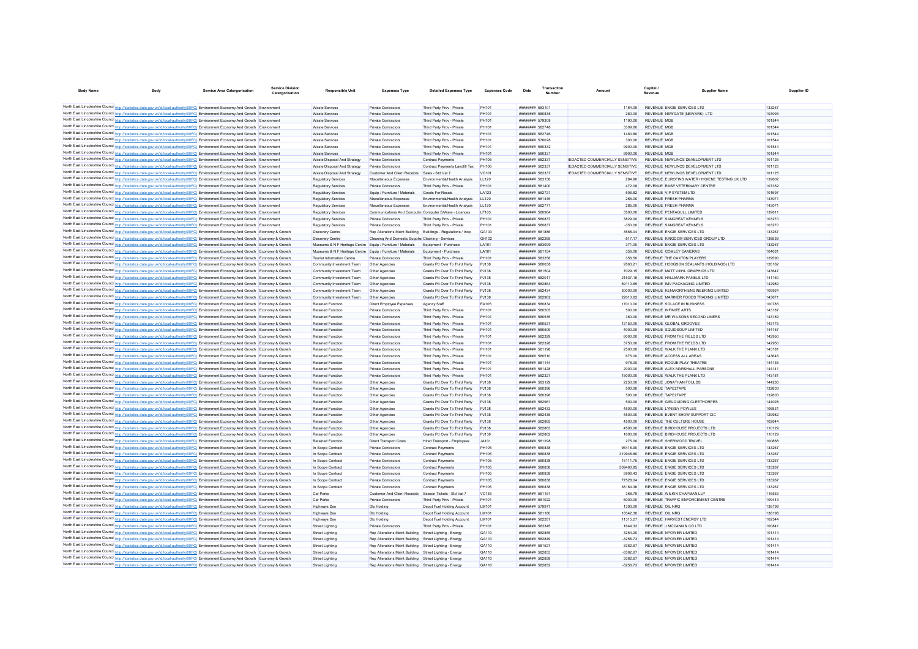| Body Name | Body | Service Area Catergorisation | Service Division Catergorisation | Responsible Unit | Expenses Type | Detailed Expenses Type | Expenses Code | Date | Transaction Number | Amount | Capital / Revenue | Supplier Name | Supplier ID |
|---|---|---|---|---|---|---|---|---|---|---|---|---|---|
| North East Lincolnshire Council | http://statistics.data.gov.uk/id/local-authority/00FC) | Environment Economy And Growth | Environment | Waste Services | Private Contractors | Third Party Prov - Private | PH101 | ######## | 583101 | 1164.09 | REVENUE | ENGIE SERVICES LTD | 133267 |
| North East Lincolnshire Council | http://statistics.data.gov.uk/id/local-authority/00FC) | Environment Economy And Growth | Environment | Waste Services | Private Contractors | Third Party Prov - Private | PH101 | ######## | 580835 | 280.00 | REVENUE | NEWGATE (NEWARK) LTD | 103093 |
| North East Lincolnshire Council | http://statistics.data.gov.uk/id/local-authority/00FC) | Environment Economy And Growth | Environment | Waste Services | Private Contractors | Third Party Prov - Private | PH101 | ######## | 579308 | 1190.00 | REVENUE | MGB | 101544 |
| North East Lincolnshire Council | http://statistics.data.gov.uk/id/local-authority/00FC) | Environment Economy And Growth | Environment | Waste Services | Private Contractors | Third Party Prov - Private | PH101 | ######## | 582748 | 3309.60 | REVENUE | MGB | 101544 |
| North East Lincolnshire Council | http://statistics.data.gov.uk/id/local-authority/00FC) | Environment Economy And Growth | Environment | Waste Services | Private Contractors | Third Party Prov - Private | PH101 | ######## | 582746 | 1460.80 | REVENUE | MGB | 101544 |
| North East Lincolnshire Council | http://statistics.data.gov.uk/id/local-authority/00FC) | Environment Economy And Growth | Environment | Waste Services | Private Contractors | Third Party Prov - Private | PH101 | ######## | 576028 | 300.00 | REVENUE | MGB | 101544 |
| North East Lincolnshire Council | http://statistics.data.gov.uk/id/local-authority/00FC) | Environment Economy And Growth | Environment | Waste Services | Private Contractors | Third Party Prov - Private | PH101 | ######## | 580332 | 9900.00 | REVENUE | MGB | 101544 |
| North East Lincolnshire Council | http://statistics.data.gov.uk/id/local-authority/00FC) | Environment Economy And Growth | Environment | Waste Services | Private Contractors | Third Party Prov - Private | PH101 | ######## | 580331 | 9900.00 | REVENUE | MGB | 101544 |
| North East Lincolnshire Council | http://statistics.data.gov.uk/id/local-authority/00FC) | Environment Economy And Growth | Environment | Waste Disposal And Strategy | Private Contractors | Contract Payments | PH105 | ######## | 582337 | REDACTED COMMERCIALLY SENSITIVE | REVENUE | NEWLINCS DEVELOPMENT LTD | 101125 |
| North East Lincolnshire Council | http://statistics.data.gov.uk/id/local-authority/00FC) | Environment Economy And Growth | Environment | Waste Disposal And Strategy | Private Contractors | Contract Payments Landfill Tax | PH106 | ######## | 582337 | REDACTED COMMERCIALLY SENSITIVE | REVENUE | NEWLINCS DEVELOPMENT LTD | 101125 |
| North East Lincolnshire Council | http://statistics.data.gov.uk/id/local-authority/00FC) | Environment Economy And Growth | Environment | Waste Disposal And Strategy | Customer And Client Receipts | Sales - Std Vat 7 | VC101 | ######## | 582337 | REDACTED COMMERCIALLY SENSITIVE | REVENUE | NEWLINCS DEVELOPMENT LTD | 101125 |
| North East Lincolnshire Council | http://statistics.data.gov.uk/id/local-authority/00FC) | Environment Economy And Growth | Environment | Regulatory Services | Miscellaneous Expenses | Environmental/Health Analysis | LL120 | ######## | 583158 | 284.90 | REVENUE | EUROFINS WATER HYGIENE TESTING UK LTD | 139602 |
| North East Lincolnshire Council | http://statistics.data.gov.uk/id/local-authority/00FC) | Environment Economy And Growth | Environment | Regulatory Services | Private Contractors | Third Party Prov - Private | PH101 | ######## | 581400 | 472.08 | REVENUE | RASE VETERINARY CENTRE | 107352 |
| North East Lincolnshire Council | http://statistics.data.gov.uk/id/local-authority/00FC) | Environment Economy And Growth | Environment | Regulatory Services | Equip / Furniture / Materials | Goods For Resale | LA123 | ######## | 582721 | 506.82 | REVENUE | VIP SYSTEM LTD | 101697 |
| North East Lincolnshire Council | http://statistics.data.gov.uk/id/local-authority/00FC) | Environment Economy And Growth | Environment | Regulatory Services | Miscellaneous Expenses | Environmental/Health Analysis | LL120 | ######## | 581445 | 285.00 | REVENUE | FRESH PHARMA | 143071 |
| North East Lincolnshire Council | http://statistics.data.gov.uk/id/local-authority/00FC) | Environment Economy And Growth | Environment | Regulatory Services | Miscellaneous Expenses | Environmental/Health Analysis | LL120 | ######## | 582771 | 285.00 | REVENUE | FRESH PHARMA | 143071 |
| North East Lincolnshire Council | http://statistics.data.gov.uk/id/local-authority/00FC) | Environment Economy And Growth | Environment | Regulatory Services | Communications And Computing | Computer S/Ware - Licences | LF103 | ######## | 580984 | 3500.00 | REVENUE | PENTAGULL LIMITED | 139611 |
| North East Lincolnshire Council | http://statistics.data.gov.uk/id/local-authority/00FC) | Environment Economy And Growth | Environment | Regulatory Services | Private Contractors | Third Party Prov - Private | PH101 | ######## | 580837 | 3829.00 | REVENUE | SANGREAT KENNELS | 103270 |
| North East Lincolnshire Council | http://statistics.data.gov.uk/id/local-authority/00FC) | Environment Economy And Growth | Environment | Regulatory Services | Private Contractors | Third Party Prov - Private | PH101 | ######## | 580837 | -350.00 | REVENUE | SANGREAT KENNELS | 103270 |
| North East Lincolnshire Council | http://statistics.data.gov.uk/id/local-authority/00FC) | Environment Economy And Growth | Economy & Growth | Discovery Centre | Rep Alterations Maint Building | Buildings - Regulations / Insp | GA103 | ######## | 581886 | 3568.04 | REVENUE | ENGIE SERVICES LTD | 133267 |
| North East Lincolnshire Council | http://statistics.data.gov.uk/id/local-authority/00FC) | Environment Economy And Growth | Economy & Growth | Discovery Centre | Cleaning And Domestic Supplies | Cleaning - Services | GH102 | ######## | 582265 | -517.17 | REVENUE | KINGDOM SERVICES GROUP LTD | 138536 |
| North East Lincolnshire Council | http://statistics.data.gov.uk/id/local-authority/00FC) | Environment Economy And Growth | Economy & Growth | Museums & N F Heritage Centre | Equip / Furniture / Materials | Equipment - Purchase | LA101 | ######## | 583099 | 371.00 | REVENUE | ENGIE SERVICES LTD | 133267 |
| North East Lincolnshire Council | http://statistics.data.gov.uk/id/local-authority/00FC) | Environment Economy And Growth | Economy & Growth | Museums & N F Heritage Centre | Equip / Furniture / Materials | Equipment - Purchase | LA101 | ######## | 581154 | 356.00 | REVENUE | COMLEY CAMERAS | 104031 |
| North East Lincolnshire Council | http://statistics.data.gov.uk/id/local-authority/00FC) | Environment Economy And Growth | Economy & Growth | Tourist Information Centre | Private Contractors | Third Party Prov - Private | PH101 | ######## | 582258 | 356.50 | REVENUE | THE CAXTON PLAYERS | 129590 |
| North East Lincolnshire Council | http://statistics.data.gov.uk/id/local-authority/00FC) | Environment Economy And Growth | Economy & Growth | Community Investment Team | Other Agencies | Grants Pd Over To Third Party | PJ138 | ######## | 580038 | 9563.21 | REVENUE | HODGSON SEALANTS (HOLDINGS) LTD | 126162 |
| North East Lincolnshire Council | http://statistics.data.gov.uk/id/local-authority/00FC) | Environment Economy And Growth | Economy & Growth | Community Investment Team | Other Agencies | Grants Pd Over To Third Party | PJ138 | ######## | 581504 | 7029.15 | REVENUE | MATT VINYL GRAPHICS LTD | 143647 |
| North East Lincolnshire Council | http://statistics.data.gov.uk/id/local-authority/00FC) | Environment Economy And Growth | Economy & Growth | Community Investment Team | Other Agencies | Grants Pd Over To Third Party | PJ138 | ######## | 582017 | 21537.16 | REVENUE | HALLMARK PANELS LTD | 141160 |
| North East Lincolnshire Council | http://statistics.data.gov.uk/id/local-authority/00FC) | Environment Economy And Growth | Economy & Growth | Community Investment Team | Other Agencies | Grants Pd Over To Third Party | PJ138 | ######## | 582864 | 59110.65 | REVENUE | IMV PACKAGING LIMITED | 142989 |
| North East Lincolnshire Council | http://statistics.data.gov.uk/id/local-authority/00FC) | Environment Economy And Growth | Economy & Growth | Community Investment Team | Other Agencies | Grants Pd Over To Third Party | PJ138 | ######## | 582434 | 30000.00 | REVENUE | KENWORTH ENGINEERING LIMITED | 109924 |
| North East Lincolnshire Council | http://statistics.data.gov.uk/id/local-authority/00FC) | Environment Economy And Growth | Economy & Growth | Community Investment Team | Other Agencies | Grants Pd Over To Third Party | PJ138 | ######## | 582962 | 22010.62 | REVENUE | MARINER FOODS TRADING LIMITED | 143671 |
| North East Lincolnshire Council | http://statistics.data.gov.uk/id/local-authority/00FC) | Environment Economy And Growth | Economy & Growth | Retained Function | Direct Employee Expenses | Agency Staff | EA105 | ######## | 580834 | 17010.00 | REVENUE | SOLACE IN BUSINESS | 100785 |
| North East Lincolnshire Council | http://statistics.data.gov.uk/id/local-authority/00FC) | Environment Economy And Growth | Economy & Growth | Retained Function | Private Contractors | Third Party Prov - Private | PH101 | ######## | 580505 | 500.00 | REVENUE | INFINITE ARTS | 143187 |
| North East Lincolnshire Council | http://statistics.data.gov.uk/id/local-authority/00FC) | Environment Economy And Growth | Economy & Growth | Retained Function | Private Contractors | Third Party Prov - Private | PH101 | ######## | 580535 | 360.00 | REVENUE | MR WILSONS SECOND LINERS | 143189 |
| North East Lincolnshire Council | http://statistics.data.gov.uk/id/local-authority/00FC) | Environment Economy And Growth | Economy & Growth | Retained Function | Private Contractors | Third Party Prov - Private | PH101 | ######## | 580537 | 12150.00 | REVENUE | GLOBAL GROOVES | 143175 |
| North East Lincolnshire Council | http://statistics.data.gov.uk/id/local-authority/00FC) | Environment Economy And Growth | Economy & Growth | Retained Function | Private Contractors | Third Party Prov - Private | PH101 | ######## | 580509 | 4000.00 | REVENUE | SQUIDSOUP LIMITED | 144157 |
| North East Lincolnshire Council | http://statistics.data.gov.uk/id/local-authority/00FC) | Environment Economy And Growth | Economy & Growth | Retained Function | Private Contractors | Third Party Prov - Private | PH101 | ######## | 582329 | 6000.00 | REVENUE | FROM THE FIELDS LTD | 142950 |
| North East Lincolnshire Council | http://statistics.data.gov.uk/id/local-authority/00FC) | Environment Economy And Growth | Economy & Growth | Retained Function | Private Contractors | Third Party Prov - Private | PH101 | ######## | 582328 | 3750.00 | REVENUE | FROM THE FIELDS LTD | 142950 |
| North East Lincolnshire Council | http://statistics.data.gov.uk/id/local-authority/00FC) | Environment Economy And Growth | Economy & Growth | Retained Function | Private Contractors | Third Party Prov - Private | PH101 | ######## | 581198 | 2500.00 | REVENUE | WALK THE PLANK LTD | 143181 |
| North East Lincolnshire Council | http://statistics.data.gov.uk/id/local-authority/00FC) | Environment Economy And Growth | Economy & Growth | Retained Function | Private Contractors | Third Party Prov - Private | PH101 | ######## | 580510 | 675.00 | REVENUE | ACCESS ALL AREAS | 143646 |
| North East Lincolnshire Council | http://statistics.data.gov.uk/id/local-authority/00FC) | Environment Economy And Growth | Economy & Growth | Retained Function | Private Contractors | Third Party Prov - Private | PH101 | ######## | 581144 | 978.00 | REVENUE | ROGUE PLAY THEATRE | 144136 |
| North East Lincolnshire Council | http://statistics.data.gov.uk/id/local-authority/00FC) | Environment Economy And Growth | Economy & Growth | Retained Function | Private Contractors | Third Party Prov - Private | PH101 | ######## | 581428 | 2000.00 | REVENUE | ALEX MARSHALL PARSONS | 144141 |
| North East Lincolnshire Council | http://statistics.data.gov.uk/id/local-authority/00FC) | Environment Economy And Growth | Economy & Growth | Retained Function | Private Contractors | Third Party Prov - Private | PH101 | ######## | 582327 | 15000.00 | REVENUE | WALK THE PLANK LTD | 143181 |
| North East Lincolnshire Council | http://statistics.data.gov.uk/id/local-authority/00FC) | Environment Economy And Growth | Economy & Growth | Retained Function | Other Agencies | Grants Pd Over To Third Party | PJ138 | ######## | 583129 | 2250.00 | REVENUE | JONATHAN FOULDS | 144236 |
| North East Lincolnshire Council | http://statistics.data.gov.uk/id/local-authority/00FC) | Environment Economy And Growth | Economy & Growth | Retained Function | Other Agencies | Grants Pd Over To Third Party | PJ138 | ######## | 580396 | 500.00 | REVENUE | TAPE2TAPE | 132803 |
| North East Lincolnshire Council | http://statistics.data.gov.uk/id/local-authority/00FC) | Environment Economy And Growth | Economy & Growth | Retained Function | Other Agencies | Grants Pd Over To Third Party | PJ138 | ######## | 580398 | 500.00 | REVENUE | TAPE2TAPE | 132803 |
| North East Lincolnshire Council | http://statistics.data.gov.uk/id/local-authority/00FC) | Environment Economy And Growth | Economy & Growth | Retained Function | Other Agencies | Grants Pd Over To Third Party | PJ138 | ######## | 582961 | 500.00 | REVENUE | GIRLGUIDING CLEETHORPES | 144028 |
| North East Lincolnshire Council | http://statistics.data.gov.uk/id/local-authority/00FC) | Environment Economy And Growth | Economy & Growth | Retained Function | Other Agencies | Grants Pd Over To Third Party | PJ138 | ######## | 582433 | 4500.00 | REVENUE | LYNSEY POWLES | 106831 |
| North East Lincolnshire Council | http://statistics.data.gov.uk/id/local-authority/00FC) | Environment Economy And Growth | Economy & Growth | Retained Function | Other Agencies | Grants Pd Over To Third Party | PJ138 | ######## | 582435 | 4500.00 | REVENUE | EVENT SHOW SUPPORT CIC | 129982 |
| North East Lincolnshire Council | http://statistics.data.gov.uk/id/local-authority/00FC) | Environment Economy And Growth | Economy & Growth | Retained Function | Other Agencies | Grants Pd Over To Third Party | PJ138 | ######## | 582865 | 4500.00 | REVENUE | THE CULTURE HOUSE | 102644 |
| North East Lincolnshire Council | http://statistics.data.gov.uk/id/local-authority/00FC) | Environment Economy And Growth | Economy & Growth | Retained Function | Other Agencies | Grants Pd Over To Third Party | PJ138 | ######## | 582863 | 4500.00 | REVENUE | BIRDHOUSE PROJECTS LTD | 110129 |
| North East Lincolnshire Council | http://statistics.data.gov.uk/id/local-authority/00FC) | Environment Economy And Growth | Economy & Growth | Retained Function | Other Agencies | Grants Pd Over To Third Party | PJ138 | ######## | 582862 | 1600.00 | REVENUE | BIRDHOUSE PROJECTS LTD | 110129 |
| North East Lincolnshire Council | http://statistics.data.gov.uk/id/local-authority/00FC) | Environment Economy And Growth | Economy & Growth | Retained Function | Direct Transport Costs | Hired Transport - Employees | JA101 | ######## | 581298 | 275.00 | REVENUE | SHERWOOD TRAVEL | 100868 |
| North East Lincolnshire Council | http://statistics.data.gov.uk/id/local-authority/00FC) | Environment Economy And Growth | Economy & Growth | In Scope Contract | Private Contractors | Contract Payments | PH105 | ######## | 580838 | 96418.90 | REVENUE | ENGIE SERVICES LTD | 133267 |
| North East Lincolnshire Council | http://statistics.data.gov.uk/id/local-authority/00FC) | Environment Economy And Growth | Economy & Growth | In Scope Contract | Private Contractors | Contract Payments | PH105 | ######## | 580838 | 319948.80 | REVENUE | ENGIE SERVICES LTD | 133267 |
| North East Lincolnshire Council | http://statistics.data.gov.uk/id/local-authority/00FC) | Environment Economy And Growth | Economy & Growth | In Scope Contract | Private Contractors | Contract Payments | PH105 | ######## | 580838 | 15111.75 | REVENUE | ENGIE SERVICES LTD | 133267 |
| North East Lincolnshire Council | http://statistics.data.gov.uk/id/local-authority/00FC) | Environment Economy And Growth | Economy & Growth | In Scope Contract | Private Contractors | Contract Payments | PH105 | ######## | 580838 | 509460.85 | REVENUE | ENGIE SERVICES LTD | 133267 |
| North East Lincolnshire Council | http://statistics.data.gov.uk/id/local-authority/00FC) | Environment Economy And Growth | Economy & Growth | In Scope Contract | Private Contractors | Contract Payments | PH105 | ######## | 580838 | 5906.43 | REVENUE | ENGIE SERVICES LTD | 133267 |
| North East Lincolnshire Council | http://statistics.data.gov.uk/id/local-authority/00FC) | Environment Economy And Growth | Economy & Growth | In Scope Contract | Private Contractors | Contract Payments | PH105 | ######## | 580838 | 77528.04 | REVENUE | ENGIE SERVICES LTD | 133267 |
| North East Lincolnshire Council | http://statistics.data.gov.uk/id/local-authority/00FC) | Environment Economy And Growth | Economy & Growth | In Scope Contract | Private Contractors | Contract Payments | PH105 | ######## | 580838 | 38164.36 | REVENUE | ENGIE SERVICES LTD | 133267 |
| North East Lincolnshire Council | http://statistics.data.gov.uk/id/local-authority/00FC) | Environment Economy And Growth | Economy & Growth | Car Parks | Customer And Client Receipts | Season Tickets - Std Vat 7 | VC135 | ######## | 581151 | 368.79 | REVENUE | WILKIN CHAPMAN LLP | 116533 |
| North East Lincolnshire Council | http://statistics.data.gov.uk/id/local-authority/00FC) | Environment Economy And Growth | Economy & Growth | Car Parks | Private Contractors | Third Party Prov - Private | PH101 | ######## | 581022 | 5000.00 | REVENUE | TRAFFIC ENFORCEMENT CENTRE | 109443 |
| North East Lincolnshire Council | http://statistics.data.gov.uk/id/local-authority/00FC) | Environment Economy And Growth | Economy & Growth | Highways Dso | Dlo Holding | Depot Fuel Holding Account | LM101 | ######## | 579977 | 1393.00 | REVENUE | OIL NRG | 138198 |
| North East Lincolnshire Council | http://statistics.data.gov.uk/id/local-authority/00FC) | Environment Economy And Growth | Economy & Growth | Highways Dso | Dlo Holding | Depot Fuel Holding Account | LM101 | ######## | 581180 | 18342.30 | REVENUE | OIL NRG | 138198 |
| North East Lincolnshire Council | http://statistics.data.gov.uk/id/local-authority/00FC) | Environment Economy And Growth | Economy & Growth | Highways Dso | Dlo Holding | Depot Fuel Holding Account | LM101 | ######## | 582287 | 11315.27 | REVENUE | HARVEST ENERGY LTD | 102544 |
| North East Lincolnshire Council | http://statistics.data.gov.uk/id/local-authority/00FC) | Environment Economy And Growth | Economy & Growth | Street Lighting | Private Contractors | Third Party Prov - Private | PH101 | ######## | 582345 | 1644.32 | REVENUE | J MCCANN & CO LTD | 100841 |
| North East Lincolnshire Council | http://statistics.data.gov.uk/id/local-authority/00FC) | Environment Economy And Growth | Economy & Growth | Street Lighting | Rep Alterations Maint Building | Street Lighting - Energy | GA110 | ######## | 582855 | 3254.20 | REVENUE | NPOWER LIMITED | 101414 |
| North East Lincolnshire Council | http://statistics.data.gov.uk/id/local-authority/00FC) | Environment Economy And Growth | Economy & Growth | Street Lighting | Rep Alterations Maint Building | Street Lighting - Energy | GA110 | ######## | 582849 | -3256.73 | REVENUE | NPOWER LIMITED | 101414 |
| North East Lincolnshire Council | http://statistics.data.gov.uk/id/local-authority/00FC) | Environment Economy And Growth | Economy & Growth | Street Lighting | Rep Alterations Maint Building | Street Lighting - Energy | GA110 | ######## | 581527 | 3362.67 | REVENUE | NPOWER LIMITED | 101414 |
| North East Lincolnshire Council | http://statistics.data.gov.uk/id/local-authority/00FC) | Environment Economy And Growth | Economy & Growth | Street Lighting | Rep Alterations Maint Building | Street Lighting - Energy | GA110 | ######## | 582853 | -3362.67 | REVENUE | NPOWER LIMITED | 101414 |
| North East Lincolnshire Council | http://statistics.data.gov.uk/id/local-authority/00FC) | Environment Economy And Growth | Economy & Growth | Street Lighting | Rep Alterations Maint Building | Street Lighting - Energy | GA110 | ######## | 582858 | 3362.67 | REVENUE | NPOWER LIMITED | 101414 |
| North East Lincolnshire Council | http://statistics.data.gov.uk/id/local-authority/00FC) | Environment Economy And Growth | Economy & Growth | Street Lighting | Rep Alterations Maint Building | Street Lighting - Energy | GA110 | ######## | 582852 | -3256.73 | REVENUE | NPOWER LIMITED | 101414 |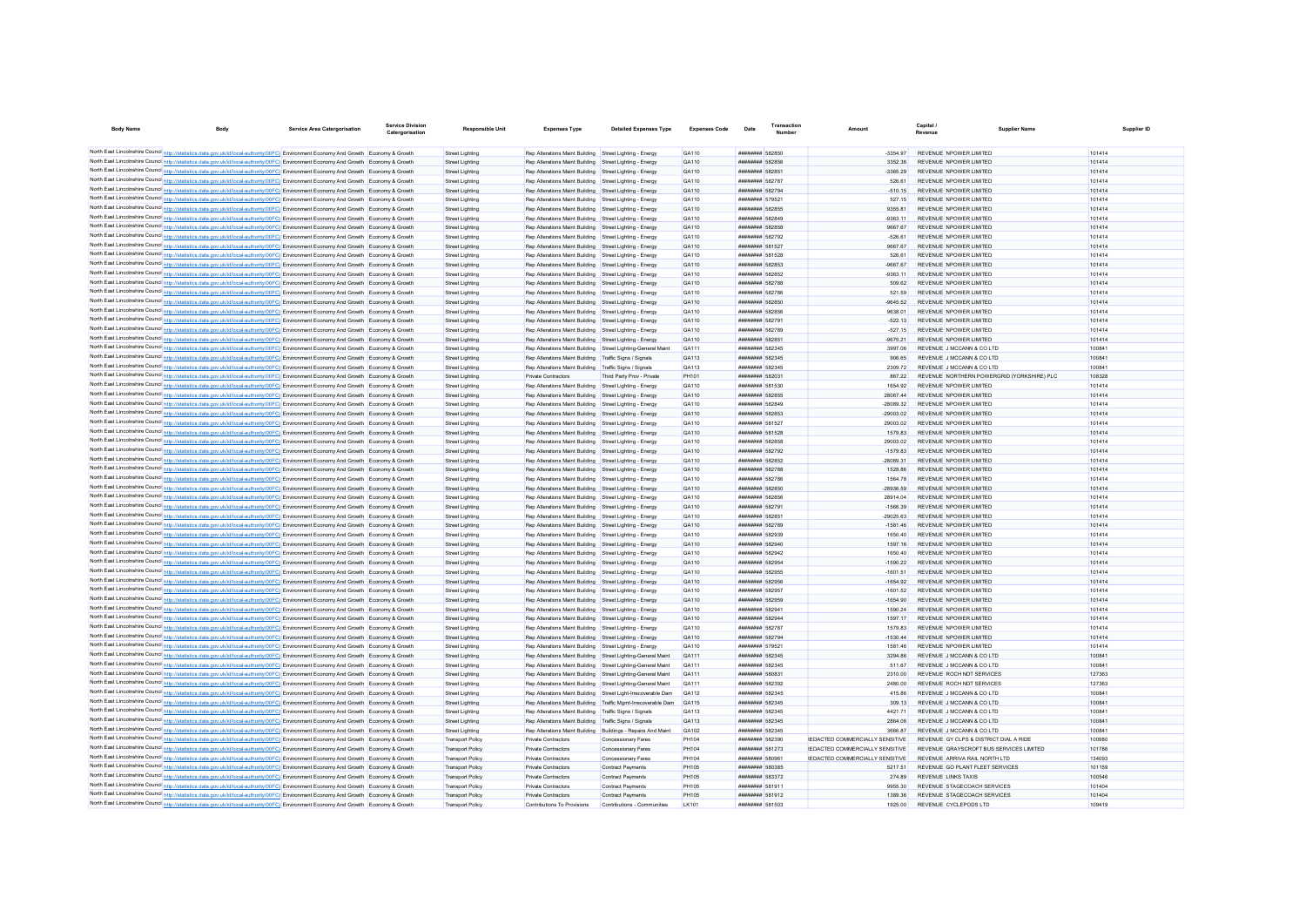| Body Name | Body | Service Area Catergorisation | Service Division Catergorisation | Responsible Unit | Expenses Type | Detailed Expenses Type | Expenses Code | Date | Transaction Number | Amount | Capital / Revenue | Supplier Name | Supplier ID |
|---|---|---|---|---|---|---|---|---|---|---|---|---|---|
| North East Lincolnshire Council | http://statistics.data.gov.uk/id/local-authority/00FC | Environment Economy And Growth | Economy & Growth | Street Lighting | Rep Alterations Maint Building | Street Lighting - Energy | GA110 | ######## | 582850 | -3354.97 | REVENUE | NPOWER LIMITED | 101414 |
| North East Lincolnshire Council | http://statistics.data.gov.uk/id/local-authority/00FC | Environment Economy And Growth | Economy & Growth | Street Lighting | Rep Alterations Maint Building | Street Lighting - Energy | GA110 | ######## | 582856 | 3352.36 | REVENUE | NPOWER LIMITED | 101414 |
| North East Lincolnshire Council | http://statistics.data.gov.uk/id/local-authority/00FC | Environment Economy And Growth | Economy & Growth | Street Lighting | Rep Alterations Maint Building | Street Lighting - Energy | GA110 | ######## | 582851 | -3365.29 | REVENUE | NPOWER LIMITED | 101414 |
| North East Lincolnshire Council | http://statistics.data.gov.uk/id/local-authority/00FC | Environment Economy And Growth | Economy & Growth | Street Lighting | Rep Alterations Maint Building | Street Lighting - Energy | GA110 | ######## | 582787 | 526.61 | REVENUE | NPOWER LIMITED | 101414 |
| North East Lincolnshire Council | http://statistics.data.gov.uk/id/local-authority/00FC | Environment Economy And Growth | Economy & Growth | Street Lighting | Rep Alterations Maint Building | Street Lighting - Energy | GA110 | ######## | 582794 | -510.15 | REVENUE | NPOWER LIMITED | 101414 |
| North East Lincolnshire Council | http://statistics.data.gov.uk/id/local-authority/00FC | Environment Economy And Growth | Economy & Growth | Street Lighting | Rep Alterations Maint Building | Street Lighting - Energy | GA110 | ######## | 579521 | 527.15 | REVENUE | NPOWER LIMITED | 101414 |
| North East Lincolnshire Council | http://statistics.data.gov.uk/id/local-authority/00FC | Environment Economy And Growth | Economy & Growth | Street Lighting | Rep Alterations Maint Building | Street Lighting - Energy | GA110 | ######## | 582855 | 9355.81 | REVENUE | NPOWER LIMITED | 101414 |
| North East Lincolnshire Council | http://statistics.data.gov.uk/id/local-authority/00FC | Environment Economy And Growth | Economy & Growth | Street Lighting | Rep Alterations Maint Building | Street Lighting - Energy | GA110 | ######## | 582849 | -9363.11 | REVENUE | NPOWER LIMITED | 101414 |
| North East Lincolnshire Council | http://statistics.data.gov.uk/id/local-authority/00FC | Environment Economy And Growth | Economy & Growth | Street Lighting | Rep Alterations Maint Building | Street Lighting - Energy | GA110 | ######## | 582858 | 9667.67 | REVENUE | NPOWER LIMITED | 101414 |
| North East Lincolnshire Council | http://statistics.data.gov.uk/id/local-authority/00FC | Environment Economy And Growth | Economy & Growth | Street Lighting | Rep Alterations Maint Building | Street Lighting - Energy | GA110 | ######## | 582792 | -526.61 | REVENUE | NPOWER LIMITED | 101414 |
| North East Lincolnshire Council | http://statistics.data.gov.uk/id/local-authority/00FC | Environment Economy And Growth | Economy & Growth | Street Lighting | Rep Alterations Maint Building | Street Lighting - Energy | GA110 | ######## | 581527 | 9667.67 | REVENUE | NPOWER LIMITED | 101414 |
| North East Lincolnshire Council | http://statistics.data.gov.uk/id/local-authority/00FC | Environment Economy And Growth | Economy & Growth | Street Lighting | Rep Alterations Maint Building | Street Lighting - Energy | GA110 | ######## | 581528 | 526.61 | REVENUE | NPOWER LIMITED | 101414 |
| North East Lincolnshire Council | http://statistics.data.gov.uk/id/local-authority/00FC | Environment Economy And Growth | Economy & Growth | Street Lighting | Rep Alterations Maint Building | Street Lighting - Energy | GA110 | ######## | 582853 | -9667.67 | REVENUE | NPOWER LIMITED | 101414 |
| North East Lincolnshire Council | http://statistics.data.gov.uk/id/local-authority/00FC | Environment Economy And Growth | Economy & Growth | Street Lighting | Rep Alterations Maint Building | Street Lighting - Energy | GA110 | ######## | 582852 | -9363.11 | REVENUE | NPOWER LIMITED | 101414 |
| North East Lincolnshire Council | http://statistics.data.gov.uk/id/local-authority/00FC | Environment Economy And Growth | Economy & Growth | Street Lighting | Rep Alterations Maint Building | Street Lighting - Energy | GA110 | ######## | 582788 | 509.62 | REVENUE | NPOWER LIMITED | 101414 |
| North East Lincolnshire Council | http://statistics.data.gov.uk/id/local-authority/00FC | Environment Economy And Growth | Economy & Growth | Street Lighting | Rep Alterations Maint Building | Street Lighting - Energy | GA110 | ######## | 582786 | 521.59 | REVENUE | NPOWER LIMITED | 101414 |
| North East Lincolnshire Council | http://statistics.data.gov.uk/id/local-authority/00FC | Environment Economy And Growth | Economy & Growth | Street Lighting | Rep Alterations Maint Building | Street Lighting - Energy | GA110 | ######## | 582850 | -9645.52 | REVENUE | NPOWER LIMITED | 101414 |
| North East Lincolnshire Council | http://statistics.data.gov.uk/id/local-authority/00FC | Environment Economy And Growth | Economy & Growth | Street Lighting | Rep Alterations Maint Building | Street Lighting - Energy | GA110 | ######## | 582856 | 9638.01 | REVENUE | NPOWER LIMITED | 101414 |
| North East Lincolnshire Council | http://statistics.data.gov.uk/id/local-authority/00FC | Environment Economy And Growth | Economy & Growth | Street Lighting | Rep Alterations Maint Building | Street Lighting - Energy | GA110 | ######## | 582791 | -522.13 | REVENUE | NPOWER LIMITED | 101414 |
| North East Lincolnshire Council | http://statistics.data.gov.uk/id/local-authority/00FC | Environment Economy And Growth | Economy & Growth | Street Lighting | Rep Alterations Maint Building | Street Lighting - Energy | GA110 | ######## | 582789 | -527.15 | REVENUE | NPOWER LIMITED | 101414 |
| North East Lincolnshire Council | http://statistics.data.gov.uk/id/local-authority/00FC | Environment Economy And Growth | Economy & Growth | Street Lighting | Rep Alterations Maint Building | Street Lighting - Energy | GA110 | ######## | 582851 | -9675.21 | REVENUE | NPOWER LIMITED | 101414 |
| North East Lincolnshire Council | http://statistics.data.gov.uk/id/local-authority/00FC | Environment Economy And Growth | Economy & Growth | Street Lighting | Rep Alterations Maint Building | Street Lighting-General Maint | GA111 | ######## | 582345 | 3997.06 | REVENUE | J MCCANN & CO LTD | 100841 |
| North East Lincolnshire Council | http://statistics.data.gov.uk/id/local-authority/00FC | Environment Economy And Growth | Economy & Growth | Street Lighting | Rep Alterations Maint Building | Traffic Signs / Signals | GA113 | ######## | 582345 | 906.65 | REVENUE | J MCCANN & CO LTD | 100841 |
| North East Lincolnshire Council | http://statistics.data.gov.uk/id/local-authority/00FC | Environment Economy And Growth | Economy & Growth | Street Lighting | Rep Alterations Maint Building | Traffic Signs / Signals | GA113 | ######## | 582345 | 2309.72 | REVENUE | J MCCANN & CO LTD | 100841 |
| North East Lincolnshire Council | http://statistics.data.gov.uk/id/local-authority/00FC | Environment Economy And Growth | Economy & Growth | Street Lighting | Private Contractors | Third Party Prov - Private | PH101 | ######## | 582631 | 867.22 | REVENUE | NORTHERN POWERGRID (YORKSHIRE) PLC | 108328 |
| North East Lincolnshire Council | http://statistics.data.gov.uk/id/local-authority/00FC | Environment Economy And Growth | Economy & Growth | Street Lighting | Rep Alterations Maint Building | Street Lighting - Energy | GA110 | ######## | 581530 | 1654.92 | REVENUE | NPOWER LIMITED | 101414 |
| North East Lincolnshire Council | http://statistics.data.gov.uk/id/local-authority/00FC | Environment Economy And Growth | Economy & Growth | Street Lighting | Rep Alterations Maint Building | Street Lighting - Energy | GA110 | ######## | 582855 | 28067.44 | REVENUE | NPOWER LIMITED | 101414 |
| North East Lincolnshire Council | http://statistics.data.gov.uk/id/local-authority/00FC | Environment Economy And Growth | Economy & Growth | Street Lighting | Rep Alterations Maint Building | Street Lighting - Energy | GA110 | ######## | 582849 | -28089.32 | REVENUE | NPOWER LIMITED | 101414 |
| North East Lincolnshire Council | http://statistics.data.gov.uk/id/local-authority/00FC | Environment Economy And Growth | Economy & Growth | Street Lighting | Rep Alterations Maint Building | Street Lighting - Energy | GA110 | ######## | 582853 | -29003.02 | REVENUE | NPOWER LIMITED | 101414 |
| North East Lincolnshire Council | http://statistics.data.gov.uk/id/local-authority/00FC | Environment Economy And Growth | Economy & Growth | Street Lighting | Rep Alterations Maint Building | Street Lighting - Energy | GA110 | ######## | 581527 | 29003.02 | REVENUE | NPOWER LIMITED | 101414 |
| North East Lincolnshire Council | http://statistics.data.gov.uk/id/local-authority/00FC | Environment Economy And Growth | Economy & Growth | Street Lighting | Rep Alterations Maint Building | Street Lighting - Energy | GA110 | ######## | 581528 | 1579.83 | REVENUE | NPOWER LIMITED | 101414 |
| North East Lincolnshire Council | http://statistics.data.gov.uk/id/local-authority/00FC | Environment Economy And Growth | Economy & Growth | Street Lighting | Rep Alterations Maint Building | Street Lighting - Energy | GA110 | ######## | 582858 | 29003.02 | REVENUE | NPOWER LIMITED | 101414 |
| North East Lincolnshire Council | http://statistics.data.gov.uk/id/local-authority/00FC | Environment Economy And Growth | Economy & Growth | Street Lighting | Rep Alterations Maint Building | Street Lighting - Energy | GA110 | ######## | 582792 | -1579.83 | REVENUE | NPOWER LIMITED | 101414 |
| North East Lincolnshire Council | http://statistics.data.gov.uk/id/local-authority/00FC | Environment Economy And Growth | Economy & Growth | Street Lighting | Rep Alterations Maint Building | Street Lighting - Energy | GA110 | ######## | 582852 | -28089.31 | REVENUE | NPOWER LIMITED | 101414 |
| North East Lincolnshire Council | http://statistics.data.gov.uk/id/local-authority/00FC | Environment Economy And Growth | Economy & Growth | Street Lighting | Rep Alterations Maint Building | Street Lighting - Energy | GA110 | ######## | 582788 | 1528.86 | REVENUE | NPOWER LIMITED | 101414 |
| North East Lincolnshire Council | http://statistics.data.gov.uk/id/local-authority/00FC | Environment Economy And Growth | Economy & Growth | Street Lighting | Rep Alterations Maint Building | Street Lighting - Energy | GA110 | ######## | 582786 | 1564.78 | REVENUE | NPOWER LIMITED | 101414 |
| North East Lincolnshire Council | http://statistics.data.gov.uk/id/local-authority/00FC | Environment Economy And Growth | Economy & Growth | Street Lighting | Rep Alterations Maint Building | Street Lighting - Energy | GA110 | ######## | 582850 | -28936.59 | REVENUE | NPOWER LIMITED | 101414 |
| North East Lincolnshire Council | http://statistics.data.gov.uk/id/local-authority/00FC | Environment Economy And Growth | Economy & Growth | Street Lighting | Rep Alterations Maint Building | Street Lighting - Energy | GA110 | ######## | 582856 | 28914.04 | REVENUE | NPOWER LIMITED | 101414 |
| North East Lincolnshire Council | http://statistics.data.gov.uk/id/local-authority/00FC | Environment Economy And Growth | Economy & Growth | Street Lighting | Rep Alterations Maint Building | Street Lighting - Energy | GA110 | ######## | 582791 | -1566.39 | REVENUE | NPOWER LIMITED | 101414 |
| North East Lincolnshire Council | http://statistics.data.gov.uk/id/local-authority/00FC | Environment Economy And Growth | Economy & Growth | Street Lighting | Rep Alterations Maint Building | Street Lighting - Energy | GA110 | ######## | 582851 | -29025.63 | REVENUE | NPOWER LIMITED | 101414 |
| North East Lincolnshire Council | http://statistics.data.gov.uk/id/local-authority/00FC | Environment Economy And Growth | Economy & Growth | Street Lighting | Rep Alterations Maint Building | Street Lighting - Energy | GA110 | ######## | 582789 | -1581.46 | REVENUE | NPOWER LIMITED | 101414 |
| North East Lincolnshire Council | http://statistics.data.gov.uk/id/local-authority/00FC | Environment Economy And Growth | Economy & Growth | Street Lighting | Rep Alterations Maint Building | Street Lighting - Energy | GA110 | ######## | 582939 | 1650.40 | REVENUE | NPOWER LIMITED | 101414 |
| North East Lincolnshire Council | http://statistics.data.gov.uk/id/local-authority/00FC | Environment Economy And Growth | Economy & Growth | Street Lighting | Rep Alterations Maint Building | Street Lighting - Energy | GA110 | ######## | 582940 | 1597.16 | REVENUE | NPOWER LIMITED | 101414 |
| North East Lincolnshire Council | http://statistics.data.gov.uk/id/local-authority/00FC | Environment Economy And Growth | Economy & Growth | Street Lighting | Rep Alterations Maint Building | Street Lighting - Energy | GA110 | ######## | 582942 | 1650.40 | REVENUE | NPOWER LIMITED | 101414 |
| North East Lincolnshire Council | http://statistics.data.gov.uk/id/local-authority/00FC | Environment Economy And Growth | Economy & Growth | Street Lighting | Rep Alterations Maint Building | Street Lighting - Energy | GA110 | ######## | 582954 | -1590.22 | REVENUE | NPOWER LIMITED | 101414 |
| North East Lincolnshire Council | http://statistics.data.gov.uk/id/local-authority/00FC | Environment Economy And Growth | Economy & Growth | Street Lighting | Rep Alterations Maint Building | Street Lighting - Energy | GA110 | ######## | 582955 | -1601.51 | REVENUE | NPOWER LIMITED | 101414 |
| North East Lincolnshire Council | http://statistics.data.gov.uk/id/local-authority/00FC | Environment Economy And Growth | Economy & Growth | Street Lighting | Rep Alterations Maint Building | Street Lighting - Energy | GA110 | ######## | 582956 | -1654.92 | REVENUE | NPOWER LIMITED | 101414 |
| North East Lincolnshire Council | http://statistics.data.gov.uk/id/local-authority/00FC | Environment Economy And Growth | Economy & Growth | Street Lighting | Rep Alterations Maint Building | Street Lighting - Energy | GA110 | ######## | 582957 | -1601.52 | REVENUE | NPOWER LIMITED | 101414 |
| North East Lincolnshire Council | http://statistics.data.gov.uk/id/local-authority/00FC | Environment Economy And Growth | Economy & Growth | Street Lighting | Rep Alterations Maint Building | Street Lighting - Energy | GA110 | ######## | 582959 | -1654.90 | REVENUE | NPOWER LIMITED | 101414 |
| North East Lincolnshire Council | http://statistics.data.gov.uk/id/local-authority/00FC | Environment Economy And Growth | Economy & Growth | Street Lighting | Rep Alterations Maint Building | Street Lighting - Energy | GA110 | ######## | 582941 | 1590.24 | REVENUE | NPOWER LIMITED | 101414 |
| North East Lincolnshire Council | http://statistics.data.gov.uk/id/local-authority/00FC | Environment Economy And Growth | Economy & Growth | Street Lighting | Rep Alterations Maint Building | Street Lighting - Energy | GA110 | ######## | 582944 | 1597.17 | REVENUE | NPOWER LIMITED | 101414 |
| North East Lincolnshire Council | http://statistics.data.gov.uk/id/local-authority/00FC | Environment Economy And Growth | Economy & Growth | Street Lighting | Rep Alterations Maint Building | Street Lighting - Energy | GA110 | ######## | 582787 | 1579.83 | REVENUE | NPOWER LIMITED | 101414 |
| North East Lincolnshire Council | http://statistics.data.gov.uk/id/local-authority/00FC | Environment Economy And Growth | Economy & Growth | Street Lighting | Rep Alterations Maint Building | Street Lighting - Energy | GA110 | ######## | 582794 | -1530.44 | REVENUE | NPOWER LIMITED | 101414 |
| North East Lincolnshire Council | http://statistics.data.gov.uk/id/local-authority/00FC | Environment Economy And Growth | Economy & Growth | Street Lighting | Rep Alterations Maint Building | Street Lighting - Energy | GA110 | ######## | 579521 | 1581.46 | REVENUE | NPOWER LIMITED | 101414 |
| North East Lincolnshire Council | http://statistics.data.gov.uk/id/local-authority/00FC | Environment Economy And Growth | Economy & Growth | Street Lighting | Rep Alterations Maint Building | Street Lighting-General Maint | GA111 | ######## | 582345 | 3294.86 | REVENUE | J MCCANN & CO LTD | 100841 |
| North East Lincolnshire Council | http://statistics.data.gov.uk/id/local-authority/00FC | Environment Economy And Growth | Economy & Growth | Street Lighting | Rep Alterations Maint Building | Street Lighting-General Maint | GA111 | ######## | 582345 | 511.67 | REVENUE | J MCCANN & CO LTD | 100841 |
| North East Lincolnshire Council | http://statistics.data.gov.uk/id/local-authority/00FC | Environment Economy And Growth | Economy & Growth | Street Lighting | Rep Alterations Maint Building | Street Lighting-General Maint | GA111 | ######## | 580831 | 2310.00 | REVENUE | ROCH NDT SERVICES | 127363 |
| North East Lincolnshire Council | http://statistics.data.gov.uk/id/local-authority/00FC | Environment Economy And Growth | Economy & Growth | Street Lighting | Rep Alterations Maint Building | Street Lighting-General Maint | GA111 | ######## | 582392 | 2480.00 | REVENUE | ROCH NDT SERVICES | 127363 |
| North East Lincolnshire Council | http://statistics.data.gov.uk/id/local-authority/00FC | Environment Economy And Growth | Economy & Growth | Street Lighting | Rep Alterations Maint Building | Street Light-Irrecoverable Dam | GA112 | ######## | 582345 | 415.86 | REVENUE | J MCCANN & CO LTD | 100841 |
| North East Lincolnshire Council | http://statistics.data.gov.uk/id/local-authority/00FC | Environment Economy And Growth | Economy & Growth | Street Lighting | Rep Alterations Maint Building | Traffic Mgmt-Irrecoverable Dam | GA115 | ######## | 582345 | 309.13 | REVENUE | J MCCANN & CO LTD | 100841 |
| North East Lincolnshire Council | http://statistics.data.gov.uk/id/local-authority/00FC | Environment Economy And Growth | Economy & Growth | Street Lighting | Rep Alterations Maint Building | Traffic Signs / Signals | GA113 | ######## | 582345 | 4421.71 | REVENUE | J MCCANN & CO LTD | 100841 |
| North East Lincolnshire Council | http://statistics.data.gov.uk/id/local-authority/00FC | Environment Economy And Growth | Economy & Growth | Street Lighting | Rep Alterations Maint Building | Traffic Signs / Signals | GA113 | ######## | 582345 | 2864.06 | REVENUE | J MCCANN & CO LTD | 100841 |
| North East Lincolnshire Council | http://statistics.data.gov.uk/id/local-authority/00FC | Environment Economy And Growth | Economy & Growth | Street Lighting | Rep Alterations Maint Building | Buildings - Repairs And Maint | GA102 | ######## | 582345 | 3666.87 | REVENUE | J MCCANN & CO LTD | 100841 |
| North East Lincolnshire Council | http://statistics.data.gov.uk/id/local-authority/00FC | Environment Economy And Growth | Economy & Growth | Transport Policy | Private Contractors | Concessionary Fares | PH104 | ######## | 582390 | REDACTED COMMERCIALLY SENSITIVE | REVENUE | GY CLPS & DISTRICT DIAL A RIDE | 100980 |
| North East Lincolnshire Council | http://statistics.data.gov.uk/id/local-authority/00FC | Environment Economy And Growth | Economy & Growth | Transport Policy | Private Contractors | Concessionary Fares | PH104 | ######## | 581273 | REDACTED COMMERCIALLY SENSITIVE | REVENUE | GRAYSCROFT BUS SERVICES LIMITED | 101786 |
| North East Lincolnshire Council | http://statistics.data.gov.uk/id/local-authority/00FC | Environment Economy And Growth | Economy & Growth | Transport Policy | Private Contractors | Concessionary Fares | PH104 | ######## | 580961 | REDACTED COMMERCIALLY SENSITIVE | REVENUE | ARRIVA RAIL NORTH LTD | 134093 |
| North East Lincolnshire Council | http://statistics.data.gov.uk/id/local-authority/00FC | Environment Economy And Growth | Economy & Growth | Transport Policy | Private Contractors | Contract Payments | PH105 | ######## | 580385 | 5217.51 | REVENUE | GO PLANT FLEET SERVICES | 101159 |
| North East Lincolnshire Council | http://statistics.data.gov.uk/id/local-authority/00FC | Environment Economy And Growth | Economy & Growth | Transport Policy | Private Contractors | Contract Payments | PH105 | ######## | 583372 | 274.89 | REVENUE | LINKS TAXIS | 100546 |
| North East Lincolnshire Council | http://statistics.data.gov.uk/id/local-authority/00FC | Environment Economy And Growth | Economy & Growth | Transport Policy | Private Contractors | Contract Payments | PH105 | ######## | 581911 | 9955.30 | REVENUE | STAGECOACH SERVICES | 101404 |
| North East Lincolnshire Council | http://statistics.data.gov.uk/id/local-authority/00FC | Environment Economy And Growth | Economy & Growth | Transport Policy | Private Contractors | Contract Payments | PH105 | ######## | 581912 | 1389.36 | REVENUE | STAGECOACH SERVICES | 101404 |
| North East Lincolnshire Council | http://statistics.data.gov.uk/id/local-authority/00FC | Environment Economy And Growth | Economy & Growth | Transport Policy | Contributions To Provisions | Contributions - Communities | LK101 | ######## | 581503 | 1925.00 | REVENUE | CYCLEPODS LTD | 109419 |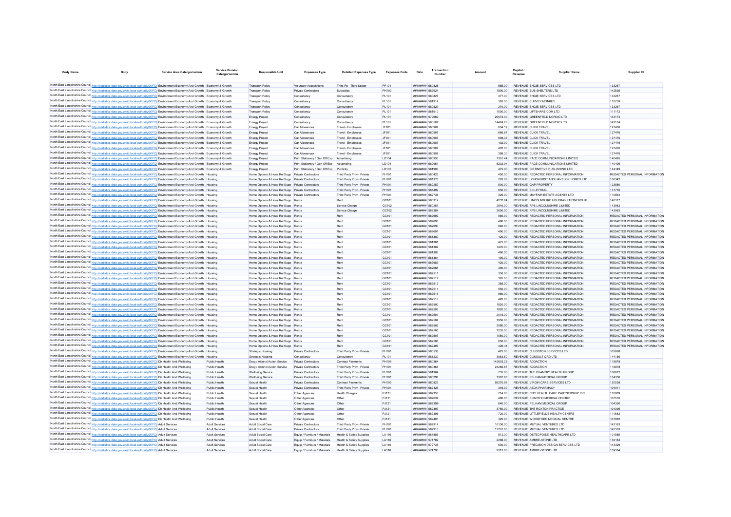| Body Name | Body | Service Area Catergorisation | Service Division Catergorisation | Responsible Unit | Expenses Type | Detailed Expenses Type | Expenses Code | Date | Transaction Number | Amount | Capital / Revenue | Supplier Name | Supplier ID |
|---|---|---|---|---|---|---|---|---|---|---|---|---|---|
| North East Lincolnshire Council | http://statistics.data.gov.uk/id/local-authority/00FC | Environment Economy And Growth | Economy & Growth | Transport Policy | Voluntary Associations | Third Pp - Third Sector | PF101 | ######## | 580825 | 555.00 | REVENUE | ENGIE SERVICES LTD | 133267 |
| North East Lincolnshire Council | http://statistics.data.gov.uk/id/local-authority/00FC | Environment Economy And Growth | Economy & Growth | Transport Policy | Private Contractors | Subsidies | PH102 | ######## | 582924 | 1800.00 | REVENUE | BUS SHELTERS LTD | 142835 |
| North East Lincolnshire Council | http://statistics.data.gov.uk/id/local-authority/00FC | Environment Economy And Growth | Economy & Growth | Transport Policy | Consultancy | Consultancy | PL101 | ######## | 580827 | 377.00 | REVENUE | ENGIE SERVICES LTD | 133267 |
| North East Lincolnshire Council | http://statistics.data.gov.uk/id/local-authority/00FC | Environment Economy And Growth | Economy & Growth | Transport Policy | Consultancy | Consultancy | PL101 | ######## | 581914 | 320.00 | REVENUE | SURVEY MONKEY | 110709 |
| North East Lincolnshire Council | http://statistics.data.gov.uk/id/local-authority/00FC | Environment Economy And Growth | Economy & Growth | Transport Policy | Consultancy | Consultancy | PL101 | ######## | 580829 | 270.00 | REVENUE | ENGIE SERVICES LTD | 133267 |
| North East Lincolnshire Council | http://statistics.data.gov.uk/id/local-authority/00FC | Environment Economy And Growth | Economy & Growth | Transport Policy | Consultancy | Consultancy | PL101 | ######## | 581910 | 1000.00 | REVENUE | LIFTSHARE.COM LTD | 111172 |
| North East Lincolnshire Council | http://statistics.data.gov.uk/id/local-authority/00FC | Environment Economy And Growth | Economy & Growth | Energy Project | Consultancy | Consultancy | PL101 | ######## | 579660 | 29572.00 | REVENUE | GREENFIELD NORDIC LTD | 142174 |
| North East Lincolnshire Council | http://statistics.data.gov.uk/id/local-authority/00FC | Environment Economy And Growth | Economy & Growth | Energy Project | Consultancy | Consultancy | PL101 | ######## | 580502 | 14424.28 | REVENUE | GREENFIELD NORDIC LTD | 142174 |
| North East Lincolnshire Council | http://statistics.data.gov.uk/id/local-authority/00FC | Environment Economy And Growth | Economy & Growth | Energy Project | Car Allowances | Travel - Employees | JF101 | ######## | 580907 | 634.17 | REVENUE | CLICK TRAVEL | 127476 |
| North East Lincolnshire Council | http://statistics.data.gov.uk/id/local-authority/00FC | Environment Economy And Growth | Economy & Growth | Energy Project | Car Allowances | Travel - Employees | JF101 | ######## | 580907 | 666.67 | REVENUE | CLICK TRAVEL | 127476 |
| North East Lincolnshire Council | http://statistics.data.gov.uk/id/local-authority/00FC | Environment Economy And Growth | Economy & Growth | Energy Project | Car Allowances | Travel - Employees | JF101 | ######## | 580907 | 698.33 | REVENUE | CLICK TRAVEL | 127476 |
| North East Lincolnshire Council | http://statistics.data.gov.uk/id/local-authority/00FC | Environment Economy And Growth | Economy & Growth | Energy Project | Car Allowances | Travel - Employees | JF101 | ######## | 580907 | 402.00 | REVENUE | CLICK TRAVEL | 127476 |
| North East Lincolnshire Council | http://statistics.data.gov.uk/id/local-authority/00FC | Environment Economy And Growth | Economy & Growth | Energy Project | Car Allowances | Travel - Employees | JF101 | ######## | 580907 | 402.00 | REVENUE | CLICK TRAVEL | 127476 |
| North East Lincolnshire Council | http://statistics.data.gov.uk/id/local-authority/00FC | Environment Economy And Growth | Economy & Growth | Energy Project | Car Allowances | Travel - Employees | JF101 | ######## | 580907 | 399.30 | REVENUE | CLICK TRAVEL | 127476 |
| North East Lincolnshire Council | http://statistics.data.gov.uk/id/local-authority/00FC | Environment Economy And Growth | Economy & Growth | Energy Project | Print Stationery / Gen Off Exp | Advertising | LD104 | ######## | 580950 | 7301.44 | REVENUE | PACE COMMUNICATIONS LIMITED | 140495 |
| North East Lincolnshire Council | http://statistics.data.gov.uk/id/local-authority/00FC | Environment Economy And Growth | Economy & Growth | Energy Project | Print Stationery / Gen Off Exp | Advertising | LD104 | ######## | 580951 | 8202.94 | REVENUE | PACE COMMUNICATIONS LIMITED | 140495 |
| North East Lincolnshire Council | http://statistics.data.gov.uk/id/local-authority/00FC | Environment Economy And Growth | Economy & Growth | Energy Project | Print Stationery / Gen Off Exp | Publicity | LD105 | ######## | 581903 | 475.00 | REVENUE | DISTINCTIVE PUBLISHING LTD | 144149 |
| North East Lincolnshire Council | http://statistics.data.gov.uk/id/local-authority/00FC | Environment Economy And Growth | Housing | Home Options & Hous Rel Supp | Private Contractors | Third Party Prov - Private | PH101 | ######## | 580425 | 450.00 | REVENUE | REDACTED PERSONAL INFORMATION | REDACTED PERSONAL INFORMATION |
| North East Lincolnshire Council | http://statistics.data.gov.uk/id/local-authority/00FC | Environment Economy And Growth | Housing | Home Options & Hous Rel Supp | Private Contractors | Third Party Prov - Private | PH101 | ######## | 581376 | 283.08 | REVENUE | LONGHURST AND HAVELOK HOMES LTD | 100342 |
| North East Lincolnshire Council | http://statistics.data.gov.uk/id/local-authority/00FC | Environment Economy And Growth | Housing | Home Options & Hous Rel Supp | Private Contractors | Third Party Prov - Private | PH101 | ######## | 582252 | 500.00 | REVENUE | GAP PROPERTY | 123580 |
| North East Lincolnshire Council | http://statistics.data.gov.uk/id/local-authority/00FC | Environment Economy And Growth | Housing | Home Options & Hous Rel Supp | Private Contractors | Third Party Prov - Private | PH101 | ######## | 581499 | 650.00 | REVENUE | SC LETTING | 131716 |
| North East Lincolnshire Council | http://statistics.data.gov.uk/id/local-authority/00FC | Environment Economy And Growth | Housing | Home Options & Hous Rel Supp | Private Contractors | Third Party Prov - Private | PH101 | ######## | 582738 | 325.00 | REVENUE | MAYFAIR ESTATE AGENTS LTD | 110664 |
| North East Lincolnshire Council | http://statistics.data.gov.uk/id/local-authority/00FC | Environment Economy And Growth | Housing | Home Options & Hous Rel Supp | Rents | Rent | GC101 | ######## | 580319 | 4232.64 | REVENUE | LINCOLNSHIRE HOUSING PARTNERSHIP | 140117 |
| North East Lincolnshire Council | http://statistics.data.gov.uk/id/local-authority/00FC | Environment Economy And Growth | Housing | Home Options & Hous Rel Supp | Rents | Service Charge | GC102 | ######## | 580287 | 2540.00 | REVENUE | RPS LINCOLNSHIRE LIMITED | 143983 |
| North East Lincolnshire Council | http://statistics.data.gov.uk/id/local-authority/00FC | Environment Economy And Growth | Housing | Home Options & Hous Rel Supp | Rents | Service Charge | GC102 | ######## | 583394 | 2600.00 | REVENUE | RPS LINCOLNSHIRE LIMITED | 143983 |
| North East Lincolnshire Council | http://statistics.data.gov.uk/id/local-authority/00FC | Environment Economy And Growth | Housing | Home Options & Hous Rel Supp | Rents | Rent | GC101 | ######## | 582692 | 980.00 | REVENUE | REDACTED PERSONAL INFORMATION | REDACTED PERSONAL INFORMATION |
| North East Lincolnshire Council | http://statistics.data.gov.uk/id/local-authority/00FC | Environment Economy And Growth | Housing | Home Options & Hous Rel Supp | Rents | Rent | GC101 | ######## | 582693 | 490.00 | REVENUE | REDACTED PERSONAL INFORMATION | REDACTED PERSONAL INFORMATION |
| North East Lincolnshire Council | http://statistics.data.gov.uk/id/local-authority/00FC | Environment Economy And Growth | Housing | Home Options & Hous Rel Supp | Rents | Rent | GC101 | ######## | 582690 | 840.00 | REVENUE | REDACTED PERSONAL INFORMATION | REDACTED PERSONAL INFORMATION |
| North East Lincolnshire Council | http://statistics.data.gov.uk/id/local-authority/00FC | Environment Economy And Growth | Housing | Home Options & Hous Rel Supp | Rents | Rent | GC101 | ######## | 582691 | 490.00 | REVENUE | REDACTED PERSONAL INFORMATION | REDACTED PERSONAL INFORMATION |
| North East Lincolnshire Council | http://statistics.data.gov.uk/id/local-authority/00FC | Environment Economy And Growth | Housing | Home Options & Hous Rel Supp | Rents | Rent | GC101 | ######## | 581380 | 420.00 | REVENUE | REDACTED PERSONAL INFORMATION | REDACTED PERSONAL INFORMATION |
| North East Lincolnshire Council | http://statistics.data.gov.uk/id/local-authority/00FC | Environment Economy And Growth | Housing | Home Options & Hous Rel Supp | Rents | Rent | GC101 | ######## | 581381 | 475.00 | REVENUE | REDACTED PERSONAL INFORMATION | REDACTED PERSONAL INFORMATION |
| North East Lincolnshire Council | http://statistics.data.gov.uk/id/local-authority/00FC | Environment Economy And Growth | Housing | Home Options & Hous Rel Supp | Rents | Rent | GC101 | ######## | 581382 | 1470.00 | REVENUE | REDACTED PERSONAL INFORMATION | REDACTED PERSONAL INFORMATION |
| North East Lincolnshire Council | http://statistics.data.gov.uk/id/local-authority/00FC | Environment Economy And Growth | Housing | Home Options & Hous Rel Supp | Rents | Rent | GC101 | ######## | 581383 | 490.00 | REVENUE | REDACTED PERSONAL INFORMATION | REDACTED PERSONAL INFORMATION |
| North East Lincolnshire Council | http://statistics.data.gov.uk/id/local-authority/00FC | Environment Economy And Growth | Housing | Home Options & Hous Rel Supp | Rents | Rent | GC101 | ######## | 581384 | 490.00 | REVENUE | REDACTED PERSONAL INFORMATION | REDACTED PERSONAL INFORMATION |
| North East Lincolnshire Council | http://statistics.data.gov.uk/id/local-authority/00FC | Environment Economy And Growth | Housing | Home Options & Hous Rel Supp | Rents | Rent | GC101 | ######## | 582689 | 420.00 | REVENUE | REDACTED PERSONAL INFORMATION | REDACTED PERSONAL INFORMATION |
| North East Lincolnshire Council | http://statistics.data.gov.uk/id/local-authority/00FC | Environment Economy And Growth | Housing | Home Options & Hous Rel Supp | Rents | Rent | GC101 | ######## | 582688 | 490.00 | REVENUE | REDACTED PERSONAL INFORMATION | REDACTED PERSONAL INFORMATION |
| North East Lincolnshire Council | http://statistics.data.gov.uk/id/local-authority/00FC | Environment Economy And Growth | Housing | Home Options & Hous Rel Supp | Rents | Rent | GC101 | ######## | 582511 | 350.00 | REVENUE | REDACTED PERSONAL INFORMATION | REDACTED PERSONAL INFORMATION |
| North East Lincolnshire Council | http://statistics.data.gov.uk/id/local-authority/00FC | Environment Economy And Growth | Housing | Home Options & Hous Rel Supp | Rents | Rent | GC101 | ######## | 582512 | 385.00 | REVENUE | REDACTED PERSONAL INFORMATION | REDACTED PERSONAL INFORMATION |
| North East Lincolnshire Council | http://statistics.data.gov.uk/id/local-authority/00FC | Environment Economy And Growth | Housing | Home Options & Hous Rel Supp | Rents | Rent | GC101 | ######## | 582513 | 385.00 | REVENUE | REDACTED PERSONAL INFORMATION | REDACTED PERSONAL INFORMATION |
| North East Lincolnshire Council | http://statistics.data.gov.uk/id/local-authority/00FC | Environment Economy And Growth | Housing | Home Options & Hous Rel Supp | Rents | Rent | GC101 | ######## | 582514 | 550.00 | REVENUE | REDACTED PERSONAL INFORMATION | REDACTED PERSONAL INFORMATION |
| North East Lincolnshire Council | http://statistics.data.gov.uk/id/local-authority/00FC | Environment Economy And Growth | Housing | Home Options & Hous Rel Supp | Rents | Rent | GC101 | ######## | 582515 | 980.00 | REVENUE | REDACTED PERSONAL INFORMATION | REDACTED PERSONAL INFORMATION |
| North East Lincolnshire Council | http://statistics.data.gov.uk/id/local-authority/00FC | Environment Economy And Growth | Housing | Home Options & Hous Rel Supp | Rents | Rent | GC101 | ######## | 582516 | 420.00 | REVENUE | REDACTED PERSONAL INFORMATION | REDACTED PERSONAL INFORMATION |
| North East Lincolnshire Council | http://statistics.data.gov.uk/id/local-authority/00FC | Environment Economy And Growth | Housing | Home Options & Hous Rel Supp | Rents | Rent | GC101 | ######## | 582500 | 1820.00 | REVENUE | REDACTED PERSONAL INFORMATION | REDACTED PERSONAL INFORMATION |
| North East Lincolnshire Council | http://statistics.data.gov.uk/id/local-authority/00FC | Environment Economy And Growth | Housing | Home Options & Hous Rel Supp | Rents | Rent | GC101 | ######## | 582503 | 1820.00 | REVENUE | REDACTED PERSONAL INFORMATION | REDACTED PERSONAL INFORMATION |
| North East Lincolnshire Council | http://statistics.data.gov.uk/id/local-authority/00FC | Environment Economy And Growth | Housing | Home Options & Hous Rel Supp | Rents | Rent | GC101 | ######## | 582501 | 2015.00 | REVENUE | REDACTED PERSONAL INFORMATION | REDACTED PERSONAL INFORMATION |
| North East Lincolnshire Council | http://statistics.data.gov.uk/id/local-authority/00FC | Environment Economy And Growth | Housing | Home Options & Hous Rel Supp | Rents | Rent | GC101 | ######## | 582504 | 1950.00 | REVENUE | REDACTED PERSONAL INFORMATION | REDACTED PERSONAL INFORMATION |
| North East Lincolnshire Council | http://statistics.data.gov.uk/id/local-authority/00FC | Environment Economy And Growth | Housing | Home Options & Hous Rel Supp | Rents | Rent | GC101 | ######## | 582505 | 2080.00 | REVENUE | REDACTED PERSONAL INFORMATION | REDACTED PERSONAL INFORMATION |
| North East Lincolnshire Council | http://statistics.data.gov.uk/id/local-authority/00FC | Environment Economy And Growth | Housing | Home Options & Hous Rel Supp | Rents | Rent | GC101 | ######## | 582506 | 1235.00 | REVENUE | REDACTED PERSONAL INFORMATION | REDACTED PERSONAL INFORMATION |
| North East Lincolnshire Council | http://statistics.data.gov.uk/id/local-authority/00FC | Environment Economy And Growth | Housing | Home Options & Hous Rel Supp | Rents | Rent | GC101 | ######## | 582507 | 1080.00 | REVENUE | REDACTED PERSONAL INFORMATION | REDACTED PERSONAL INFORMATION |
| North East Lincolnshire Council | http://statistics.data.gov.uk/id/local-authority/00FC | Environment Economy And Growth | Housing | Home Options & Hous Rel Supp | Rents | Rent | GC101 | ######## | 582508 | 650.00 | REVENUE | REDACTED PERSONAL INFORMATION | REDACTED PERSONAL INFORMATION |
| North East Lincolnshire Council | http://statistics.data.gov.uk/id/local-authority/00FC | Environment Economy And Growth | Housing | Home Options & Hous Rel Supp | Rents | Rent | GC101 | ######## | 582497 | 326.41 | REVENUE | REDACTED PERSONAL INFORMATION | REDACTED PERSONAL INFORMATION |
| North East Lincolnshire Council | http://statistics.data.gov.uk/id/local-authority/00FC | Environment Economy And Growth | Housing | Strategic Housing | Private Contractors | Third Party Prov - Private | PH101 | ######## | 580533 | 425.00 | REVENUE | CLUGSTON SERVICES LTD | 105668 |
| North East Lincolnshire Council | http://statistics.data.gov.uk/id/local-authority/00FC | Environment Economy And Growth | Housing | Strategic Housing | Consultancy | Consultancy | PL101 | ######## | 581230 | 3853.50 | REVENUE | CONSULT QRD LTD | 144156 |
| North East Lincolnshire Council | http://statistics.data.gov.uk/id/local-authority/00FC | Dir Health And Wellbeing | Public Health | Drug / Alcohol Action Service | Private Contractors | Contract Payments | PH105 | ######## | 580364 | 142603.25 | REVENUE | ADDACTION | 119878 |
| North East Lincolnshire Council | http://statistics.data.gov.uk/id/local-authority/00FC | Dir Health And Wellbeing | Public Health | Drug / Alcohol Action Service | Private Contractors | Third Party Prov - Private | PH101 | ######## | 580363 | 24266.67 | REVENUE | ADDACTION | 119878 |
| North East Lincolnshire Council | http://statistics.data.gov.uk/id/local-authority/00FC | Dir Health And Wellbeing | Public Health | Wellbeing Service | Private Contractors | Third Party Prov - Private | PH101 | ######## | 581964 | 735.00 | REVENUE | THE CHANTRY HEALTH GROUP | 106912 |
| North East Lincolnshire Council | http://statistics.data.gov.uk/id/local-authority/00FC | Dir Health And Wellbeing | Public Health | Wellbeing Service | Private Contractors | Third Party Prov - Private | PH101 | ######## | 580298 | 1387.88 | REVENUE | PELHAM MEDICAL GROUP | 104350 |
| North East Lincolnshire Council | http://statistics.data.gov.uk/id/local-authority/00FC | Dir Health And Wellbeing | Public Health | Sexual Health | Private Contractors | Contract Payments | PH105 | ######## | 580823 | 59270.98 | REVENUE | VIRGIN CARE SERVICES LTD | 120538 |
| North East Lincolnshire Council | http://statistics.data.gov.uk/id/local-authority/00FC | Dir Health And Wellbeing | Public Health | Sexual Health | Private Contractors | Third Party Prov - Private | PH101 | ######## | 582426 | 345.00 | REVENUE | ASDA PHARMACY | 104011 |
| North East Lincolnshire Council | http://statistics.data.gov.uk/id/local-authority/00FC | Dir Health And Wellbeing | Public Health | Sexual Health | Other Agencies | Health Charges | PJ131 | ######## | 582353 | 714.00 | REVENUE | CITY HEALTH CARE PARTNERSHIP CIC | 110889 |
| North East Lincolnshire Council | http://statistics.data.gov.uk/id/local-authority/00FC | Dir Health And Wellbeing | Public Health | Sexual Health | Other Agencies | Other | PJ121 | ######## | 582032 | 480.00 | REVENUE | SCARTHO MEDICAL CENTRE | 107570 |
| North East Lincolnshire Council | http://statistics.data.gov.uk/id/local-authority/00FC | Dir Health And Wellbeing | Public Health | Sexual Health | Other Agencies | Other | PJ121 | ######## | 582399 | 640.00 | REVENUE | PELHAM MEDICAL GROUP | 104350 |
| North East Lincolnshire Council | http://statistics.data.gov.uk/id/local-authority/00FC | Dir Health And Wellbeing | Public Health | Sexual Health | Other Agencies | Other | PJ121 | ######## | 582397 | 3760.00 | REVENUE | THE ROXTON PRACTICE | 104395 |
| North East Lincolnshire Council | http://statistics.data.gov.uk/id/local-authority/00FC | Dir Health And Wellbeing | Public Health | Sexual Health | Other Agencies | Other | PJ121 | ######## | 582396 | 720.00 | REVENUE | LITTLEFIELDS HEALTH CENTRE | 111683 |
| North East Lincolnshire Council | http://statistics.data.gov.uk/id/local-authority/00FC | Dir Health And Wellbeing | Public Health | Sexual Health | Other Agencies | Other | PJ121 | ######## | 582401 | 320.00 | REVENUE | WOODFORD MEDICAL CENTRE | 107882 |
| North East Lincolnshire Council | http://statistics.data.gov.uk/id/local-authority/00FC | Adult Services | Adult Services | Adult Social Care | Private Contractors | Third Party Prov - Private | PH101 | ######## | 582914 | 16136.00 | REVENUE | MUTUAL VENTURES LTD | 143163 |
| North East Lincolnshire Council | http://statistics.data.gov.uk/id/local-authority/00FC | Adult Services | Adult Services | Adult Social Care | Private Contractors | Third Party Prov - Private | PH101 | ######## | 582913 | 13201.00 | REVENUE | MUTUAL VENTURES LTD | 143163 |
| North East Lincolnshire Council | http://statistics.data.gov.uk/id/local-authority/00FC | Adult Services | Adult Services | Adult Social Care | Equip / Furniture / Materials | Health & Safety Supplies | LA116 | ######## | 564886 | 513.00 | REVENUE | OSTEOPOISE HEALTHCARE LTD | 101985 |
| North East Lincolnshire Council | http://statistics.data.gov.uk/id/local-authority/00FC | Adult Services | Adult Services | Adult Social Care | Equip / Furniture / Materials | Health & Safety Supplies | LA116 | ######## | 574789 | 2288.00 | REVENUE | AMBRE-STONE LTD | 139184 |
| North East Lincolnshire Council | http://statistics.data.gov.uk/id/local-authority/00FC | Adult Services | Adult Services | Adult Social Care | Equip / Furniture / Materials | Health & Safety Supplies | LA116 | ######## | 572735 | 530.00 | REVENUE | PRECISION DESIGN SERVICES LTD | 143329 |
| North East Lincolnshire Council | http://statistics.data.gov.uk/id/local-authority/00FC | Adult Services | Adult Services | Adult Social Care | Equip / Furniture / Materials | Health & Safety Supplies | LA116 | ######## | 574790 | 2313.00 | REVENUE | AMBRE-STONE LTD | 139184 |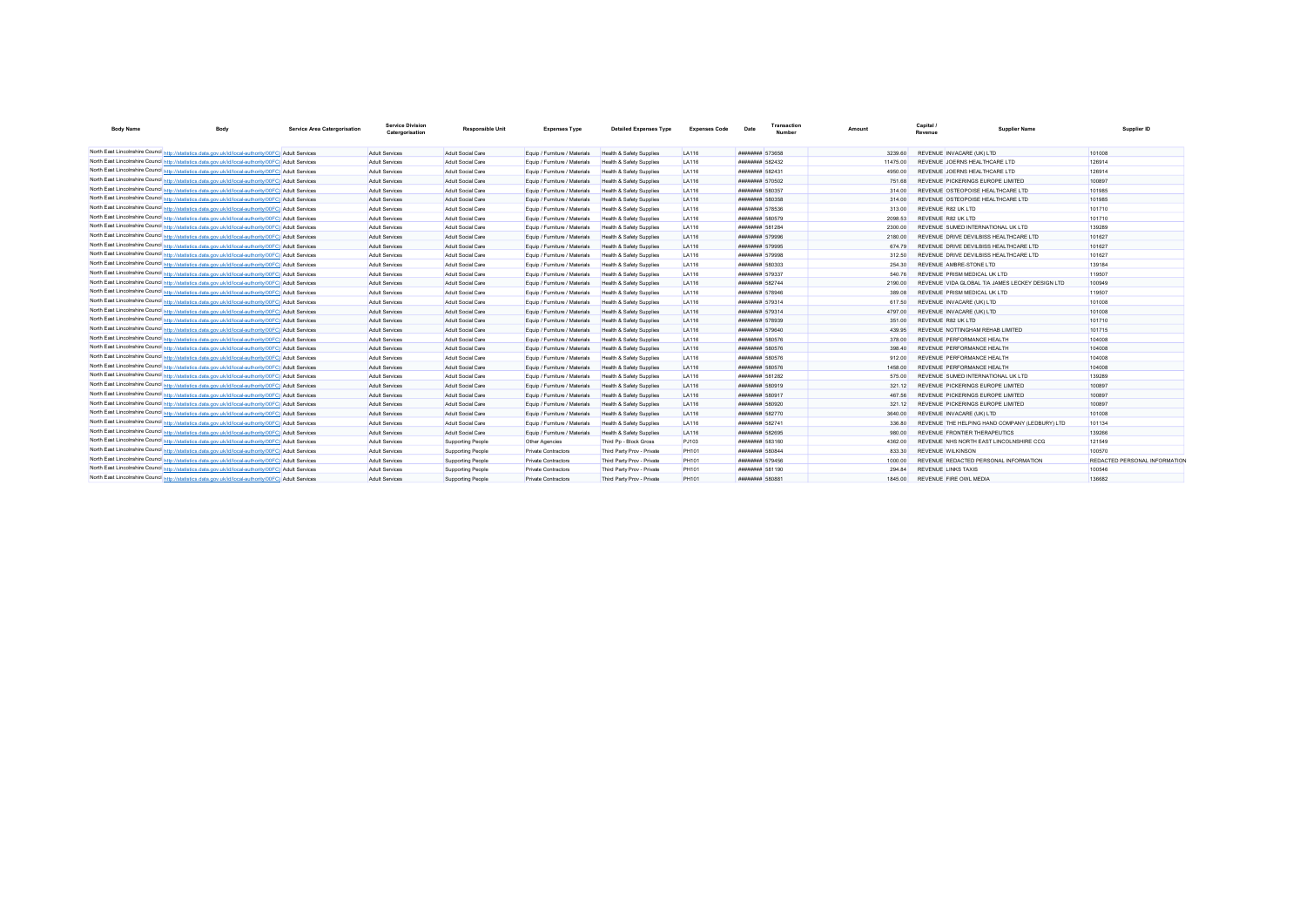| Body Name | Body | Service Area Catergorisation | Service Division Catergorisation | Responsible Unit | Expenses Type | Detailed Expenses Type | Expenses Code | Date | Transaction Number | Amount | Capital / Revenue | Supplier Name | Supplier ID |
|---|---|---|---|---|---|---|---|---|---|---|---|---|---|
| North East Lincolnshire Council | http://statistics.data.gov.uk/id/local-authority/00FC) | Adult Services | Adult Services | Adult Social Care | Equip / Furniture / Materials | Health & Safety Supplies | LA116 | ######## | 573658 | 3239.60 | REVENUE | INVACARE (UK) LTD | 101008 |
| North East Lincolnshire Council | http://statistics.data.gov.uk/id/local-authority/00FC) | Adult Services | Adult Services | Adult Social Care | Equip / Furniture / Materials | Health & Safety Supplies | LA116 | ######## | 582432 | 11475.00 | REVENUE | JOERNS HEALTHCARE LTD | 126914 |
| North East Lincolnshire Council | http://statistics.data.gov.uk/id/local-authority/00FC) | Adult Services | Adult Services | Adult Social Care | Equip / Furniture / Materials | Health & Safety Supplies | LA116 | ######## | 582431 | 4950.00 | REVENUE | JOERNS HEALTHCARE LTD | 126914 |
| North East Lincolnshire Council | http://statistics.data.gov.uk/id/local-authority/00FC) | Adult Services | Adult Services | Adult Social Care | Equip / Furniture / Materials | Health & Safety Supplies | LA116 | ######## | 570502 | 751.68 | REVENUE | PICKERINGS EUROPE LIMITED | 100897 |
| North East Lincolnshire Council | http://statistics.data.gov.uk/id/local-authority/00FC) | Adult Services | Adult Services | Adult Social Care | Equip / Furniture / Materials | Health & Safety Supplies | LA116 | ######## | 580357 | 314.00 | REVENUE | OSTEOPOISE HEALTHCARE LTD | 101985 |
| North East Lincolnshire Council | http://statistics.data.gov.uk/id/local-authority/00FC) | Adult Services | Adult Services | Adult Social Care | Equip / Furniture / Materials | Health & Safety Supplies | LA116 | ######## | 580358 | 314.00 | REVENUE | OSTEOPOISE HEALTHCARE LTD | 101985 |
| North East Lincolnshire Council | http://statistics.data.gov.uk/id/local-authority/00FC) | Adult Services | Adult Services | Adult Social Care | Equip / Furniture / Materials | Health & Safety Supplies | LA116 | ######## | 578536 | 313.00 | REVENUE | R82 UK LTD | 101710 |
| North East Lincolnshire Council | http://statistics.data.gov.uk/id/local-authority/00FC) | Adult Services | Adult Services | Adult Social Care | Equip / Furniture / Materials | Health & Safety Supplies | LA116 | ######## | 580579 | 2098.53 | REVENUE | R82 UK LTD | 101710 |
| North East Lincolnshire Council | http://statistics.data.gov.uk/id/local-authority/00FC) | Adult Services | Adult Services | Adult Social Care | Equip / Furniture / Materials | Health & Safety Supplies | LA116 | ######## | 581284 | 2300.00 | REVENUE | SUMED INTERNATIONAL UK LTD | 139289 |
| North East Lincolnshire Council | http://statistics.data.gov.uk/id/local-authority/00FC) | Adult Services | Adult Services | Adult Social Care | Equip / Furniture / Materials | Health & Safety Supplies | LA116 | ######## | 579996 | 2180.00 | REVENUE | DRIVE DEVILBISS HEALTHCARE LTD | 101627 |
| North East Lincolnshire Council | http://statistics.data.gov.uk/id/local-authority/00FC) | Adult Services | Adult Services | Adult Social Care | Equip / Furniture / Materials | Health & Safety Supplies | LA116 | ######## | 579995 | 674.79 | REVENUE | DRIVE DEVILBISS HEALTHCARE LTD | 101627 |
| North East Lincolnshire Council | http://statistics.data.gov.uk/id/local-authority/00FC) | Adult Services | Adult Services | Adult Social Care | Equip / Furniture / Materials | Health & Safety Supplies | LA116 | ######## | 579998 | 312.50 | REVENUE | DRIVE DEVILBISS HEALTHCARE LTD | 101627 |
| North East Lincolnshire Council | http://statistics.data.gov.uk/id/local-authority/00FC) | Adult Services | Adult Services | Adult Social Care | Equip / Furniture / Materials | Health & Safety Supplies | LA116 | ######## | 580303 | 254.30 | REVENUE | AMBRE-STONE LTD | 139184 |
| North East Lincolnshire Council | http://statistics.data.gov.uk/id/local-authority/00FC) | Adult Services | Adult Services | Adult Social Care | Equip / Furniture / Materials | Health & Safety Supplies | LA116 | ######## | 579337 | 540.76 | REVENUE | PRISM MEDICAL UK LTD | 119507 |
| North East Lincolnshire Council | http://statistics.data.gov.uk/id/local-authority/00FC) | Adult Services | Adult Services | Adult Social Care | Equip / Furniture / Materials | Health & Safety Supplies | LA116 | ######## | 582744 | 2190.00 | REVENUE | VIDA GLOBAL T/A JAMES LECKEY DESIGN LTD | 100949 |
| North East Lincolnshire Council | http://statistics.data.gov.uk/id/local-authority/00FC) | Adult Services | Adult Services | Adult Social Care | Equip / Furniture / Materials | Health & Safety Supplies | LA116 | ######## | 578946 | 389.08 | REVENUE | PRISM MEDICAL UK LTD | 119507 |
| North East Lincolnshire Council | http://statistics.data.gov.uk/id/local-authority/00FC) | Adult Services | Adult Services | Adult Social Care | Equip / Furniture / Materials | Health & Safety Supplies | LA116 | ######## | 579314 | 617.50 | REVENUE | INVACARE (UK) LTD | 101008 |
| North East Lincolnshire Council | http://statistics.data.gov.uk/id/local-authority/00FC) | Adult Services | Adult Services | Adult Social Care | Equip / Furniture / Materials | Health & Safety Supplies | LA116 | ######## | 579314 | 4797.00 | REVENUE | INVACARE (UK) LTD | 101008 |
| North East Lincolnshire Council | http://statistics.data.gov.uk/id/local-authority/00FC) | Adult Services | Adult Services | Adult Social Care | Equip / Furniture / Materials | Health & Safety Supplies | LA116 | ######## | 578939 | 351.00 | REVENUE | R82 UK LTD | 101710 |
| North East Lincolnshire Council | http://statistics.data.gov.uk/id/local-authority/00FC) | Adult Services | Adult Services | Adult Social Care | Equip / Furniture / Materials | Health & Safety Supplies | LA116 | ######## | 579640 | 439.95 | REVENUE | NOTTINGHAM REHAB LIMITED | 101715 |
| North East Lincolnshire Council | http://statistics.data.gov.uk/id/local-authority/00FC) | Adult Services | Adult Services | Adult Social Care | Equip / Furniture / Materials | Health & Safety Supplies | LA116 | ######## | 580576 | 378.00 | REVENUE | PERFORMANCE HEALTH | 104008 |
| North East Lincolnshire Council | http://statistics.data.gov.uk/id/local-authority/00FC) | Adult Services | Adult Services | Adult Social Care | Equip / Furniture / Materials | Health & Safety Supplies | LA116 | ######## | 580576 | 398.40 | REVENUE | PERFORMANCE HEALTH | 104008 |
| North East Lincolnshire Council | http://statistics.data.gov.uk/id/local-authority/00FC) | Adult Services | Adult Services | Adult Social Care | Equip / Furniture / Materials | Health & Safety Supplies | LA116 | ######## | 580576 | 912.00 | REVENUE | PERFORMANCE HEALTH | 104008 |
| North East Lincolnshire Council | http://statistics.data.gov.uk/id/local-authority/00FC) | Adult Services | Adult Services | Adult Social Care | Equip / Furniture / Materials | Health & Safety Supplies | LA116 | ######## | 580576 | 1458.00 | REVENUE | PERFORMANCE HEALTH | 104008 |
| North East Lincolnshire Council | http://statistics.data.gov.uk/id/local-authority/00FC) | Adult Services | Adult Services | Adult Social Care | Equip / Furniture / Materials | Health & Safety Supplies | LA116 | ######## | 581282 | 575.00 | REVENUE | SUMED INTERNATIONAL UK LTD | 139289 |
| North East Lincolnshire Council | http://statistics.data.gov.uk/id/local-authority/00FC) | Adult Services | Adult Services | Adult Social Care | Equip / Furniture / Materials | Health & Safety Supplies | LA116 | ######## | 580919 | 321.12 | REVENUE | PICKERINGS EUROPE LIMITED | 100897 |
| North East Lincolnshire Council | http://statistics.data.gov.uk/id/local-authority/00FC) | Adult Services | Adult Services | Adult Social Care | Equip / Furniture / Materials | Health & Safety Supplies | LA116 | ######## | 580917 | 467.56 | REVENUE | PICKERINGS EUROPE LIMITED | 100897 |
| North East Lincolnshire Council | http://statistics.data.gov.uk/id/local-authority/00FC) | Adult Services | Adult Services | Adult Social Care | Equip / Furniture / Materials | Health & Safety Supplies | LA116 | ######## | 580920 | 321.12 | REVENUE | PICKERINGS EUROPE LIMITED | 100897 |
| North East Lincolnshire Council | http://statistics.data.gov.uk/id/local-authority/00FC) | Adult Services | Adult Services | Adult Social Care | Equip / Furniture / Materials | Health & Safety Supplies | LA116 | ######## | 582770 | 3640.00 | REVENUE | INVACARE (UK) LTD | 101008 |
| North East Lincolnshire Council | http://statistics.data.gov.uk/id/local-authority/00FC) | Adult Services | Adult Services | Adult Social Care | Equip / Furniture / Materials | Health & Safety Supplies | LA116 | ######## | 582741 | 336.80 | REVENUE | THE HELPING HAND COMPANY (LEDBURY) LTD | 101134 |
| North East Lincolnshire Council | http://statistics.data.gov.uk/id/local-authority/00FC) | Adult Services | Adult Services | Adult Social Care | Equip / Furniture / Materials | Health & Safety Supplies | LA116 | ######## | 582695 | 980.00 | REVENUE | FRONTIER THERAPEUTICS | 139266 |
| North East Lincolnshire Council | http://statistics.data.gov.uk/id/local-authority/00FC) | Adult Services | Adult Services | Supporting People | Other Agencies | Third Pp - Block Gross | PJ103 | ######## | 583160 | 4362.00 | REVENUE | NHS NORTH EAST LINCOLNSHIRE CCG | 121549 |
| North East Lincolnshire Council | http://statistics.data.gov.uk/id/local-authority/00FC) | Adult Services | Adult Services | Supporting People | Private Contractors | Third Party Prov - Private | PH101 | ######## | 580844 | 833.30 | REVENUE | WILKINSON | 100570 |
| North East Lincolnshire Council | http://statistics.data.gov.uk/id/local-authority/00FC) | Adult Services | Adult Services | Supporting People | Private Contractors | Third Party Prov - Private | PH101 | ######## | 579456 | 1000.00 | REVENUE | REDACTED PERSONAL INFORMATION | REDACTED PERSONAL INFORMATION |
| North East Lincolnshire Council | http://statistics.data.gov.uk/id/local-authority/00FC) | Adult Services | Adult Services | Supporting People | Private Contractors | Third Party Prov - Private | PH101 | ######## | 581190 | 294.84 | REVENUE | LINKS TAXIS | 100546 |
| North East Lincolnshire Council | http://statistics.data.gov.uk/id/local-authority/00FC) | Adult Services | Adult Services | Supporting People | Private Contractors | Third Party Prov - Private | PH101 | ######## | 580881 | 1845.00 | REVENUE | FIRE OWL MEDIA | 136682 |